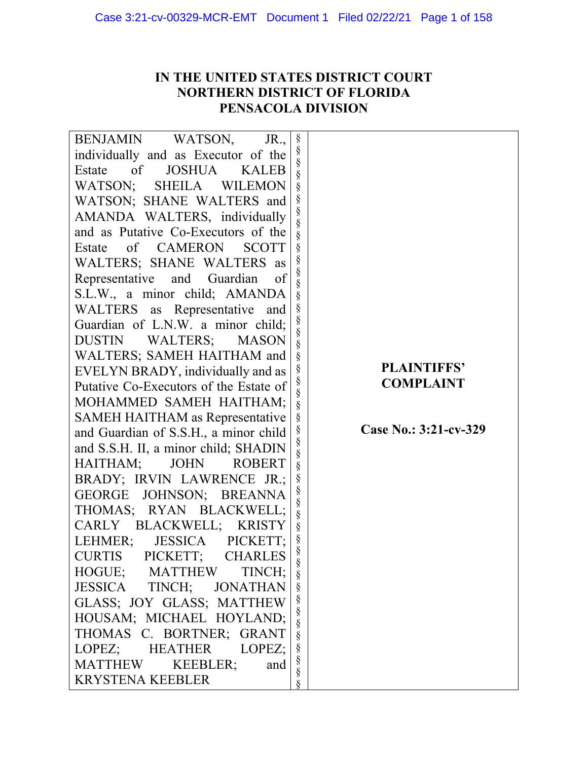**IN THE UNITED STATES DISTRICT COURT**
**NORTHERN DISTRICT OF FLORIDA**
**PENSACOLA DIVISION**

| | | |
|---|---|---|
| BENJAMIN WATSON, JR., individually and as Executor of the Estate of JOSHUA KALEB WATSON; SHEILA WILEMON WATSON; SHANE WALTERS and AMANDA WALTERS, individually and as Putative Co-Executors of the Estate of CAMERON SCOTT WALTERS; SHANE WALTERS as Representative and Guardian of S.L.W., a minor child; AMANDA WALTERS as Representative and Guardian of L.N.W. a minor child; DUSTIN WALTERS; MASON WALTERS; SAMEH HAITHAM and EVELYN BRADY, individually and as Putative Co-Executors of the Estate of MOHAMMED SAMEH HAITHAM; SAMEH HAITHAM as Representative and Guardian of S.S.H., a minor child and S.S.H. II, a minor child; SHADIN HAITHAM; JOHN ROBERT BRADY; IRVIN LAWRENCE JR.; GEORGE JOHNSON; BREANNA THOMAS; RYAN BLACKWELL; CARLY BLACKWELL; KRISTY LEHMER; JESSICA PICKETT; CURTIS PICKETT; CHARLES HOGUE; MATTHEW TINCH; JESSICA TINCH; JONATHAN GLASS; JOY GLASS; MATTHEW HOUSAM; MICHAEL HOYLAND; THOMAS C. BORTNER; GRANT LOPEZ; HEATHER LOPEZ; MATTHEW KEEBLER; and KRYSTENA KEEBLER | § § § § § § § § § § § § § § § § § § § § § § § § § § § § § § § § § § § | **PLAINTIFFS' COMPLAINT** <br><br> **Case No.: 3:21-cv-329** |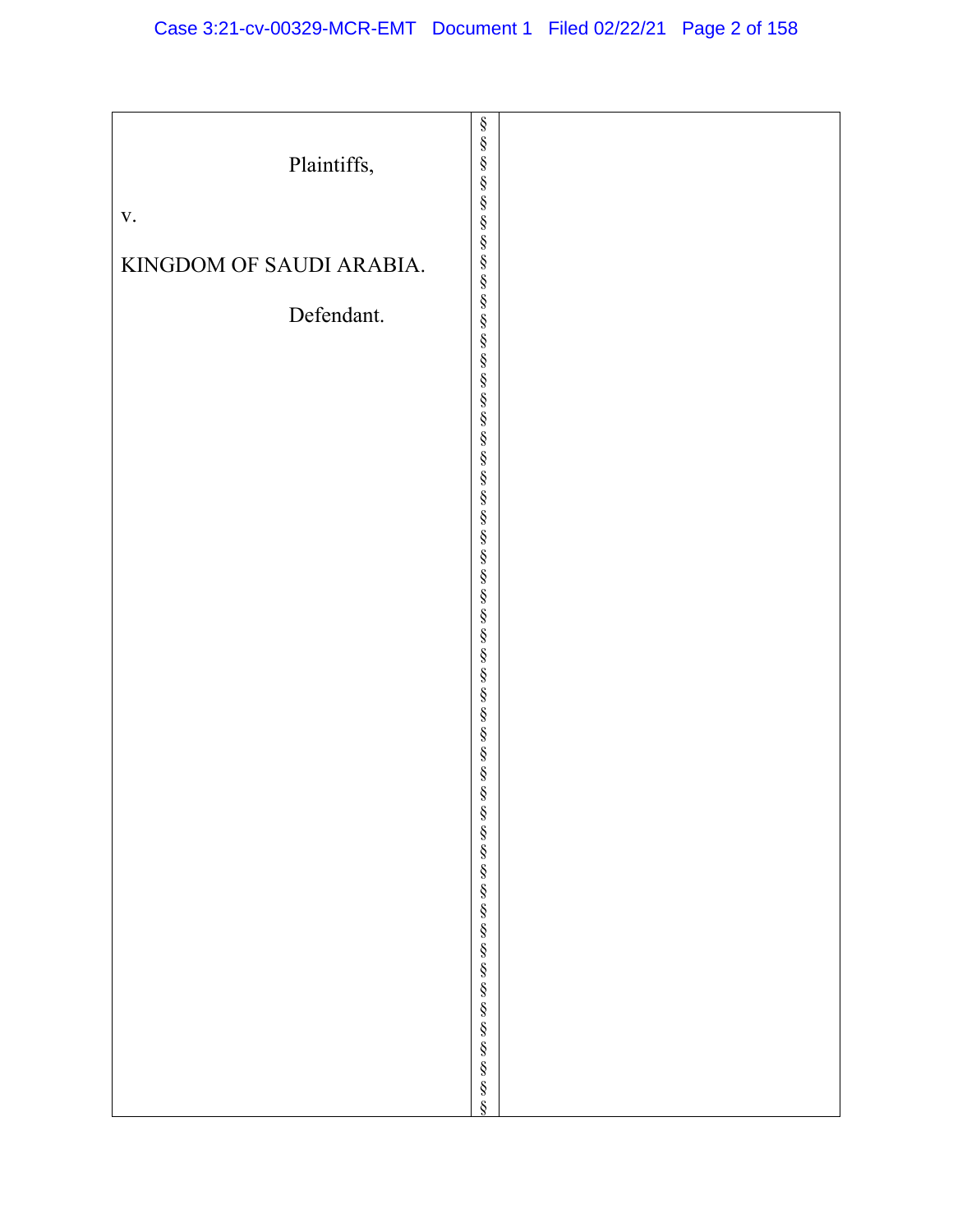Plaintiffs,

v.

KINGDOM OF SAUDI ARABIA.

Defendant.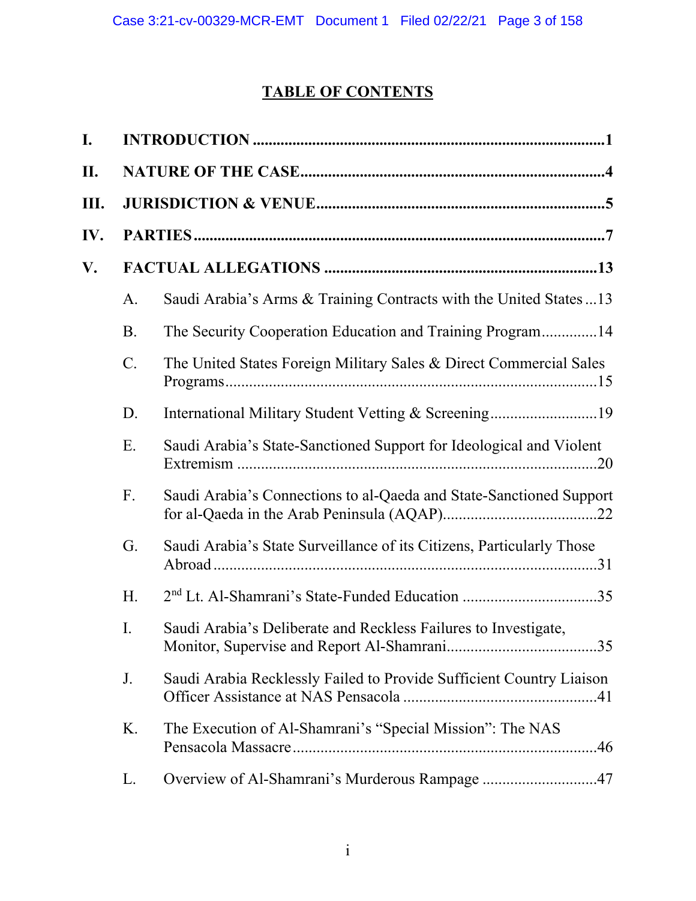## TABLE OF CONTENTS

**I. INTRODUCTION ........................................................................................1**

**II. NATURE OF THE CASE.............................................................................4**

**III. JURISDICTION & VENUE........................................................................5**

**IV. PARTIES.......................................................................................................7**

**V. FACTUAL ALLEGATIONS ....................................................................13**

- A. Saudi Arabia's Arms & Training Contracts with the United States ...13
- B. The Security Cooperation Education and Training Program..............14
- C. The United States Foreign Military Sales & Direct Commercial Sales Programs.............................................................................................15
- D. International Military Student Vetting & Screening...........................19
- E. Saudi Arabia's State-Sanctioned Support for Ideological and Violent Extremism .........................................................................................20
- F. Saudi Arabia's Connections to al-Qaeda and State-Sanctioned Support for al-Qaeda in the Arab Peninsula (AQAP).......................................22
- G. Saudi Arabia's State Surveillance of its Citizens, Particularly Those Abroad ................................................................................................31
- H. 2nd Lt. Al-Shamrani's State-Funded Education .................................35
- I. Saudi Arabia's Deliberate and Reckless Failures to Investigate, Monitor, Supervise and Report Al-Shamrani.....................................35
- J. Saudi Arabia Recklessly Failed to Provide Sufficient Country Liaison Officer Assistance at NAS Pensacola ................................................41
- K. The Execution of Al-Shamrani's "Special Mission": The NAS Pensacola Massacre............................................................................46
- L. Overview of Al-Shamrani's Murderous Rampage ............................47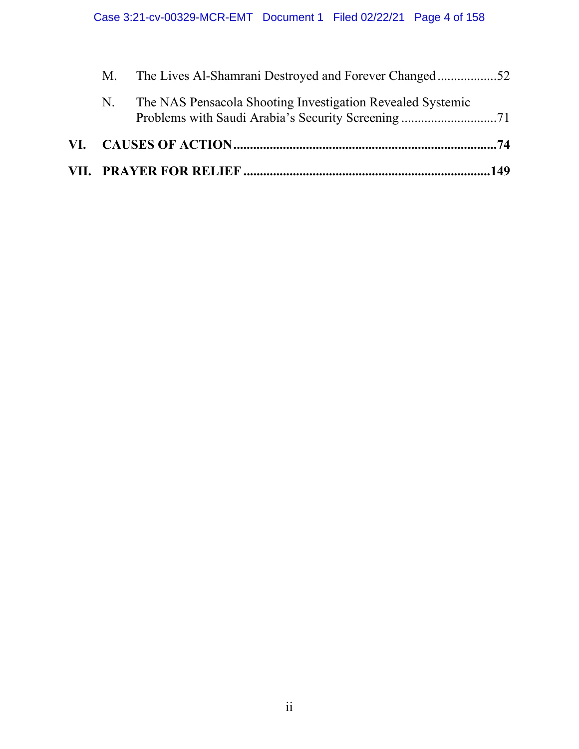M. The Lives Al-Shamrani Destroyed and Forever Changed ..................52

N. The NAS Pensacola Shooting Investigation Revealed Systemic Problems with Saudi Arabia's Security Screening ............................71

**VI. CAUSES OF ACTION ...............................................................................74**

**VII. PRAYER FOR RELIEF .........................................................................149**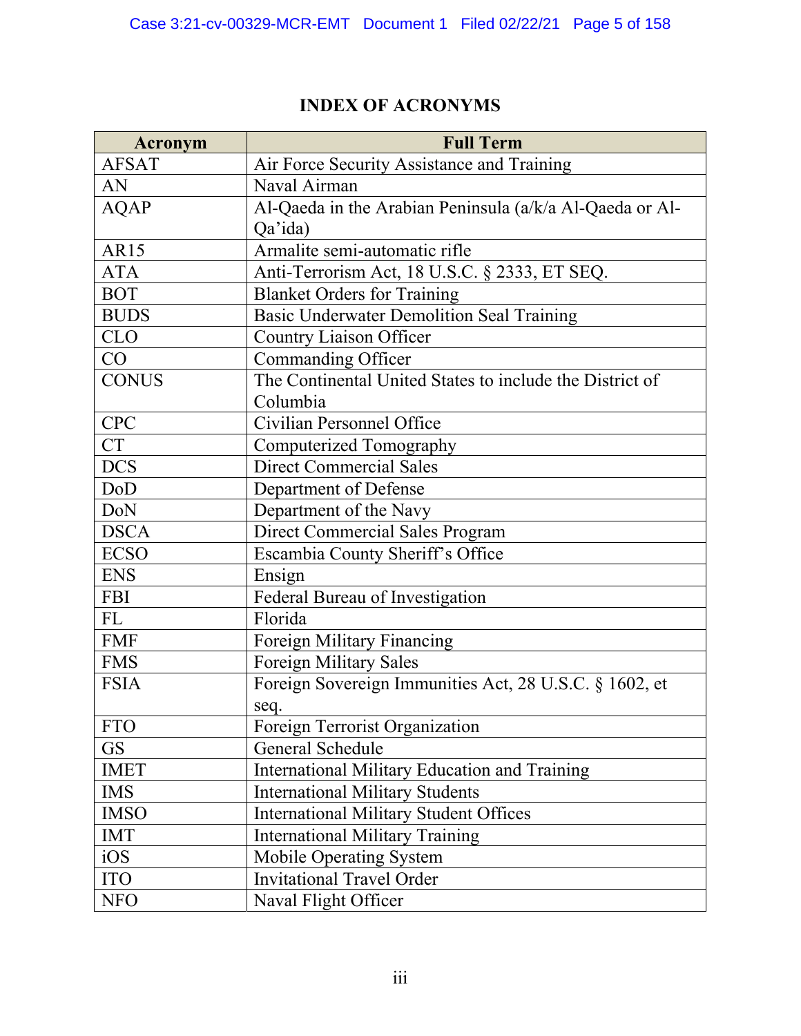# INDEX OF ACRONYMS

| Acronym | Full Term |
|---|---|
| AFSAT | Air Force Security Assistance and Training |
| AN | Naval Airman |
| AQAP | Al-Qaeda in the Arabian Peninsula (a/k/a Al-Qaeda or Al-Qa'ida) |
| AR15 | Armalite semi-automatic rifle |
| ATA | Anti-Terrorism Act, 18 U.S.C. § 2333, ET SEQ. |
| BOT | Blanket Orders for Training |
| BUDS | Basic Underwater Demolition Seal Training |
| CLO | Country Liaison Officer |
| CO | Commanding Officer |
| CONUS | The Continental United States to include the District of Columbia |
| CPC | Civilian Personnel Office |
| CT | Computerized Tomography |
| DCS | Direct Commercial Sales |
| DoD | Department of Defense |
| DoN | Department of the Navy |
| DSCA | Direct Commercial Sales Program |
| ECSO | Escambia County Sheriff's Office |
| ENS | Ensign |
| FBI | Federal Bureau of Investigation |
| FL | Florida |
| FMF | Foreign Military Financing |
| FMS | Foreign Military Sales |
| FSIA | Foreign Sovereign Immunities Act, 28 U.S.C. § 1602, et seq. |
| FTO | Foreign Terrorist Organization |
| GS | General Schedule |
| IMET | International Military Education and Training |
| IMS | International Military Students |
| IMSO | International Military Student Offices |
| IMT | International Military Training |
| iOS | Mobile Operating System |
| ITO | Invitational Travel Order |
| NFO | Naval Flight Officer |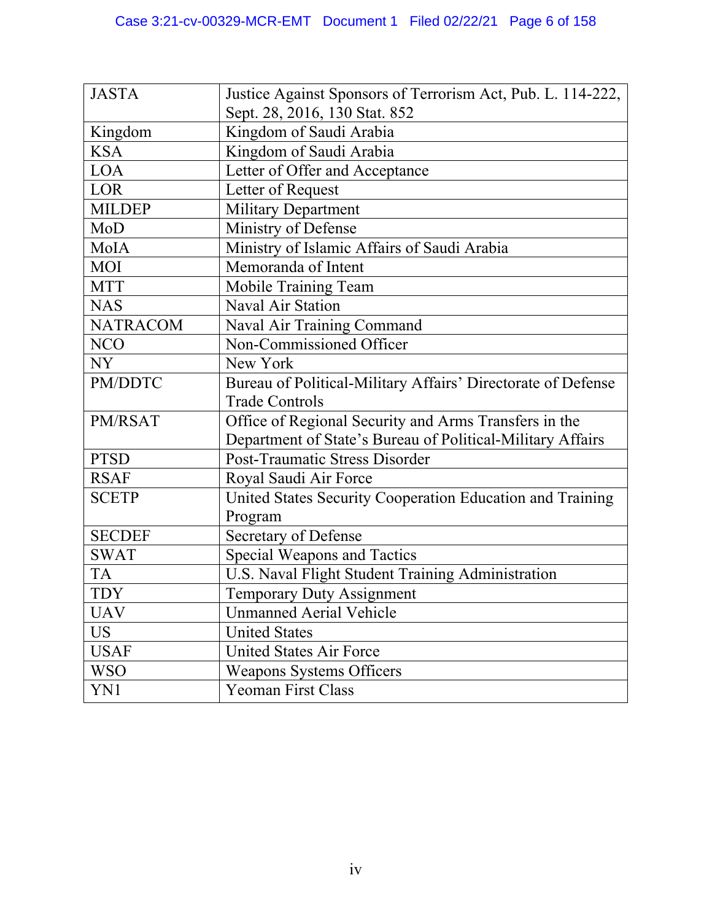| | |
|---|---|
| JASTA | Justice Against Sponsors of Terrorism Act, Pub. L. 114-222, Sept. 28, 2016, 130 Stat. 852 |
| Kingdom | Kingdom of Saudi Arabia |
| KSA | Kingdom of Saudi Arabia |
| LOA | Letter of Offer and Acceptance |
| LOR | Letter of Request |
| MILDEP | Military Department |
| MoD | Ministry of Defense |
| MoIA | Ministry of Islamic Affairs of Saudi Arabia |
| MOI | Memoranda of Intent |
| MTT | Mobile Training Team |
| NAS | Naval Air Station |
| NATRACOM | Naval Air Training Command |
| NCO | Non-Commissioned Officer |
| NY | New York |
| PM/DDTC | Bureau of Political-Military Affairs' Directorate of Defense Trade Controls |
| PM/RSAT | Office of Regional Security and Arms Transfers in the Department of State's Bureau of Political-Military Affairs |
| PTSD | Post-Traumatic Stress Disorder |
| RSAF | Royal Saudi Air Force |
| SCETP | United States Security Cooperation Education and Training Program |
| SECDEF | Secretary of Defense |
| SWAT | Special Weapons and Tactics |
| TA | U.S. Naval Flight Student Training Administration |
| TDY | Temporary Duty Assignment |
| UAV | Unmanned Aerial Vehicle |
| US | United States |
| USAF | United States Air Force |
| WSO | Weapons Systems Officers |
| YN1 | Yeoman First Class |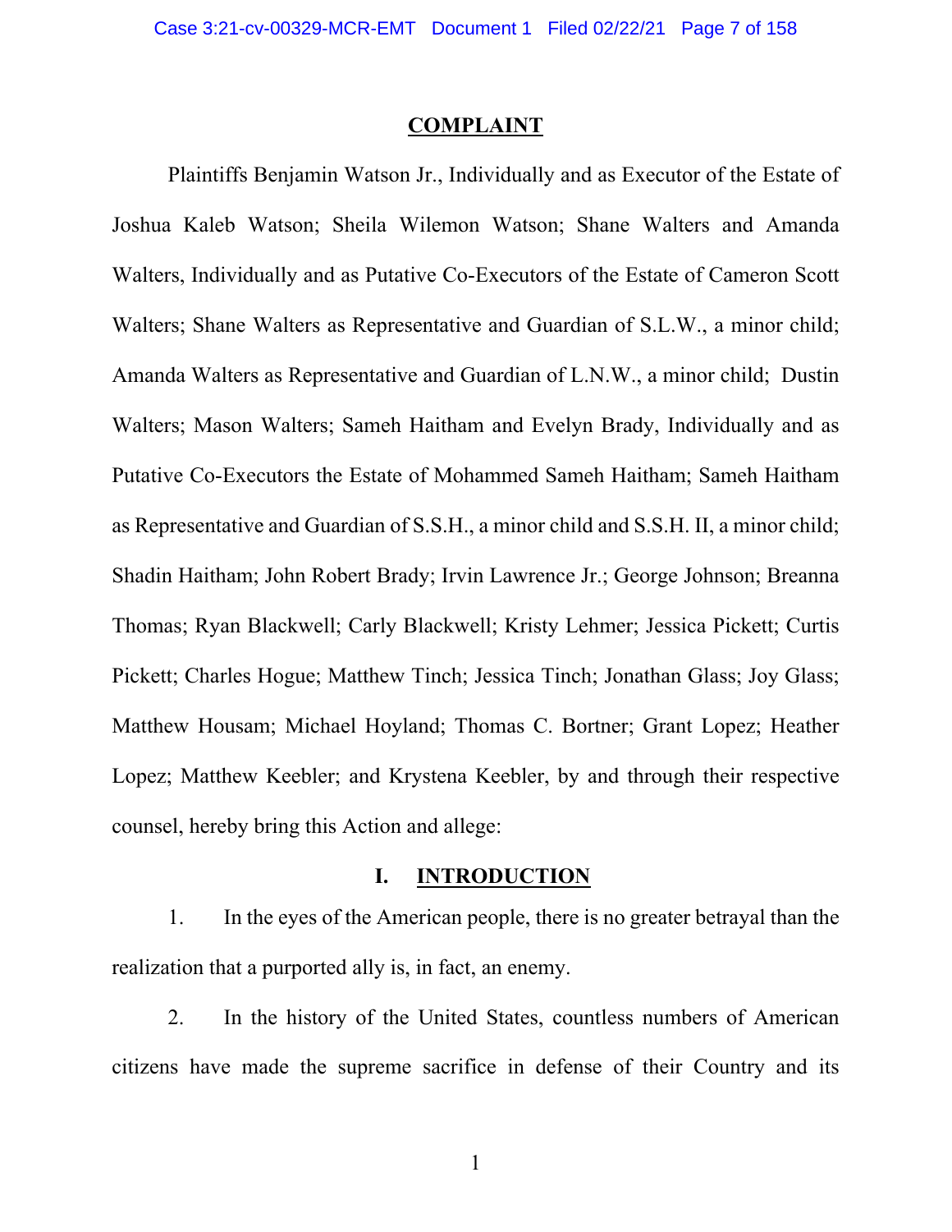# COMPLAINT

Plaintiffs Benjamin Watson Jr., Individually and as Executor of the Estate of Joshua Kaleb Watson; Sheila Wilemon Watson; Shane Walters and Amanda Walters, Individually and as Putative Co-Executors of the Estate of Cameron Scott Walters; Shane Walters as Representative and Guardian of S.L.W., a minor child; Amanda Walters as Representative and Guardian of L.N.W., a minor child; Dustin Walters; Mason Walters; Sameh Haitham and Evelyn Brady, Individually and as Putative Co-Executors the Estate of Mohammed Sameh Haitham; Sameh Haitham as Representative and Guardian of S.S.H., a minor child and S.S.H. II, a minor child; Shadin Haitham; John Robert Brady; Irvin Lawrence Jr.; George Johnson; Breanna Thomas; Ryan Blackwell; Carly Blackwell; Kristy Lehmer; Jessica Pickett; Curtis Pickett; Charles Hogue; Matthew Tinch; Jessica Tinch; Jonathan Glass; Joy Glass; Matthew Housam; Michael Hoyland; Thomas C. Bortner; Grant Lopez; Heather Lopez; Matthew Keebler; and Krystena Keebler, by and through their respective counsel, hereby bring this Action and allege:

## I. INTRODUCTION

1. In the eyes of the American people, there is no greater betrayal than the realization that a purported ally is, in fact, an enemy.

2. In the history of the United States, countless numbers of American citizens have made the supreme sacrifice in defense of their Country and its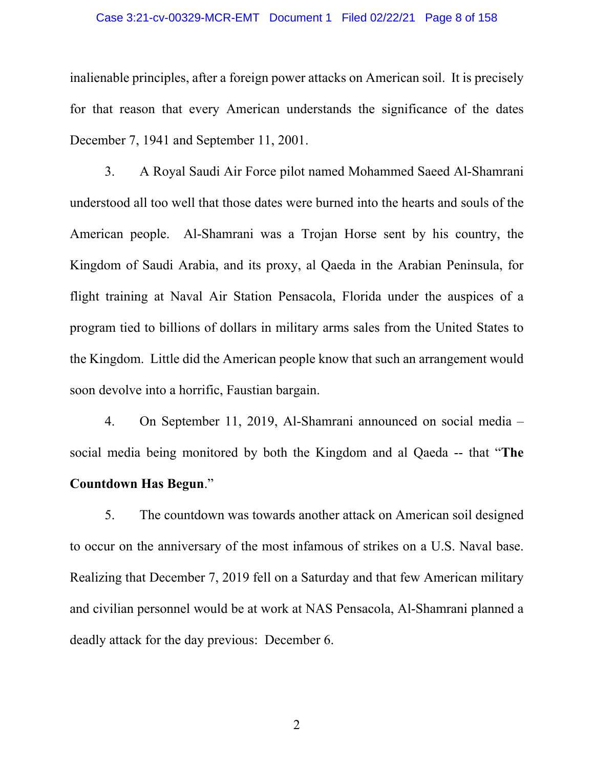inalienable principles, after a foreign power attacks on American soil. It is precisely for that reason that every American understands the significance of the dates December 7, 1941 and September 11, 2001.

3. A Royal Saudi Air Force pilot named Mohammed Saeed Al-Shamrani understood all too well that those dates were burned into the hearts and souls of the American people. Al-Shamrani was a Trojan Horse sent by his country, the Kingdom of Saudi Arabia, and its proxy, al Qaeda in the Arabian Peninsula, for flight training at Naval Air Station Pensacola, Florida under the auspices of a program tied to billions of dollars in military arms sales from the United States to the Kingdom. Little did the American people know that such an arrangement would soon devolve into a horrific, Faustian bargain.

4. On September 11, 2019, Al-Shamrani announced on social media – social media being monitored by both the Kingdom and al Qaeda -- that "**The Countdown Has Begun**."

5. The countdown was towards another attack on American soil designed to occur on the anniversary of the most infamous of strikes on a U.S. Naval base. Realizing that December 7, 2019 fell on a Saturday and that few American military and civilian personnel would be at work at NAS Pensacola, Al-Shamrani planned a deadly attack for the day previous: December 6.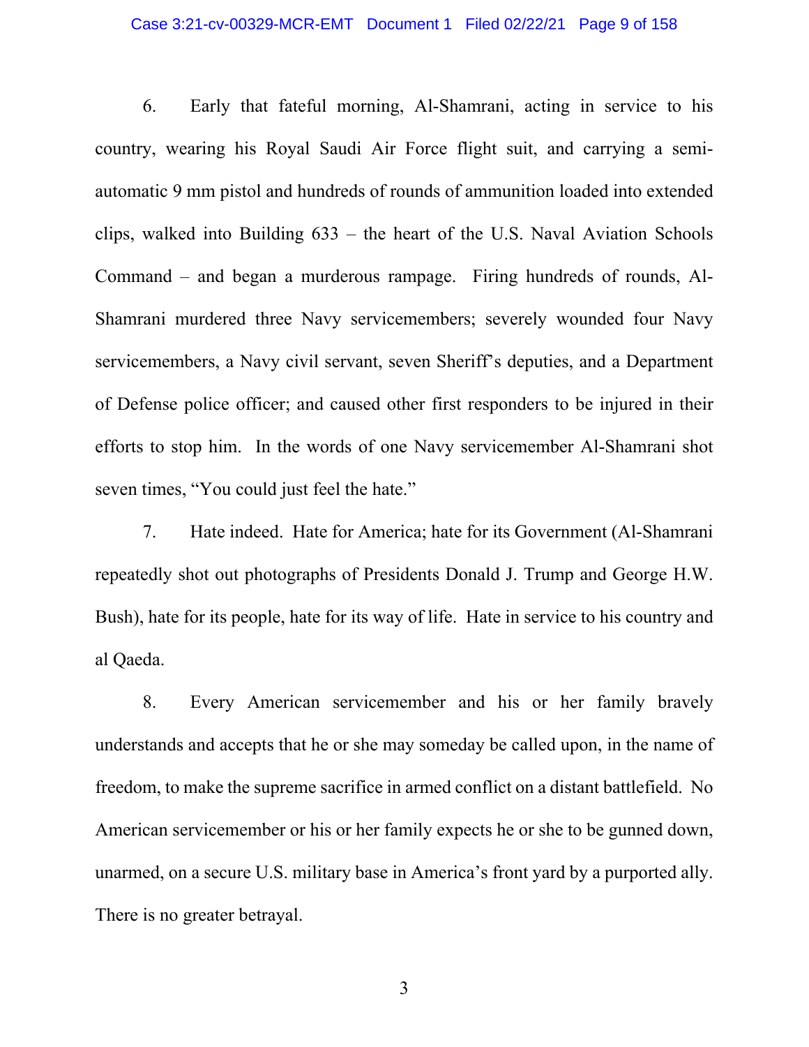6. Early that fateful morning, Al-Shamrani, acting in service to his country, wearing his Royal Saudi Air Force flight suit, and carrying a semi-automatic 9 mm pistol and hundreds of rounds of ammunition loaded into extended clips, walked into Building 633 – the heart of the U.S. Naval Aviation Schools Command – and began a murderous rampage. Firing hundreds of rounds, Al-Shamrani murdered three Navy servicemembers; severely wounded four Navy servicemembers, a Navy civil servant, seven Sheriff's deputies, and a Department of Defense police officer; and caused other first responders to be injured in their efforts to stop him. In the words of one Navy servicemember Al-Shamrani shot seven times, "You could just feel the hate."

7. Hate indeed. Hate for America; hate for its Government (Al-Shamrani repeatedly shot out photographs of Presidents Donald J. Trump and George H.W. Bush), hate for its people, hate for its way of life. Hate in service to his country and al Qaeda.

8. Every American servicemember and his or her family bravely understands and accepts that he or she may someday be called upon, in the name of freedom, to make the supreme sacrifice in armed conflict on a distant battlefield. No American servicemember or his or her family expects he or she to be gunned down, unarmed, on a secure U.S. military base in America's front yard by a purported ally. There is no greater betrayal.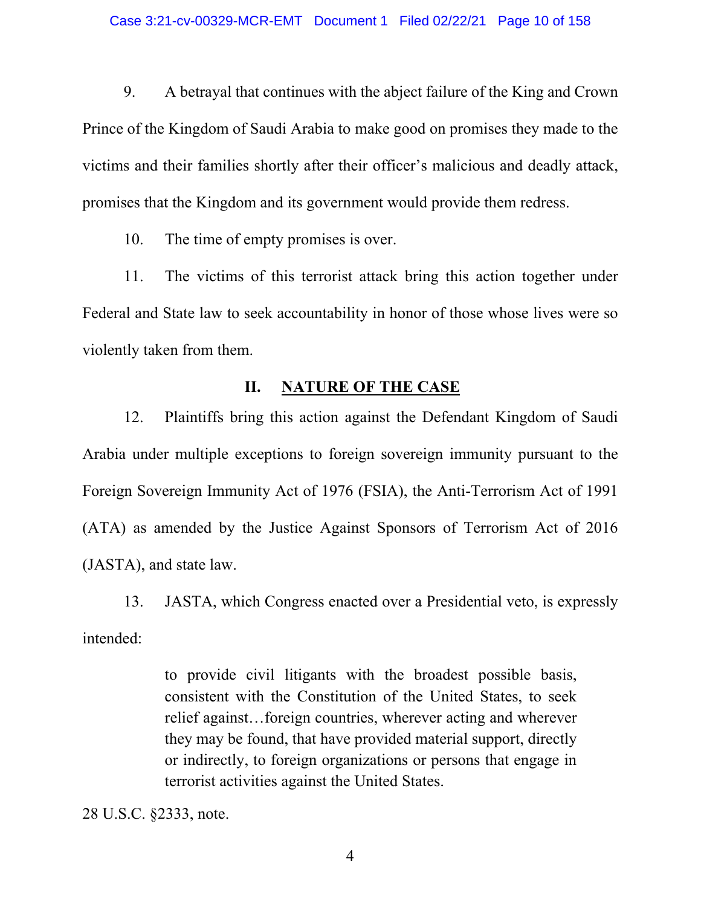9. A betrayal that continues with the abject failure of the King and Crown Prince of the Kingdom of Saudi Arabia to make good on promises they made to the victims and their families shortly after their officer's malicious and deadly attack, promises that the Kingdom and its government would provide them redress.

10. The time of empty promises is over.

11. The victims of this terrorist attack bring this action together under Federal and State law to seek accountability in honor of those whose lives were so violently taken from them.

## II. NATURE OF THE CASE

12. Plaintiffs bring this action against the Defendant Kingdom of Saudi Arabia under multiple exceptions to foreign sovereign immunity pursuant to the Foreign Sovereign Immunity Act of 1976 (FSIA), the Anti-Terrorism Act of 1991 (ATA) as amended by the Justice Against Sponsors of Terrorism Act of 2016 (JASTA), and state law.

13. JASTA, which Congress enacted over a Presidential veto, is expressly intended:

> to provide civil litigants with the broadest possible basis, consistent with the Constitution of the United States, to seek relief against…foreign countries, wherever acting and wherever they may be found, that have provided material support, directly or indirectly, to foreign organizations or persons that engage in terrorist activities against the United States.

28 U.S.C. §2333, note.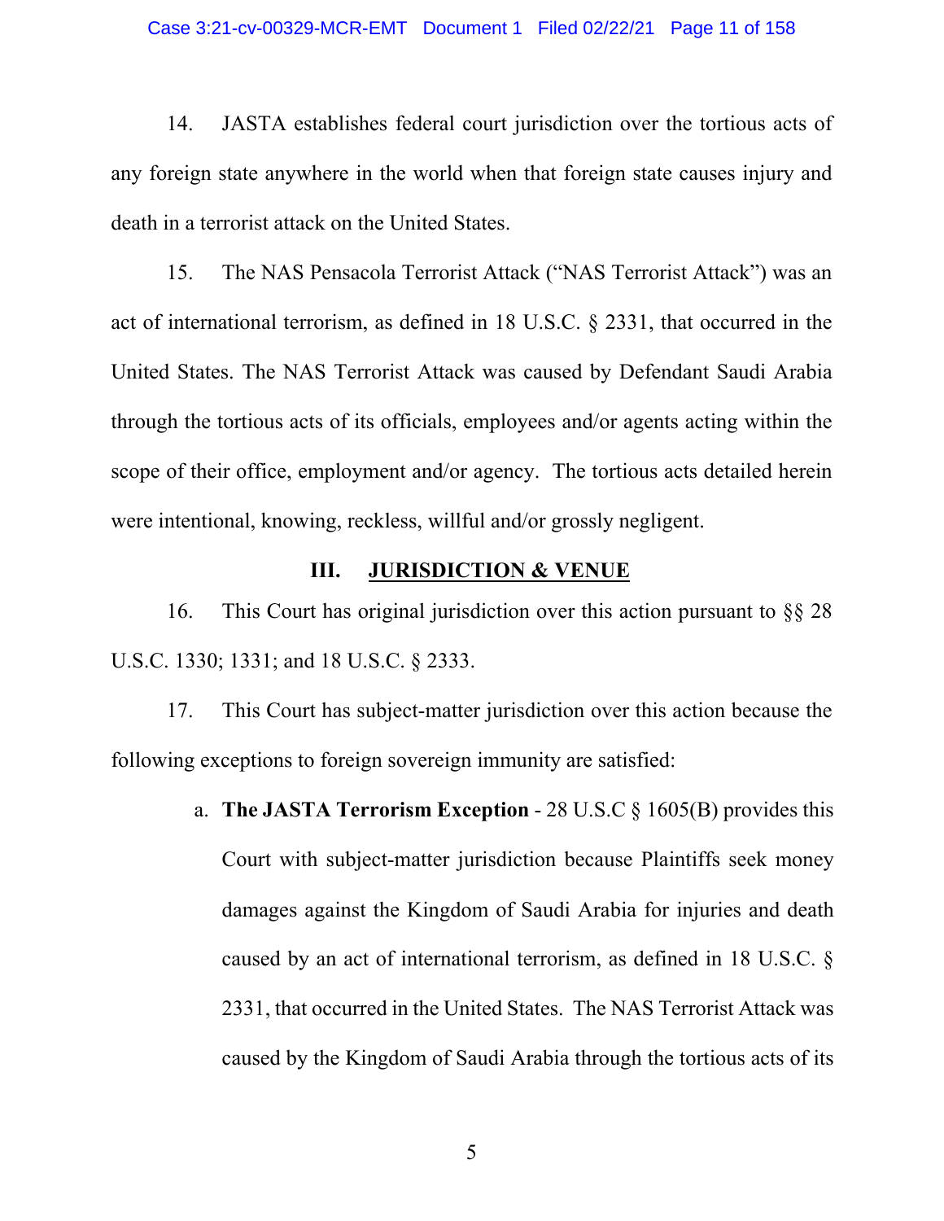14. JASTA establishes federal court jurisdiction over the tortious acts of any foreign state anywhere in the world when that foreign state causes injury and death in a terrorist attack on the United States.

15. The NAS Pensacola Terrorist Attack ("NAS Terrorist Attack") was an act of international terrorism, as defined in 18 U.S.C. § 2331, that occurred in the United States. The NAS Terrorist Attack was caused by Defendant Saudi Arabia through the tortious acts of its officials, employees and/or agents acting within the scope of their office, employment and/or agency. The tortious acts detailed herein were intentional, knowing, reckless, willful and/or grossly negligent.

## III. JURISDICTION & VENUE

16. This Court has original jurisdiction over this action pursuant to §§ 28 U.S.C. 1330; 1331; and 18 U.S.C. § 2333.

17. This Court has subject-matter jurisdiction over this action because the following exceptions to foreign sovereign immunity are satisfied:

a. **The JASTA Terrorism Exception** - 28 U.S.C § 1605(B) provides this Court with subject-matter jurisdiction because Plaintiffs seek money damages against the Kingdom of Saudi Arabia for injuries and death caused by an act of international terrorism, as defined in 18 U.S.C. § 2331, that occurred in the United States. The NAS Terrorist Attack was caused by the Kingdom of Saudi Arabia through the tortious acts of its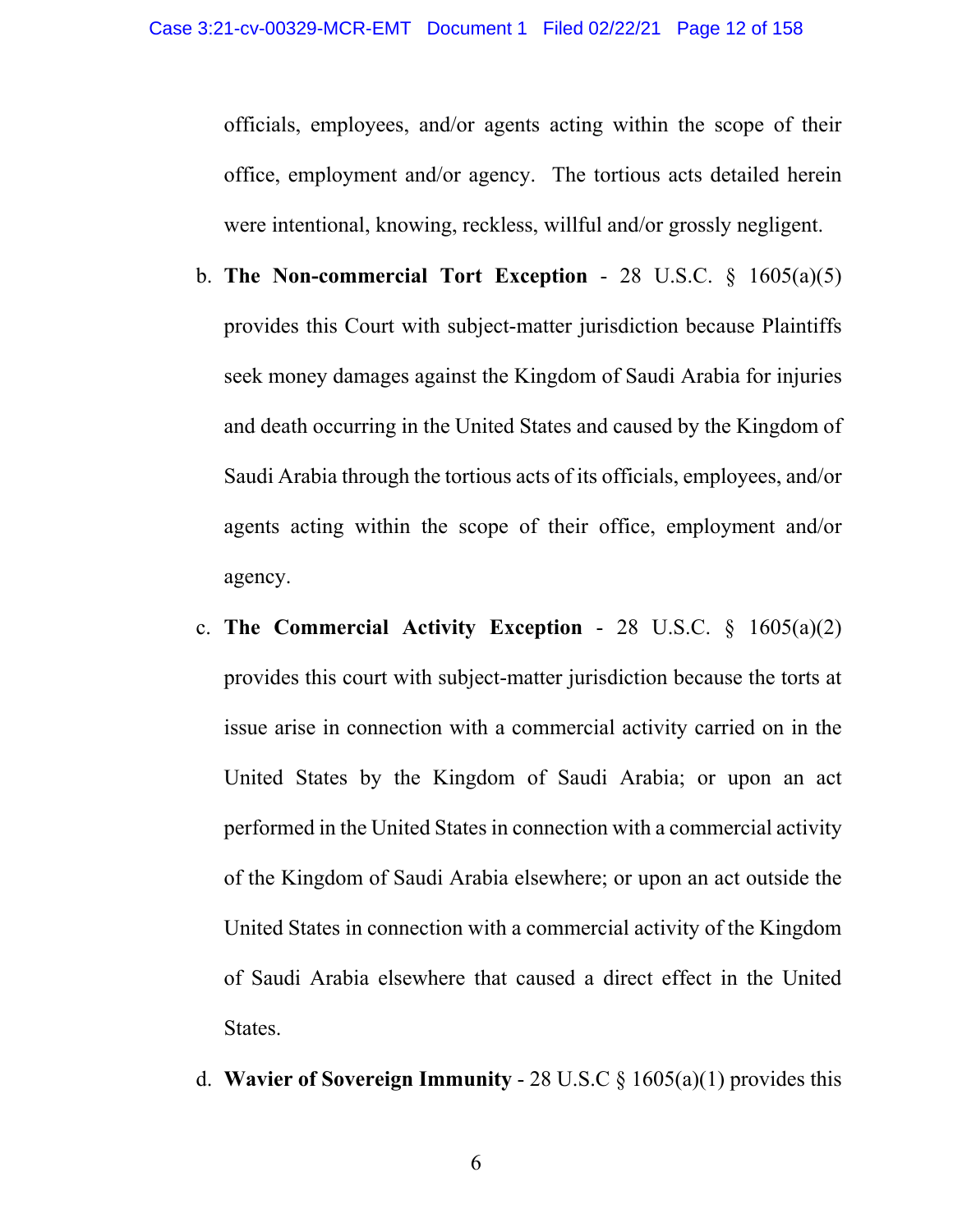officials, employees, and/or agents acting within the scope of their office, employment and/or agency. The tortious acts detailed herein were intentional, knowing, reckless, willful and/or grossly negligent.

b. **The Non-commercial Tort Exception** - 28 U.S.C. § 1605(a)(5) provides this Court with subject-matter jurisdiction because Plaintiffs seek money damages against the Kingdom of Saudi Arabia for injuries and death occurring in the United States and caused by the Kingdom of Saudi Arabia through the tortious acts of its officials, employees, and/or agents acting within the scope of their office, employment and/or agency.

c. **The Commercial Activity Exception** - 28 U.S.C. § 1605(a)(2) provides this court with subject-matter jurisdiction because the torts at issue arise in connection with a commercial activity carried on in the United States by the Kingdom of Saudi Arabia; or upon an act performed in the United States in connection with a commercial activity of the Kingdom of Saudi Arabia elsewhere; or upon an act outside the United States in connection with a commercial activity of the Kingdom of Saudi Arabia elsewhere that caused a direct effect in the United States.

d. **Wavier of Sovereign Immunity** - 28 U.S.C § 1605(a)(1) provides this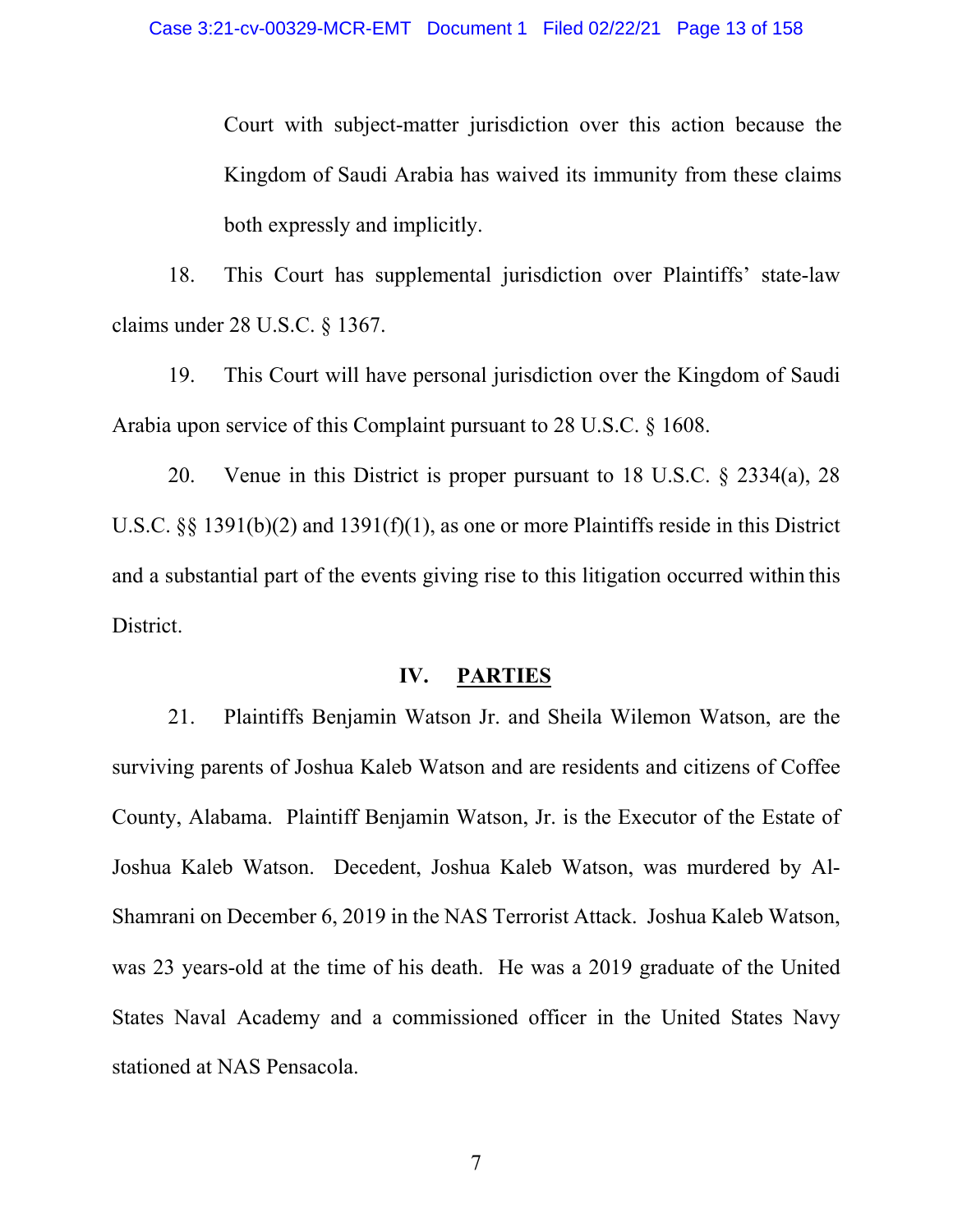Court with subject-matter jurisdiction over this action because the Kingdom of Saudi Arabia has waived its immunity from these claims both expressly and implicitly.

18. This Court has supplemental jurisdiction over Plaintiffs' state-law claims under 28 U.S.C. § 1367.

19. This Court will have personal jurisdiction over the Kingdom of Saudi Arabia upon service of this Complaint pursuant to 28 U.S.C. § 1608.

20. Venue in this District is proper pursuant to 18 U.S.C. § 2334(a), 28 U.S.C. §§ 1391(b)(2) and 1391(f)(1), as one or more Plaintiffs reside in this District and a substantial part of the events giving rise to this litigation occurred within this District.

## IV. PARTIES

21. Plaintiffs Benjamin Watson Jr. and Sheila Wilemon Watson, are the surviving parents of Joshua Kaleb Watson and are residents and citizens of Coffee County, Alabama. Plaintiff Benjamin Watson, Jr. is the Executor of the Estate of Joshua Kaleb Watson. Decedent, Joshua Kaleb Watson, was murdered by Al-Shamrani on December 6, 2019 in the NAS Terrorist Attack. Joshua Kaleb Watson, was 23 years-old at the time of his death. He was a 2019 graduate of the United States Naval Academy and a commissioned officer in the United States Navy stationed at NAS Pensacola.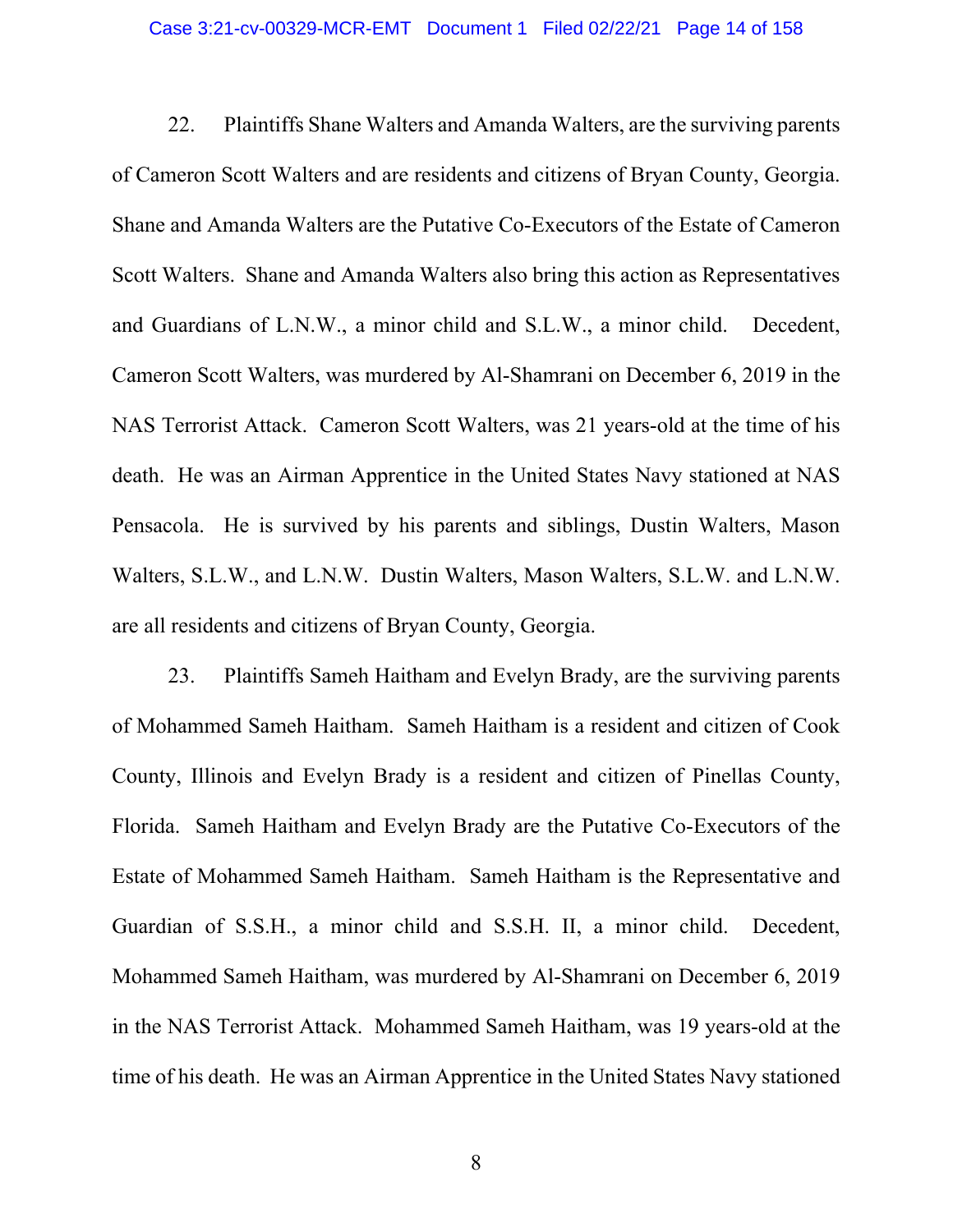22. Plaintiffs Shane Walters and Amanda Walters, are the surviving parents of Cameron Scott Walters and are residents and citizens of Bryan County, Georgia. Shane and Amanda Walters are the Putative Co-Executors of the Estate of Cameron Scott Walters. Shane and Amanda Walters also bring this action as Representatives and Guardians of L.N.W., a minor child and S.L.W., a minor child. Decedent, Cameron Scott Walters, was murdered by Al-Shamrani on December 6, 2019 in the NAS Terrorist Attack. Cameron Scott Walters, was 21 years-old at the time of his death. He was an Airman Apprentice in the United States Navy stationed at NAS Pensacola. He is survived by his parents and siblings, Dustin Walters, Mason Walters, S.L.W., and L.N.W. Dustin Walters, Mason Walters, S.L.W. and L.N.W. are all residents and citizens of Bryan County, Georgia.

23. Plaintiffs Sameh Haitham and Evelyn Brady, are the surviving parents of Mohammed Sameh Haitham. Sameh Haitham is a resident and citizen of Cook County, Illinois and Evelyn Brady is a resident and citizen of Pinellas County, Florida. Sameh Haitham and Evelyn Brady are the Putative Co-Executors of the Estate of Mohammed Sameh Haitham. Sameh Haitham is the Representative and Guardian of S.S.H., a minor child and S.S.H. II, a minor child. Decedent, Mohammed Sameh Haitham, was murdered by Al-Shamrani on December 6, 2019 in the NAS Terrorist Attack. Mohammed Sameh Haitham, was 19 years-old at the time of his death. He was an Airman Apprentice in the United States Navy stationed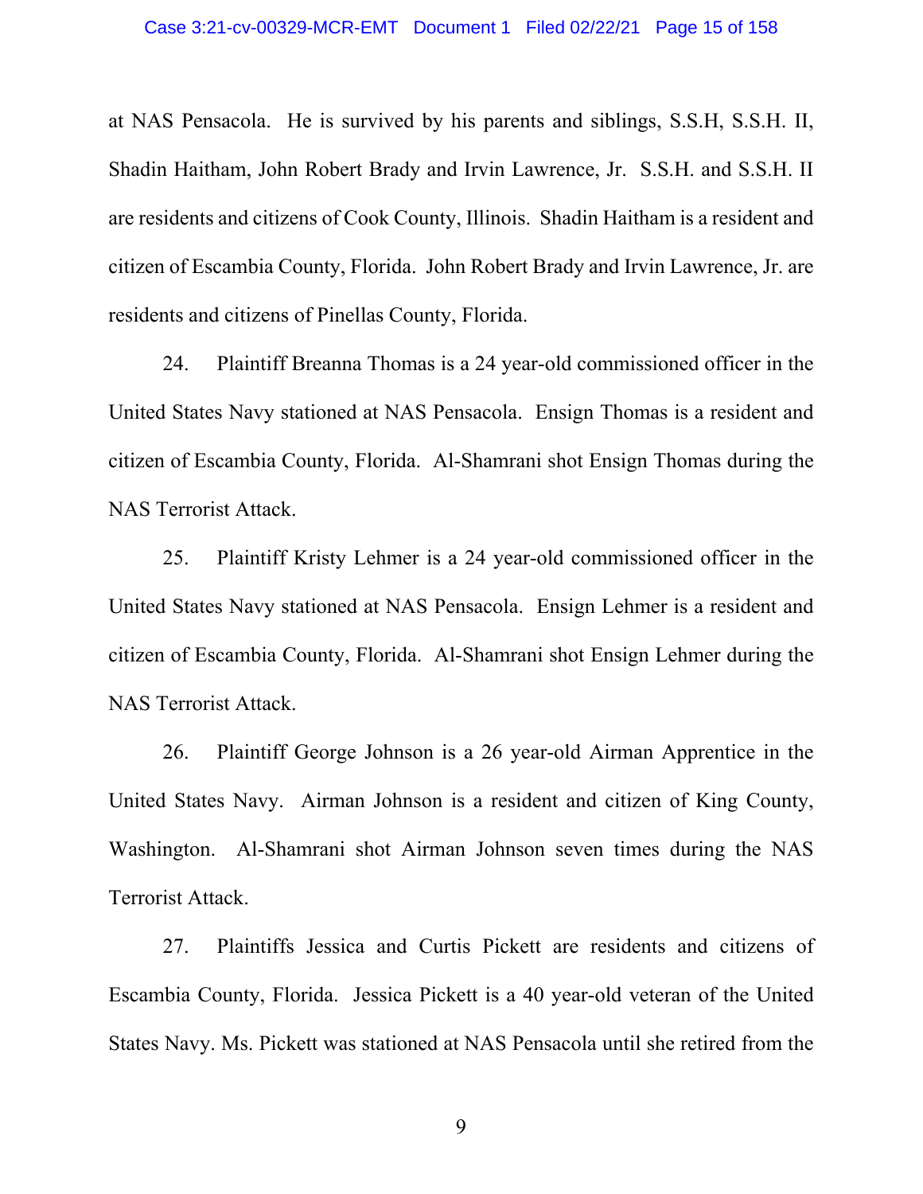at NAS Pensacola. He is survived by his parents and siblings, S.S.H, S.S.H. II, Shadin Haitham, John Robert Brady and Irvin Lawrence, Jr. S.S.H. and S.S.H. II are residents and citizens of Cook County, Illinois. Shadin Haitham is a resident and citizen of Escambia County, Florida. John Robert Brady and Irvin Lawrence, Jr. are residents and citizens of Pinellas County, Florida.

24. Plaintiff Breanna Thomas is a 24 year-old commissioned officer in the United States Navy stationed at NAS Pensacola. Ensign Thomas is a resident and citizen of Escambia County, Florida. Al-Shamrani shot Ensign Thomas during the NAS Terrorist Attack.

25. Plaintiff Kristy Lehmer is a 24 year-old commissioned officer in the United States Navy stationed at NAS Pensacola. Ensign Lehmer is a resident and citizen of Escambia County, Florida. Al-Shamrani shot Ensign Lehmer during the NAS Terrorist Attack.

26. Plaintiff George Johnson is a 26 year-old Airman Apprentice in the United States Navy. Airman Johnson is a resident and citizen of King County, Washington. Al-Shamrani shot Airman Johnson seven times during the NAS Terrorist Attack.

27. Plaintiffs Jessica and Curtis Pickett are residents and citizens of Escambia County, Florida. Jessica Pickett is a 40 year-old veteran of the United States Navy. Ms. Pickett was stationed at NAS Pensacola until she retired from the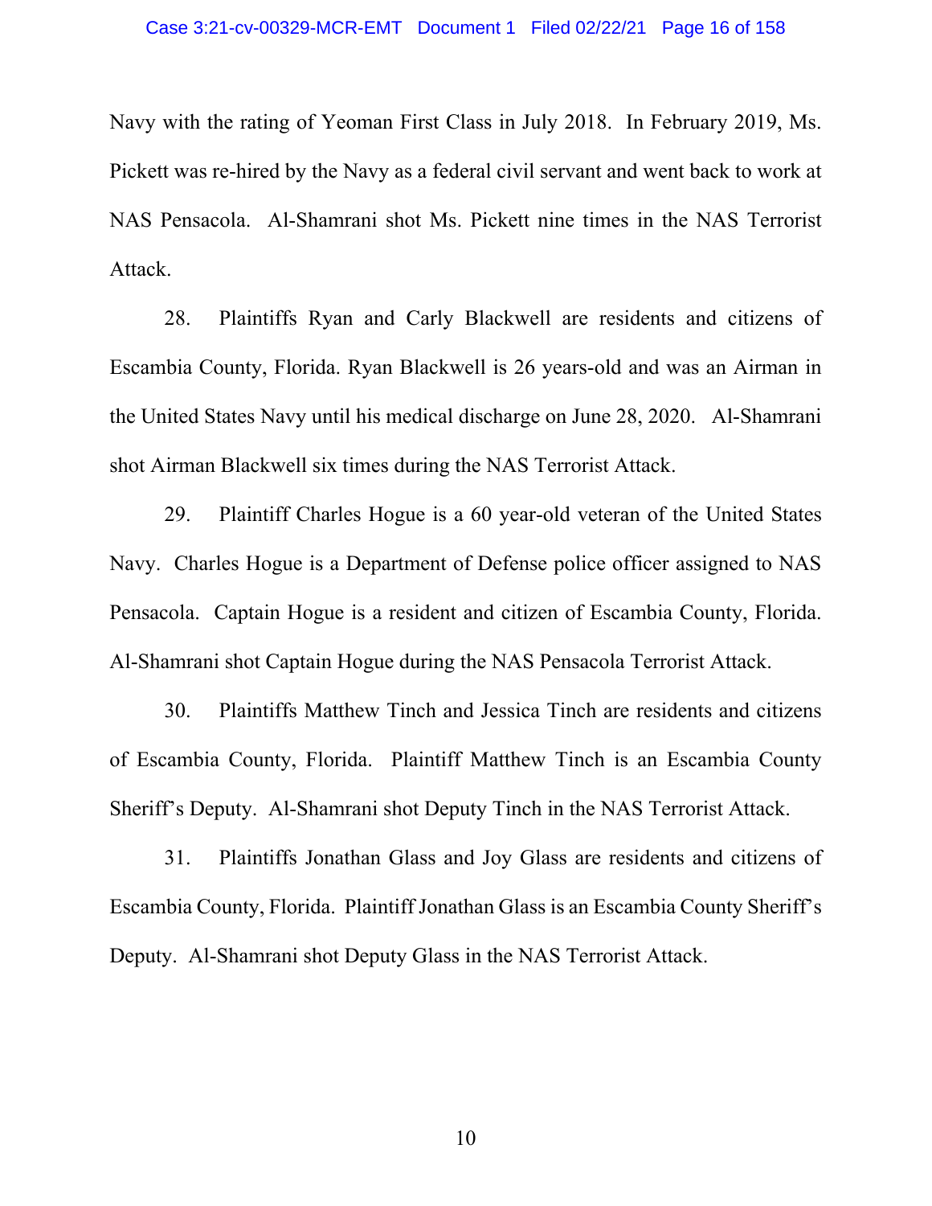Navy with the rating of Yeoman First Class in July 2018. In February 2019, Ms. Pickett was re-hired by the Navy as a federal civil servant and went back to work at NAS Pensacola. Al-Shamrani shot Ms. Pickett nine times in the NAS Terrorist Attack.

28. Plaintiffs Ryan and Carly Blackwell are residents and citizens of Escambia County, Florida. Ryan Blackwell is 26 years-old and was an Airman in the United States Navy until his medical discharge on June 28, 2020. Al-Shamrani shot Airman Blackwell six times during the NAS Terrorist Attack.

29. Plaintiff Charles Hogue is a 60 year-old veteran of the United States Navy. Charles Hogue is a Department of Defense police officer assigned to NAS Pensacola. Captain Hogue is a resident and citizen of Escambia County, Florida. Al-Shamrani shot Captain Hogue during the NAS Pensacola Terrorist Attack.

30. Plaintiffs Matthew Tinch and Jessica Tinch are residents and citizens of Escambia County, Florida. Plaintiff Matthew Tinch is an Escambia County Sheriff's Deputy. Al-Shamrani shot Deputy Tinch in the NAS Terrorist Attack.

31. Plaintiffs Jonathan Glass and Joy Glass are residents and citizens of Escambia County, Florida. Plaintiff Jonathan Glass is an Escambia County Sheriff's Deputy. Al-Shamrani shot Deputy Glass in the NAS Terrorist Attack.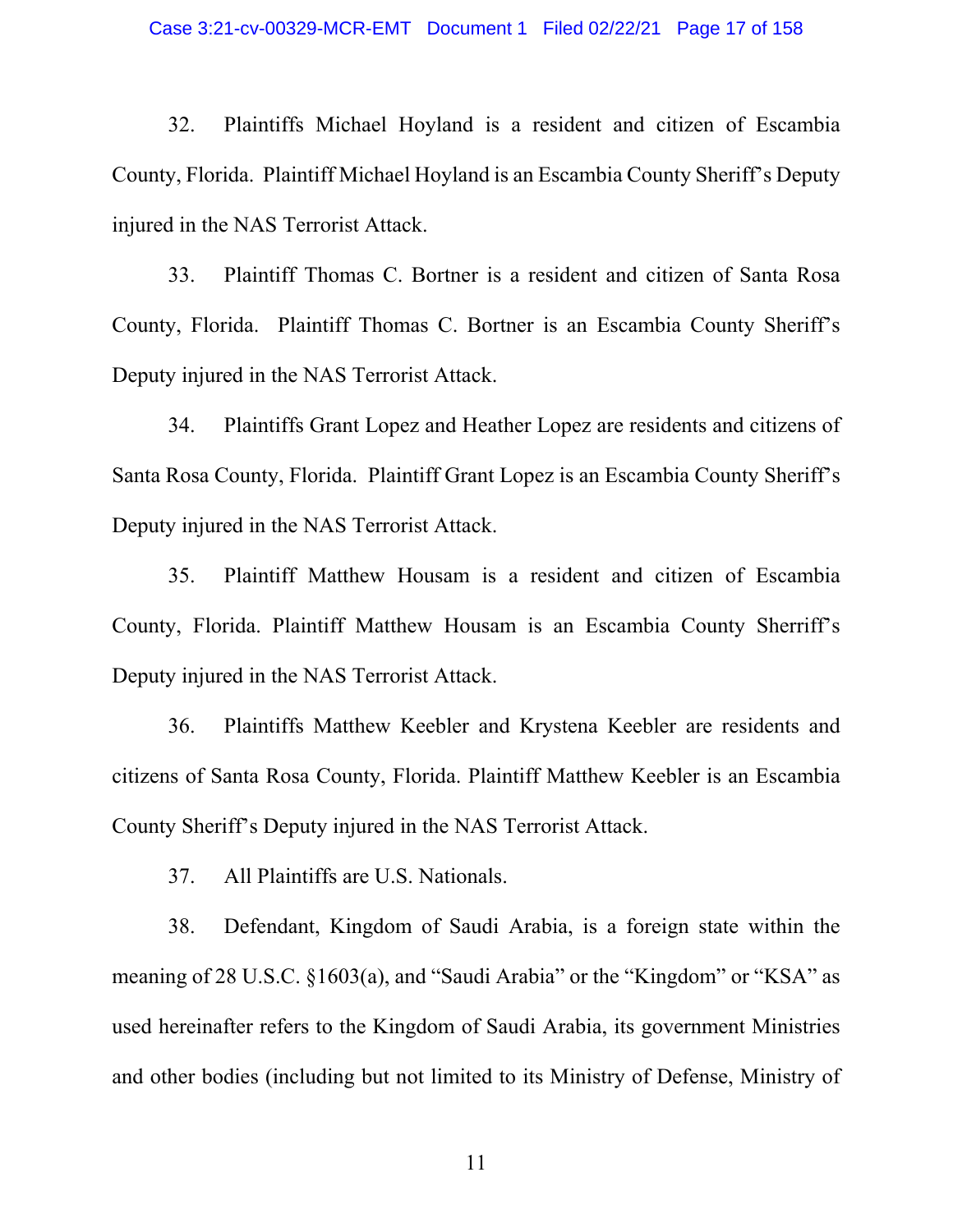32. Plaintiffs Michael Hoyland is a resident and citizen of Escambia County, Florida. Plaintiff Michael Hoyland is an Escambia County Sheriff's Deputy injured in the NAS Terrorist Attack.

33. Plaintiff Thomas C. Bortner is a resident and citizen of Santa Rosa County, Florida. Plaintiff Thomas C. Bortner is an Escambia County Sheriff's Deputy injured in the NAS Terrorist Attack.

34. Plaintiffs Grant Lopez and Heather Lopez are residents and citizens of Santa Rosa County, Florida. Plaintiff Grant Lopez is an Escambia County Sheriff's Deputy injured in the NAS Terrorist Attack.

35. Plaintiff Matthew Housam is a resident and citizen of Escambia County, Florida. Plaintiff Matthew Housam is an Escambia County Sherriff's Deputy injured in the NAS Terrorist Attack.

36. Plaintiffs Matthew Keebler and Krystena Keebler are residents and citizens of Santa Rosa County, Florida. Plaintiff Matthew Keebler is an Escambia County Sheriff's Deputy injured in the NAS Terrorist Attack.

37. All Plaintiffs are U.S. Nationals.

38. Defendant, Kingdom of Saudi Arabia, is a foreign state within the meaning of 28 U.S.C. §1603(a), and "Saudi Arabia" or the "Kingdom" or "KSA" as used hereinafter refers to the Kingdom of Saudi Arabia, its government Ministries and other bodies (including but not limited to its Ministry of Defense, Ministry of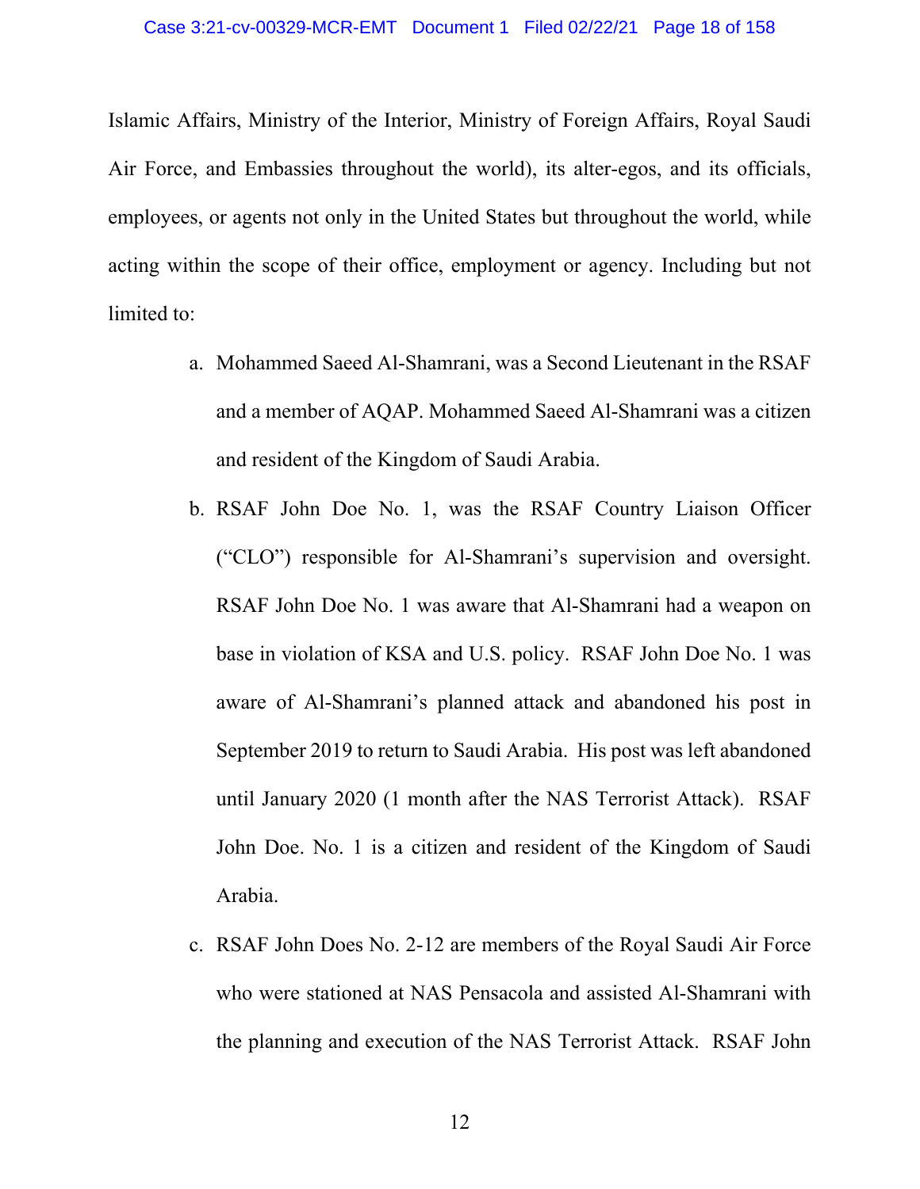Islamic Affairs, Ministry of the Interior, Ministry of Foreign Affairs, Royal Saudi Air Force, and Embassies throughout the world), its alter-egos, and its officials, employees, or agents not only in the United States but throughout the world, while acting within the scope of their office, employment or agency. Including but not limited to:

a. Mohammed Saeed Al-Shamrani, was a Second Lieutenant in the RSAF and a member of AQAP. Mohammed Saeed Al-Shamrani was a citizen and resident of the Kingdom of Saudi Arabia.

b. RSAF John Doe No. 1, was the RSAF Country Liaison Officer ("CLO") responsible for Al-Shamrani's supervision and oversight. RSAF John Doe No. 1 was aware that Al-Shamrani had a weapon on base in violation of KSA and U.S. policy. RSAF John Doe No. 1 was aware of Al-Shamrani's planned attack and abandoned his post in September 2019 to return to Saudi Arabia. His post was left abandoned until January 2020 (1 month after the NAS Terrorist Attack). RSAF John Doe. No. 1 is a citizen and resident of the Kingdom of Saudi Arabia.

c. RSAF John Does No. 2-12 are members of the Royal Saudi Air Force who were stationed at NAS Pensacola and assisted Al-Shamrani with the planning and execution of the NAS Terrorist Attack. RSAF John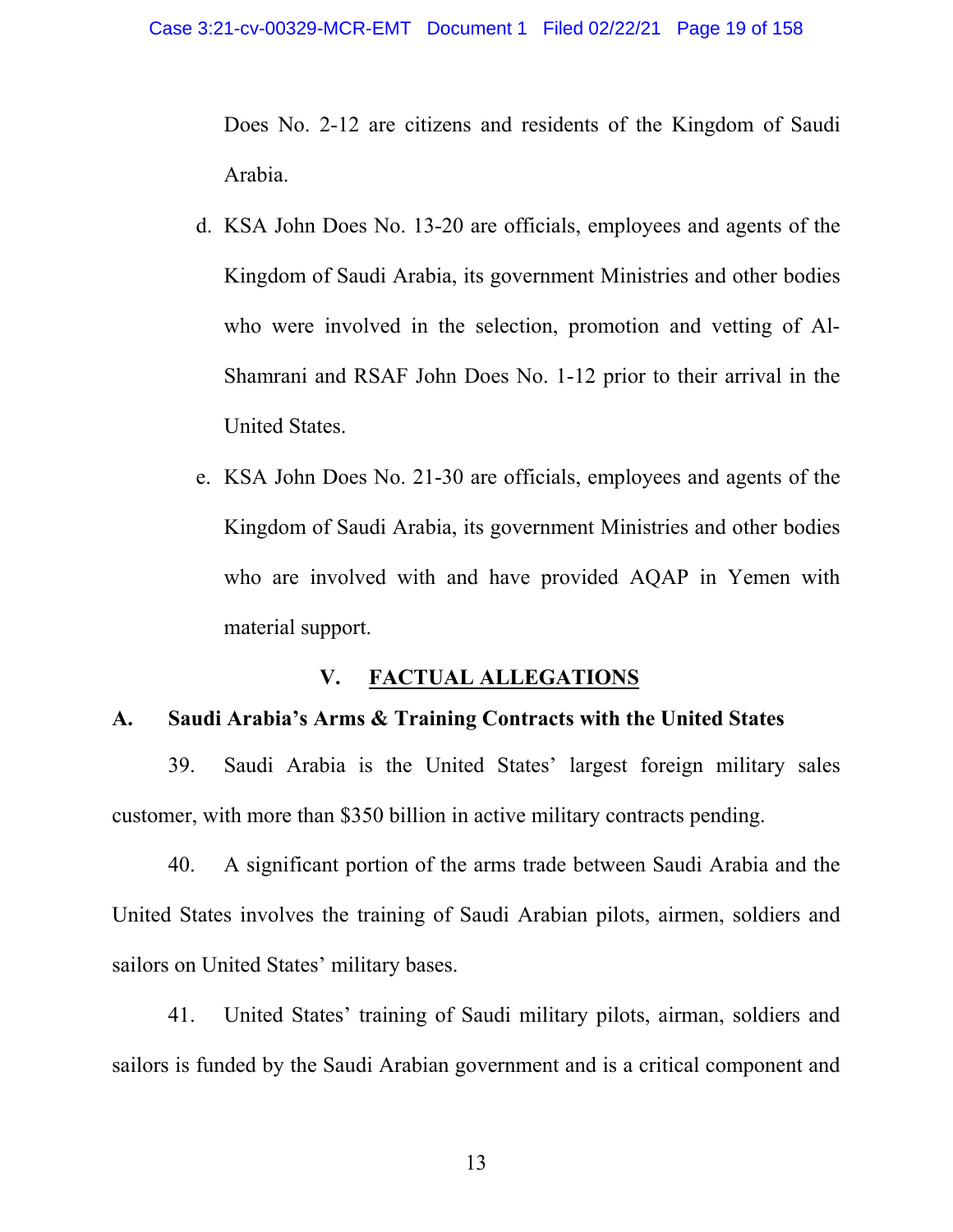Does No. 2-12 are citizens and residents of the Kingdom of Saudi Arabia.

d. KSA John Does No. 13-20 are officials, employees and agents of the Kingdom of Saudi Arabia, its government Ministries and other bodies who were involved in the selection, promotion and vetting of Al-Shamrani and RSAF John Does No. 1-12 prior to their arrival in the United States.

e. KSA John Does No. 21-30 are officials, employees and agents of the Kingdom of Saudi Arabia, its government Ministries and other bodies who are involved with and have provided AQAP in Yemen with material support.

## V. FACTUAL ALLEGATIONS

### A. Saudi Arabia's Arms & Training Contracts with the United States

39. Saudi Arabia is the United States' largest foreign military sales customer, with more than $350 billion in active military contracts pending.

40. A significant portion of the arms trade between Saudi Arabia and the United States involves the training of Saudi Arabian pilots, airmen, soldiers and sailors on United States' military bases.

41. United States' training of Saudi military pilots, airman, soldiers and sailors is funded by the Saudi Arabian government and is a critical component and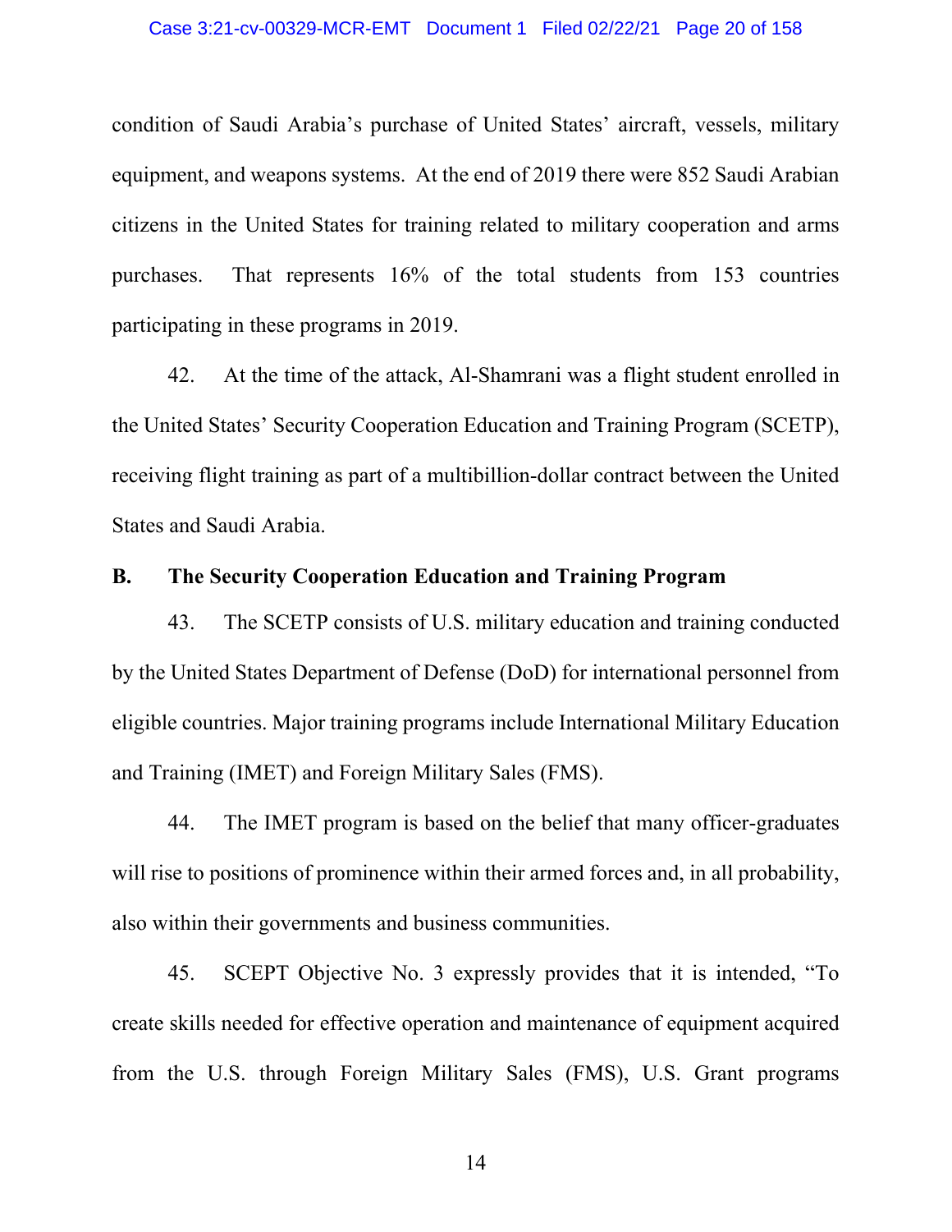condition of Saudi Arabia's purchase of United States' aircraft, vessels, military equipment, and weapons systems. At the end of 2019 there were 852 Saudi Arabian citizens in the United States for training related to military cooperation and arms purchases. That represents 16% of the total students from 153 countries participating in these programs in 2019.

42. At the time of the attack, Al-Shamrani was a flight student enrolled in the United States' Security Cooperation Education and Training Program (SCETP), receiving flight training as part of a multibillion-dollar contract between the United States and Saudi Arabia.

## B. The Security Cooperation Education and Training Program

43. The SCETP consists of U.S. military education and training conducted by the United States Department of Defense (DoD) for international personnel from eligible countries. Major training programs include International Military Education and Training (IMET) and Foreign Military Sales (FMS).

44. The IMET program is based on the belief that many officer-graduates will rise to positions of prominence within their armed forces and, in all probability, also within their governments and business communities.

45. SCEPT Objective No. 3 expressly provides that it is intended, "To create skills needed for effective operation and maintenance of equipment acquired from the U.S. through Foreign Military Sales (FMS), U.S. Grant programs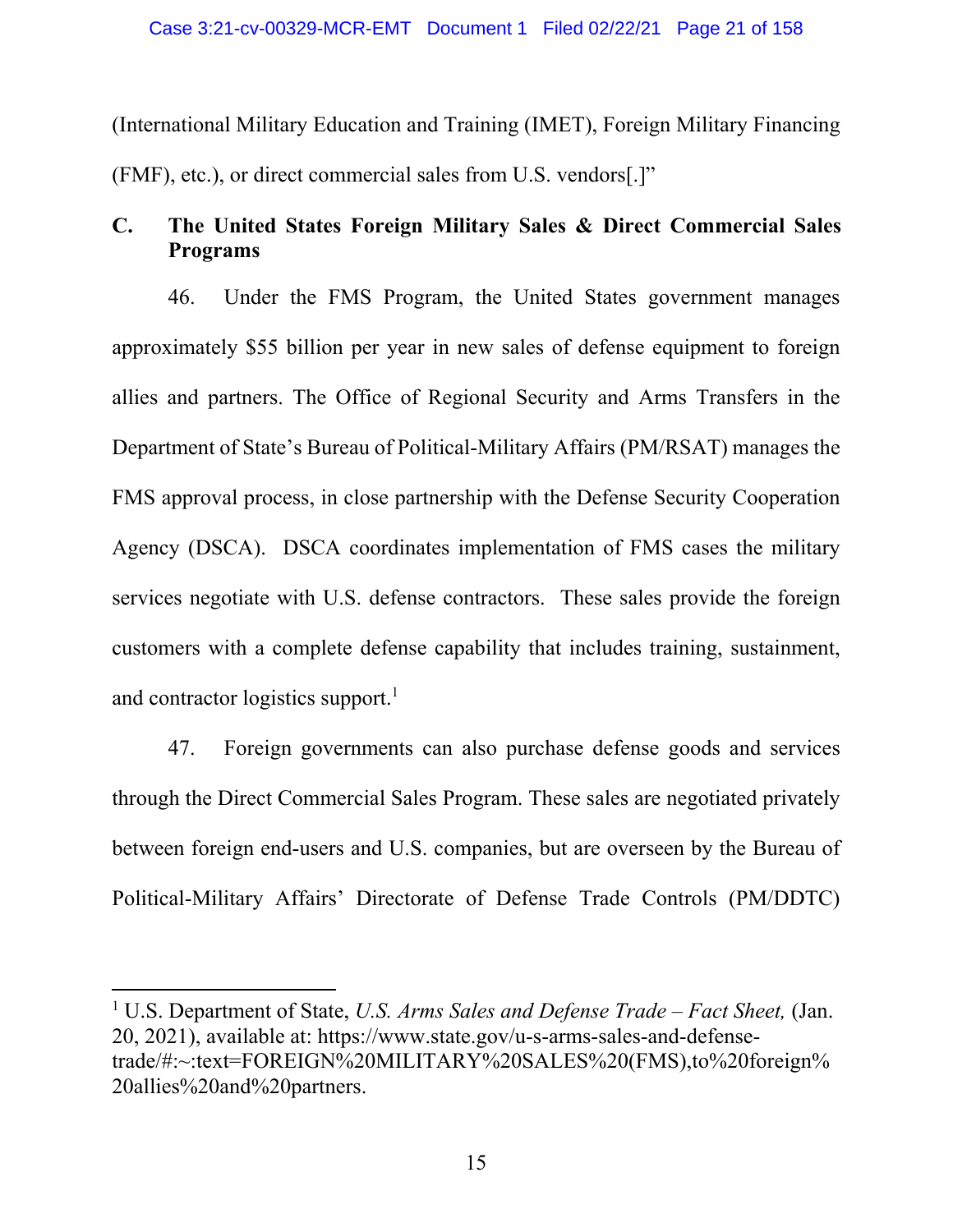(International Military Education and Training (IMET), Foreign Military Financing (FMF), etc.), or direct commercial sales from U.S. vendors[.]"

## C. The United States Foreign Military Sales & Direct Commercial Sales Programs

46. Under the FMS Program, the United States government manages approximately $55 billion per year in new sales of defense equipment to foreign allies and partners. The Office of Regional Security and Arms Transfers in the Department of State's Bureau of Political-Military Affairs (PM/RSAT) manages the FMS approval process, in close partnership with the Defense Security Cooperation Agency (DSCA). DSCA coordinates implementation of FMS cases the military services negotiate with U.S. defense contractors. These sales provide the foreign customers with a complete defense capability that includes training, sustainment, and contractor logistics support.[1]

47. Foreign governments can also purchase defense goods and services through the Direct Commercial Sales Program. These sales are negotiated privately between foreign end-users and U.S. companies, but are overseen by the Bureau of Political-Military Affairs' Directorate of Defense Trade Controls (PM/DDTC)

---

[1] U.S. Department of State, *U.S. Arms Sales and Defense Trade – Fact Sheet,* (Jan. 20, 2021), available at: https://www.state.gov/u-s-arms-sales-and-defense-trade/#:~:text=FOREIGN%20MILITARY%20SALES%20(FMS),to%20foreign%20allies%20and%20partners.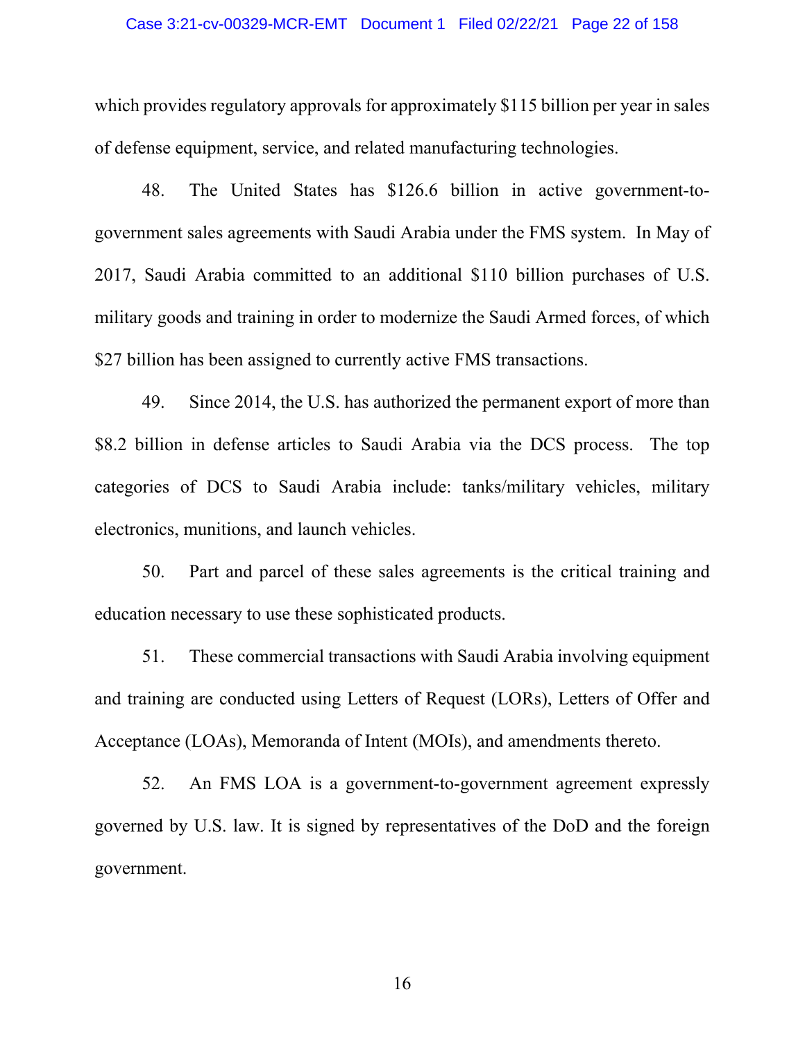which provides regulatory approvals for approximately $115 billion per year in sales of defense equipment, service, and related manufacturing technologies.

48. The United States has $126.6 billion in active government-to-government sales agreements with Saudi Arabia under the FMS system. In May of 2017, Saudi Arabia committed to an additional $110 billion purchases of U.S. military goods and training in order to modernize the Saudi Armed forces, of which $27 billion has been assigned to currently active FMS transactions.

49. Since 2014, the U.S. has authorized the permanent export of more than $8.2 billion in defense articles to Saudi Arabia via the DCS process. The top categories of DCS to Saudi Arabia include: tanks/military vehicles, military electronics, munitions, and launch vehicles.

50. Part and parcel of these sales agreements is the critical training and education necessary to use these sophisticated products.

51. These commercial transactions with Saudi Arabia involving equipment and training are conducted using Letters of Request (LORs), Letters of Offer and Acceptance (LOAs), Memoranda of Intent (MOIs), and amendments thereto.

52. An FMS LOA is a government-to-government agreement expressly governed by U.S. law. It is signed by representatives of the DoD and the foreign government.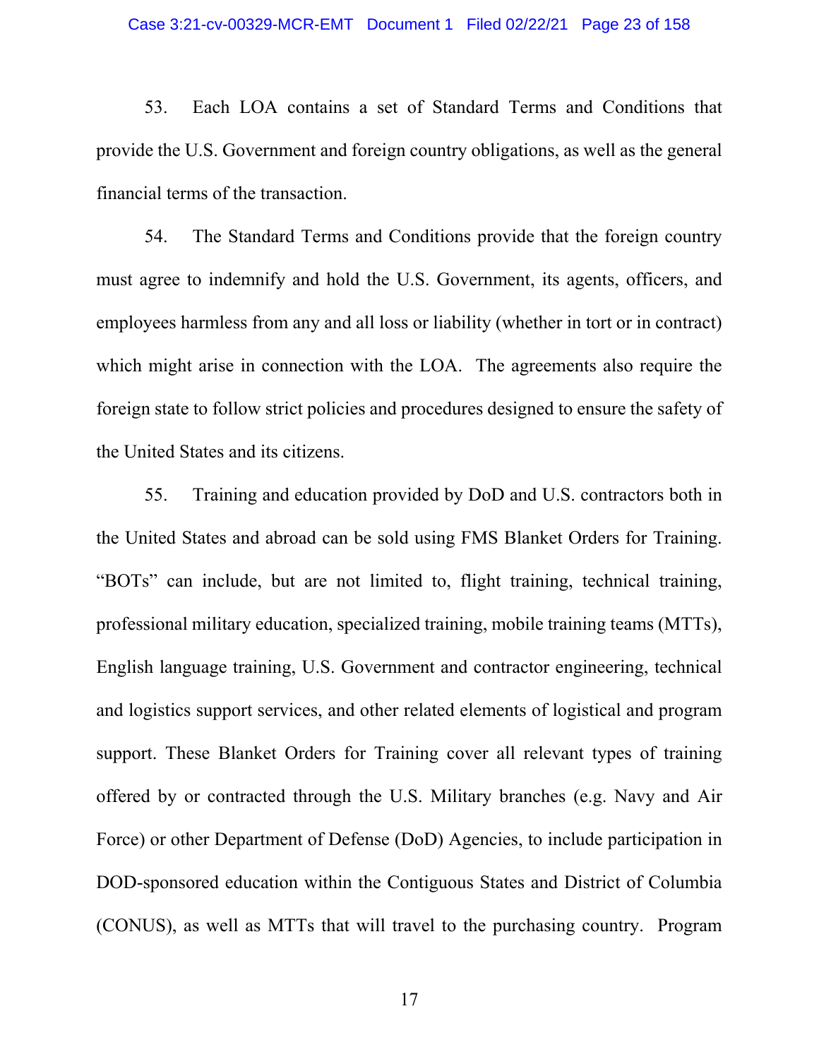53. Each LOA contains a set of Standard Terms and Conditions that provide the U.S. Government and foreign country obligations, as well as the general financial terms of the transaction.

54. The Standard Terms and Conditions provide that the foreign country must agree to indemnify and hold the U.S. Government, its agents, officers, and employees harmless from any and all loss or liability (whether in tort or in contract) which might arise in connection with the LOA. The agreements also require the foreign state to follow strict policies and procedures designed to ensure the safety of the United States and its citizens.

55. Training and education provided by DoD and U.S. contractors both in the United States and abroad can be sold using FMS Blanket Orders for Training. "BOTs" can include, but are not limited to, flight training, technical training, professional military education, specialized training, mobile training teams (MTTs), English language training, U.S. Government and contractor engineering, technical and logistics support services, and other related elements of logistical and program support. These Blanket Orders for Training cover all relevant types of training offered by or contracted through the U.S. Military branches (e.g. Navy and Air Force) or other Department of Defense (DoD) Agencies, to include participation in DOD-sponsored education within the Contiguous States and District of Columbia (CONUS), as well as MTTs that will travel to the purchasing country. Program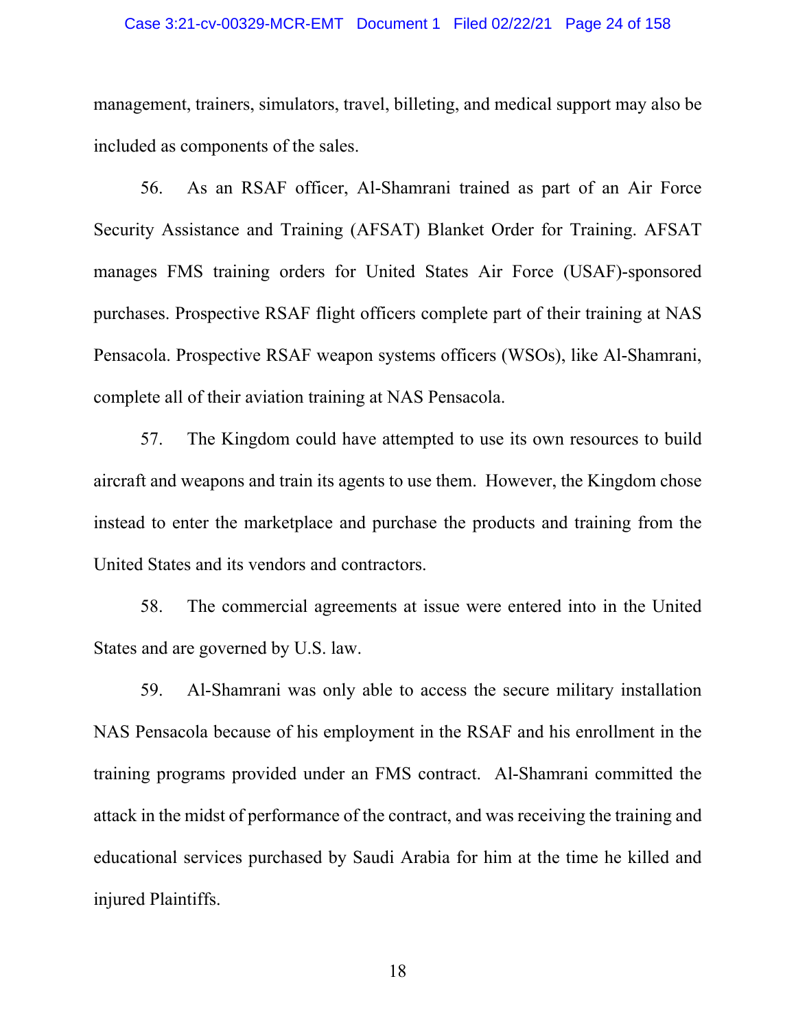management, trainers, simulators, travel, billeting, and medical support may also be included as components of the sales.

56. As an RSAF officer, Al-Shamrani trained as part of an Air Force Security Assistance and Training (AFSAT) Blanket Order for Training. AFSAT manages FMS training orders for United States Air Force (USAF)-sponsored purchases. Prospective RSAF flight officers complete part of their training at NAS Pensacola. Prospective RSAF weapon systems officers (WSOs), like Al-Shamrani, complete all of their aviation training at NAS Pensacola.

57. The Kingdom could have attempted to use its own resources to build aircraft and weapons and train its agents to use them. However, the Kingdom chose instead to enter the marketplace and purchase the products and training from the United States and its vendors and contractors.

58. The commercial agreements at issue were entered into in the United States and are governed by U.S. law.

59. Al-Shamrani was only able to access the secure military installation NAS Pensacola because of his employment in the RSAF and his enrollment in the training programs provided under an FMS contract. Al-Shamrani committed the attack in the midst of performance of the contract, and was receiving the training and educational services purchased by Saudi Arabia for him at the time he killed and injured Plaintiffs.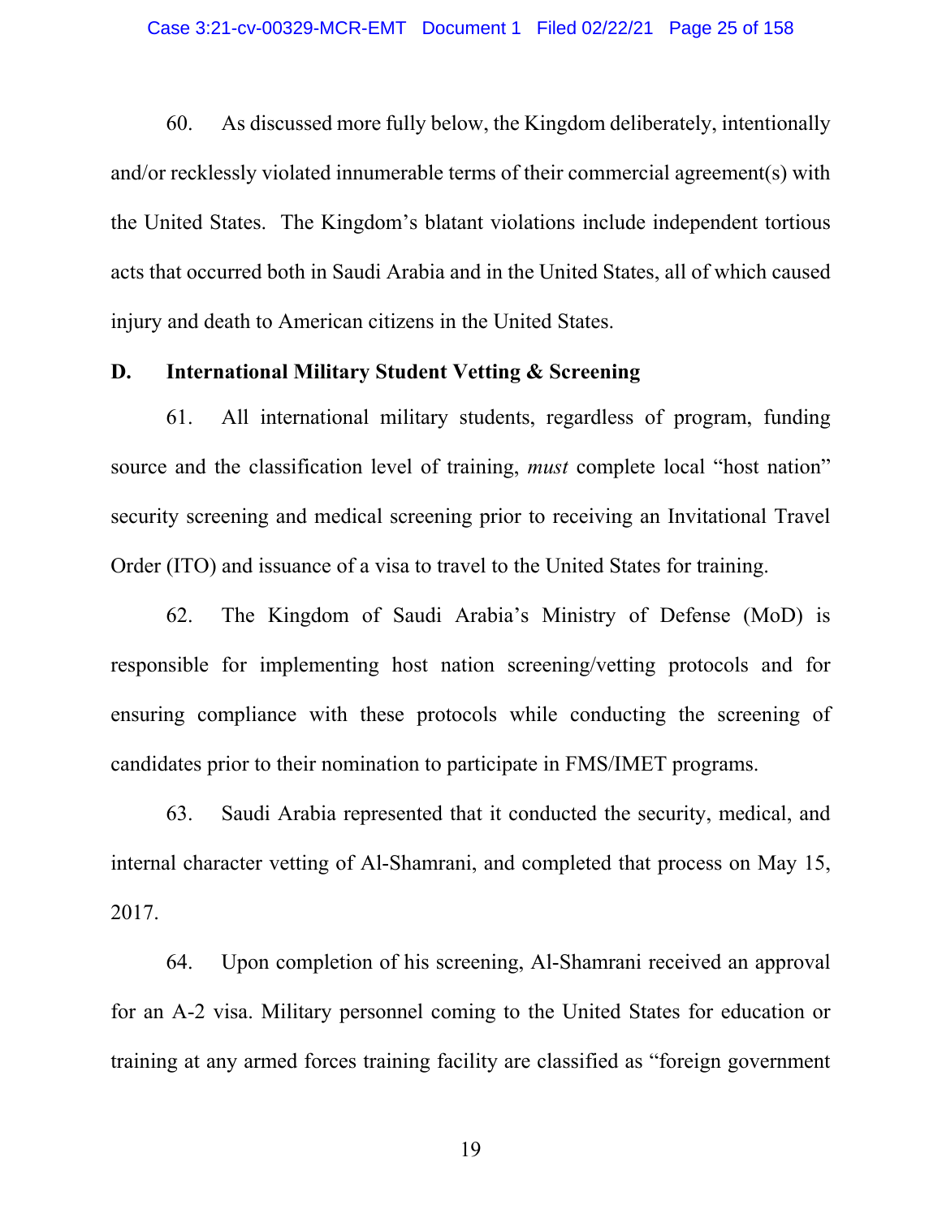60. As discussed more fully below, the Kingdom deliberately, intentionally and/or recklessly violated innumerable terms of their commercial agreement(s) with the United States. The Kingdom's blatant violations include independent tortious acts that occurred both in Saudi Arabia and in the United States, all of which caused injury and death to American citizens in the United States.

**D. International Military Student Vetting & Screening**

61. All international military students, regardless of program, funding source and the classification level of training, *must* complete local "host nation" security screening and medical screening prior to receiving an Invitational Travel Order (ITO) and issuance of a visa to travel to the United States for training.

62. The Kingdom of Saudi Arabia's Ministry of Defense (MoD) is responsible for implementing host nation screening/vetting protocols and for ensuring compliance with these protocols while conducting the screening of candidates prior to their nomination to participate in FMS/IMET programs.

63. Saudi Arabia represented that it conducted the security, medical, and internal character vetting of Al-Shamrani, and completed that process on May 15, 2017.

64. Upon completion of his screening, Al-Shamrani received an approval for an A-2 visa. Military personnel coming to the United States for education or training at any armed forces training facility are classified as "foreign government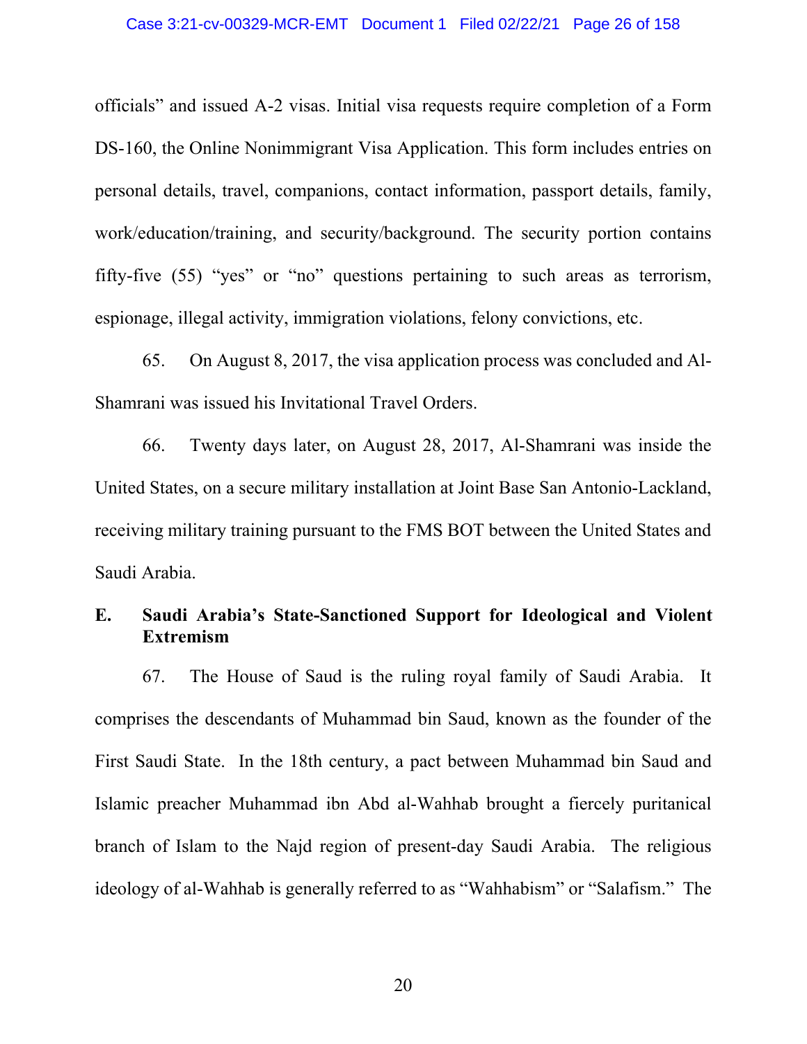officials" and issued A-2 visas. Initial visa requests require completion of a Form DS-160, the Online Nonimmigrant Visa Application. This form includes entries on personal details, travel, companions, contact information, passport details, family, work/education/training, and security/background. The security portion contains fifty-five (55) "yes" or "no" questions pertaining to such areas as terrorism, espionage, illegal activity, immigration violations, felony convictions, etc.

65. On August 8, 2017, the visa application process was concluded and Al-Shamrani was issued his Invitational Travel Orders.

66. Twenty days later, on August 28, 2017, Al-Shamrani was inside the United States, on a secure military installation at Joint Base San Antonio-Lackland, receiving military training pursuant to the FMS BOT between the United States and Saudi Arabia.

## E. Saudi Arabia's State-Sanctioned Support for Ideological and Violent Extremism

67. The House of Saud is the ruling royal family of Saudi Arabia. It comprises the descendants of Muhammad bin Saud, known as the founder of the First Saudi State. In the 18th century, a pact between Muhammad bin Saud and Islamic preacher Muhammad ibn Abd al-Wahhab brought a fiercely puritanical branch of Islam to the Najd region of present-day Saudi Arabia. The religious ideology of al-Wahhab is generally referred to as "Wahhabism" or "Salafism." The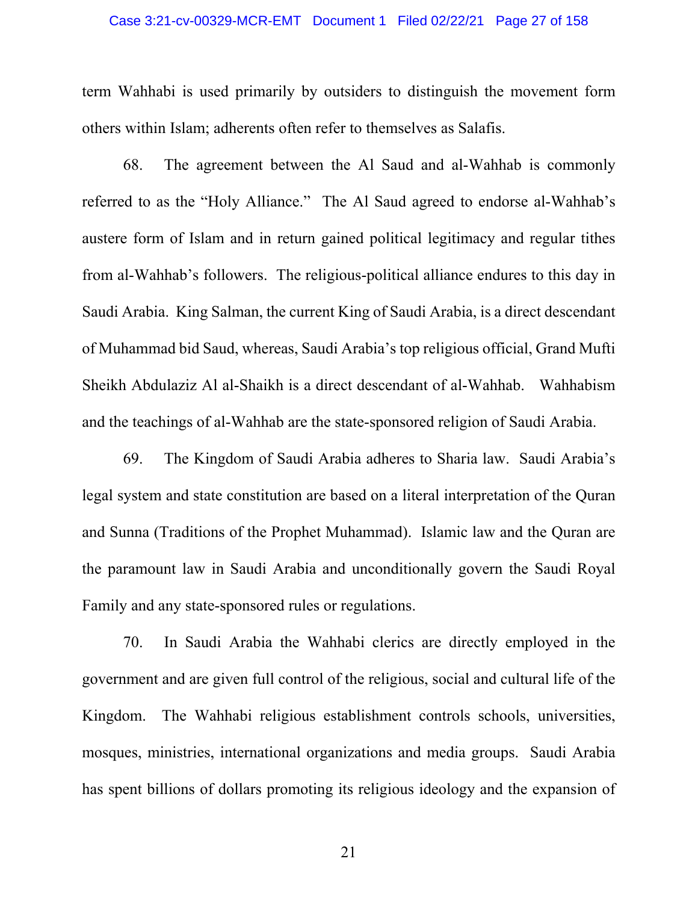term Wahhabi is used primarily by outsiders to distinguish the movement form others within Islam; adherents often refer to themselves as Salafis.

68. The agreement between the Al Saud and al-Wahhab is commonly referred to as the "Holy Alliance." The Al Saud agreed to endorse al-Wahhab's austere form of Islam and in return gained political legitimacy and regular tithes from al-Wahhab's followers. The religious-political alliance endures to this day in Saudi Arabia. King Salman, the current King of Saudi Arabia, is a direct descendant of Muhammad bid Saud, whereas, Saudi Arabia's top religious official, Grand Mufti Sheikh Abdulaziz Al al-Shaikh is a direct descendant of al-Wahhab. Wahhabism and the teachings of al-Wahhab are the state-sponsored religion of Saudi Arabia.

69. The Kingdom of Saudi Arabia adheres to Sharia law. Saudi Arabia's legal system and state constitution are based on a literal interpretation of the Quran and Sunna (Traditions of the Prophet Muhammad). Islamic law and the Quran are the paramount law in Saudi Arabia and unconditionally govern the Saudi Royal Family and any state-sponsored rules or regulations.

70. In Saudi Arabia the Wahhabi clerics are directly employed in the government and are given full control of the religious, social and cultural life of the Kingdom. The Wahhabi religious establishment controls schools, universities, mosques, ministries, international organizations and media groups. Saudi Arabia has spent billions of dollars promoting its religious ideology and the expansion of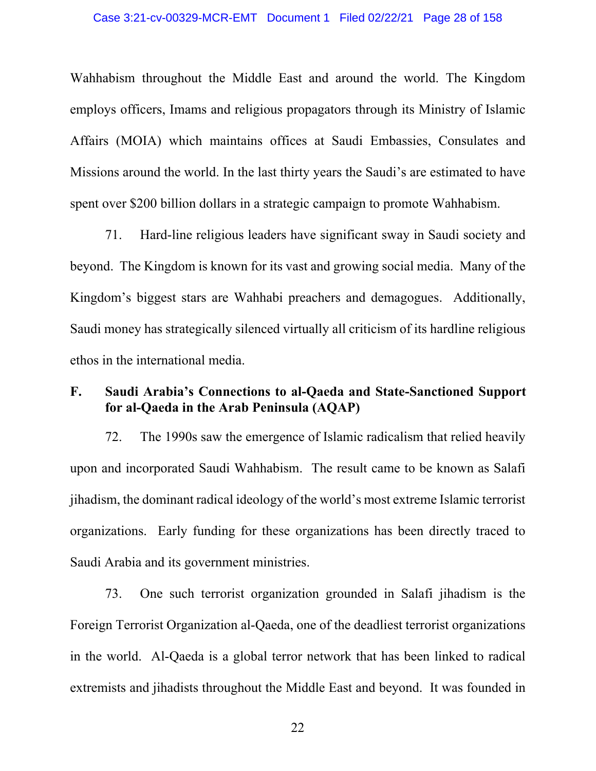Wahhabism throughout the Middle East and around the world. The Kingdom employs officers, Imams and religious propagators through its Ministry of Islamic Affairs (MOIA) which maintains offices at Saudi Embassies, Consulates and Missions around the world. In the last thirty years the Saudi's are estimated to have spent over $200 billion dollars in a strategic campaign to promote Wahhabism.

71. Hard-line religious leaders have significant sway in Saudi society and beyond. The Kingdom is known for its vast and growing social media. Many of the Kingdom's biggest stars are Wahhabi preachers and demagogues. Additionally, Saudi money has strategically silenced virtually all criticism of its hardline religious ethos in the international media.

**F. Saudi Arabia's Connections to al-Qaeda and State-Sanctioned Support for al-Qaeda in the Arab Peninsula (AQAP)**

72. The 1990s saw the emergence of Islamic radicalism that relied heavily upon and incorporated Saudi Wahhabism. The result came to be known as Salafi jihadism, the dominant radical ideology of the world's most extreme Islamic terrorist organizations. Early funding for these organizations has been directly traced to Saudi Arabia and its government ministries.

73. One such terrorist organization grounded in Salafi jihadism is the Foreign Terrorist Organization al-Qaeda, one of the deadliest terrorist organizations in the world. Al-Qaeda is a global terror network that has been linked to radical extremists and jihadists throughout the Middle East and beyond. It was founded in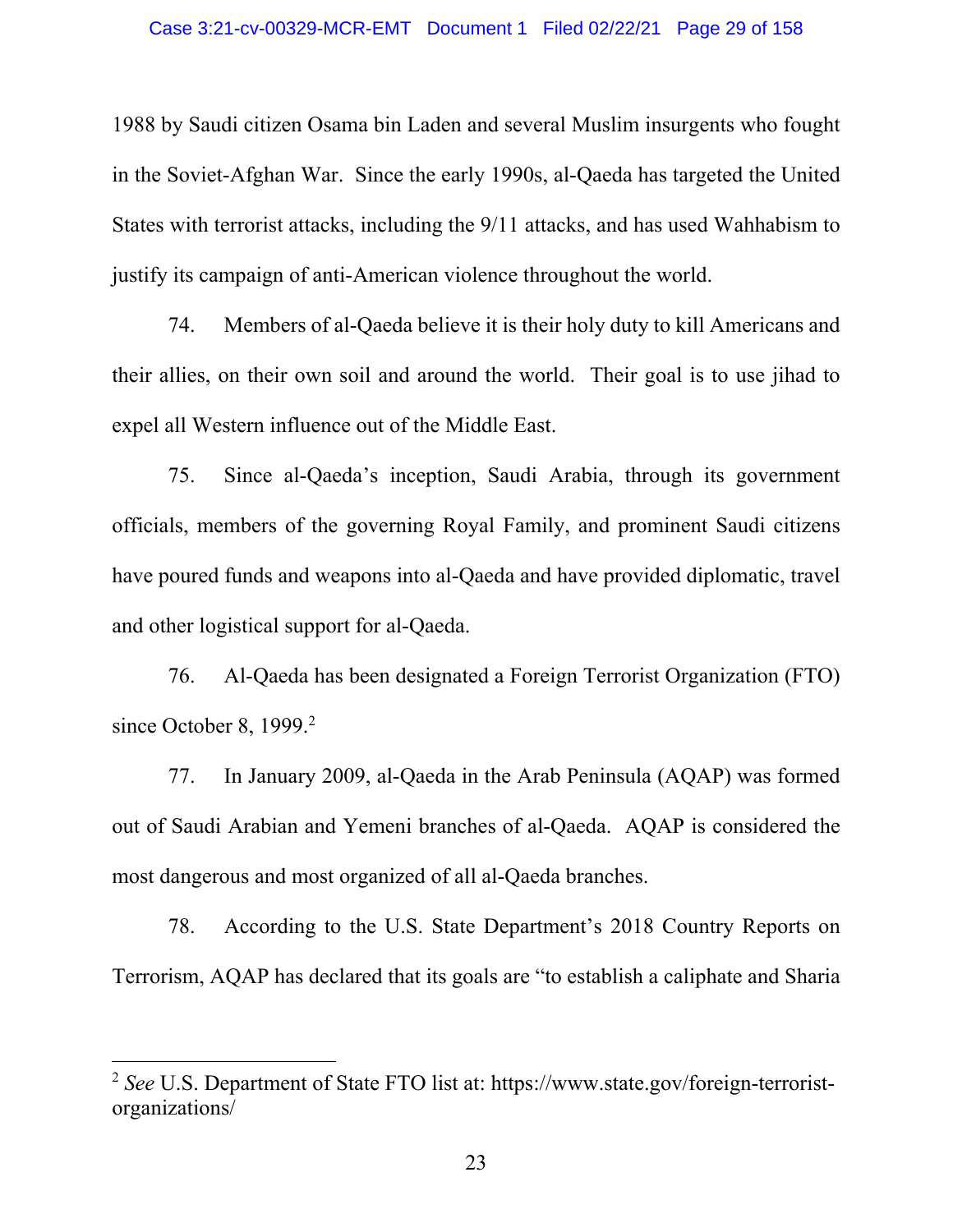1988 by Saudi citizen Osama bin Laden and several Muslim insurgents who fought in the Soviet-Afghan War. Since the early 1990s, al-Qaeda has targeted the United States with terrorist attacks, including the 9/11 attacks, and has used Wahhabism to justify its campaign of anti-American violence throughout the world.

74. Members of al-Qaeda believe it is their holy duty to kill Americans and their allies, on their own soil and around the world. Their goal is to use jihad to expel all Western influence out of the Middle East.

75. Since al-Qaeda's inception, Saudi Arabia, through its government officials, members of the governing Royal Family, and prominent Saudi citizens have poured funds and weapons into al-Qaeda and have provided diplomatic, travel and other logistical support for al-Qaeda.

76. Al-Qaeda has been designated a Foreign Terrorist Organization (FTO) since October 8, 1999.[2]

77. In January 2009, al-Qaeda in the Arab Peninsula (AQAP) was formed out of Saudi Arabian and Yemeni branches of al-Qaeda. AQAP is considered the most dangerous and most organized of all al-Qaeda branches.

78. According to the U.S. State Department's 2018 Country Reports on Terrorism, AQAP has declared that its goals are "to establish a caliphate and Sharia

---

[2] *See* U.S. Department of State FTO list at: https://www.state.gov/foreign-terrorist-organizations/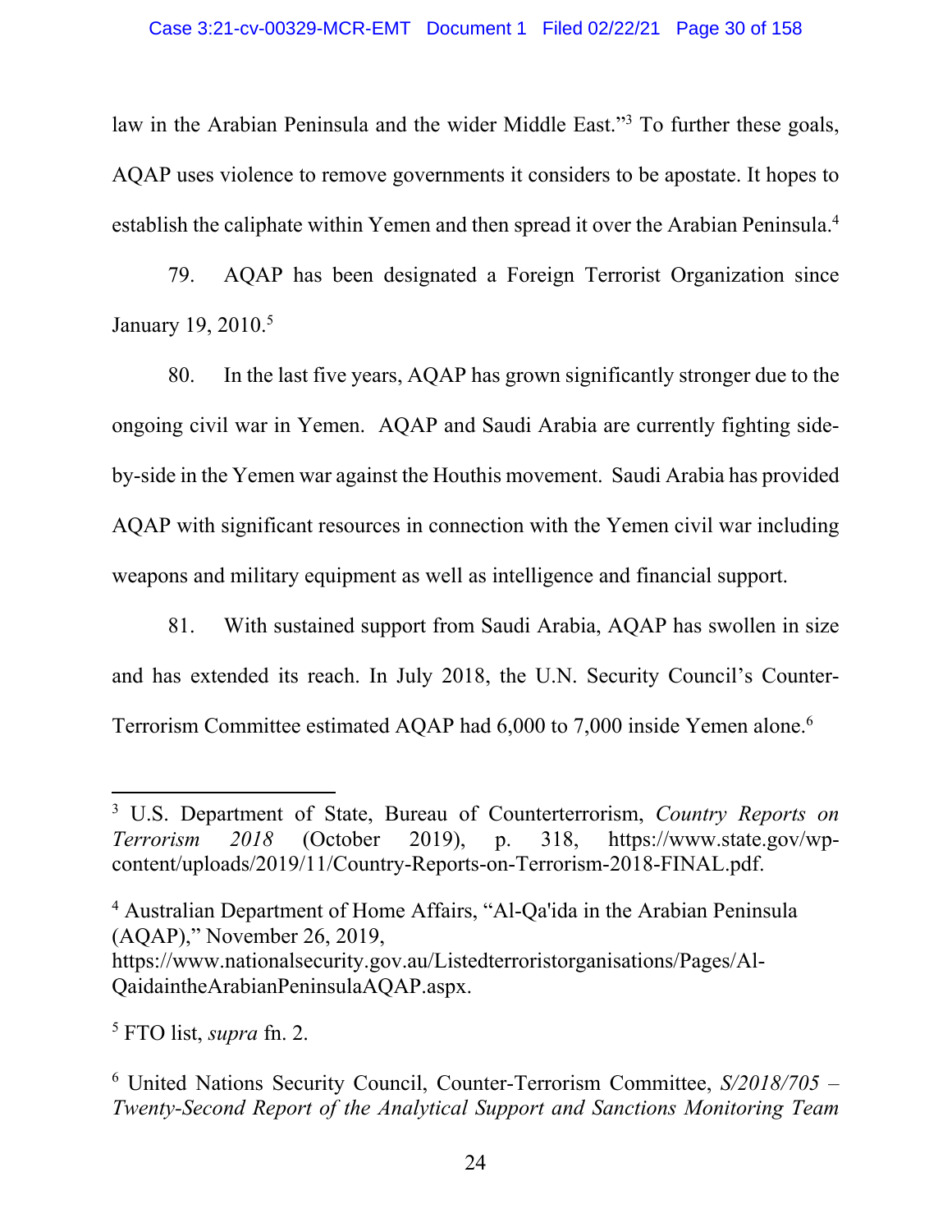law in the Arabian Peninsula and the wider Middle East."[3] To further these goals, AQAP uses violence to remove governments it considers to be apostate. It hopes to establish the caliphate within Yemen and then spread it over the Arabian Peninsula.[4]

79. AQAP has been designated a Foreign Terrorist Organization since January 19, 2010.[5]

80. In the last five years, AQAP has grown significantly stronger due to the ongoing civil war in Yemen. AQAP and Saudi Arabia are currently fighting side-by-side in the Yemen war against the Houthis movement. Saudi Arabia has provided AQAP with significant resources in connection with the Yemen civil war including weapons and military equipment as well as intelligence and financial support.

81. With sustained support from Saudi Arabia, AQAP has swollen in size and has extended its reach. In July 2018, the U.N. Security Council's Counter-Terrorism Committee estimated AQAP had 6,000 to 7,000 inside Yemen alone.[6]

---

[3] U.S. Department of State, Bureau of Counterterrorism, *Country Reports on Terrorism 2018* (October 2019), p. 318, https://www.state.gov/wp-content/uploads/2019/11/Country-Reports-on-Terrorism-2018-FINAL.pdf.

[4] Australian Department of Home Affairs, "Al-Qa'ida in the Arabian Peninsula (AQAP)," November 26, 2019, https://www.nationalsecurity.gov.au/Listedterroristorganisations/Pages/Al-QaidaintheArabianPeninsulaAQAP.aspx.

[5] FTO list, *supra* fn. 2.

[6] United Nations Security Council, Counter-Terrorism Committee, *S/2018/705 – Twenty-Second Report of the Analytical Support and Sanctions Monitoring Team*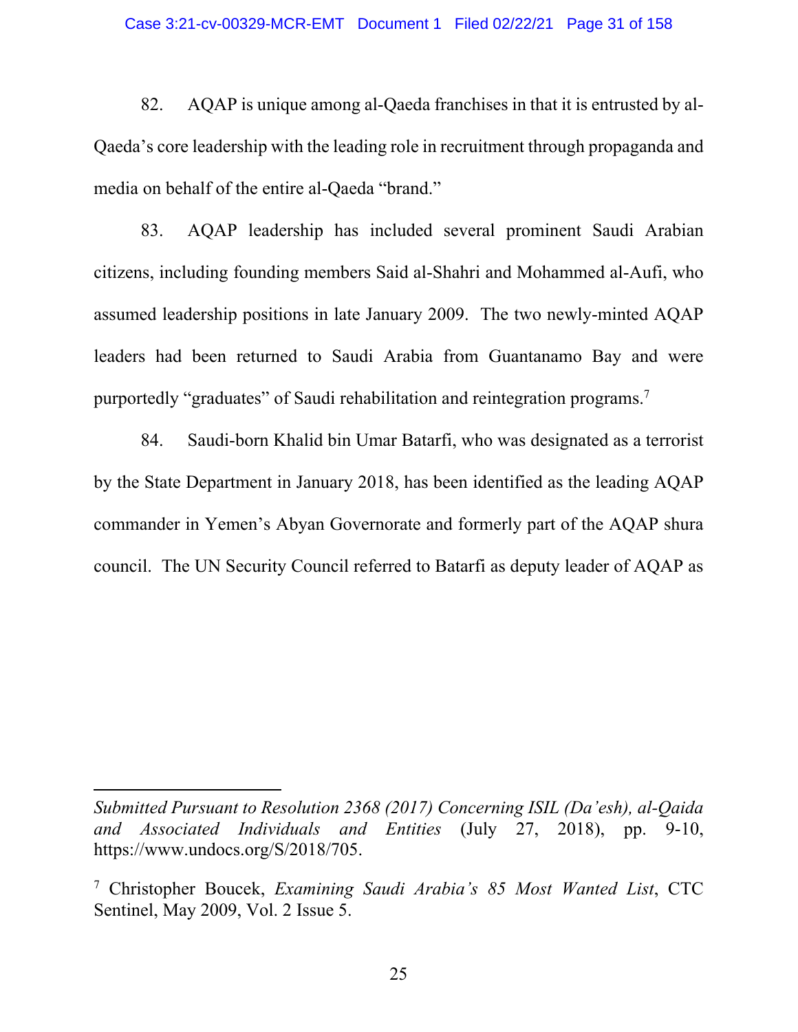82. AQAP is unique among al-Qaeda franchises in that it is entrusted by al-Qaeda's core leadership with the leading role in recruitment through propaganda and media on behalf of the entire al-Qaeda "brand."

83. AQAP leadership has included several prominent Saudi Arabian citizens, including founding members Said al-Shahri and Mohammed al-Aufi, who assumed leadership positions in late January 2009. The two newly-minted AQAP leaders had been returned to Saudi Arabia from Guantanamo Bay and were purportedly "graduates" of Saudi rehabilitation and reintegration programs.[7]

84. Saudi-born Khalid bin Umar Batarfi, who was designated as a terrorist by the State Department in January 2018, has been identified as the leading AQAP commander in Yemen's Abyan Governorate and formerly part of the AQAP shura council. The UN Security Council referred to Batarfi as deputy leader of AQAP as

---

*Submitted Pursuant to Resolution 2368 (2017) Concerning ISIL (Da'esh), al-Qaida and Associated Individuals and Entities* (July 27, 2018), pp. 9-10, https://www.undocs.org/S/2018/705.

[7] Christopher Boucek, *Examining Saudi Arabia's 85 Most Wanted List*, CTC Sentinel, May 2009, Vol. 2 Issue 5.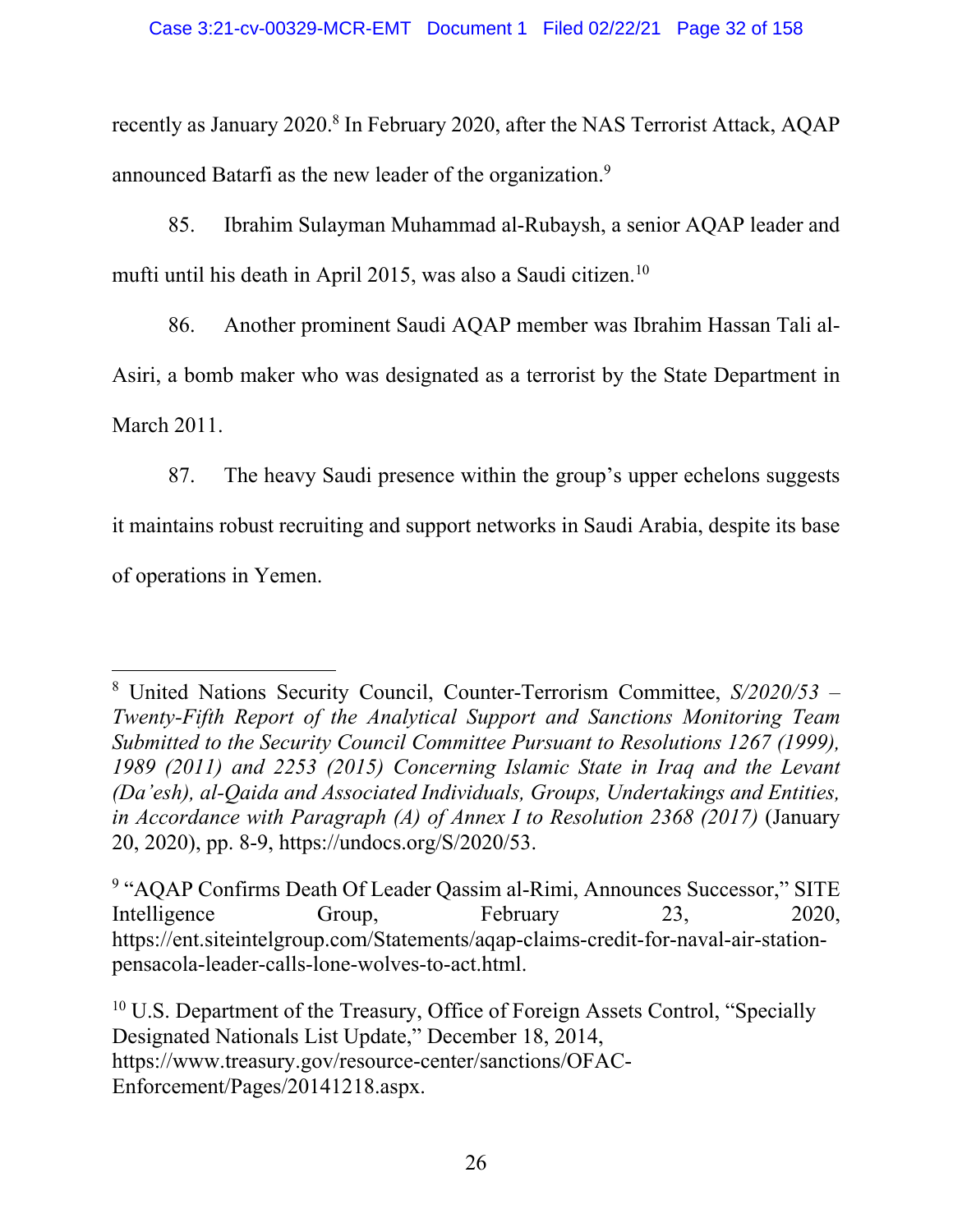recently as January 2020.[8] In February 2020, after the NAS Terrorist Attack, AQAP announced Batarfi as the new leader of the organization.[9]

85. Ibrahim Sulayman Muhammad al-Rubaysh, a senior AQAP leader and mufti until his death in April 2015, was also a Saudi citizen.[10]

86. Another prominent Saudi AQAP member was Ibrahim Hassan Tali al-Asiri, a bomb maker who was designated as a terrorist by the State Department in March 2011.

87. The heavy Saudi presence within the group's upper echelons suggests it maintains robust recruiting and support networks in Saudi Arabia, despite its base of operations in Yemen.

---

[8] United Nations Security Council, Counter-Terrorism Committee, *S/2020/53 – Twenty-Fifth Report of the Analytical Support and Sanctions Monitoring Team Submitted to the Security Council Committee Pursuant to Resolutions 1267 (1999), 1989 (2011) and 2253 (2015) Concerning Islamic State in Iraq and the Levant (Da'esh), al-Qaida and Associated Individuals, Groups, Undertakings and Entities, in Accordance with Paragraph (A) of Annex I to Resolution 2368 (2017)* (January 20, 2020), pp. 8-9, https://undocs.org/S/2020/53.

[9] "AQAP Confirms Death Of Leader Qassim al-Rimi, Announces Successor," SITE Intelligence Group, February 23, 2020, https://ent.siteintelgroup.com/Statements/aqap-claims-credit-for-naval-air-station-pensacola-leader-calls-lone-wolves-to-act.html.

[10] U.S. Department of the Treasury, Office of Foreign Assets Control, "Specially Designated Nationals List Update," December 18, 2014, https://www.treasury.gov/resource-center/sanctions/OFAC-Enforcement/Pages/20141218.aspx.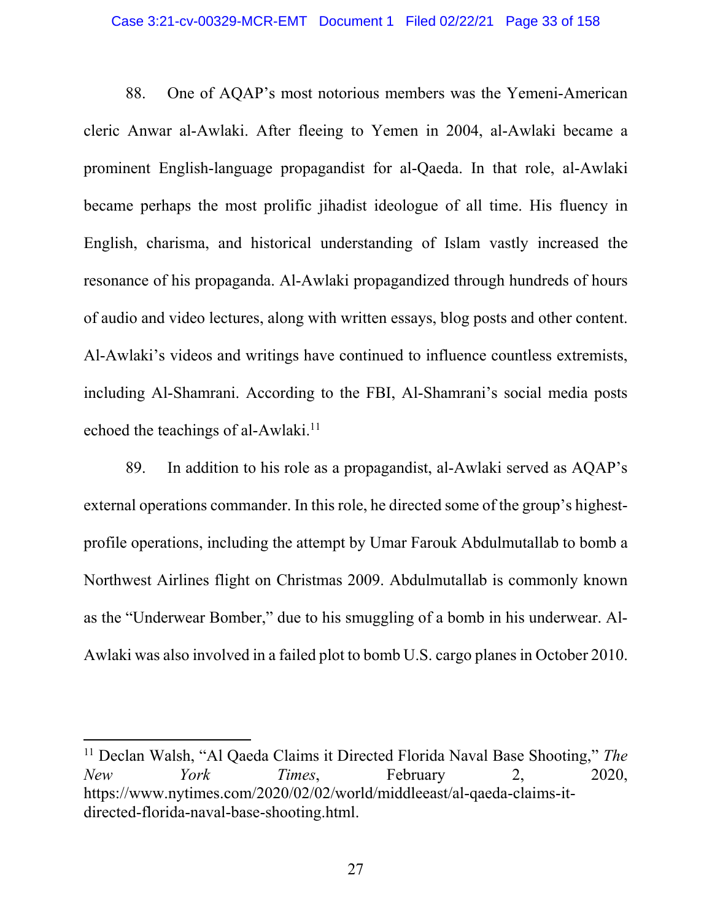88. One of AQAP's most notorious members was the Yemeni-American cleric Anwar al-Awlaki. After fleeing to Yemen in 2004, al-Awlaki became a prominent English-language propagandist for al-Qaeda. In that role, al-Awlaki became perhaps the most prolific jihadist ideologue of all time. His fluency in English, charisma, and historical understanding of Islam vastly increased the resonance of his propaganda. Al-Awlaki propagandized through hundreds of hours of audio and video lectures, along with written essays, blog posts and other content. Al-Awlaki's videos and writings have continued to influence countless extremists, including Al-Shamrani. According to the FBI, Al-Shamrani's social media posts echoed the teachings of al-Awlaki.[11]

89. In addition to his role as a propagandist, al-Awlaki served as AQAP's external operations commander. In this role, he directed some of the group's highest-profile operations, including the attempt by Umar Farouk Abdulmutallab to bomb a Northwest Airlines flight on Christmas 2009. Abdulmutallab is commonly known as the "Underwear Bomber," due to his smuggling of a bomb in his underwear. Al-Awlaki was also involved in a failed plot to bomb U.S. cargo planes in October 2010.

[11] Declan Walsh, "Al Qaeda Claims it Directed Florida Naval Base Shooting," *The New York Times*, February 2, 2020, https://www.nytimes.com/2020/02/02/world/middleeast/al-qaeda-claims-it-directed-florida-naval-base-shooting.html.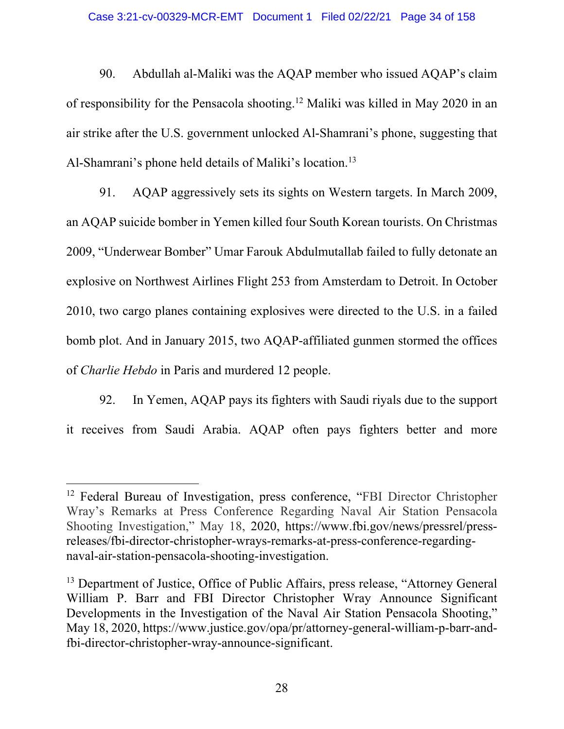90. Abdullah al-Maliki was the AQAP member who issued AQAP's claim of responsibility for the Pensacola shooting.[12] Maliki was killed in May 2020 in an air strike after the U.S. government unlocked Al-Shamrani's phone, suggesting that Al-Shamrani's phone held details of Maliki's location.[13]

91. AQAP aggressively sets its sights on Western targets. In March 2009, an AQAP suicide bomber in Yemen killed four South Korean tourists. On Christmas 2009, "Underwear Bomber" Umar Farouk Abdulmutallab failed to fully detonate an explosive on Northwest Airlines Flight 253 from Amsterdam to Detroit. In October 2010, two cargo planes containing explosives were directed to the U.S. in a failed bomb plot. And in January 2015, two AQAP-affiliated gunmen stormed the offices of *Charlie Hebdo* in Paris and murdered 12 people.

92. In Yemen, AQAP pays its fighters with Saudi riyals due to the support it receives from Saudi Arabia. AQAP often pays fighters better and more

---

[12] Federal Bureau of Investigation, press conference, "FBI Director Christopher Wray's Remarks at Press Conference Regarding Naval Air Station Pensacola Shooting Investigation," May 18, 2020, https://www.fbi.gov/news/pressrel/press-releases/fbi-director-christopher-wrays-remarks-at-press-conference-regarding-naval-air-station-pensacola-shooting-investigation.

[13] Department of Justice, Office of Public Affairs, press release, "Attorney General William P. Barr and FBI Director Christopher Wray Announce Significant Developments in the Investigation of the Naval Air Station Pensacola Shooting," May 18, 2020, https://www.justice.gov/opa/pr/attorney-general-william-p-barr-and-fbi-director-christopher-wray-announce-significant.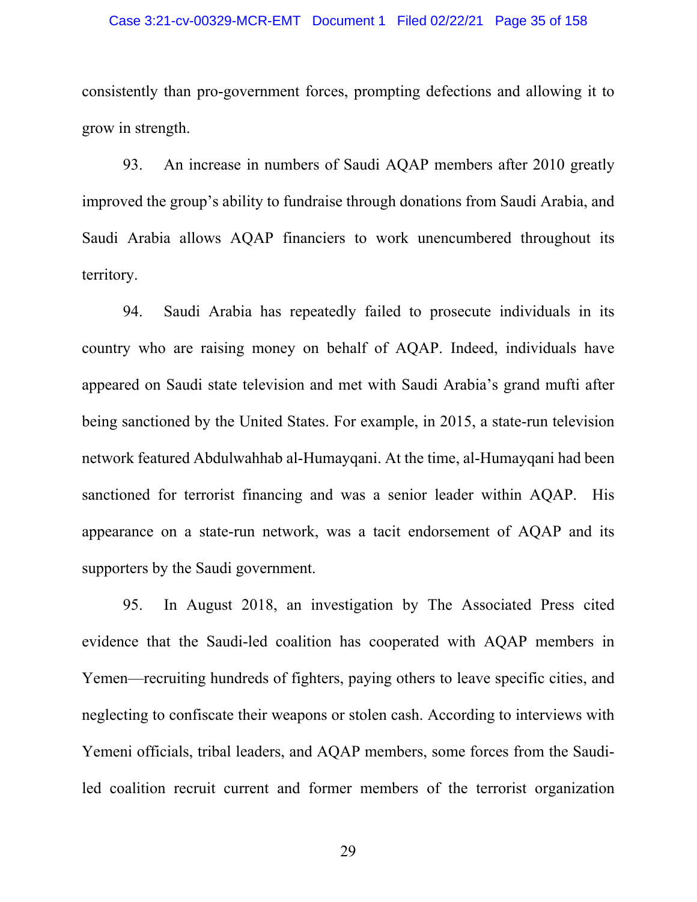consistently than pro-government forces, prompting defections and allowing it to grow in strength.

93. An increase in numbers of Saudi AQAP members after 2010 greatly improved the group's ability to fundraise through donations from Saudi Arabia, and Saudi Arabia allows AQAP financiers to work unencumbered throughout its territory.

94. Saudi Arabia has repeatedly failed to prosecute individuals in its country who are raising money on behalf of AQAP. Indeed, individuals have appeared on Saudi state television and met with Saudi Arabia's grand mufti after being sanctioned by the United States. For example, in 2015, a state-run television network featured Abdulwahhab al-Humayqani. At the time, al-Humayqani had been sanctioned for terrorist financing and was a senior leader within AQAP. His appearance on a state-run network, was a tacit endorsement of AQAP and its supporters by the Saudi government.

95. In August 2018, an investigation by The Associated Press cited evidence that the Saudi-led coalition has cooperated with AQAP members in Yemen—recruiting hundreds of fighters, paying others to leave specific cities, and neglecting to confiscate their weapons or stolen cash. According to interviews with Yemeni officials, tribal leaders, and AQAP members, some forces from the Saudi-led coalition recruit current and former members of the terrorist organization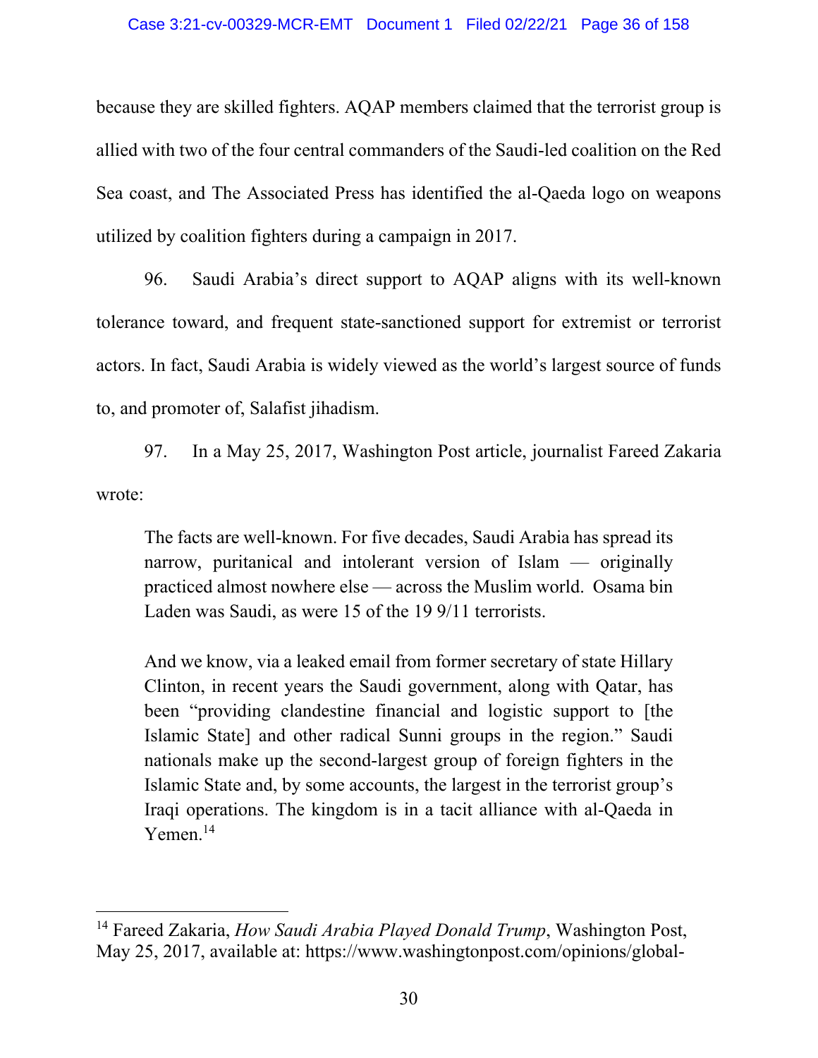because they are skilled fighters. AQAP members claimed that the terrorist group is allied with two of the four central commanders of the Saudi-led coalition on the Red Sea coast, and The Associated Press has identified the al-Qaeda logo on weapons utilized by coalition fighters during a campaign in 2017.

96. Saudi Arabia's direct support to AQAP aligns with its well-known tolerance toward, and frequent state-sanctioned support for extremist or terrorist actors. In fact, Saudi Arabia is widely viewed as the world's largest source of funds to, and promoter of, Salafist jihadism.

97. In a May 25, 2017, Washington Post article, journalist Fareed Zakaria wrote:

> The facts are well-known. For five decades, Saudi Arabia has spread its narrow, puritanical and intolerant version of Islam — originally practiced almost nowhere else — across the Muslim world. Osama bin Laden was Saudi, as were 15 of the 19 9/11 terrorists.
>
> And we know, via a leaked email from former secretary of state Hillary Clinton, in recent years the Saudi government, along with Qatar, has been "providing clandestine financial and logistic support to [the Islamic State] and other radical Sunni groups in the region." Saudi nationals make up the second-largest group of foreign fighters in the Islamic State and, by some accounts, the largest in the terrorist group's Iraqi operations. The kingdom is in a tacit alliance with al-Qaeda in Yemen.[14]

---

[14] Fareed Zakaria, *How Saudi Arabia Played Donald Trump*, Washington Post, May 25, 2017, available at: https://www.washingtonpost.com/opinions/global-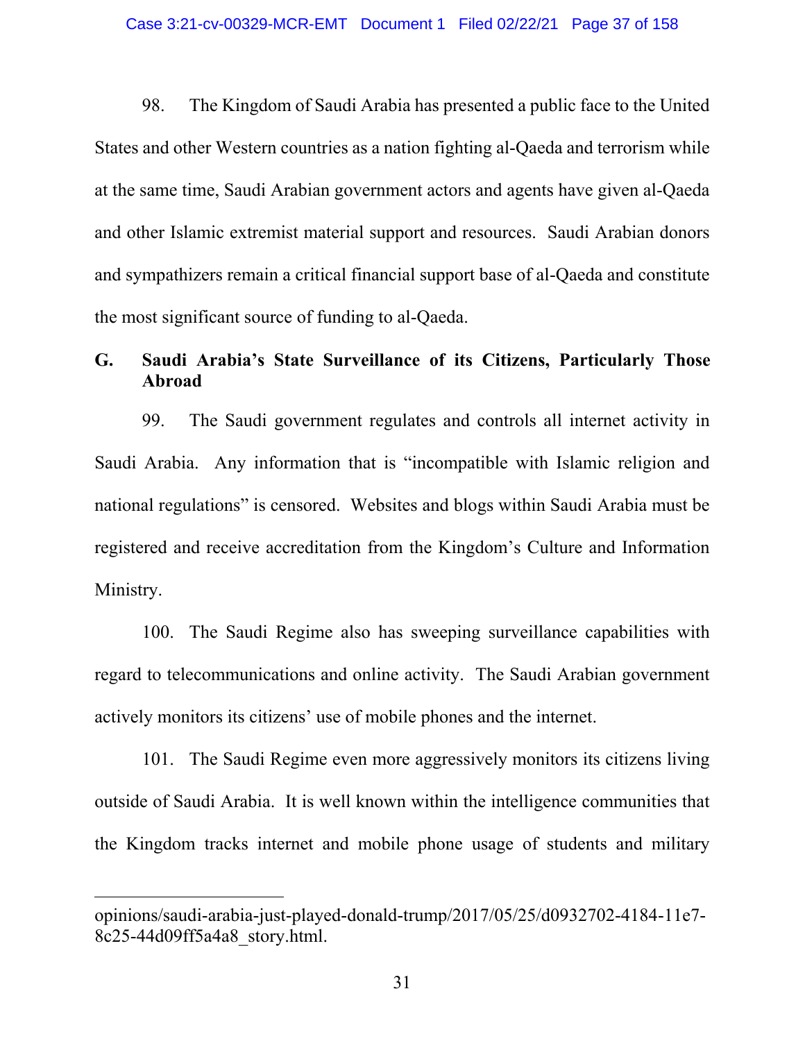98. The Kingdom of Saudi Arabia has presented a public face to the United States and other Western countries as a nation fighting al-Qaeda and terrorism while at the same time, Saudi Arabian government actors and agents have given al-Qaeda and other Islamic extremist material support and resources. Saudi Arabian donors and sympathizers remain a critical financial support base of al-Qaeda and constitute the most significant source of funding to al-Qaeda.

### G. Saudi Arabia's State Surveillance of its Citizens, Particularly Those Abroad

99. The Saudi government regulates and controls all internet activity in Saudi Arabia. Any information that is "incompatible with Islamic religion and national regulations" is censored. Websites and blogs within Saudi Arabia must be registered and receive accreditation from the Kingdom's Culture and Information Ministry.

100. The Saudi Regime also has sweeping surveillance capabilities with regard to telecommunications and online activity. The Saudi Arabian government actively monitors its citizens' use of mobile phones and the internet.

101. The Saudi Regime even more aggressively monitors its citizens living outside of Saudi Arabia. It is well known within the intelligence communities that the Kingdom tracks internet and mobile phone usage of students and military

---

opinions/saudi-arabia-just-played-donald-trump/2017/05/25/d0932702-4184-11e7-8c25-44d09ff5a4a8_story.html.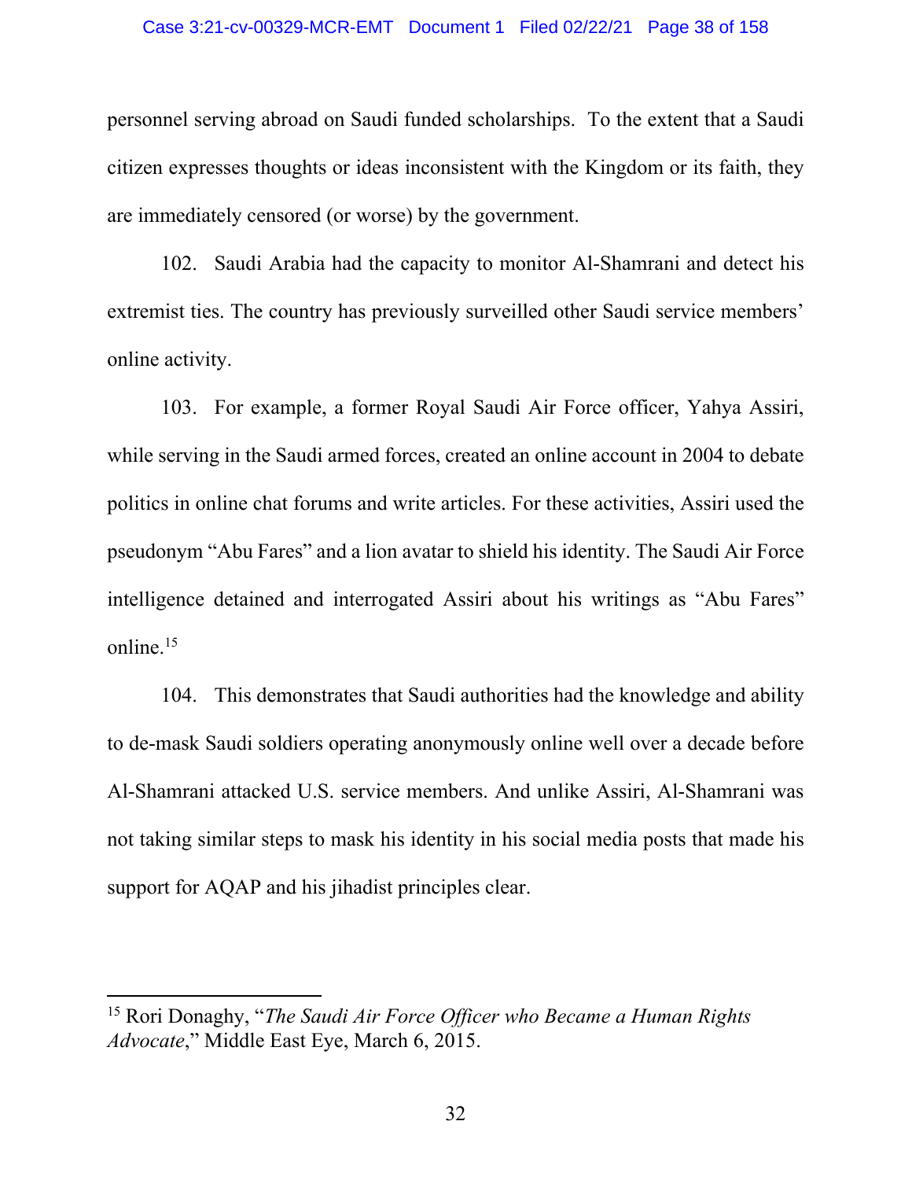personnel serving abroad on Saudi funded scholarships. To the extent that a Saudi citizen expresses thoughts or ideas inconsistent with the Kingdom or its faith, they are immediately censored (or worse) by the government.

102. Saudi Arabia had the capacity to monitor Al-Shamrani and detect his extremist ties. The country has previously surveilled other Saudi service members' online activity.

103. For example, a former Royal Saudi Air Force officer, Yahya Assiri, while serving in the Saudi armed forces, created an online account in 2004 to debate politics in online chat forums and write articles. For these activities, Assiri used the pseudonym "Abu Fares" and a lion avatar to shield his identity. The Saudi Air Force intelligence detained and interrogated Assiri about his writings as "Abu Fares" online.[15]

104. This demonstrates that Saudi authorities had the knowledge and ability to de-mask Saudi soldiers operating anonymously online well over a decade before Al-Shamrani attacked U.S. service members. And unlike Assiri, Al-Shamrani was not taking similar steps to mask his identity in his social media posts that made his support for AQAP and his jihadist principles clear.

---

[15] Rori Donaghy, "*The Saudi Air Force Officer who Became a Human Rights Advocate*," Middle East Eye, March 6, 2015.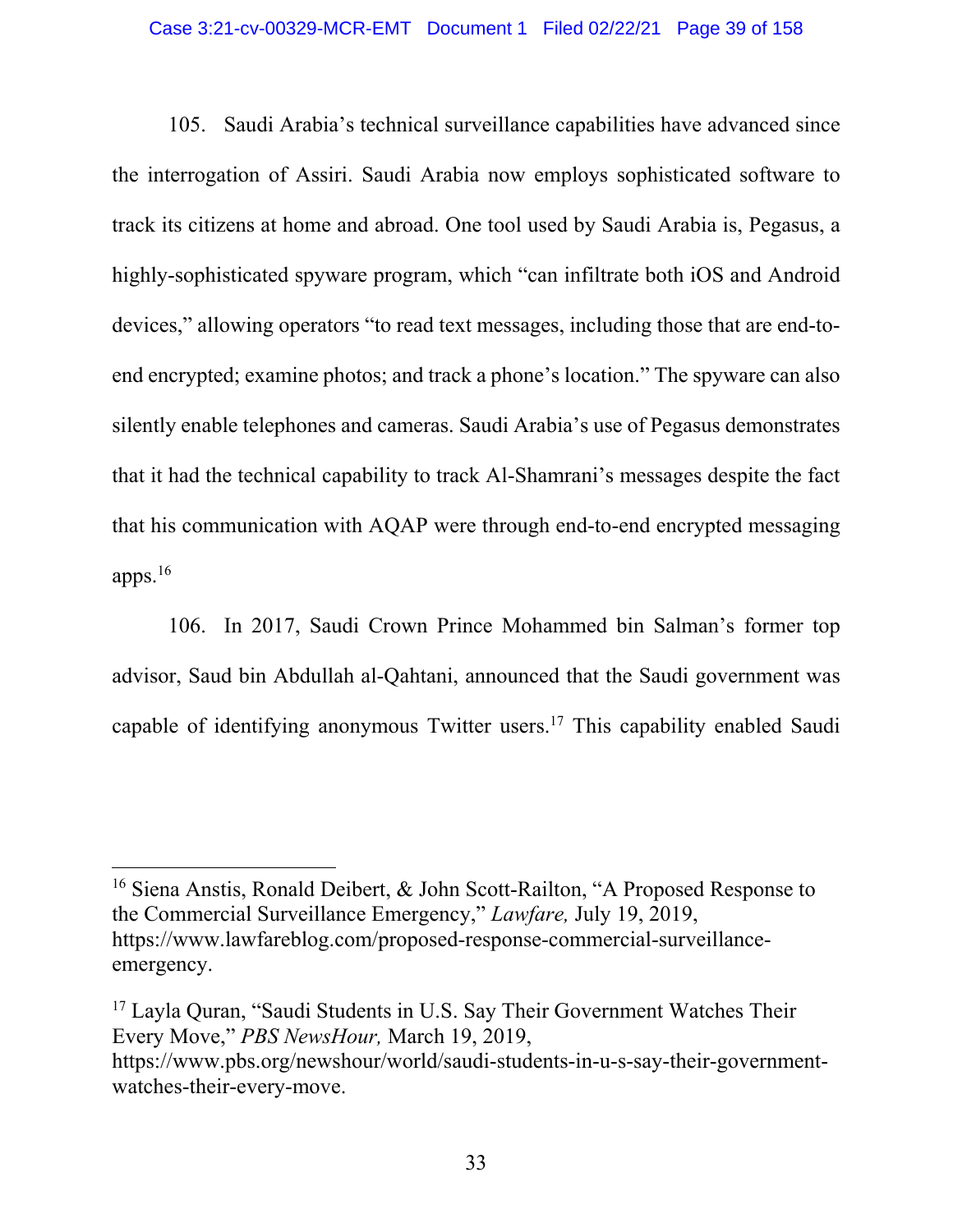105. Saudi Arabia's technical surveillance capabilities have advanced since the interrogation of Assiri. Saudi Arabia now employs sophisticated software to track its citizens at home and abroad. One tool used by Saudi Arabia is, Pegasus, a highly-sophisticated spyware program, which "can infiltrate both iOS and Android devices," allowing operators "to read text messages, including those that are end-to-end encrypted; examine photos; and track a phone's location." The spyware can also silently enable telephones and cameras. Saudi Arabia's use of Pegasus demonstrates that it had the technical capability to track Al-Shamrani's messages despite the fact that his communication with AQAP were through end-to-end encrypted messaging apps.[16]

106. In 2017, Saudi Crown Prince Mohammed bin Salman's former top advisor, Saud bin Abdullah al-Qahtani, announced that the Saudi government was capable of identifying anonymous Twitter users.[17] This capability enabled Saudi

---

[16] Siena Anstis, Ronald Deibert, & John Scott-Railton, "A Proposed Response to the Commercial Surveillance Emergency," *Lawfare,* July 19, 2019, https://www.lawfareblog.com/proposed-response-commercial-surveillance-emergency.

[17] Layla Quran, "Saudi Students in U.S. Say Their Government Watches Their Every Move," *PBS NewsHour,* March 19, 2019, https://www.pbs.org/newshour/world/saudi-students-in-u-s-say-their-government-watches-their-every-move.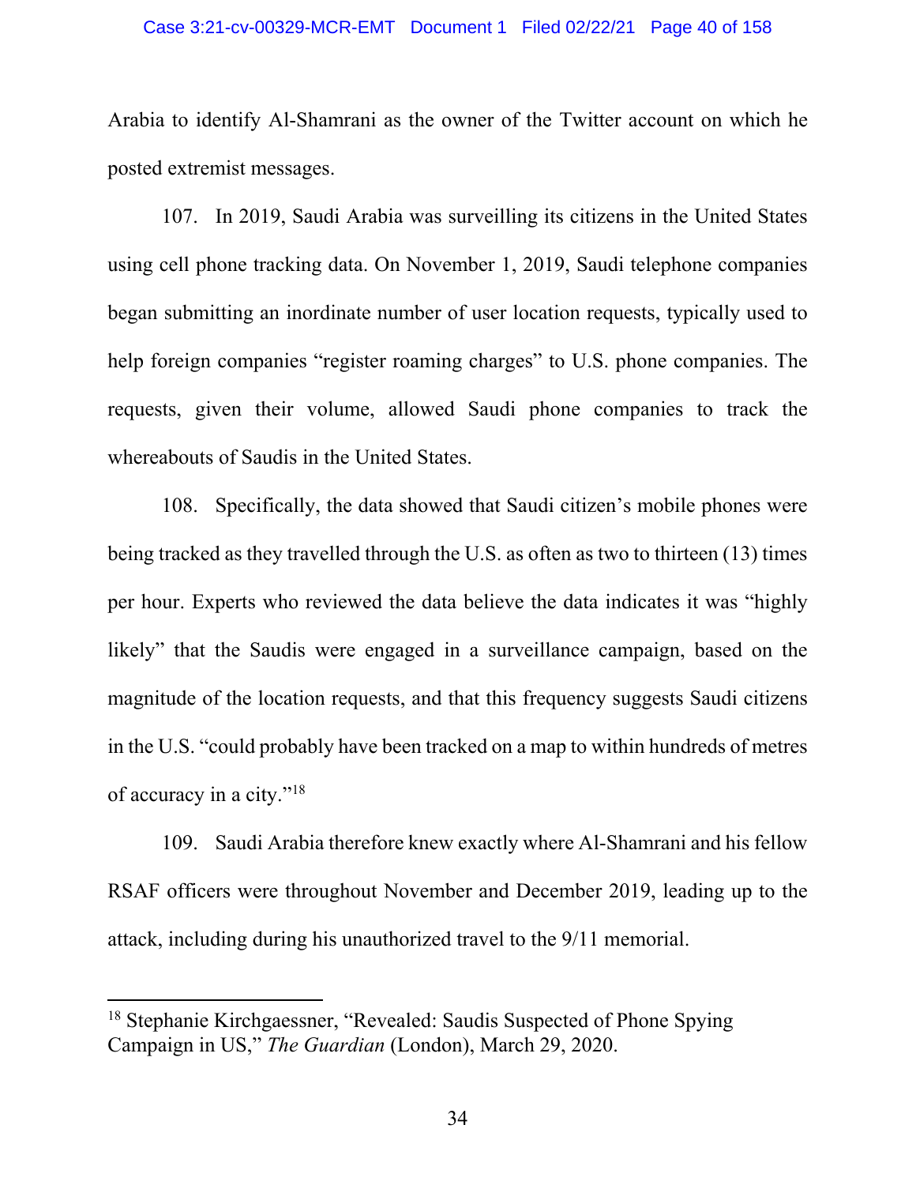Arabia to identify Al-Shamrani as the owner of the Twitter account on which he posted extremist messages.

107. In 2019, Saudi Arabia was surveilling its citizens in the United States using cell phone tracking data. On November 1, 2019, Saudi telephone companies began submitting an inordinate number of user location requests, typically used to help foreign companies "register roaming charges" to U.S. phone companies. The requests, given their volume, allowed Saudi phone companies to track the whereabouts of Saudis in the United States.

108. Specifically, the data showed that Saudi citizen's mobile phones were being tracked as they travelled through the U.S. as often as two to thirteen (13) times per hour. Experts who reviewed the data believe the data indicates it was "highly likely" that the Saudis were engaged in a surveillance campaign, based on the magnitude of the location requests, and that this frequency suggests Saudi citizens in the U.S. "could probably have been tracked on a map to within hundreds of metres of accuracy in a city."[18]

109. Saudi Arabia therefore knew exactly where Al-Shamrani and his fellow RSAF officers were throughout November and December 2019, leading up to the attack, including during his unauthorized travel to the 9/11 memorial.

---

[18] Stephanie Kirchgaessner, "Revealed: Saudis Suspected of Phone Spying Campaign in US," *The Guardian* (London), March 29, 2020.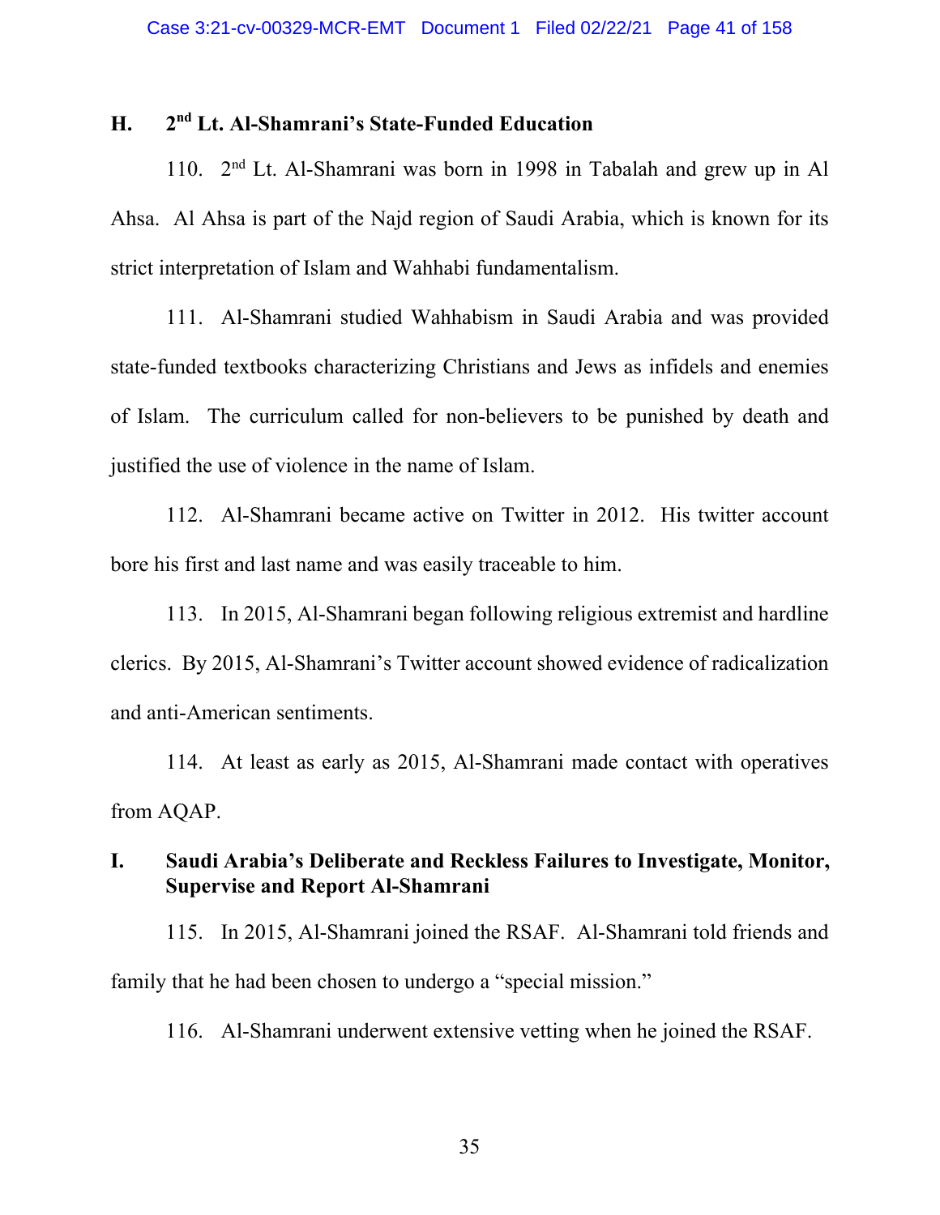## H. 2nd Lt. Al-Shamrani's State-Funded Education

110. 2nd Lt. Al-Shamrani was born in 1998 in Tabalah and grew up in Al Ahsa. Al Ahsa is part of the Najd region of Saudi Arabia, which is known for its strict interpretation of Islam and Wahhabi fundamentalism.

111. Al-Shamrani studied Wahhabism in Saudi Arabia and was provided state-funded textbooks characterizing Christians and Jews as infidels and enemies of Islam. The curriculum called for non-believers to be punished by death and justified the use of violence in the name of Islam.

112. Al-Shamrani became active on Twitter in 2012. His twitter account bore his first and last name and was easily traceable to him.

113. In 2015, Al-Shamrani began following religious extremist and hardline clerics. By 2015, Al-Shamrani's Twitter account showed evidence of radicalization and anti-American sentiments.

114. At least as early as 2015, Al-Shamrani made contact with operatives from AQAP.

## I. Saudi Arabia's Deliberate and Reckless Failures to Investigate, Monitor, Supervise and Report Al-Shamrani

115. In 2015, Al-Shamrani joined the RSAF. Al-Shamrani told friends and family that he had been chosen to undergo a "special mission."

116. Al-Shamrani underwent extensive vetting when he joined the RSAF.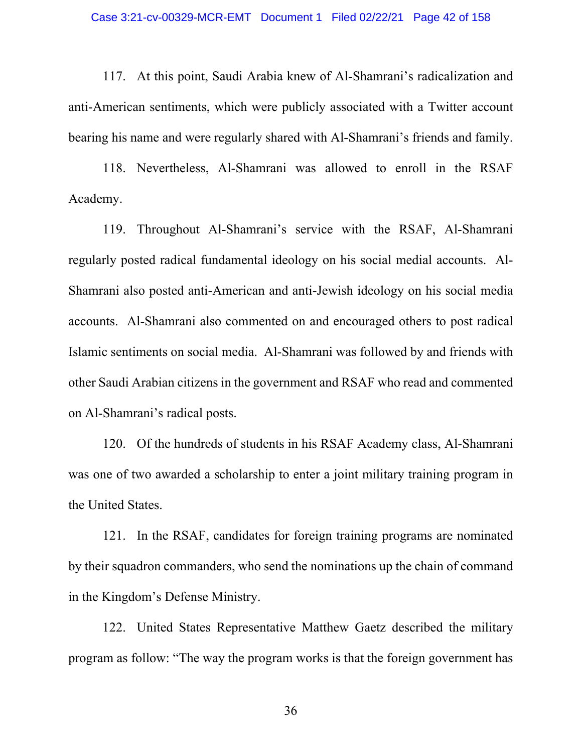117. At this point, Saudi Arabia knew of Al-Shamrani's radicalization and anti-American sentiments, which were publicly associated with a Twitter account bearing his name and were regularly shared with Al-Shamrani's friends and family.

118. Nevertheless, Al-Shamrani was allowed to enroll in the RSAF Academy.

119. Throughout Al-Shamrani's service with the RSAF, Al-Shamrani regularly posted radical fundamental ideology on his social medial accounts. Al-Shamrani also posted anti-American and anti-Jewish ideology on his social media accounts. Al-Shamrani also commented on and encouraged others to post radical Islamic sentiments on social media. Al-Shamrani was followed by and friends with other Saudi Arabian citizens in the government and RSAF who read and commented on Al-Shamrani's radical posts.

120. Of the hundreds of students in his RSAF Academy class, Al-Shamrani was one of two awarded a scholarship to enter a joint military training program in the United States.

121. In the RSAF, candidates for foreign training programs are nominated by their squadron commanders, who send the nominations up the chain of command in the Kingdom's Defense Ministry.

122. United States Representative Matthew Gaetz described the military program as follow: "The way the program works is that the foreign government has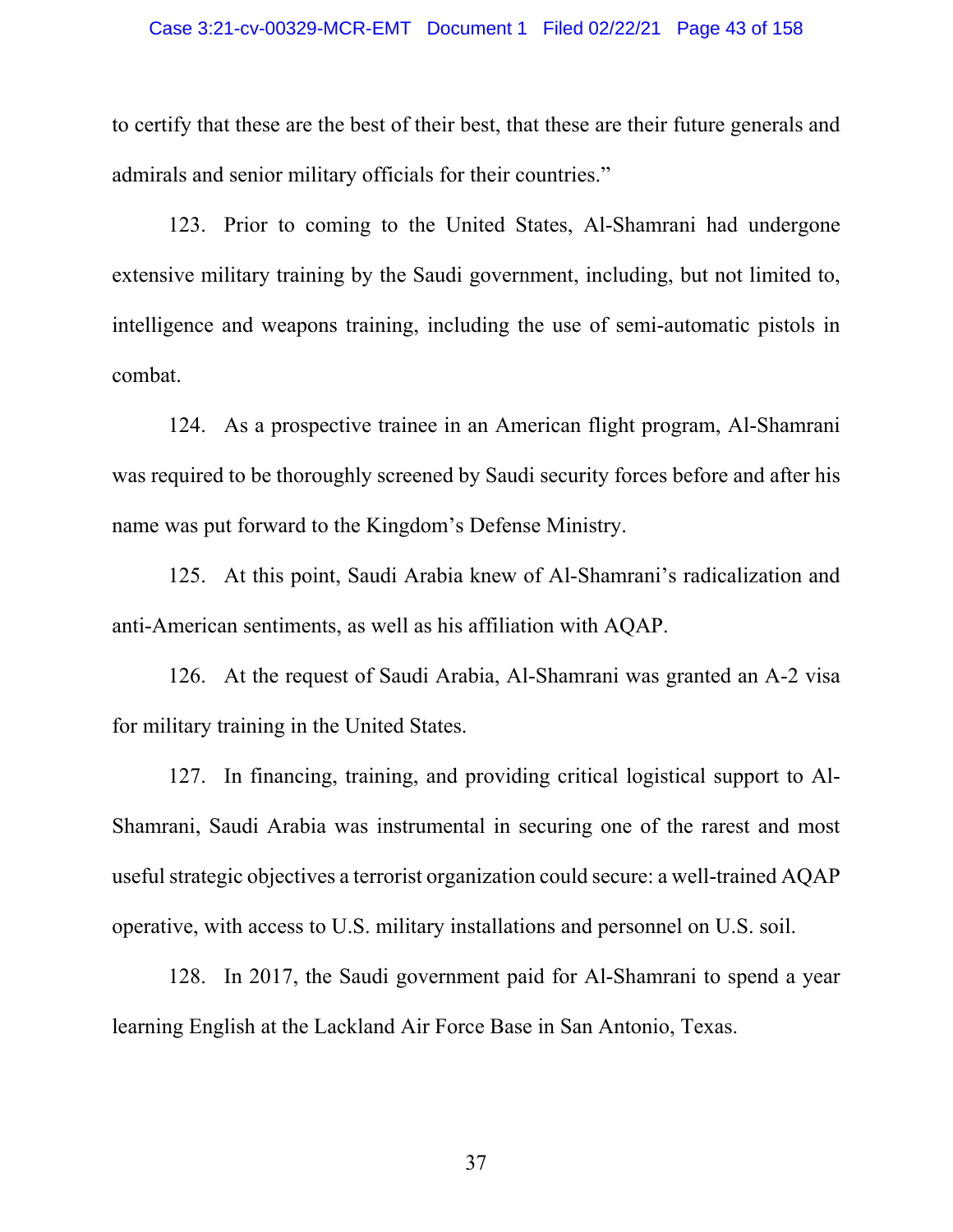to certify that these are the best of their best, that these are their future generals and admirals and senior military officials for their countries."

123. Prior to coming to the United States, Al-Shamrani had undergone extensive military training by the Saudi government, including, but not limited to, intelligence and weapons training, including the use of semi-automatic pistols in combat.

124. As a prospective trainee in an American flight program, Al-Shamrani was required to be thoroughly screened by Saudi security forces before and after his name was put forward to the Kingdom's Defense Ministry.

125. At this point, Saudi Arabia knew of Al-Shamrani's radicalization and anti-American sentiments, as well as his affiliation with AQAP.

126. At the request of Saudi Arabia, Al-Shamrani was granted an A-2 visa for military training in the United States.

127. In financing, training, and providing critical logistical support to Al-Shamrani, Saudi Arabia was instrumental in securing one of the rarest and most useful strategic objectives a terrorist organization could secure: a well-trained AQAP operative, with access to U.S. military installations and personnel on U.S. soil.

128. In 2017, the Saudi government paid for Al-Shamrani to spend a year learning English at the Lackland Air Force Base in San Antonio, Texas.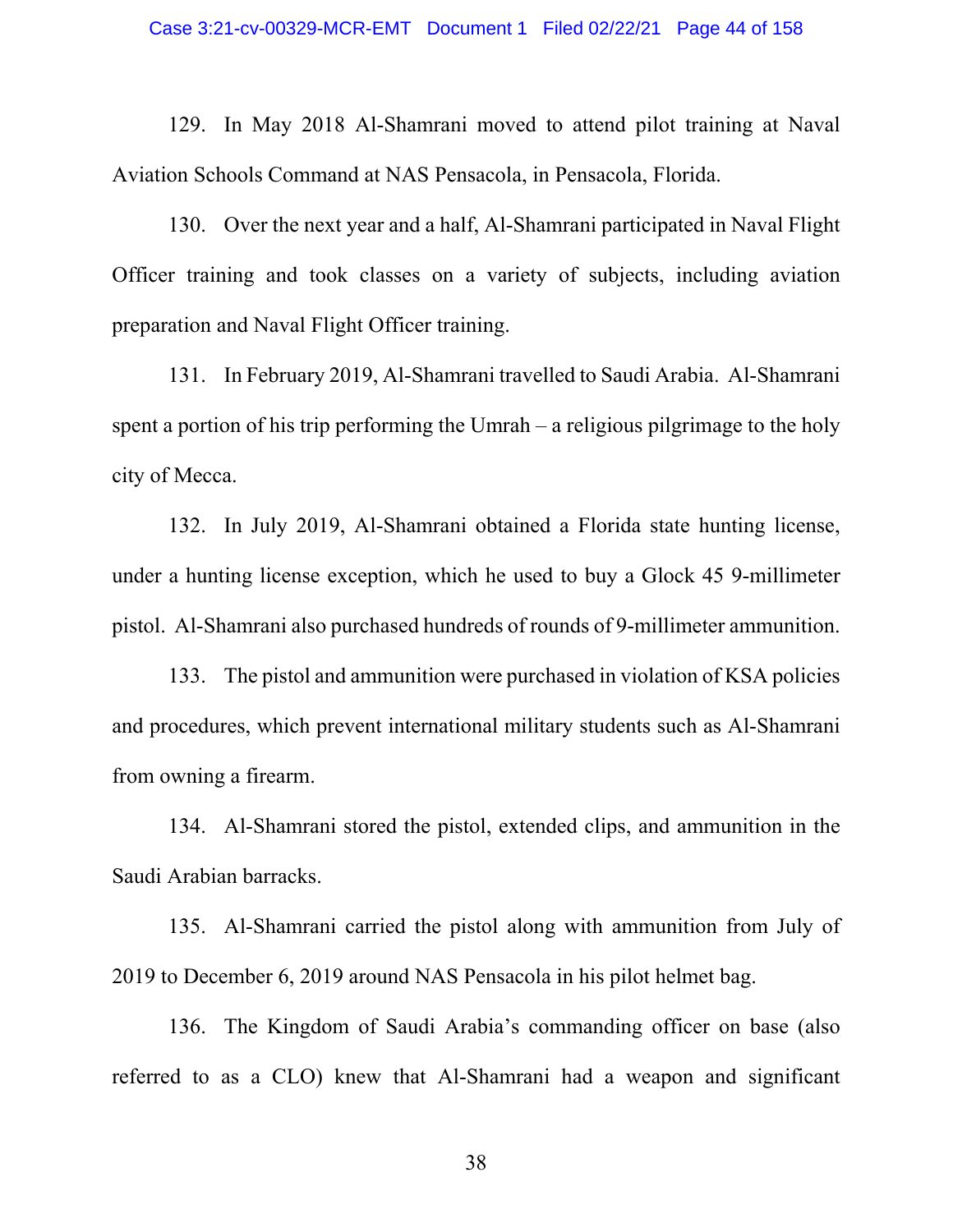129. In May 2018 Al-Shamrani moved to attend pilot training at Naval Aviation Schools Command at NAS Pensacola, in Pensacola, Florida.

130. Over the next year and a half, Al-Shamrani participated in Naval Flight Officer training and took classes on a variety of subjects, including aviation preparation and Naval Flight Officer training.

131. In February 2019, Al-Shamrani travelled to Saudi Arabia. Al-Shamrani spent a portion of his trip performing the Umrah – a religious pilgrimage to the holy city of Mecca.

132. In July 2019, Al-Shamrani obtained a Florida state hunting license, under a hunting license exception, which he used to buy a Glock 45 9-millimeter pistol. Al-Shamrani also purchased hundreds of rounds of 9-millimeter ammunition.

133. The pistol and ammunition were purchased in violation of KSA policies and procedures, which prevent international military students such as Al-Shamrani from owning a firearm.

134. Al-Shamrani stored the pistol, extended clips, and ammunition in the Saudi Arabian barracks.

135. Al-Shamrani carried the pistol along with ammunition from July of 2019 to December 6, 2019 around NAS Pensacola in his pilot helmet bag.

136. The Kingdom of Saudi Arabia's commanding officer on base (also referred to as a CLO) knew that Al-Shamrani had a weapon and significant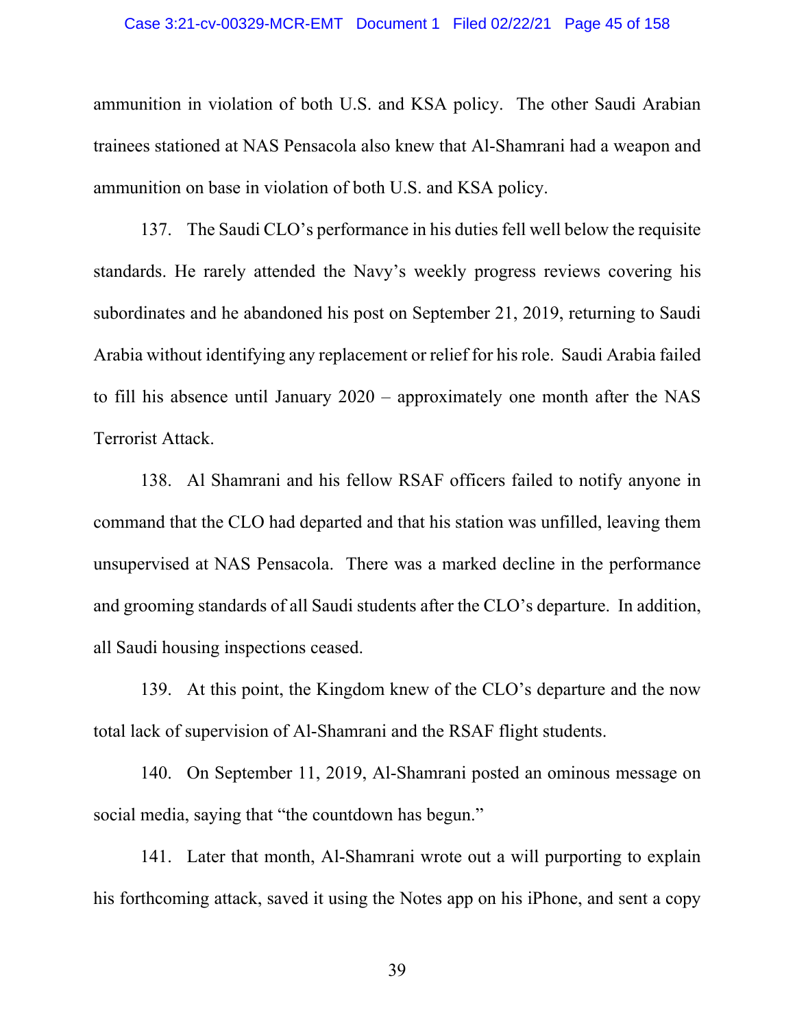ammunition in violation of both U.S. and KSA policy. The other Saudi Arabian trainees stationed at NAS Pensacola also knew that Al-Shamrani had a weapon and ammunition on base in violation of both U.S. and KSA policy.

137. The Saudi CLO's performance in his duties fell well below the requisite standards. He rarely attended the Navy's weekly progress reviews covering his subordinates and he abandoned his post on September 21, 2019, returning to Saudi Arabia without identifying any replacement or relief for his role. Saudi Arabia failed to fill his absence until January 2020 – approximately one month after the NAS Terrorist Attack.

138. Al Shamrani and his fellow RSAF officers failed to notify anyone in command that the CLO had departed and that his station was unfilled, leaving them unsupervised at NAS Pensacola. There was a marked decline in the performance and grooming standards of all Saudi students after the CLO's departure. In addition, all Saudi housing inspections ceased.

139. At this point, the Kingdom knew of the CLO's departure and the now total lack of supervision of Al-Shamrani and the RSAF flight students.

140. On September 11, 2019, Al-Shamrani posted an ominous message on social media, saying that "the countdown has begun."

141. Later that month, Al-Shamrani wrote out a will purporting to explain his forthcoming attack, saved it using the Notes app on his iPhone, and sent a copy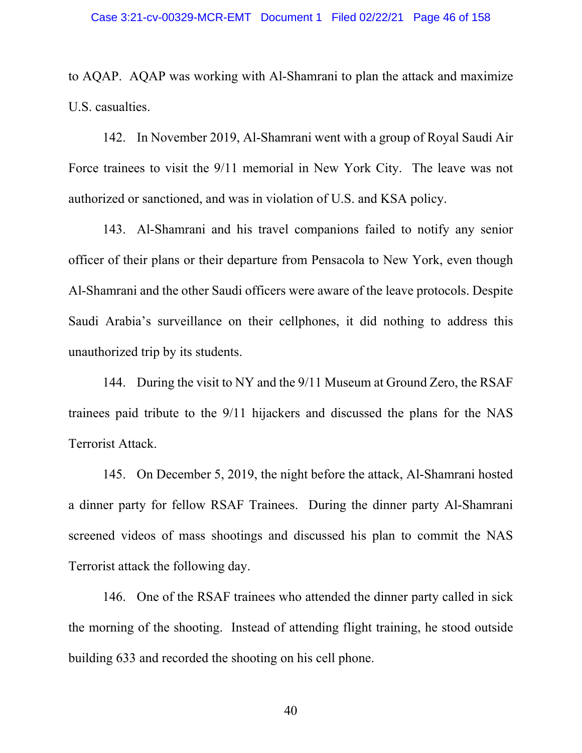to AQAP. AQAP was working with Al-Shamrani to plan the attack and maximize U.S. casualties.

142. In November 2019, Al-Shamrani went with a group of Royal Saudi Air Force trainees to visit the 9/11 memorial in New York City. The leave was not authorized or sanctioned, and was in violation of U.S. and KSA policy.

143. Al-Shamrani and his travel companions failed to notify any senior officer of their plans or their departure from Pensacola to New York, even though Al-Shamrani and the other Saudi officers were aware of the leave protocols. Despite Saudi Arabia's surveillance on their cellphones, it did nothing to address this unauthorized trip by its students.

144. During the visit to NY and the 9/11 Museum at Ground Zero, the RSAF trainees paid tribute to the 9/11 hijackers and discussed the plans for the NAS Terrorist Attack.

145. On December 5, 2019, the night before the attack, Al-Shamrani hosted a dinner party for fellow RSAF Trainees. During the dinner party Al-Shamrani screened videos of mass shootings and discussed his plan to commit the NAS Terrorist attack the following day.

146. One of the RSAF trainees who attended the dinner party called in sick the morning of the shooting. Instead of attending flight training, he stood outside building 633 and recorded the shooting on his cell phone.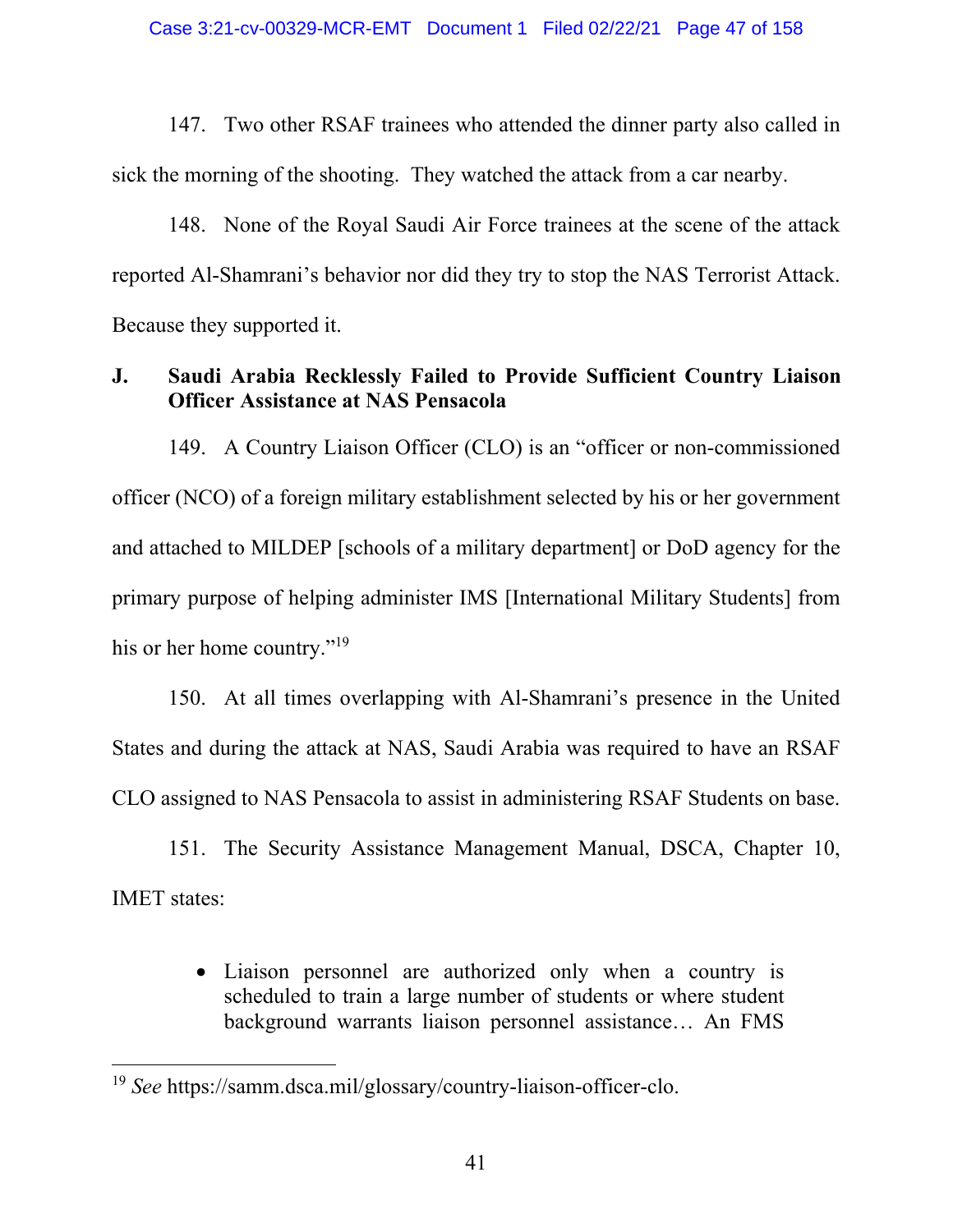147. Two other RSAF trainees who attended the dinner party also called in sick the morning of the shooting. They watched the attack from a car nearby.

148. None of the Royal Saudi Air Force trainees at the scene of the attack reported Al-Shamrani's behavior nor did they try to stop the NAS Terrorist Attack. Because they supported it.

### J. Saudi Arabia Recklessly Failed to Provide Sufficient Country Liaison Officer Assistance at NAS Pensacola

149. A Country Liaison Officer (CLO) is an "officer or non-commissioned officer (NCO) of a foreign military establishment selected by his or her government and attached to MILDEP [schools of a military department] or DoD agency for the primary purpose of helping administer IMS [International Military Students] from his or her home country."[19]

150. At all times overlapping with Al-Shamrani's presence in the United States and during the attack at NAS, Saudi Arabia was required to have an RSAF CLO assigned to NAS Pensacola to assist in administering RSAF Students on base.

151. The Security Assistance Management Manual, DSCA, Chapter 10, IMET states:

- Liaison personnel are authorized only when a country is scheduled to train a large number of students or where student background warrants liaison personnel assistance… An FMS

---

[19] *See* https://samm.dsca.mil/glossary/country-liaison-officer-clo.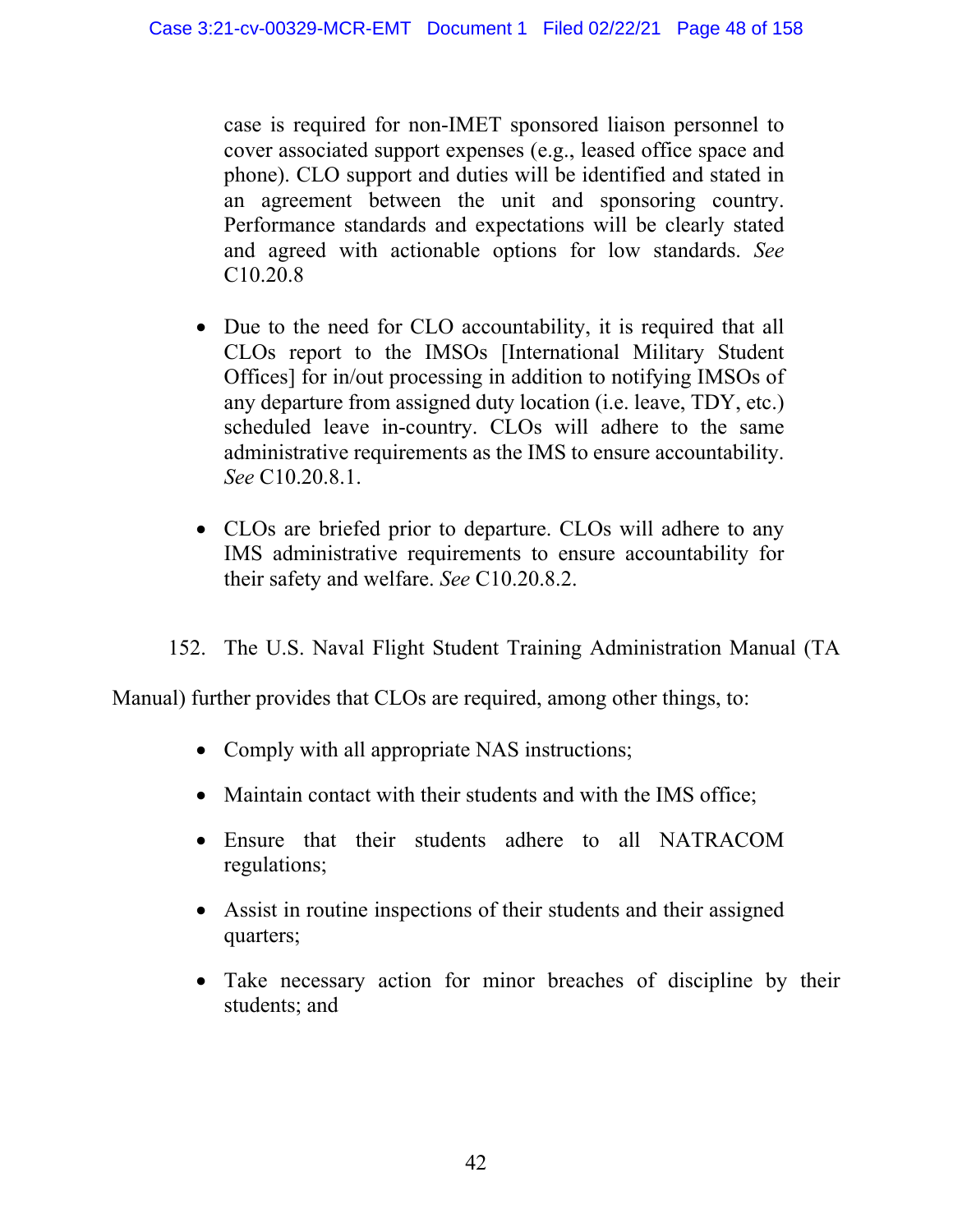case is required for non-IMET sponsored liaison personnel to cover associated support expenses (e.g., leased office space and phone). CLO support and duties will be identified and stated in an agreement between the unit and sponsoring country. Performance standards and expectations will be clearly stated and agreed with actionable options for low standards. *See* C10.20.8

- Due to the need for CLO accountability, it is required that all CLOs report to the IMSOs [International Military Student Offices] for in/out processing in addition to notifying IMSOs of any departure from assigned duty location (i.e. leave, TDY, etc.) scheduled leave in-country. CLOs will adhere to the same administrative requirements as the IMS to ensure accountability. *See* C10.20.8.1.

- CLOs are briefed prior to departure. CLOs will adhere to any IMS administrative requirements to ensure accountability for their safety and welfare. *See* C10.20.8.2.

152. The U.S. Naval Flight Student Training Administration Manual (TA Manual) further provides that CLOs are required, among other things, to:

- Comply with all appropriate NAS instructions;

- Maintain contact with their students and with the IMS office;

- Ensure that their students adhere to all NATRACOM regulations;

- Assist in routine inspections of their students and their assigned quarters;

- Take necessary action for minor breaches of discipline by their students; and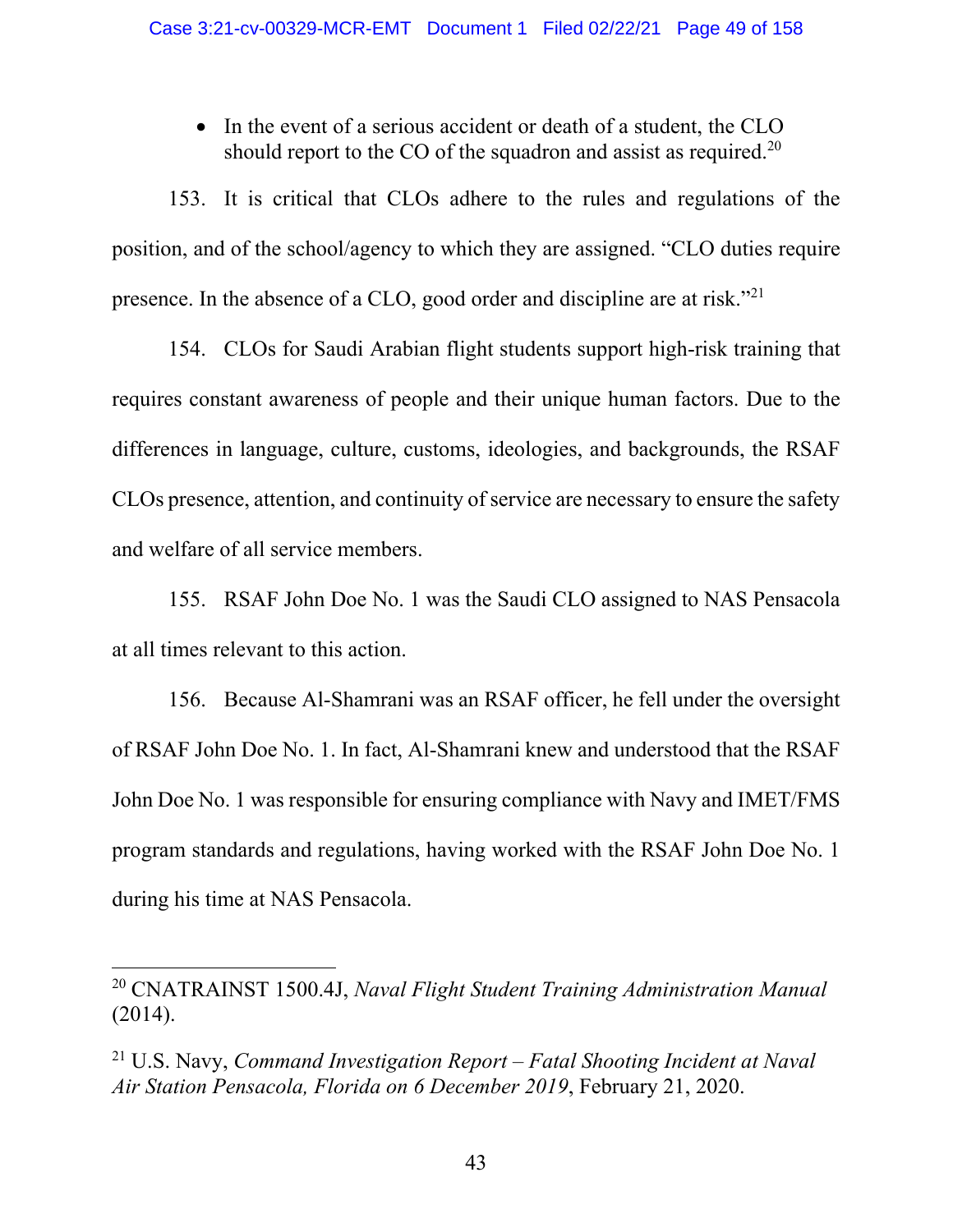- In the event of a serious accident or death of a student, the CLO should report to the CO of the squadron and assist as required.[20]

153. It is critical that CLOs adhere to the rules and regulations of the position, and of the school/agency to which they are assigned. "CLO duties require presence. In the absence of a CLO, good order and discipline are at risk."[21]

154. CLOs for Saudi Arabian flight students support high-risk training that requires constant awareness of people and their unique human factors. Due to the differences in language, culture, customs, ideologies, and backgrounds, the RSAF CLOs presence, attention, and continuity of service are necessary to ensure the safety and welfare of all service members.

155. RSAF John Doe No. 1 was the Saudi CLO assigned to NAS Pensacola at all times relevant to this action.

156. Because Al-Shamrani was an RSAF officer, he fell under the oversight of RSAF John Doe No. 1. In fact, Al-Shamrani knew and understood that the RSAF John Doe No. 1 was responsible for ensuring compliance with Navy and IMET/FMS program standards and regulations, having worked with the RSAF John Doe No. 1 during his time at NAS Pensacola.

---

[20] CNATRAINST 1500.4J, *Naval Flight Student Training Administration Manual* (2014).

[21] U.S. Navy, *Command Investigation Report – Fatal Shooting Incident at Naval Air Station Pensacola, Florida on 6 December 2019*, February 21, 2020.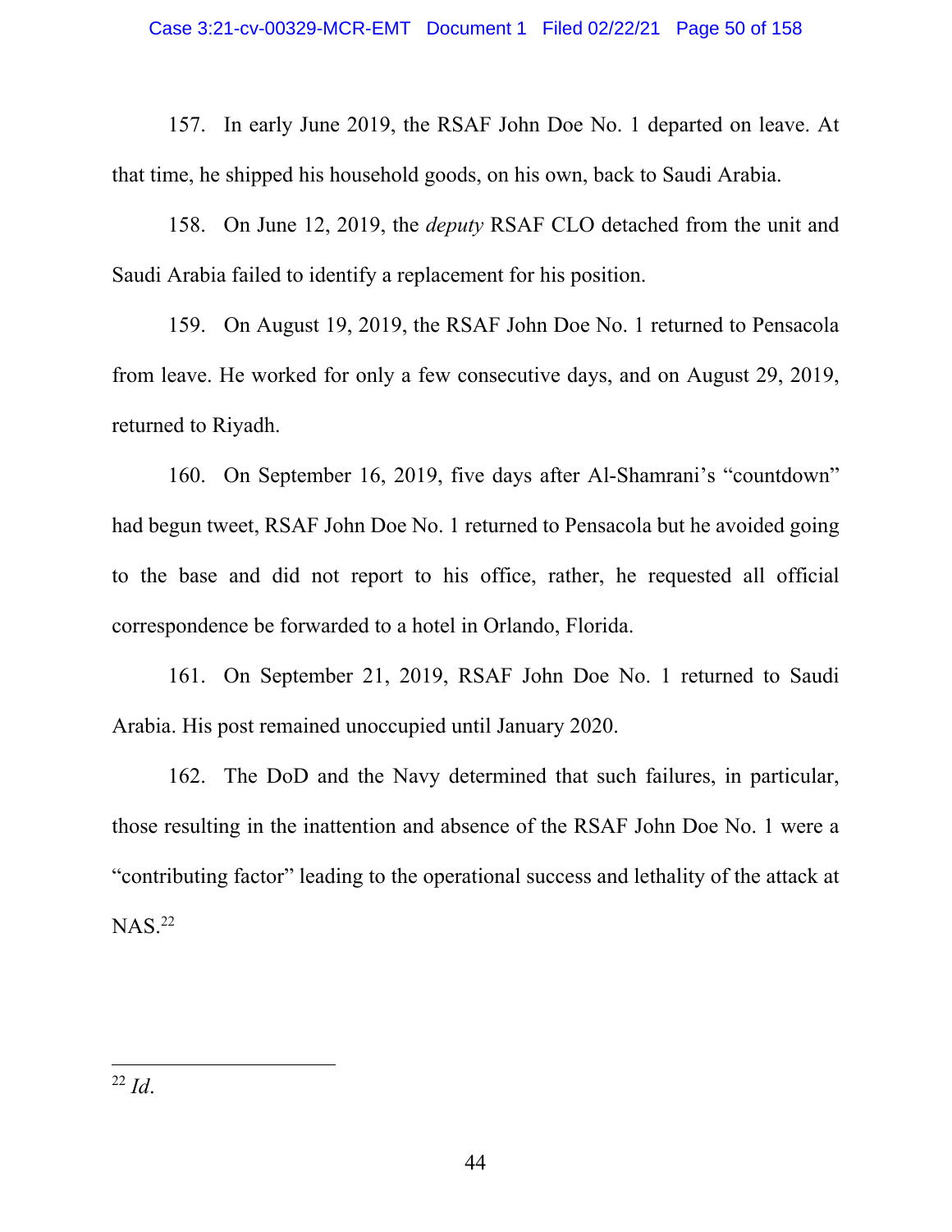157. In early June 2019, the RSAF John Doe No. 1 departed on leave. At that time, he shipped his household goods, on his own, back to Saudi Arabia.

158. On June 12, 2019, the *deputy* RSAF CLO detached from the unit and Saudi Arabia failed to identify a replacement for his position.

159. On August 19, 2019, the RSAF John Doe No. 1 returned to Pensacola from leave. He worked for only a few consecutive days, and on August 29, 2019, returned to Riyadh.

160. On September 16, 2019, five days after Al-Shamrani's "countdown" had begun tweet, RSAF John Doe No. 1 returned to Pensacola but he avoided going to the base and did not report to his office, rather, he requested all official correspondence be forwarded to a hotel in Orlando, Florida.

161. On September 21, 2019, RSAF John Doe No. 1 returned to Saudi Arabia. His post remained unoccupied until January 2020.

162. The DoD and the Navy determined that such failures, in particular, those resulting in the inattention and absence of the RSAF John Doe No. 1 were a "contributing factor" leading to the operational success and lethality of the attack at NAS.[22]

---

[22] *Id*.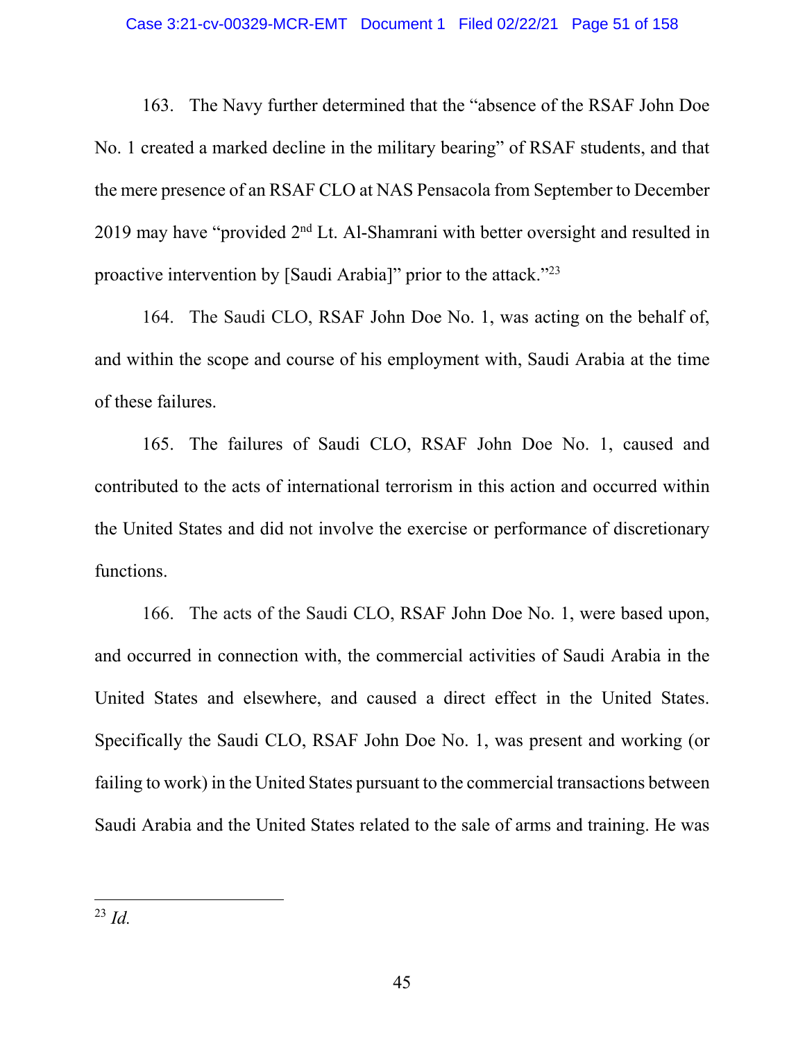163. The Navy further determined that the "absence of the RSAF John Doe No. 1 created a marked decline in the military bearing" of RSAF students, and that the mere presence of an RSAF CLO at NAS Pensacola from September to December 2019 may have "provided 2nd Lt. Al-Shamrani with better oversight and resulted in proactive intervention by [Saudi Arabia]" prior to the attack."[23]

164. The Saudi CLO, RSAF John Doe No. 1, was acting on the behalf of, and within the scope and course of his employment with, Saudi Arabia at the time of these failures.

165. The failures of Saudi CLO, RSAF John Doe No. 1, caused and contributed to the acts of international terrorism in this action and occurred within the United States and did not involve the exercise or performance of discretionary functions.

166. The acts of the Saudi CLO, RSAF John Doe No. 1, were based upon, and occurred in connection with, the commercial activities of Saudi Arabia in the United States and elsewhere, and caused a direct effect in the United States. Specifically the Saudi CLO, RSAF John Doe No. 1, was present and working (or failing to work) in the United States pursuant to the commercial transactions between Saudi Arabia and the United States related to the sale of arms and training. He was

---

[23] *Id.*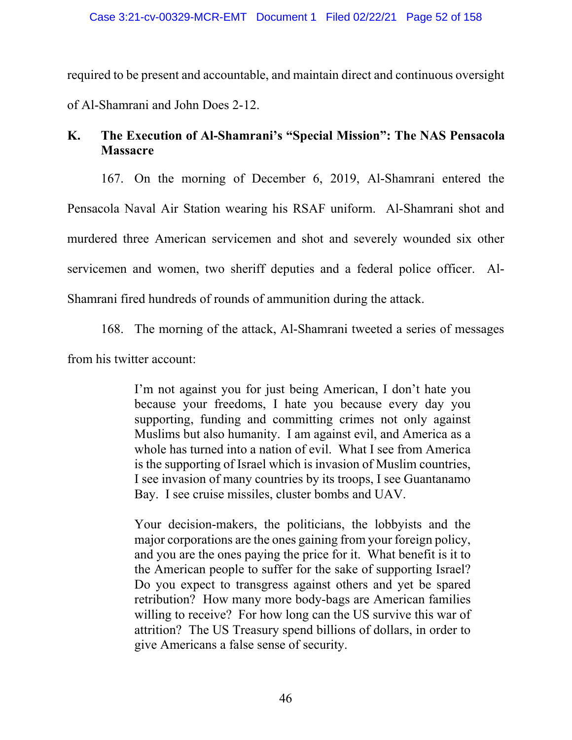required to be present and accountable, and maintain direct and continuous oversight of Al-Shamrani and John Does 2-12.

### K. The Execution of Al-Shamrani's "Special Mission": The NAS Pensacola Massacre

167. On the morning of December 6, 2019, Al-Shamrani entered the Pensacola Naval Air Station wearing his RSAF uniform. Al-Shamrani shot and murdered three American servicemen and shot and severely wounded six other servicemen and women, two sheriff deputies and a federal police officer. Al-Shamrani fired hundreds of rounds of ammunition during the attack.

168. The morning of the attack, Al-Shamrani tweeted a series of messages from his twitter account:

> I'm not against you for just being American, I don't hate you because your freedoms, I hate you because every day you supporting, funding and committing crimes not only against Muslims but also humanity. I am against evil, and America as a whole has turned into a nation of evil. What I see from America is the supporting of Israel which is invasion of Muslim countries, I see invasion of many countries by its troops, I see Guantanamo Bay. I see cruise missiles, cluster bombs and UAV.
>
> Your decision-makers, the politicians, the lobbyists and the major corporations are the ones gaining from your foreign policy, and you are the ones paying the price for it. What benefit is it to the American people to suffer for the sake of supporting Israel? Do you expect to transgress against others and yet be spared retribution? How many more body-bags are American families willing to receive? For how long can the US survive this war of attrition? The US Treasury spend billions of dollars, in order to give Americans a false sense of security.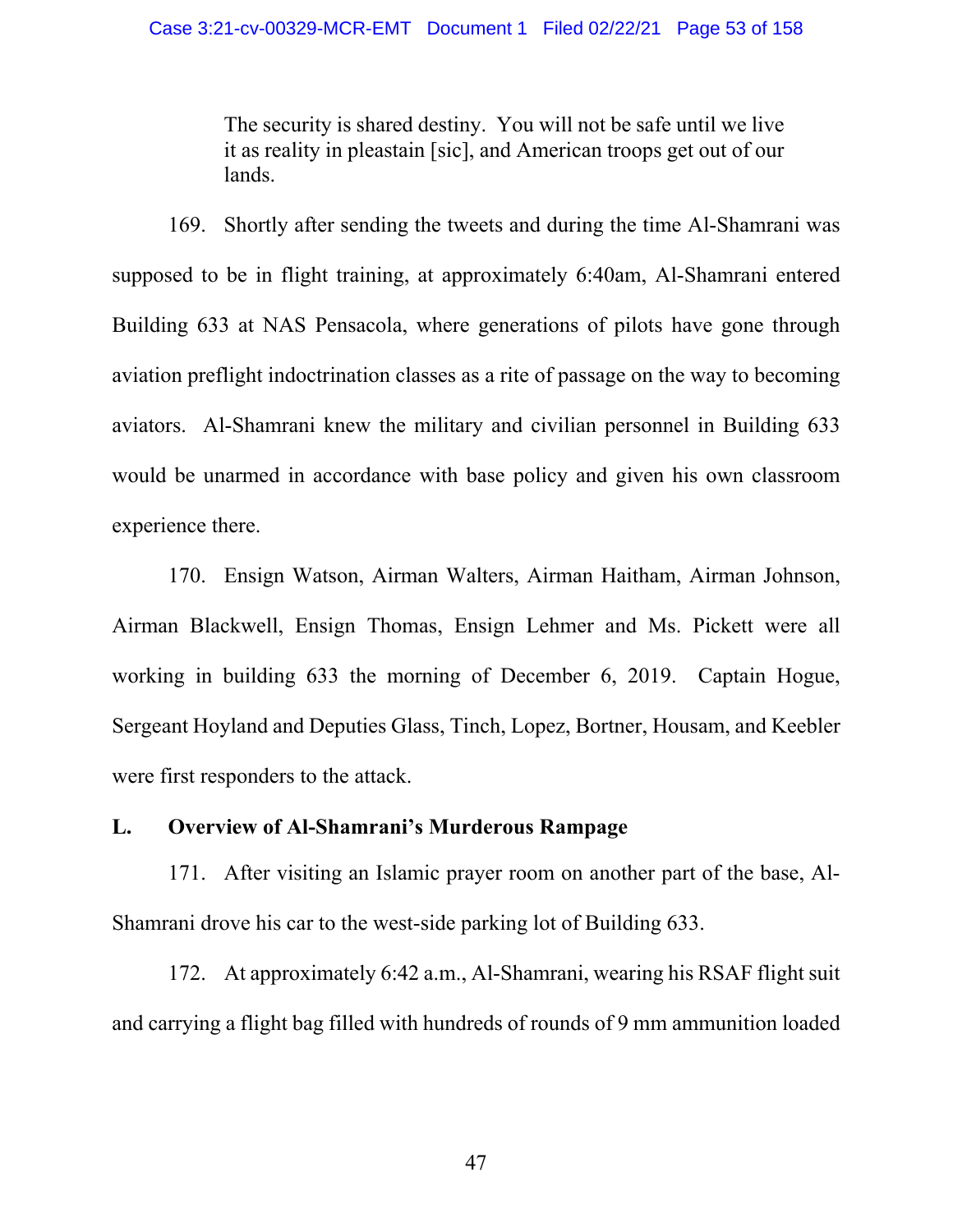> The security is shared destiny. You will not be safe until we live it as reality in pleastain [sic], and American troops get out of our lands.

169. Shortly after sending the tweets and during the time Al-Shamrani was supposed to be in flight training, at approximately 6:40am, Al-Shamrani entered Building 633 at NAS Pensacola, where generations of pilots have gone through aviation preflight indoctrination classes as a rite of passage on the way to becoming aviators. Al-Shamrani knew the military and civilian personnel in Building 633 would be unarmed in accordance with base policy and given his own classroom experience there.

170. Ensign Watson, Airman Walters, Airman Haitham, Airman Johnson, Airman Blackwell, Ensign Thomas, Ensign Lehmer and Ms. Pickett were all working in building 633 the morning of December 6, 2019. Captain Hogue, Sergeant Hoyland and Deputies Glass, Tinch, Lopez, Bortner, Housam, and Keebler were first responders to the attack.

### L. Overview of Al-Shamrani's Murderous Rampage

171. After visiting an Islamic prayer room on another part of the base, Al-Shamrani drove his car to the west-side parking lot of Building 633.

172. At approximately 6:42 a.m., Al-Shamrani, wearing his RSAF flight suit and carrying a flight bag filled with hundreds of rounds of 9 mm ammunition loaded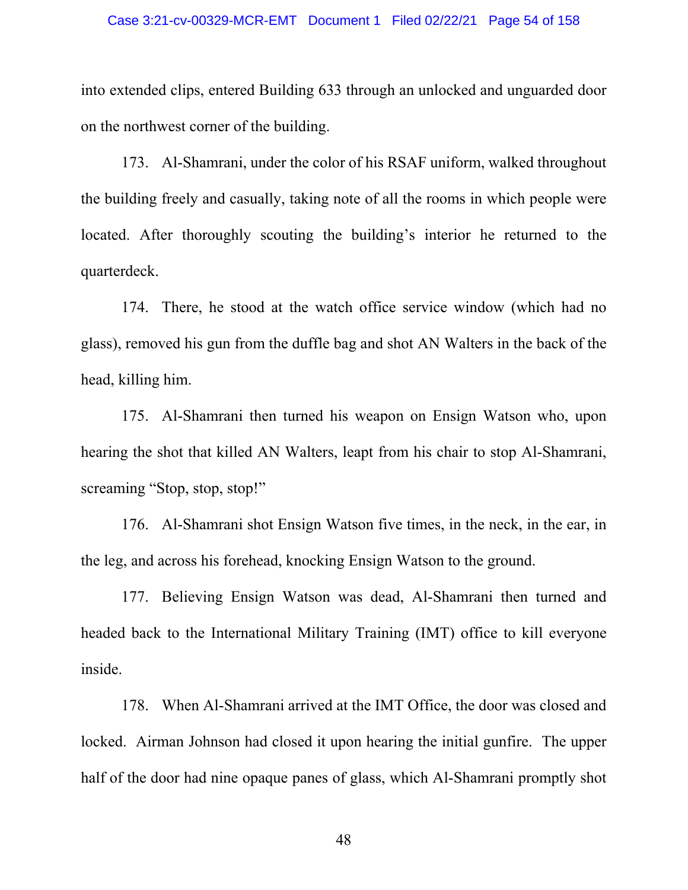into extended clips, entered Building 633 through an unlocked and unguarded door on the northwest corner of the building.

173. Al-Shamrani, under the color of his RSAF uniform, walked throughout the building freely and casually, taking note of all the rooms in which people were located. After thoroughly scouting the building's interior he returned to the quarterdeck.

174. There, he stood at the watch office service window (which had no glass), removed his gun from the duffle bag and shot AN Walters in the back of the head, killing him.

175. Al-Shamrani then turned his weapon on Ensign Watson who, upon hearing the shot that killed AN Walters, leapt from his chair to stop Al-Shamrani, screaming "Stop, stop, stop!"

176. Al-Shamrani shot Ensign Watson five times, in the neck, in the ear, in the leg, and across his forehead, knocking Ensign Watson to the ground.

177. Believing Ensign Watson was dead, Al-Shamrani then turned and headed back to the International Military Training (IMT) office to kill everyone inside.

178. When Al-Shamrani arrived at the IMT Office, the door was closed and locked. Airman Johnson had closed it upon hearing the initial gunfire. The upper half of the door had nine opaque panes of glass, which Al-Shamrani promptly shot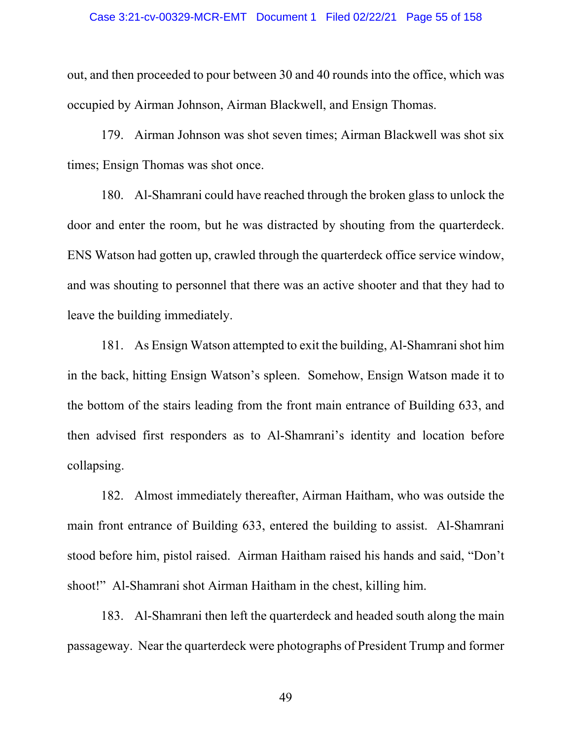out, and then proceeded to pour between 30 and 40 rounds into the office, which was occupied by Airman Johnson, Airman Blackwell, and Ensign Thomas.

179. Airman Johnson was shot seven times; Airman Blackwell was shot six times; Ensign Thomas was shot once.

180. Al-Shamrani could have reached through the broken glass to unlock the door and enter the room, but he was distracted by shouting from the quarterdeck. ENS Watson had gotten up, crawled through the quarterdeck office service window, and was shouting to personnel that there was an active shooter and that they had to leave the building immediately.

181. As Ensign Watson attempted to exit the building, Al-Shamrani shot him in the back, hitting Ensign Watson's spleen. Somehow, Ensign Watson made it to the bottom of the stairs leading from the front main entrance of Building 633, and then advised first responders as to Al-Shamrani's identity and location before collapsing.

182. Almost immediately thereafter, Airman Haitham, who was outside the main front entrance of Building 633, entered the building to assist. Al-Shamrani stood before him, pistol raised. Airman Haitham raised his hands and said, "Don't shoot!" Al-Shamrani shot Airman Haitham in the chest, killing him.

183. Al-Shamrani then left the quarterdeck and headed south along the main passageway. Near the quarterdeck were photographs of President Trump and former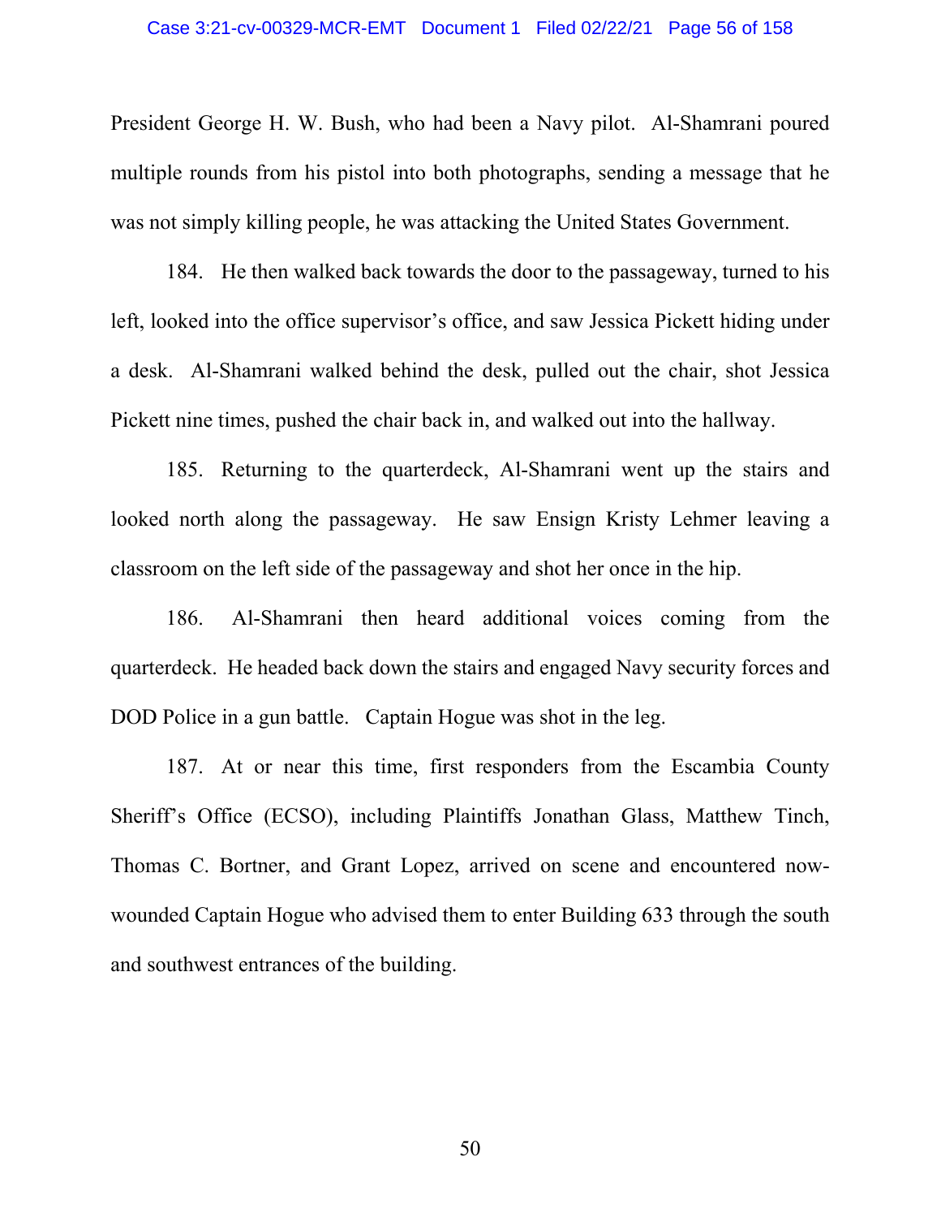President George H. W. Bush, who had been a Navy pilot. Al-Shamrani poured multiple rounds from his pistol into both photographs, sending a message that he was not simply killing people, he was attacking the United States Government.

184. He then walked back towards the door to the passageway, turned to his left, looked into the office supervisor's office, and saw Jessica Pickett hiding under a desk. Al-Shamrani walked behind the desk, pulled out the chair, shot Jessica Pickett nine times, pushed the chair back in, and walked out into the hallway.

185. Returning to the quarterdeck, Al-Shamrani went up the stairs and looked north along the passageway. He saw Ensign Kristy Lehmer leaving a classroom on the left side of the passageway and shot her once in the hip.

186. Al-Shamrani then heard additional voices coming from the quarterdeck. He headed back down the stairs and engaged Navy security forces and DOD Police in a gun battle. Captain Hogue was shot in the leg.

187. At or near this time, first responders from the Escambia County Sheriff's Office (ECSO), including Plaintiffs Jonathan Glass, Matthew Tinch, Thomas C. Bortner, and Grant Lopez, arrived on scene and encountered now-wounded Captain Hogue who advised them to enter Building 633 through the south and southwest entrances of the building.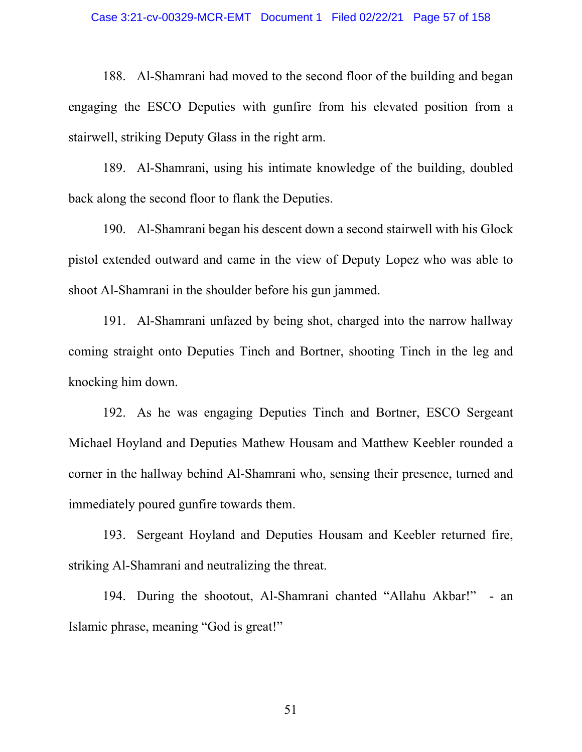188. Al-Shamrani had moved to the second floor of the building and began engaging the ESCO Deputies with gunfire from his elevated position from a stairwell, striking Deputy Glass in the right arm.

189. Al-Shamrani, using his intimate knowledge of the building, doubled back along the second floor to flank the Deputies.

190. Al-Shamrani began his descent down a second stairwell with his Glock pistol extended outward and came in the view of Deputy Lopez who was able to shoot Al-Shamrani in the shoulder before his gun jammed.

191. Al-Shamrani unfazed by being shot, charged into the narrow hallway coming straight onto Deputies Tinch and Bortner, shooting Tinch in the leg and knocking him down.

192. As he was engaging Deputies Tinch and Bortner, ESCO Sergeant Michael Hoyland and Deputies Mathew Housam and Matthew Keebler rounded a corner in the hallway behind Al-Shamrani who, sensing their presence, turned and immediately poured gunfire towards them.

193. Sergeant Hoyland and Deputies Housam and Keebler returned fire, striking Al-Shamrani and neutralizing the threat.

194. During the shootout, Al-Shamrani chanted "Allahu Akbar!" - an Islamic phrase, meaning "God is great!"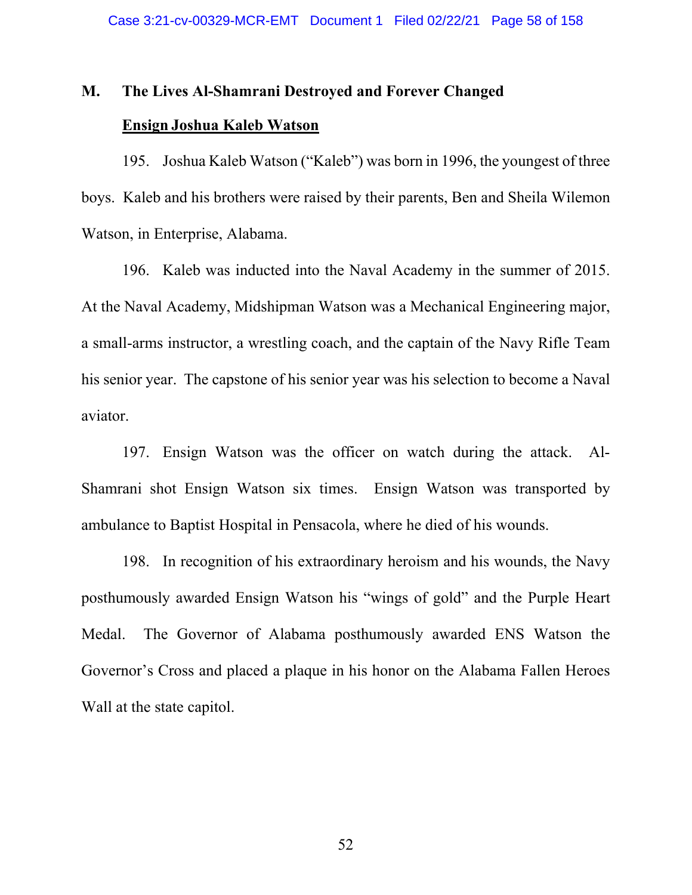## M. The Lives Al-Shamrani Destroyed and Forever Changed

**Ensign Joshua Kaleb Watson**

195. Joshua Kaleb Watson ("Kaleb") was born in 1996, the youngest of three boys. Kaleb and his brothers were raised by their parents, Ben and Sheila Wilemon Watson, in Enterprise, Alabama.

196. Kaleb was inducted into the Naval Academy in the summer of 2015. At the Naval Academy, Midshipman Watson was a Mechanical Engineering major, a small-arms instructor, a wrestling coach, and the captain of the Navy Rifle Team his senior year. The capstone of his senior year was his selection to become a Naval aviator.

197. Ensign Watson was the officer on watch during the attack. Al-Shamrani shot Ensign Watson six times. Ensign Watson was transported by ambulance to Baptist Hospital in Pensacola, where he died of his wounds.

198. In recognition of his extraordinary heroism and his wounds, the Navy posthumously awarded Ensign Watson his "wings of gold" and the Purple Heart Medal. The Governor of Alabama posthumously awarded ENS Watson the Governor's Cross and placed a plaque in his honor on the Alabama Fallen Heroes Wall at the state capitol.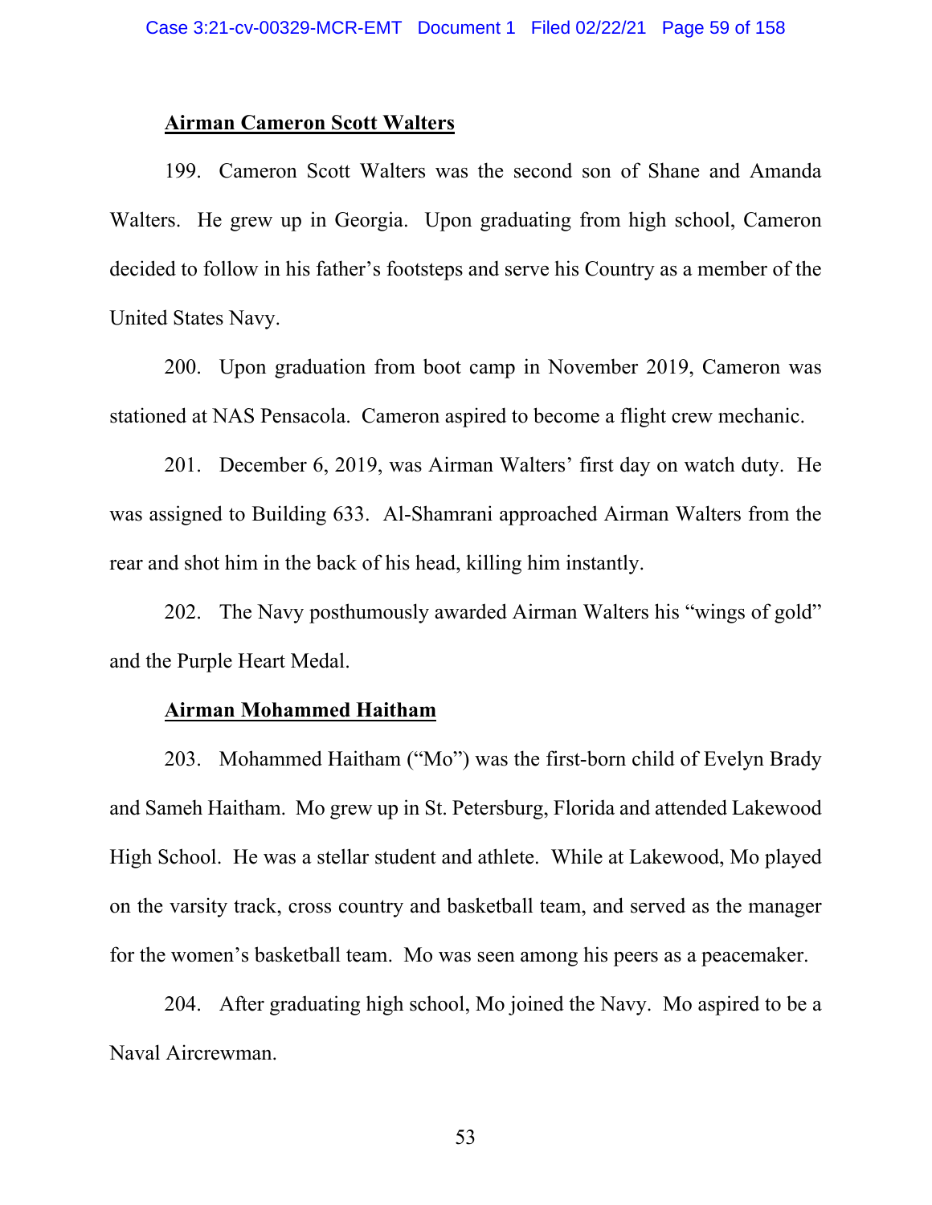**Airman Cameron Scott Walters**

199. Cameron Scott Walters was the second son of Shane and Amanda Walters. He grew up in Georgia. Upon graduating from high school, Cameron decided to follow in his father's footsteps and serve his Country as a member of the United States Navy.

200. Upon graduation from boot camp in November 2019, Cameron was stationed at NAS Pensacola. Cameron aspired to become a flight crew mechanic.

201. December 6, 2019, was Airman Walters' first day on watch duty. He was assigned to Building 633. Al-Shamrani approached Airman Walters from the rear and shot him in the back of his head, killing him instantly.

202. The Navy posthumously awarded Airman Walters his "wings of gold" and the Purple Heart Medal.

**Airman Mohammed Haitham**

203. Mohammed Haitham ("Mo") was the first-born child of Evelyn Brady and Sameh Haitham. Mo grew up in St. Petersburg, Florida and attended Lakewood High School. He was a stellar student and athlete. While at Lakewood, Mo played on the varsity track, cross country and basketball team, and served as the manager for the women's basketball team. Mo was seen among his peers as a peacemaker.

204. After graduating high school, Mo joined the Navy. Mo aspired to be a Naval Aircrewman.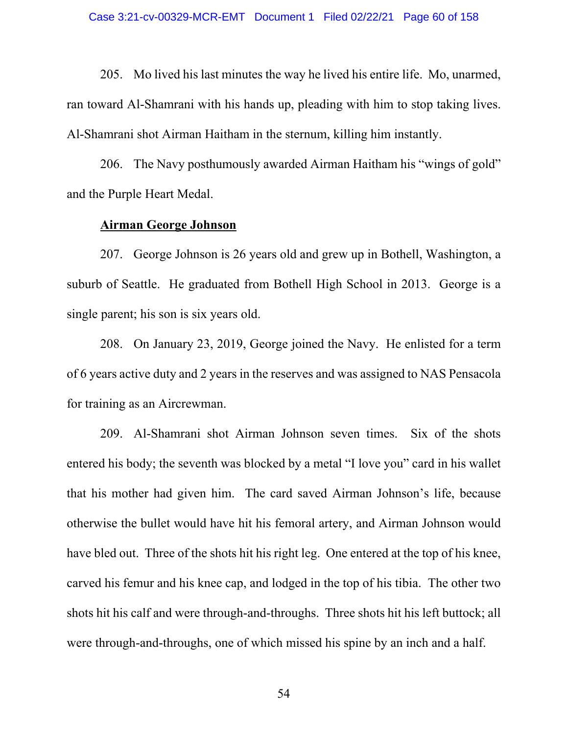205. Mo lived his last minutes the way he lived his entire life. Mo, unarmed, ran toward Al-Shamrani with his hands up, pleading with him to stop taking lives. Al-Shamrani shot Airman Haitham in the sternum, killing him instantly.

206. The Navy posthumously awarded Airman Haitham his "wings of gold" and the Purple Heart Medal.

**Airman George Johnson**

207. George Johnson is 26 years old and grew up in Bothell, Washington, a suburb of Seattle. He graduated from Bothell High School in 2013. George is a single parent; his son is six years old.

208. On January 23, 2019, George joined the Navy. He enlisted for a term of 6 years active duty and 2 years in the reserves and was assigned to NAS Pensacola for training as an Aircrewman.

209. Al-Shamrani shot Airman Johnson seven times. Six of the shots entered his body; the seventh was blocked by a metal "I love you" card in his wallet that his mother had given him. The card saved Airman Johnson's life, because otherwise the bullet would have hit his femoral artery, and Airman Johnson would have bled out. Three of the shots hit his right leg. One entered at the top of his knee, carved his femur and his knee cap, and lodged in the top of his tibia. The other two shots hit his calf and were through-and-throughs. Three shots hit his left buttock; all were through-and-throughs, one of which missed his spine by an inch and a half.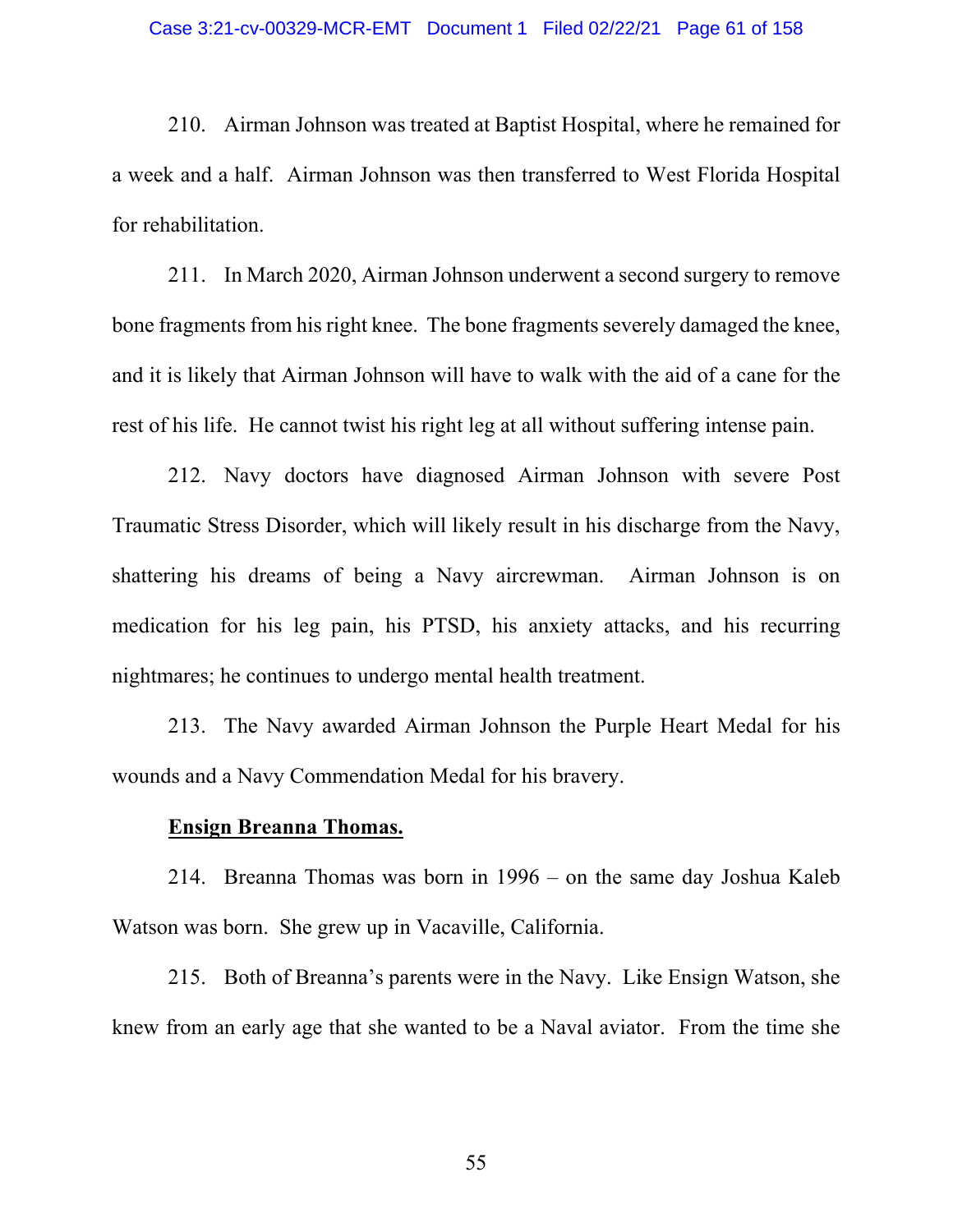210. Airman Johnson was treated at Baptist Hospital, where he remained for a week and a half. Airman Johnson was then transferred to West Florida Hospital for rehabilitation.

211. In March 2020, Airman Johnson underwent a second surgery to remove bone fragments from his right knee. The bone fragments severely damaged the knee, and it is likely that Airman Johnson will have to walk with the aid of a cane for the rest of his life. He cannot twist his right leg at all without suffering intense pain.

212. Navy doctors have diagnosed Airman Johnson with severe Post Traumatic Stress Disorder, which will likely result in his discharge from the Navy, shattering his dreams of being a Navy aircrewman. Airman Johnson is on medication for his leg pain, his PTSD, his anxiety attacks, and his recurring nightmares; he continues to undergo mental health treatment.

213. The Navy awarded Airman Johnson the Purple Heart Medal for his wounds and a Navy Commendation Medal for his bravery.

**<u>Ensign Breanna Thomas.</u>**

214. Breanna Thomas was born in 1996 – on the same day Joshua Kaleb Watson was born. She grew up in Vacaville, California.

215. Both of Breanna's parents were in the Navy. Like Ensign Watson, she knew from an early age that she wanted to be a Naval aviator. From the time she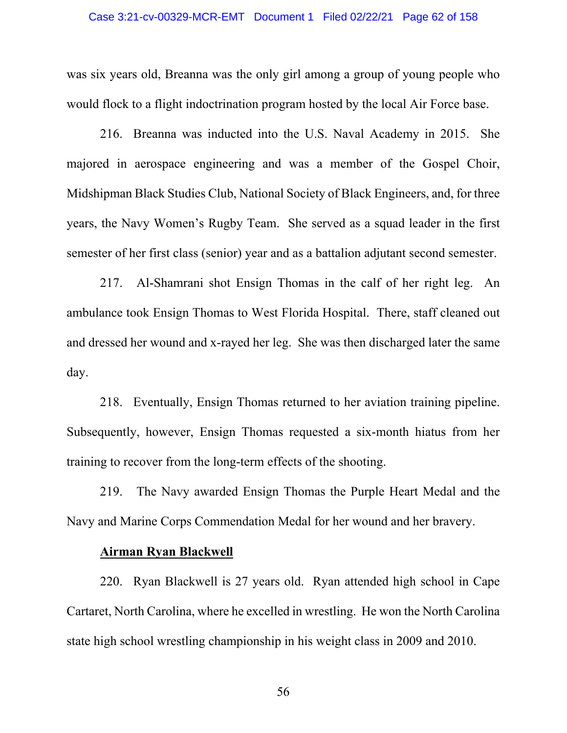was six years old, Breanna was the only girl among a group of young people who would flock to a flight indoctrination program hosted by the local Air Force base.

216. Breanna was inducted into the U.S. Naval Academy in 2015. She majored in aerospace engineering and was a member of the Gospel Choir, Midshipman Black Studies Club, National Society of Black Engineers, and, for three years, the Navy Women's Rugby Team. She served as a squad leader in the first semester of her first class (senior) year and as a battalion adjutant second semester.

217. Al-Shamrani shot Ensign Thomas in the calf of her right leg. An ambulance took Ensign Thomas to West Florida Hospital. There, staff cleaned out and dressed her wound and x-rayed her leg. She was then discharged later the same day.

218. Eventually, Ensign Thomas returned to her aviation training pipeline. Subsequently, however, Ensign Thomas requested a six-month hiatus from her training to recover from the long-term effects of the shooting.

219. The Navy awarded Ensign Thomas the Purple Heart Medal and the Navy and Marine Corps Commendation Medal for her wound and her bravery.

**Airman Ryan Blackwell**

220. Ryan Blackwell is 27 years old. Ryan attended high school in Cape Cartaret, North Carolina, where he excelled in wrestling. He won the North Carolina state high school wrestling championship in his weight class in 2009 and 2010.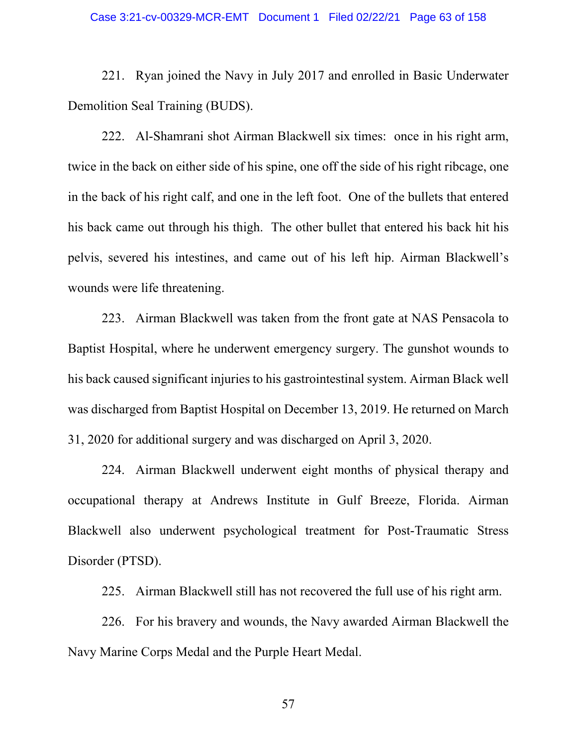221. Ryan joined the Navy in July 2017 and enrolled in Basic Underwater Demolition Seal Training (BUDS).

222. Al-Shamrani shot Airman Blackwell six times: once in his right arm, twice in the back on either side of his spine, one off the side of his right ribcage, one in the back of his right calf, and one in the left foot. One of the bullets that entered his back came out through his thigh. The other bullet that entered his back hit his pelvis, severed his intestines, and came out of his left hip. Airman Blackwell's wounds were life threatening.

223. Airman Blackwell was taken from the front gate at NAS Pensacola to Baptist Hospital, where he underwent emergency surgery. The gunshot wounds to his back caused significant injuries to his gastrointestinal system. Airman Black well was discharged from Baptist Hospital on December 13, 2019. He returned on March 31, 2020 for additional surgery and was discharged on April 3, 2020.

224. Airman Blackwell underwent eight months of physical therapy and occupational therapy at Andrews Institute in Gulf Breeze, Florida. Airman Blackwell also underwent psychological treatment for Post-Traumatic Stress Disorder (PTSD).

225. Airman Blackwell still has not recovered the full use of his right arm.

226. For his bravery and wounds, the Navy awarded Airman Blackwell the Navy Marine Corps Medal and the Purple Heart Medal.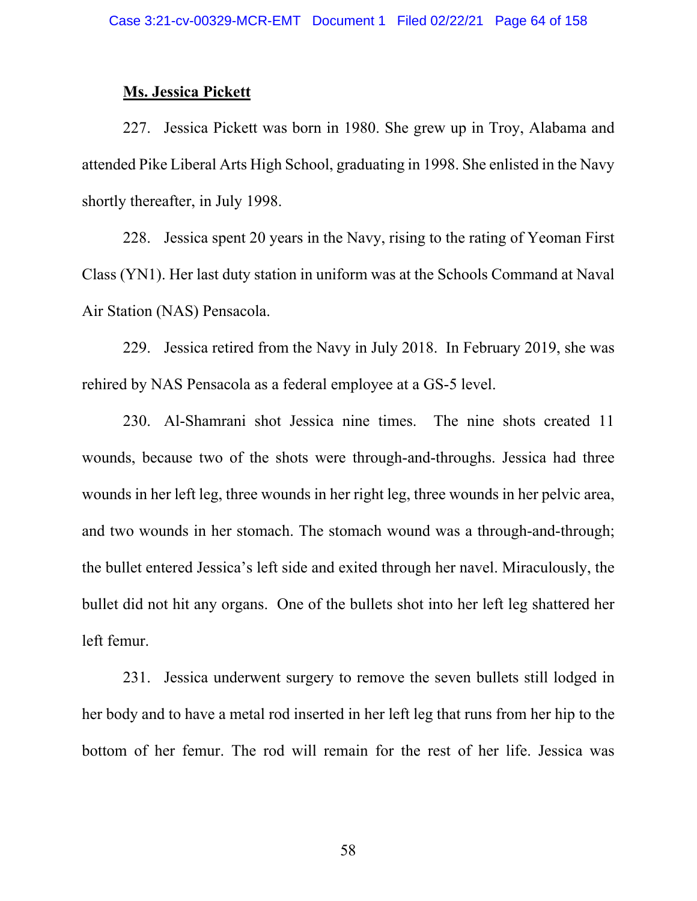**Ms. Jessica Pickett**

227. Jessica Pickett was born in 1980. She grew up in Troy, Alabama and attended Pike Liberal Arts High School, graduating in 1998. She enlisted in the Navy shortly thereafter, in July 1998.

228. Jessica spent 20 years in the Navy, rising to the rating of Yeoman First Class (YN1). Her last duty station in uniform was at the Schools Command at Naval Air Station (NAS) Pensacola.

229. Jessica retired from the Navy in July 2018. In February 2019, she was rehired by NAS Pensacola as a federal employee at a GS-5 level.

230. Al-Shamrani shot Jessica nine times. The nine shots created 11 wounds, because two of the shots were through-and-throughs. Jessica had three wounds in her left leg, three wounds in her right leg, three wounds in her pelvic area, and two wounds in her stomach. The stomach wound was a through-and-through; the bullet entered Jessica's left side and exited through her navel. Miraculously, the bullet did not hit any organs. One of the bullets shot into her left leg shattered her left femur.

231. Jessica underwent surgery to remove the seven bullets still lodged in her body and to have a metal rod inserted in her left leg that runs from her hip to the bottom of her femur. The rod will remain for the rest of her life. Jessica was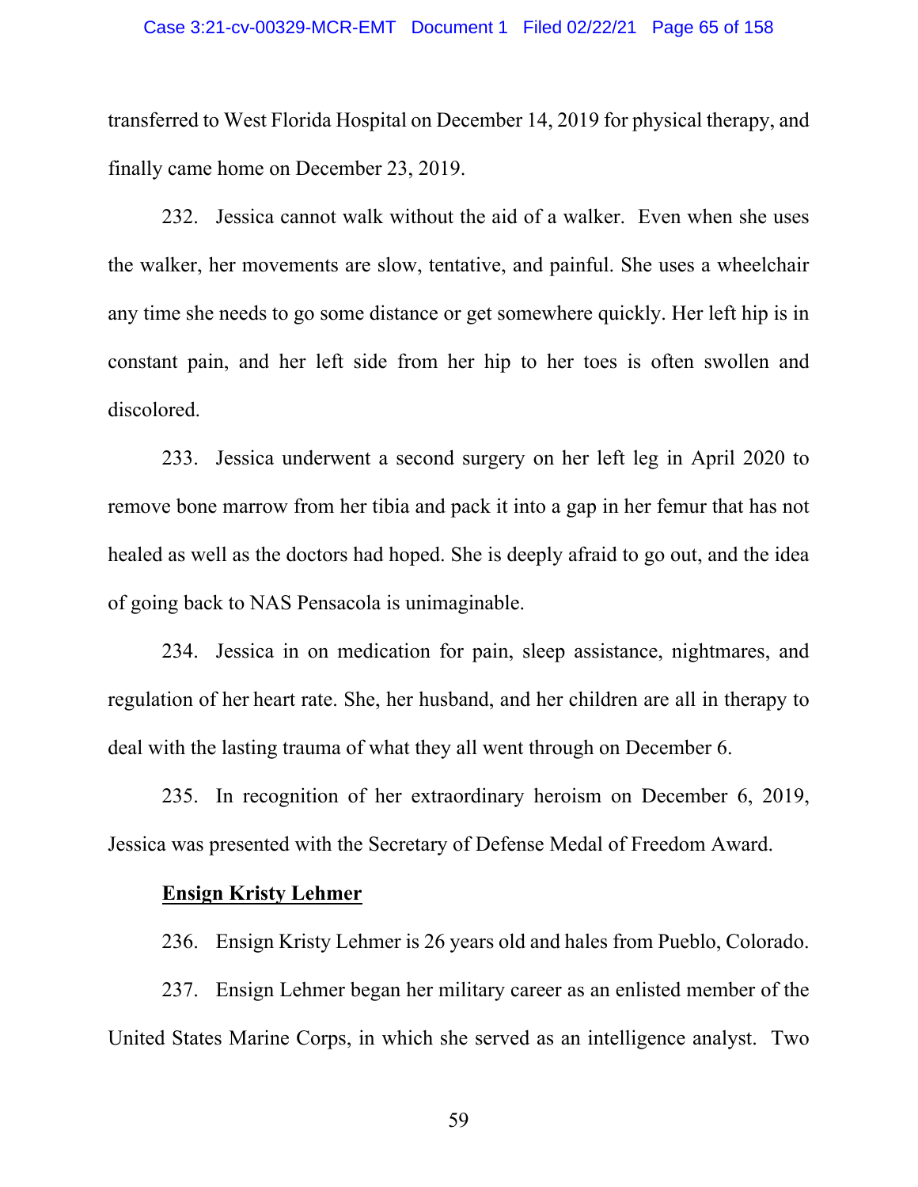transferred to West Florida Hospital on December 14, 2019 for physical therapy, and finally came home on December 23, 2019.

232. Jessica cannot walk without the aid of a walker. Even when she uses the walker, her movements are slow, tentative, and painful. She uses a wheelchair any time she needs to go some distance or get somewhere quickly. Her left hip is in constant pain, and her left side from her hip to her toes is often swollen and discolored.

233. Jessica underwent a second surgery on her left leg in April 2020 to remove bone marrow from her tibia and pack it into a gap in her femur that has not healed as well as the doctors had hoped. She is deeply afraid to go out, and the idea of going back to NAS Pensacola is unimaginable.

234. Jessica in on medication for pain, sleep assistance, nightmares, and regulation of her heart rate. She, her husband, and her children are all in therapy to deal with the lasting trauma of what they all went through on December 6.

235. In recognition of her extraordinary heroism on December 6, 2019, Jessica was presented with the Secretary of Defense Medal of Freedom Award.

**Ensign Kristy Lehmer**

236. Ensign Kristy Lehmer is 26 years old and hales from Pueblo, Colorado.

237. Ensign Lehmer began her military career as an enlisted member of the United States Marine Corps, in which she served as an intelligence analyst. Two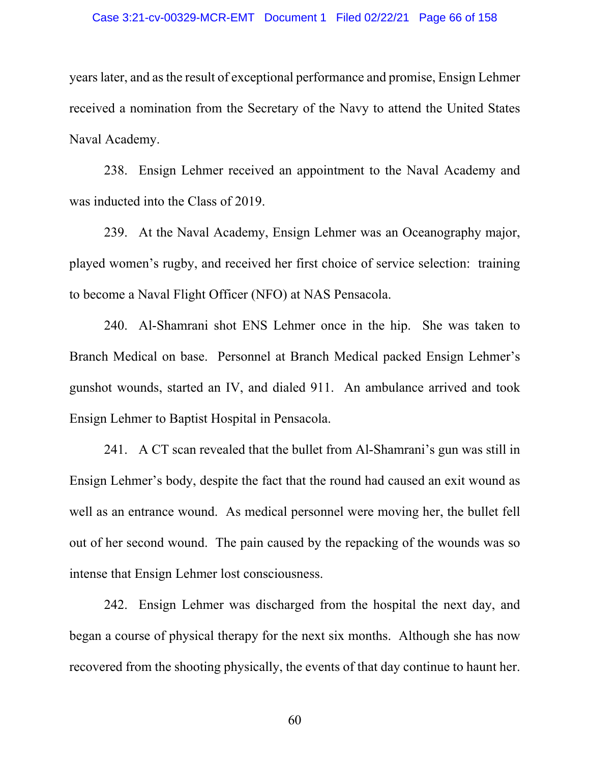years later, and as the result of exceptional performance and promise, Ensign Lehmer received a nomination from the Secretary of the Navy to attend the United States Naval Academy.

238. Ensign Lehmer received an appointment to the Naval Academy and was inducted into the Class of 2019.

239. At the Naval Academy, Ensign Lehmer was an Oceanography major, played women's rugby, and received her first choice of service selection: training to become a Naval Flight Officer (NFO) at NAS Pensacola.

240. Al-Shamrani shot ENS Lehmer once in the hip. She was taken to Branch Medical on base. Personnel at Branch Medical packed Ensign Lehmer's gunshot wounds, started an IV, and dialed 911. An ambulance arrived and took Ensign Lehmer to Baptist Hospital in Pensacola.

241. A CT scan revealed that the bullet from Al-Shamrani's gun was still in Ensign Lehmer's body, despite the fact that the round had caused an exit wound as well as an entrance wound. As medical personnel were moving her, the bullet fell out of her second wound. The pain caused by the repacking of the wounds was so intense that Ensign Lehmer lost consciousness.

242. Ensign Lehmer was discharged from the hospital the next day, and began a course of physical therapy for the next six months. Although she has now recovered from the shooting physically, the events of that day continue to haunt her.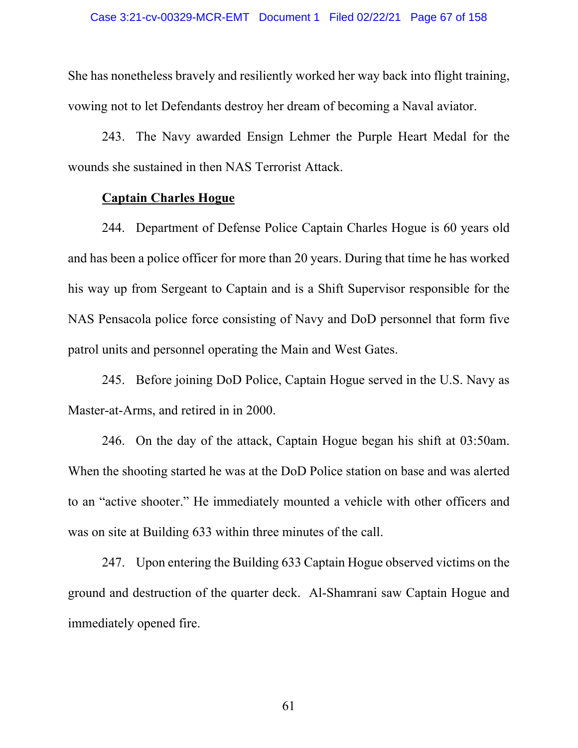She has nonetheless bravely and resiliently worked her way back into flight training, vowing not to let Defendants destroy her dream of becoming a Naval aviator.

243. The Navy awarded Ensign Lehmer the Purple Heart Medal for the wounds she sustained in then NAS Terrorist Attack.

**Captain Charles Hogue**

244. Department of Defense Police Captain Charles Hogue is 60 years old and has been a police officer for more than 20 years. During that time he has worked his way up from Sergeant to Captain and is a Shift Supervisor responsible for the NAS Pensacola police force consisting of Navy and DoD personnel that form five patrol units and personnel operating the Main and West Gates.

245. Before joining DoD Police, Captain Hogue served in the U.S. Navy as Master-at-Arms, and retired in in 2000.

246. On the day of the attack, Captain Hogue began his shift at 03:50am. When the shooting started he was at the DoD Police station on base and was alerted to an "active shooter." He immediately mounted a vehicle with other officers and was on site at Building 633 within three minutes of the call.

247. Upon entering the Building 633 Captain Hogue observed victims on the ground and destruction of the quarter deck. Al-Shamrani saw Captain Hogue and immediately opened fire.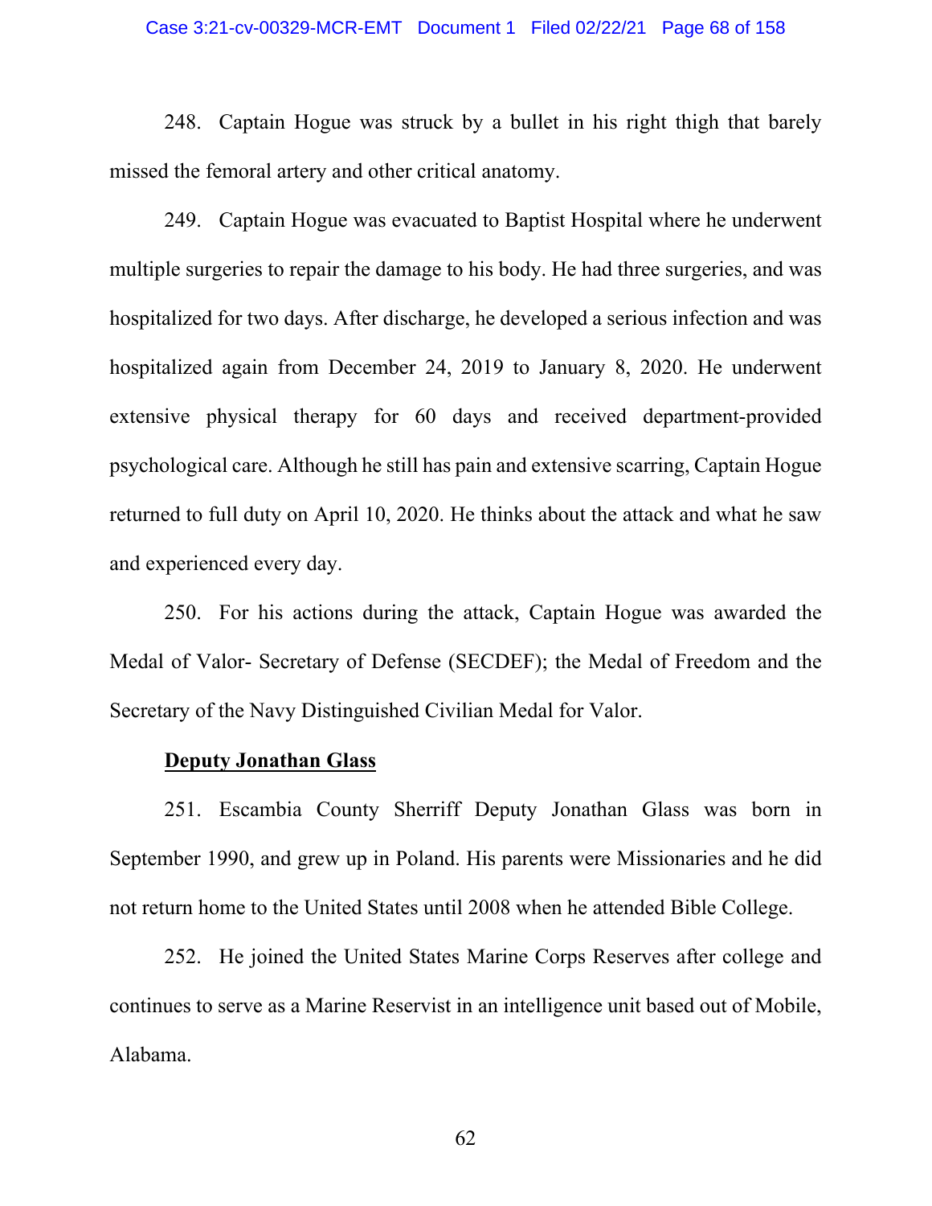248. Captain Hogue was struck by a bullet in his right thigh that barely missed the femoral artery and other critical anatomy.

249. Captain Hogue was evacuated to Baptist Hospital where he underwent multiple surgeries to repair the damage to his body. He had three surgeries, and was hospitalized for two days. After discharge, he developed a serious infection and was hospitalized again from December 24, 2019 to January 8, 2020. He underwent extensive physical therapy for 60 days and received department-provided psychological care. Although he still has pain and extensive scarring, Captain Hogue returned to full duty on April 10, 2020. He thinks about the attack and what he saw and experienced every day.

250. For his actions during the attack, Captain Hogue was awarded the Medal of Valor- Secretary of Defense (SECDEF); the Medal of Freedom and the Secretary of the Navy Distinguished Civilian Medal for Valor.

**<u>Deputy Jonathan Glass</u>**

251. Escambia County Sherriff Deputy Jonathan Glass was born in September 1990, and grew up in Poland. His parents were Missionaries and he did not return home to the United States until 2008 when he attended Bible College.

252. He joined the United States Marine Corps Reserves after college and continues to serve as a Marine Reservist in an intelligence unit based out of Mobile, Alabama.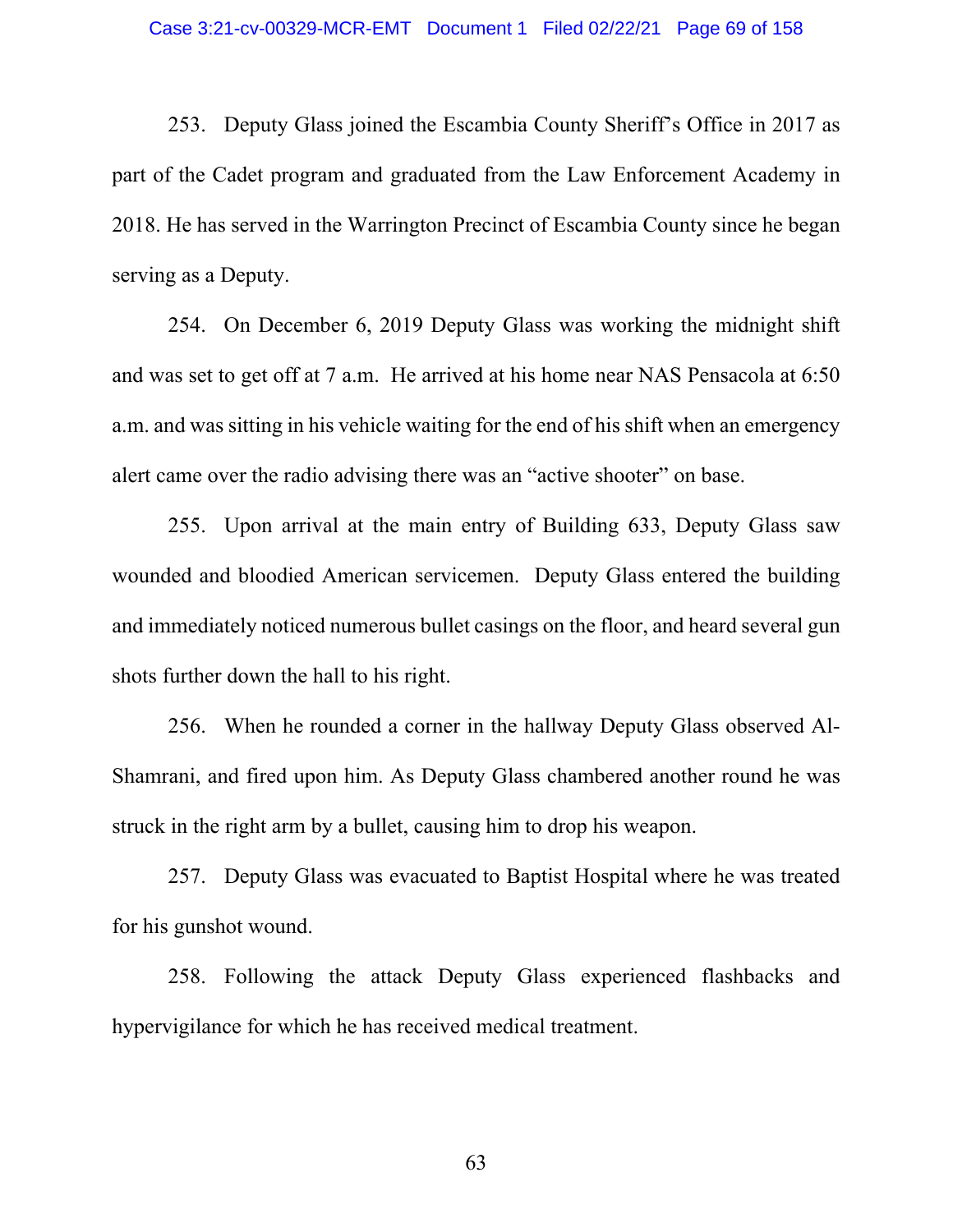253. Deputy Glass joined the Escambia County Sheriff's Office in 2017 as part of the Cadet program and graduated from the Law Enforcement Academy in 2018. He has served in the Warrington Precinct of Escambia County since he began serving as a Deputy.

254. On December 6, 2019 Deputy Glass was working the midnight shift and was set to get off at 7 a.m. He arrived at his home near NAS Pensacola at 6:50 a.m. and was sitting in his vehicle waiting for the end of his shift when an emergency alert came over the radio advising there was an "active shooter" on base.

255. Upon arrival at the main entry of Building 633, Deputy Glass saw wounded and bloodied American servicemen. Deputy Glass entered the building and immediately noticed numerous bullet casings on the floor, and heard several gun shots further down the hall to his right.

256. When he rounded a corner in the hallway Deputy Glass observed Al-Shamrani, and fired upon him. As Deputy Glass chambered another round he was struck in the right arm by a bullet, causing him to drop his weapon.

257. Deputy Glass was evacuated to Baptist Hospital where he was treated for his gunshot wound.

258. Following the attack Deputy Glass experienced flashbacks and hypervigilance for which he has received medical treatment.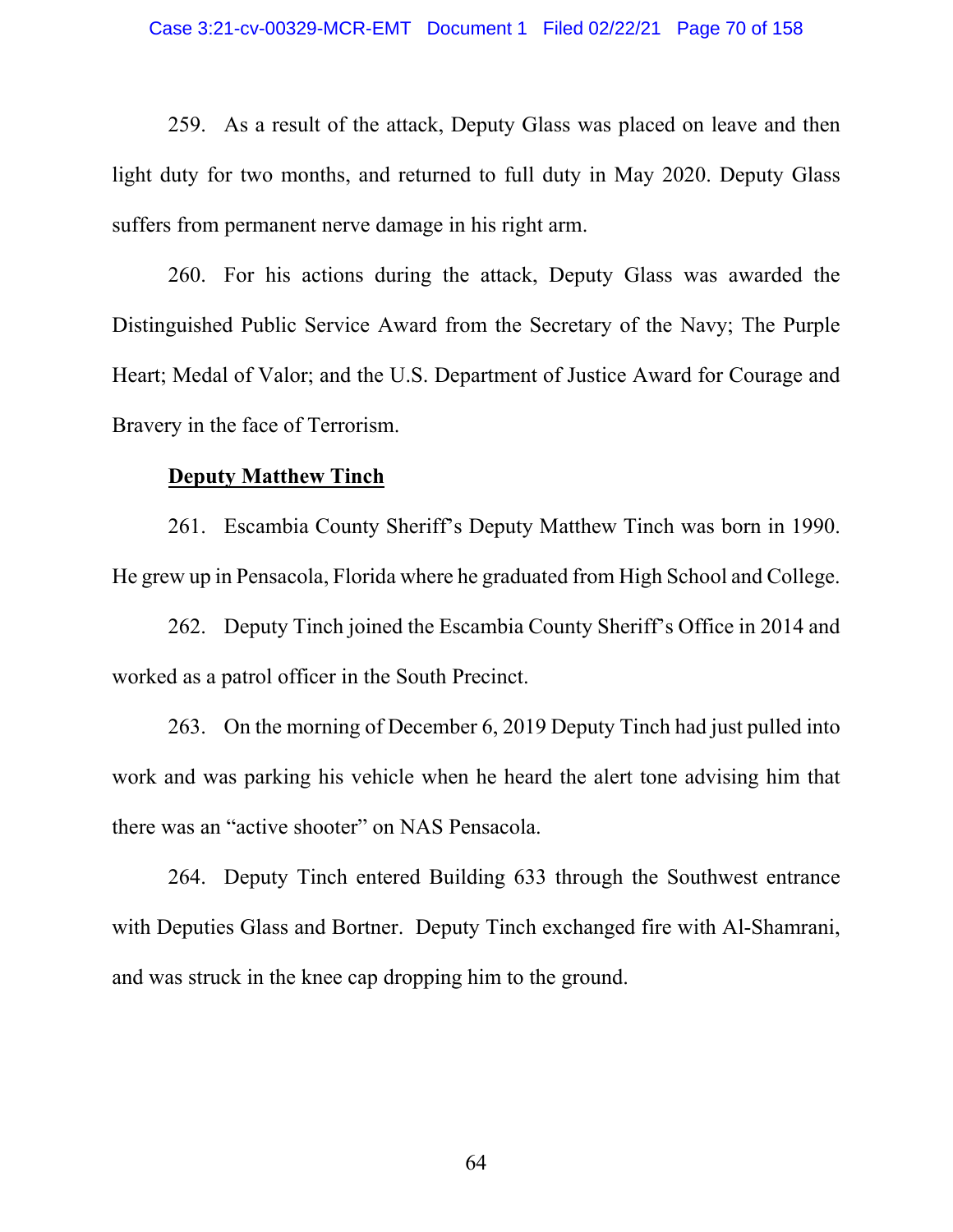259. As a result of the attack, Deputy Glass was placed on leave and then light duty for two months, and returned to full duty in May 2020. Deputy Glass suffers from permanent nerve damage in his right arm.

260. For his actions during the attack, Deputy Glass was awarded the Distinguished Public Service Award from the Secretary of the Navy; The Purple Heart; Medal of Valor; and the U.S. Department of Justice Award for Courage and Bravery in the face of Terrorism.

**<u>Deputy Matthew Tinch</u>**

261. Escambia County Sheriff's Deputy Matthew Tinch was born in 1990. He grew up in Pensacola, Florida where he graduated from High School and College.

262. Deputy Tinch joined the Escambia County Sheriff's Office in 2014 and worked as a patrol officer in the South Precinct.

263. On the morning of December 6, 2019 Deputy Tinch had just pulled into work and was parking his vehicle when he heard the alert tone advising him that there was an "active shooter" on NAS Pensacola.

264. Deputy Tinch entered Building 633 through the Southwest entrance with Deputies Glass and Bortner. Deputy Tinch exchanged fire with Al-Shamrani, and was struck in the knee cap dropping him to the ground.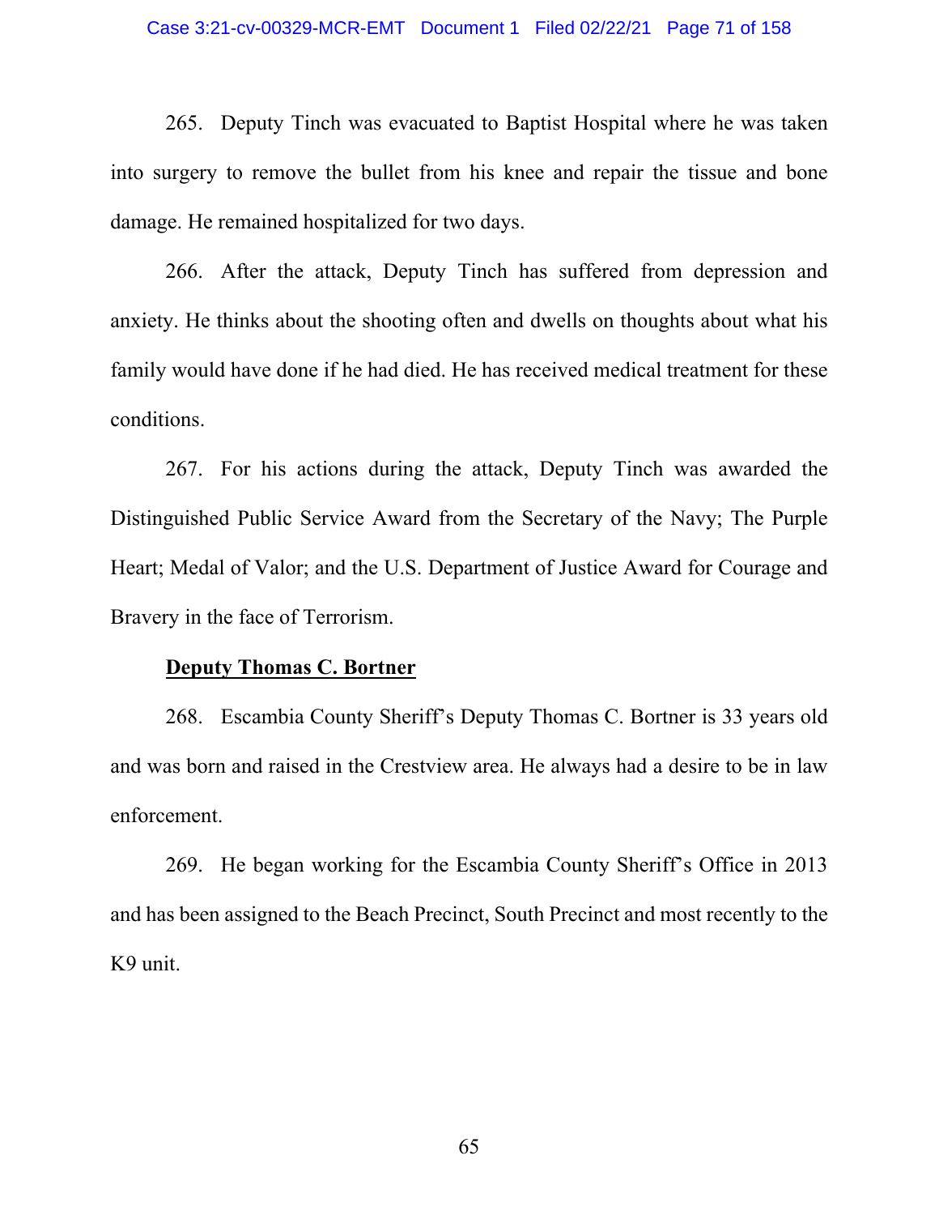265. Deputy Tinch was evacuated to Baptist Hospital where he was taken into surgery to remove the bullet from his knee and repair the tissue and bone damage. He remained hospitalized for two days.

266. After the attack, Deputy Tinch has suffered from depression and anxiety. He thinks about the shooting often and dwells on thoughts about what his family would have done if he had died. He has received medical treatment for these conditions.

267. For his actions during the attack, Deputy Tinch was awarded the Distinguished Public Service Award from the Secretary of the Navy; The Purple Heart; Medal of Valor; and the U.S. Department of Justice Award for Courage and Bravery in the face of Terrorism.

**Deputy Thomas C. Bortner**

268. Escambia County Sheriff's Deputy Thomas C. Bortner is 33 years old and was born and raised in the Crestview area. He always had a desire to be in law enforcement.

269. He began working for the Escambia County Sheriff's Office in 2013 and has been assigned to the Beach Precinct, South Precinct and most recently to the K9 unit.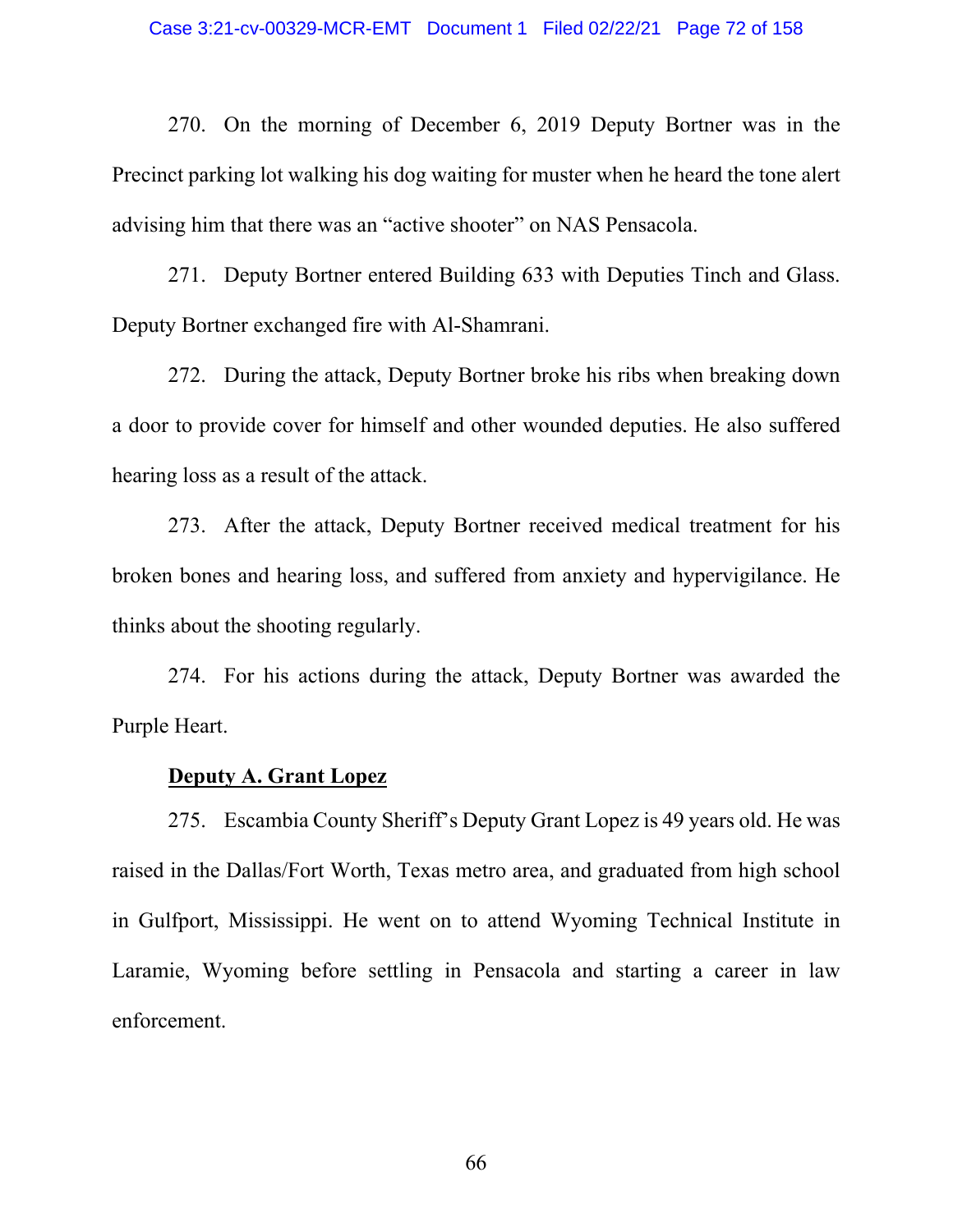270. On the morning of December 6, 2019 Deputy Bortner was in the Precinct parking lot walking his dog waiting for muster when he heard the tone alert advising him that there was an "active shooter" on NAS Pensacola.

271. Deputy Bortner entered Building 633 with Deputies Tinch and Glass. Deputy Bortner exchanged fire with Al-Shamrani.

272. During the attack, Deputy Bortner broke his ribs when breaking down a door to provide cover for himself and other wounded deputies. He also suffered hearing loss as a result of the attack.

273. After the attack, Deputy Bortner received medical treatment for his broken bones and hearing loss, and suffered from anxiety and hypervigilance. He thinks about the shooting regularly.

274. For his actions during the attack, Deputy Bortner was awarded the Purple Heart.

**<u>Deputy A. Grant Lopez</u>**

275. Escambia County Sheriff's Deputy Grant Lopez is 49 years old. He was raised in the Dallas/Fort Worth, Texas metro area, and graduated from high school in Gulfport, Mississippi. He went on to attend Wyoming Technical Institute in Laramie, Wyoming before settling in Pensacola and starting a career in law enforcement.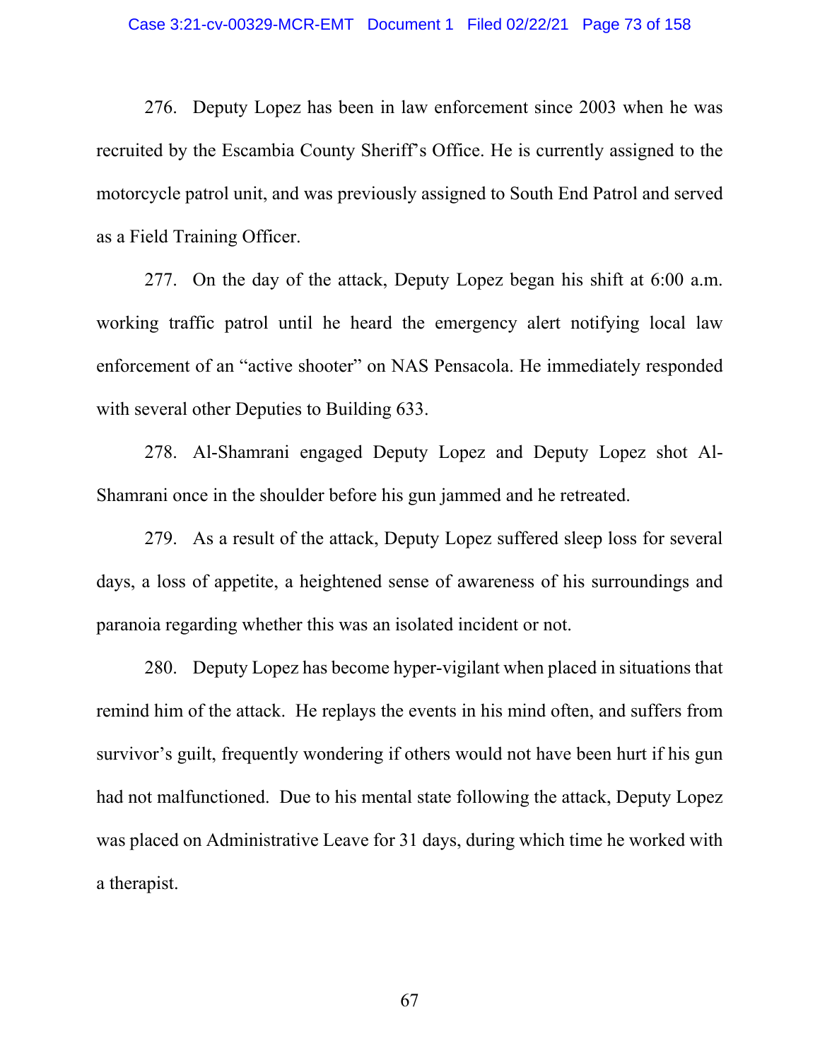276. Deputy Lopez has been in law enforcement since 2003 when he was recruited by the Escambia County Sheriff's Office. He is currently assigned to the motorcycle patrol unit, and was previously assigned to South End Patrol and served as a Field Training Officer.

277. On the day of the attack, Deputy Lopez began his shift at 6:00 a.m. working traffic patrol until he heard the emergency alert notifying local law enforcement of an "active shooter" on NAS Pensacola. He immediately responded with several other Deputies to Building 633.

278. Al-Shamrani engaged Deputy Lopez and Deputy Lopez shot Al-Shamrani once in the shoulder before his gun jammed and he retreated.

279. As a result of the attack, Deputy Lopez suffered sleep loss for several days, a loss of appetite, a heightened sense of awareness of his surroundings and paranoia regarding whether this was an isolated incident or not.

280. Deputy Lopez has become hyper-vigilant when placed in situations that remind him of the attack. He replays the events in his mind often, and suffers from survivor's guilt, frequently wondering if others would not have been hurt if his gun had not malfunctioned. Due to his mental state following the attack, Deputy Lopez was placed on Administrative Leave for 31 days, during which time he worked with a therapist.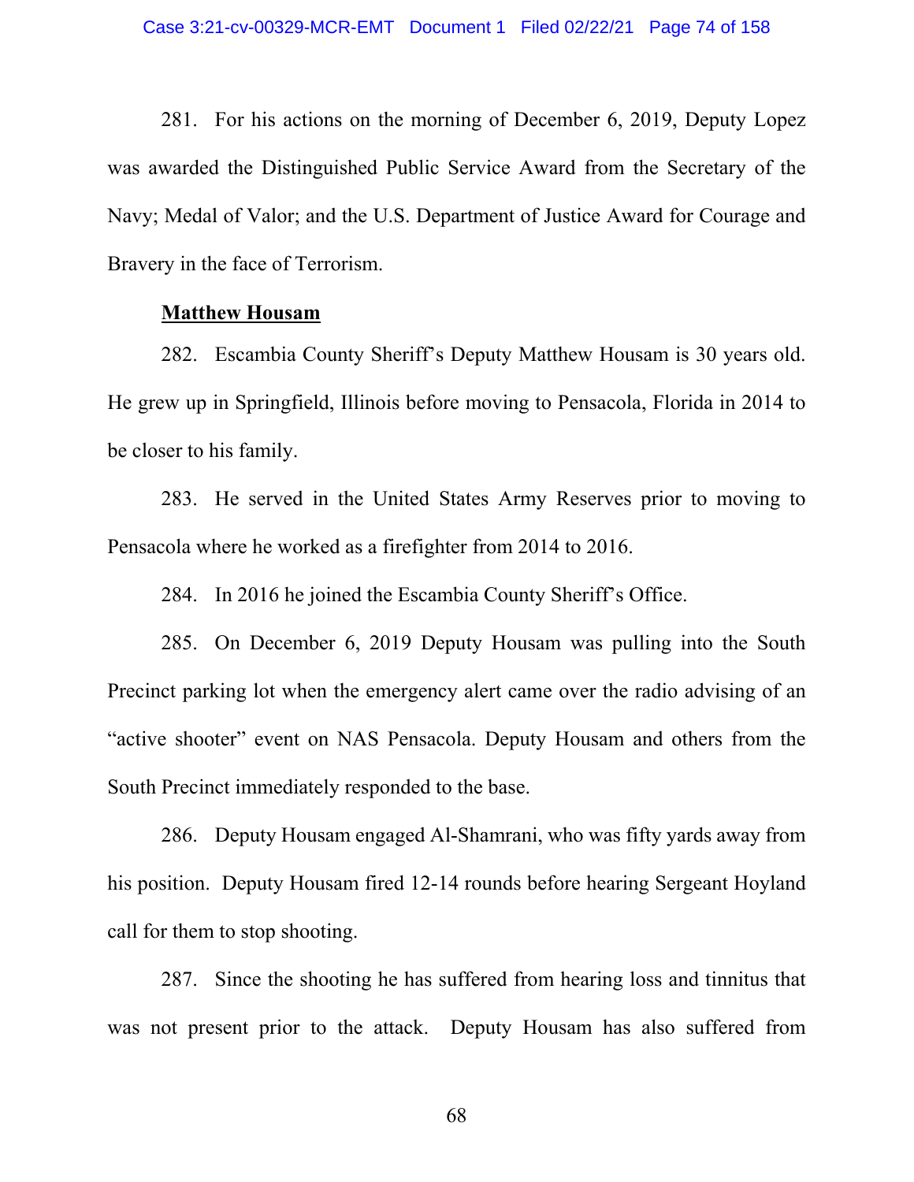281. For his actions on the morning of December 6, 2019, Deputy Lopez was awarded the Distinguished Public Service Award from the Secretary of the Navy; Medal of Valor; and the U.S. Department of Justice Award for Courage and Bravery in the face of Terrorism.

**Matthew Housam**

282. Escambia County Sheriff's Deputy Matthew Housam is 30 years old. He grew up in Springfield, Illinois before moving to Pensacola, Florida in 2014 to be closer to his family.

283. He served in the United States Army Reserves prior to moving to Pensacola where he worked as a firefighter from 2014 to 2016.

284. In 2016 he joined the Escambia County Sheriff's Office.

285. On December 6, 2019 Deputy Housam was pulling into the South Precinct parking lot when the emergency alert came over the radio advising of an "active shooter" event on NAS Pensacola. Deputy Housam and others from the South Precinct immediately responded to the base.

286. Deputy Housam engaged Al-Shamrani, who was fifty yards away from his position. Deputy Housam fired 12-14 rounds before hearing Sergeant Hoyland call for them to stop shooting.

287. Since the shooting he has suffered from hearing loss and tinnitus that was not present prior to the attack. Deputy Housam has also suffered from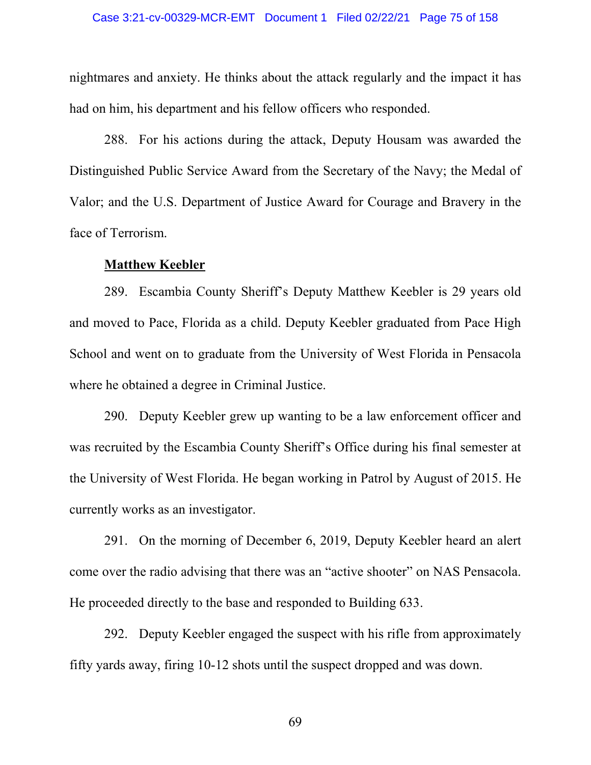nightmares and anxiety. He thinks about the attack regularly and the impact it has had on him, his department and his fellow officers who responded.

288. For his actions during the attack, Deputy Housam was awarded the Distinguished Public Service Award from the Secretary of the Navy; the Medal of Valor; and the U.S. Department of Justice Award for Courage and Bravery in the face of Terrorism.

**Matthew Keebler**

289. Escambia County Sheriff's Deputy Matthew Keebler is 29 years old and moved to Pace, Florida as a child. Deputy Keebler graduated from Pace High School and went on to graduate from the University of West Florida in Pensacola where he obtained a degree in Criminal Justice.

290. Deputy Keebler grew up wanting to be a law enforcement officer and was recruited by the Escambia County Sheriff's Office during his final semester at the University of West Florida. He began working in Patrol by August of 2015. He currently works as an investigator.

291. On the morning of December 6, 2019, Deputy Keebler heard an alert come over the radio advising that there was an "active shooter" on NAS Pensacola. He proceeded directly to the base and responded to Building 633.

292. Deputy Keebler engaged the suspect with his rifle from approximately fifty yards away, firing 10-12 shots until the suspect dropped and was down.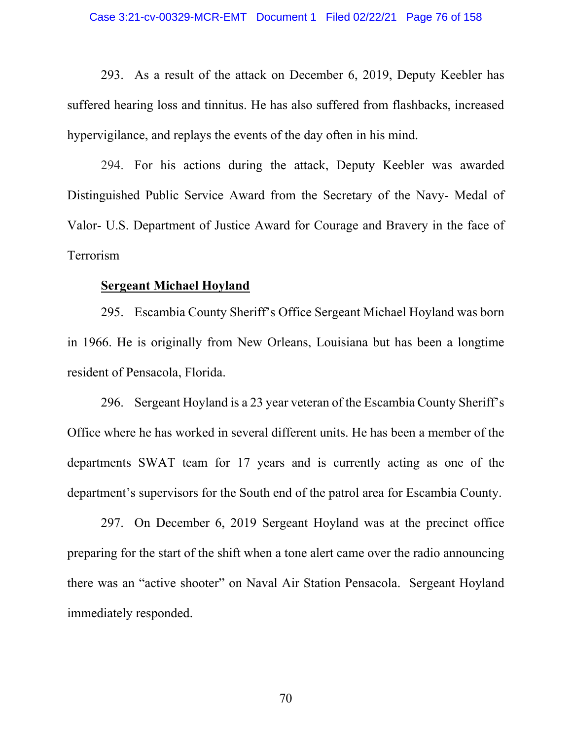293. As a result of the attack on December 6, 2019, Deputy Keebler has suffered hearing loss and tinnitus. He has also suffered from flashbacks, increased hypervigilance, and replays the events of the day often in his mind.

294. For his actions during the attack, Deputy Keebler was awarded Distinguished Public Service Award from the Secretary of the Navy- Medal of Valor- U.S. Department of Justice Award for Courage and Bravery in the face of Terrorism

**<u>Sergeant Michael Hoyland</u>**

295. Escambia County Sheriff's Office Sergeant Michael Hoyland was born in 1966. He is originally from New Orleans, Louisiana but has been a longtime resident of Pensacola, Florida.

296. Sergeant Hoyland is a 23 year veteran of the Escambia County Sheriff's Office where he has worked in several different units. He has been a member of the departments SWAT team for 17 years and is currently acting as one of the department's supervisors for the South end of the patrol area for Escambia County.

297. On December 6, 2019 Sergeant Hoyland was at the precinct office preparing for the start of the shift when a tone alert came over the radio announcing there was an "active shooter" on Naval Air Station Pensacola. Sergeant Hoyland immediately responded.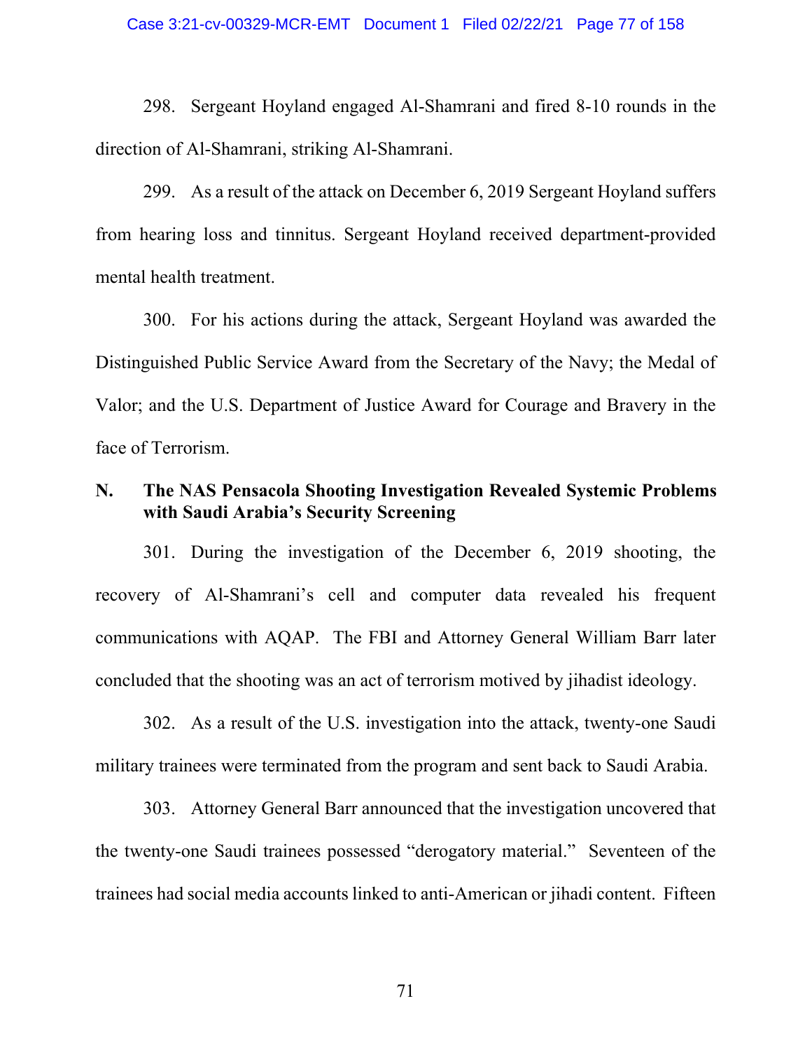298. Sergeant Hoyland engaged Al-Shamrani and fired 8-10 rounds in the direction of Al-Shamrani, striking Al-Shamrani.

299. As a result of the attack on December 6, 2019 Sergeant Hoyland suffers from hearing loss and tinnitus. Sergeant Hoyland received department-provided mental health treatment.

300. For his actions during the attack, Sergeant Hoyland was awarded the Distinguished Public Service Award from the Secretary of the Navy; the Medal of Valor; and the U.S. Department of Justice Award for Courage and Bravery in the face of Terrorism.

## N. The NAS Pensacola Shooting Investigation Revealed Systemic Problems with Saudi Arabia's Security Screening

301. During the investigation of the December 6, 2019 shooting, the recovery of Al-Shamrani's cell and computer data revealed his frequent communications with AQAP. The FBI and Attorney General William Barr later concluded that the shooting was an act of terrorism motived by jihadist ideology.

302. As a result of the U.S. investigation into the attack, twenty-one Saudi military trainees were terminated from the program and sent back to Saudi Arabia.

303. Attorney General Barr announced that the investigation uncovered that the twenty-one Saudi trainees possessed "derogatory material." Seventeen of the trainees had social media accounts linked to anti-American or jihadi content. Fifteen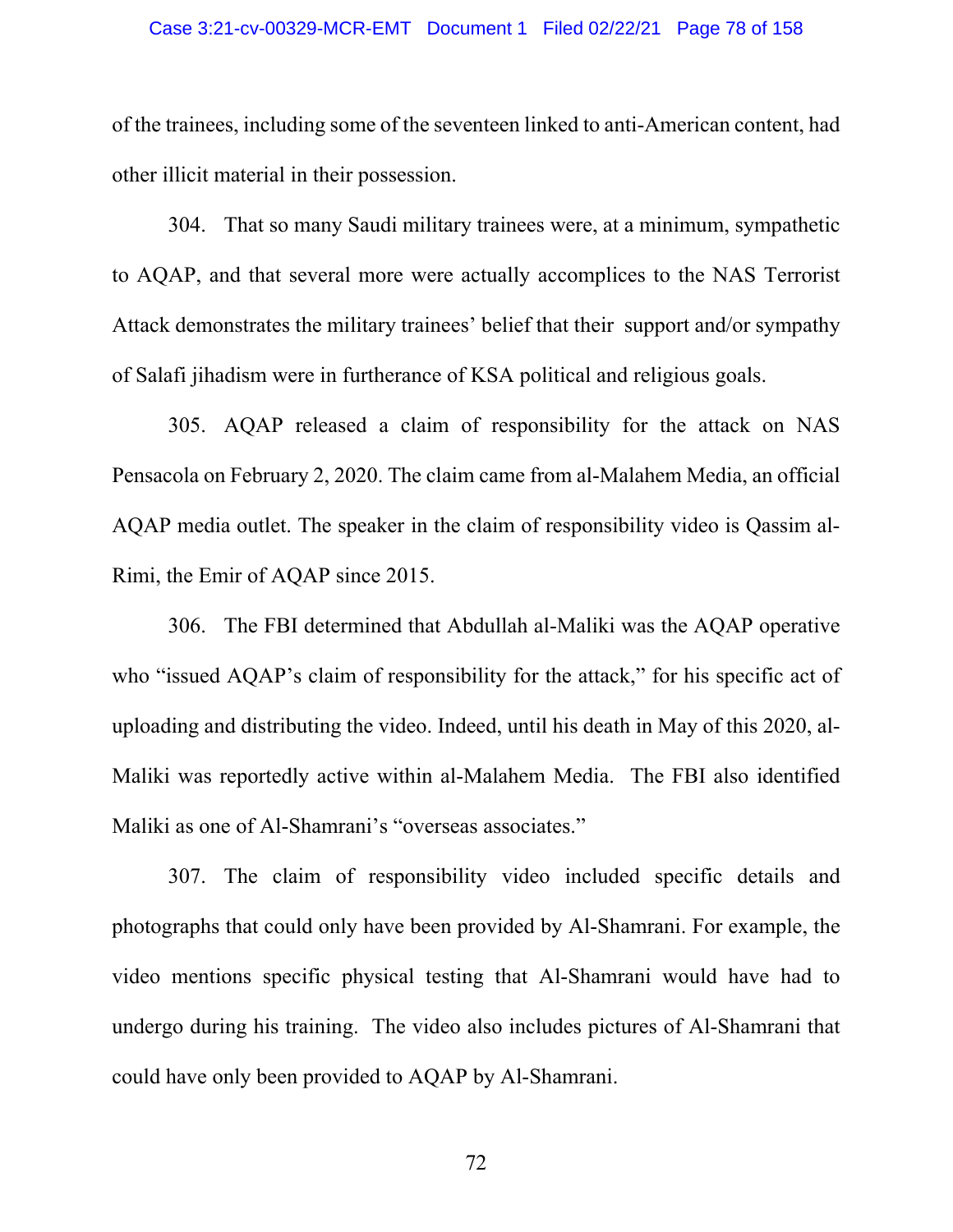of the trainees, including some of the seventeen linked to anti-American content, had other illicit material in their possession.

304. That so many Saudi military trainees were, at a minimum, sympathetic to AQAP, and that several more were actually accomplices to the NAS Terrorist Attack demonstrates the military trainees' belief that their support and/or sympathy of Salafi jihadism were in furtherance of KSA political and religious goals.

305. AQAP released a claim of responsibility for the attack on NAS Pensacola on February 2, 2020. The claim came from al-Malahem Media, an official AQAP media outlet. The speaker in the claim of responsibility video is Qassim al-Rimi, the Emir of AQAP since 2015.

306. The FBI determined that Abdullah al-Maliki was the AQAP operative who "issued AQAP's claim of responsibility for the attack," for his specific act of uploading and distributing the video. Indeed, until his death in May of this 2020, al-Maliki was reportedly active within al-Malahem Media. The FBI also identified Maliki as one of Al-Shamrani's "overseas associates."

307. The claim of responsibility video included specific details and photographs that could only have been provided by Al-Shamrani. For example, the video mentions specific physical testing that Al-Shamrani would have had to undergo during his training. The video also includes pictures of Al-Shamrani that could have only been provided to AQAP by Al-Shamrani.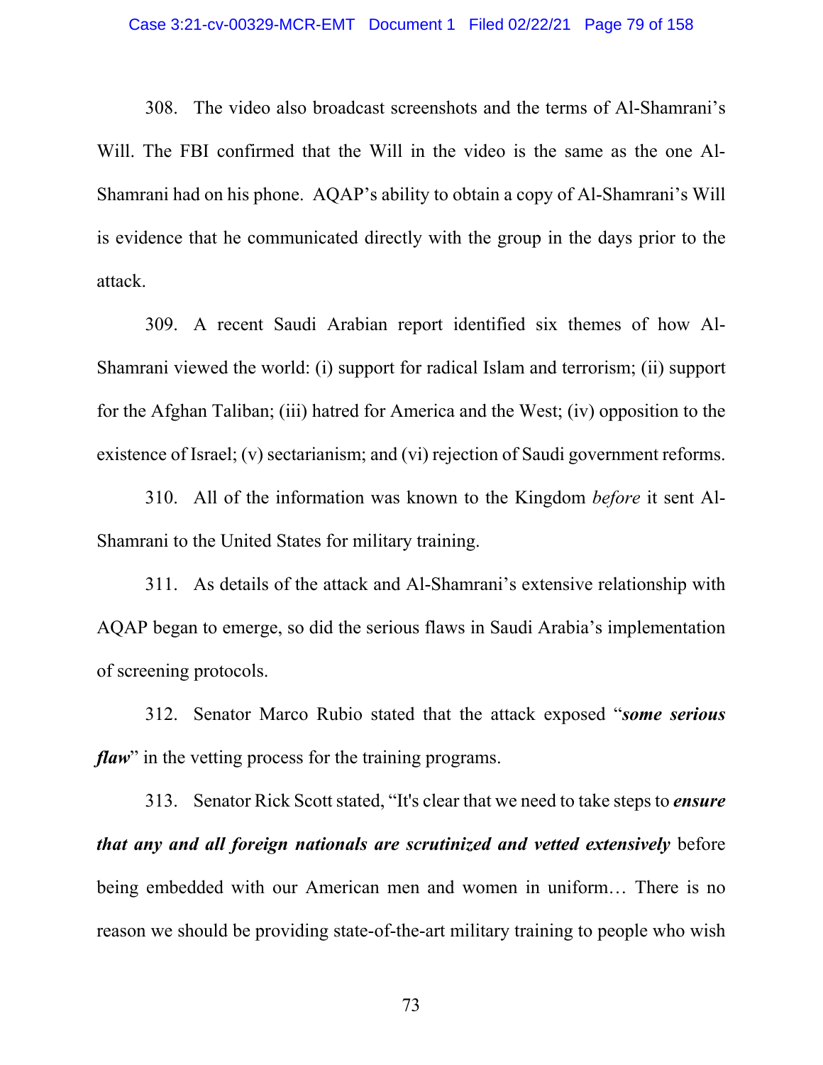308. The video also broadcast screenshots and the terms of Al-Shamrani's Will. The FBI confirmed that the Will in the video is the same as the one Al-Shamrani had on his phone. AQAP's ability to obtain a copy of Al-Shamrani's Will is evidence that he communicated directly with the group in the days prior to the attack.

309. A recent Saudi Arabian report identified six themes of how Al-Shamrani viewed the world: (i) support for radical Islam and terrorism; (ii) support for the Afghan Taliban; (iii) hatred for America and the West; (iv) opposition to the existence of Israel; (v) sectarianism; and (vi) rejection of Saudi government reforms.

310. All of the information was known to the Kingdom *before* it sent Al-Shamrani to the United States for military training.

311. As details of the attack and Al-Shamrani's extensive relationship with AQAP began to emerge, so did the serious flaws in Saudi Arabia's implementation of screening protocols.

312. Senator Marco Rubio stated that the attack exposed "***some serious flaw***" in the vetting process for the training programs.

313. Senator Rick Scott stated, "It's clear that we need to take steps to ***ensure that any and all foreign nationals are scrutinized and vetted extensively*** before being embedded with our American men and women in uniform… There is no reason we should be providing state-of-the-art military training to people who wish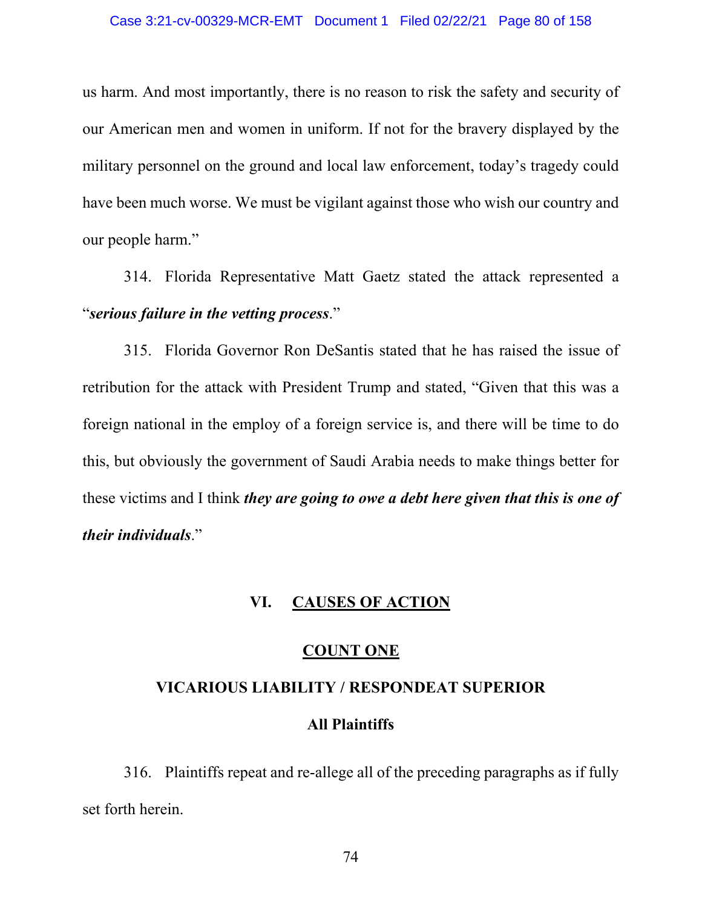us harm. And most importantly, there is no reason to risk the safety and security of our American men and women in uniform. If not for the bravery displayed by the military personnel on the ground and local law enforcement, today's tragedy could have been much worse. We must be vigilant against those who wish our country and our people harm."

314. Florida Representative Matt Gaetz stated the attack represented a "***serious failure in the vetting process***."

315. Florida Governor Ron DeSantis stated that he has raised the issue of retribution for the attack with President Trump and stated, "Given that this was a foreign national in the employ of a foreign service is, and there will be time to do this, but obviously the government of Saudi Arabia needs to make things better for these victims and I think ***they are going to owe a debt here given that this is one of their individuals***."

## VI. <u>CAUSES OF ACTION</u>

### <u>COUNT ONE</u>

### VICARIOUS LIABILITY / RESPONDEAT SUPERIOR

**All Plaintiffs**

316. Plaintiffs repeat and re-allege all of the preceding paragraphs as if fully set forth herein.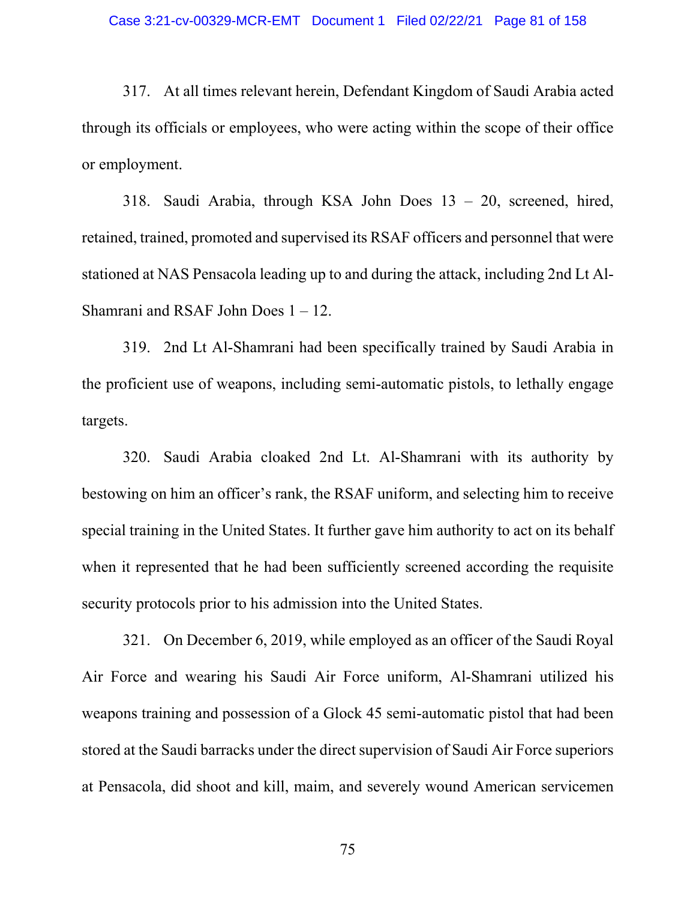317. At all times relevant herein, Defendant Kingdom of Saudi Arabia acted through its officials or employees, who were acting within the scope of their office or employment.

318. Saudi Arabia, through KSA John Does 13 – 20, screened, hired, retained, trained, promoted and supervised its RSAF officers and personnel that were stationed at NAS Pensacola leading up to and during the attack, including 2nd Lt Al-Shamrani and RSAF John Does 1 – 12.

319. 2nd Lt Al-Shamrani had been specifically trained by Saudi Arabia in the proficient use of weapons, including semi-automatic pistols, to lethally engage targets.

320. Saudi Arabia cloaked 2nd Lt. Al-Shamrani with its authority by bestowing on him an officer's rank, the RSAF uniform, and selecting him to receive special training in the United States. It further gave him authority to act on its behalf when it represented that he had been sufficiently screened according the requisite security protocols prior to his admission into the United States.

321. On December 6, 2019, while employed as an officer of the Saudi Royal Air Force and wearing his Saudi Air Force uniform, Al-Shamrani utilized his weapons training and possession of a Glock 45 semi-automatic pistol that had been stored at the Saudi barracks under the direct supervision of Saudi Air Force superiors at Pensacola, did shoot and kill, maim, and severely wound American servicemen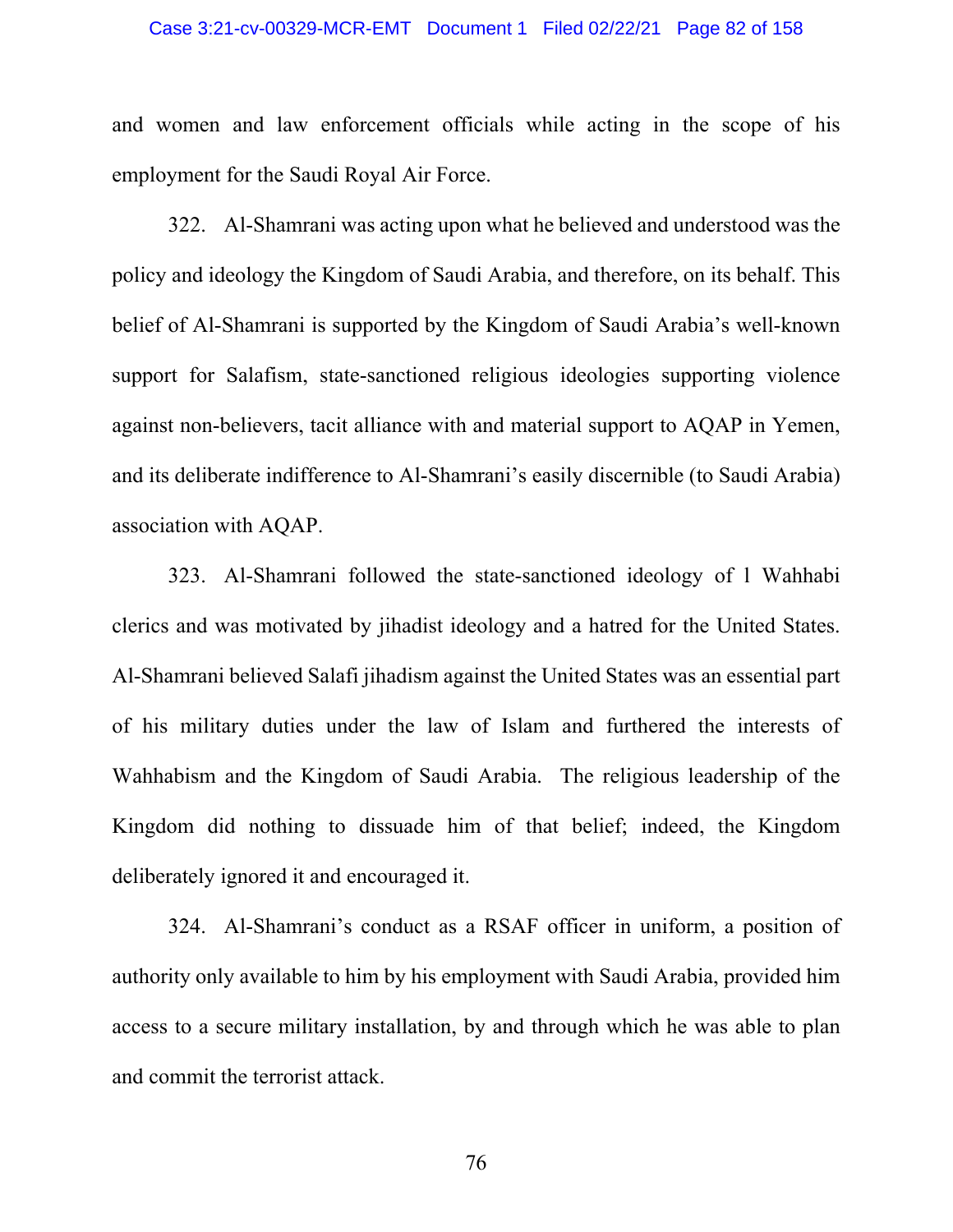and women and law enforcement officials while acting in the scope of his employment for the Saudi Royal Air Force.

322. Al-Shamrani was acting upon what he believed and understood was the policy and ideology the Kingdom of Saudi Arabia, and therefore, on its behalf. This belief of Al-Shamrani is supported by the Kingdom of Saudi Arabia's well-known support for Salafism, state-sanctioned religious ideologies supporting violence against non-believers, tacit alliance with and material support to AQAP in Yemen, and its deliberate indifference to Al-Shamrani's easily discernible (to Saudi Arabia) association with AQAP.

323. Al-Shamrani followed the state-sanctioned ideology of l Wahhabi clerics and was motivated by jihadist ideology and a hatred for the United States. Al-Shamrani believed Salafi jihadism against the United States was an essential part of his military duties under the law of Islam and furthered the interests of Wahhabism and the Kingdom of Saudi Arabia. The religious leadership of the Kingdom did nothing to dissuade him of that belief; indeed, the Kingdom deliberately ignored it and encouraged it.

324. Al-Shamrani's conduct as a RSAF officer in uniform, a position of authority only available to him by his employment with Saudi Arabia, provided him access to a secure military installation, by and through which he was able to plan and commit the terrorist attack.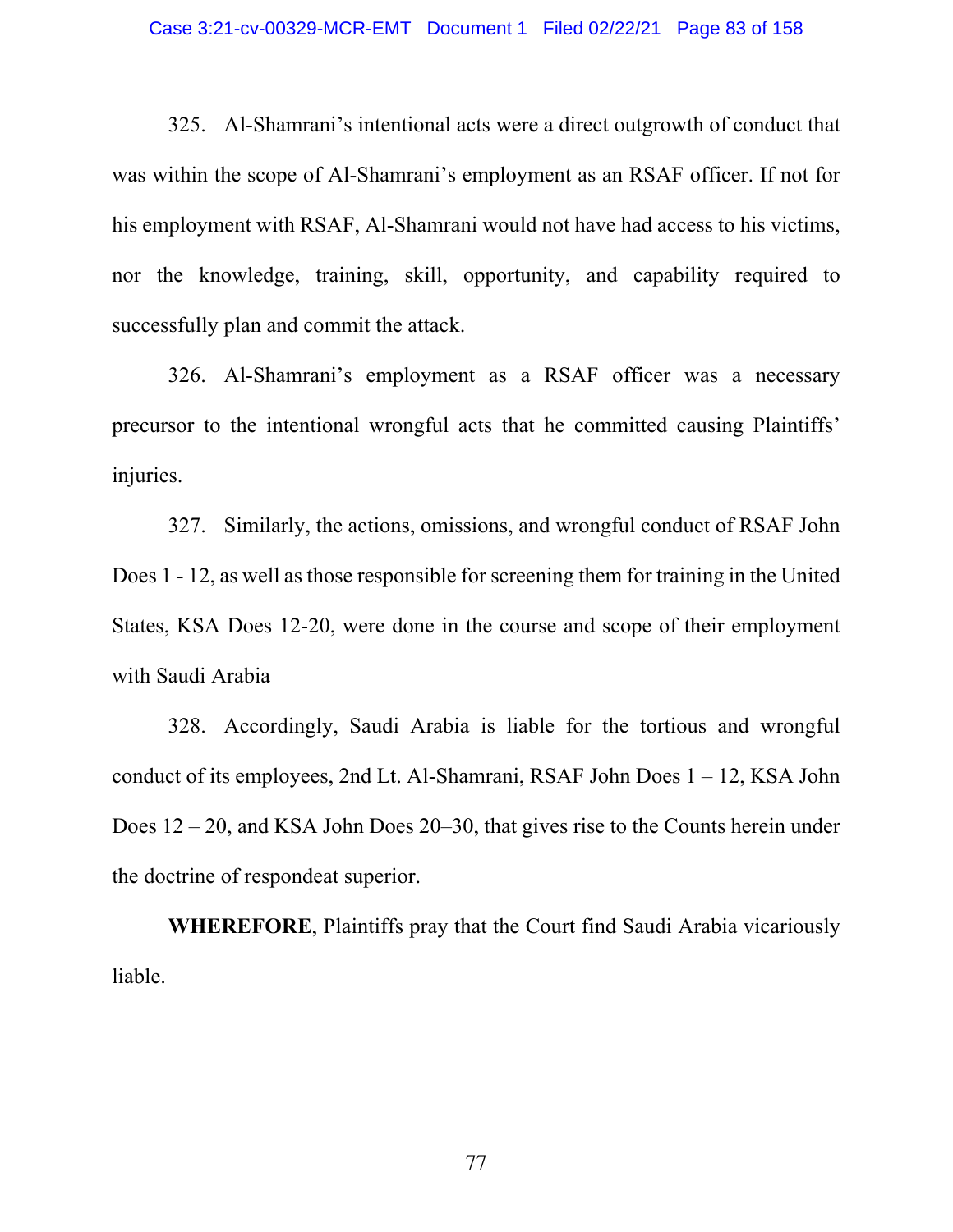325. Al-Shamrani's intentional acts were a direct outgrowth of conduct that was within the scope of Al-Shamrani's employment as an RSAF officer. If not for his employment with RSAF, Al-Shamrani would not have had access to his victims, nor the knowledge, training, skill, opportunity, and capability required to successfully plan and commit the attack.

326. Al-Shamrani's employment as a RSAF officer was a necessary precursor to the intentional wrongful acts that he committed causing Plaintiffs' injuries.

327. Similarly, the actions, omissions, and wrongful conduct of RSAF John Does 1 - 12, as well as those responsible for screening them for training in the United States, KSA Does 12-20, were done in the course and scope of their employment with Saudi Arabia

328. Accordingly, Saudi Arabia is liable for the tortious and wrongful conduct of its employees, 2nd Lt. Al-Shamrani, RSAF John Does 1 – 12, KSA John Does 12 – 20, and KSA John Does 20–30, that gives rise to the Counts herein under the doctrine of respondeat superior.

**WHEREFORE**, Plaintiffs pray that the Court find Saudi Arabia vicariously liable.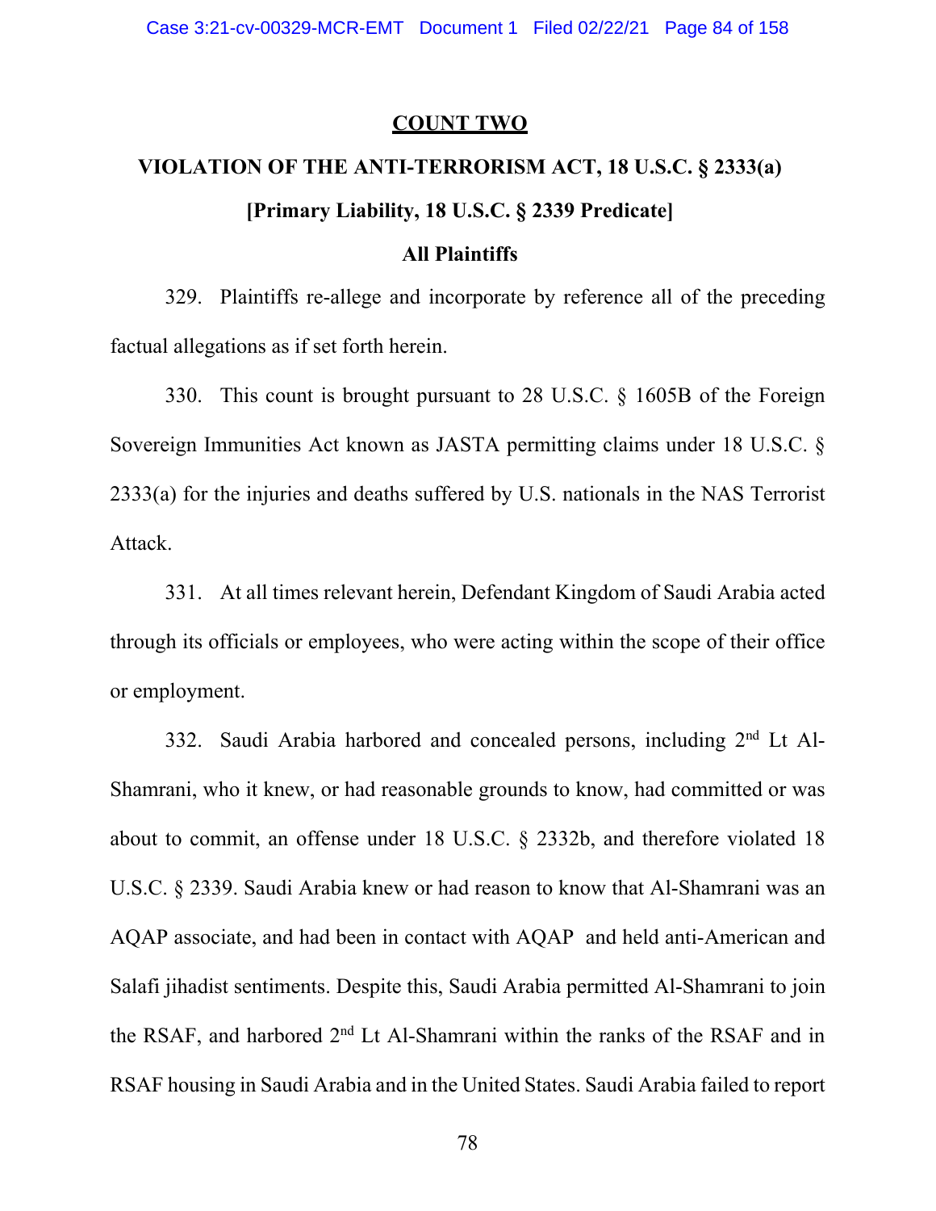## COUNT TWO

## VIOLATION OF THE ANTI-TERRORISM ACT, 18 U.S.C. § 2333(a)

### [Primary Liability, 18 U.S.C. § 2339 Predicate]

### All Plaintiffs

329. Plaintiffs re-allege and incorporate by reference all of the preceding factual allegations as if set forth herein.

330. This count is brought pursuant to 28 U.S.C. § 1605B of the Foreign Sovereign Immunities Act known as JASTA permitting claims under 18 U.S.C. § 2333(a) for the injuries and deaths suffered by U.S. nationals in the NAS Terrorist Attack.

331. At all times relevant herein, Defendant Kingdom of Saudi Arabia acted through its officials or employees, who were acting within the scope of their office or employment.

332. Saudi Arabia harbored and concealed persons, including 2nd Lt Al-Shamrani, who it knew, or had reasonable grounds to know, had committed or was about to commit, an offense under 18 U.S.C. § 2332b, and therefore violated 18 U.S.C. § 2339. Saudi Arabia knew or had reason to know that Al-Shamrani was an AQAP associate, and had been in contact with AQAP and held anti-American and Salafi jihadist sentiments. Despite this, Saudi Arabia permitted Al-Shamrani to join the RSAF, and harbored 2nd Lt Al-Shamrani within the ranks of the RSAF and in RSAF housing in Saudi Arabia and in the United States. Saudi Arabia failed to report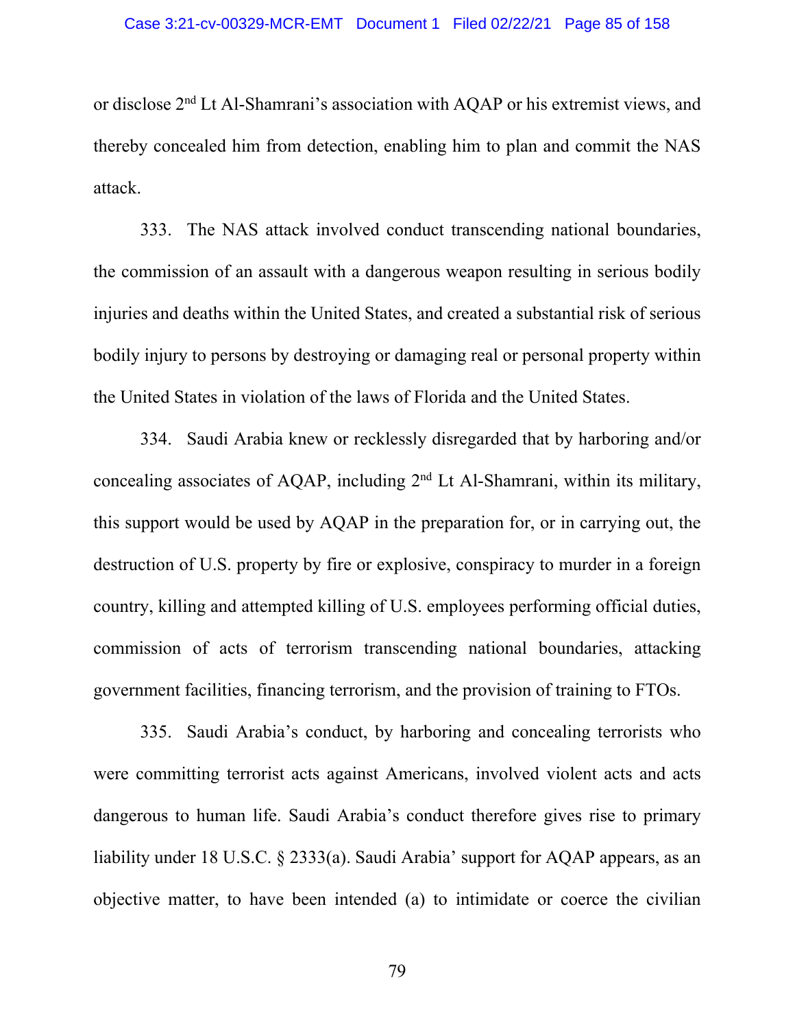or disclose 2nd Lt Al-Shamrani's association with AQAP or his extremist views, and thereby concealed him from detection, enabling him to plan and commit the NAS attack.

333. The NAS attack involved conduct transcending national boundaries, the commission of an assault with a dangerous weapon resulting in serious bodily injuries and deaths within the United States, and created a substantial risk of serious bodily injury to persons by destroying or damaging real or personal property within the United States in violation of the laws of Florida and the United States.

334. Saudi Arabia knew or recklessly disregarded that by harboring and/or concealing associates of AQAP, including 2nd Lt Al-Shamrani, within its military, this support would be used by AQAP in the preparation for, or in carrying out, the destruction of U.S. property by fire or explosive, conspiracy to murder in a foreign country, killing and attempted killing of U.S. employees performing official duties, commission of acts of terrorism transcending national boundaries, attacking government facilities, financing terrorism, and the provision of training to FTOs.

335. Saudi Arabia's conduct, by harboring and concealing terrorists who were committing terrorist acts against Americans, involved violent acts and acts dangerous to human life. Saudi Arabia's conduct therefore gives rise to primary liability under 18 U.S.C. § 2333(a). Saudi Arabia' support for AQAP appears, as an objective matter, to have been intended (a) to intimidate or coerce the civilian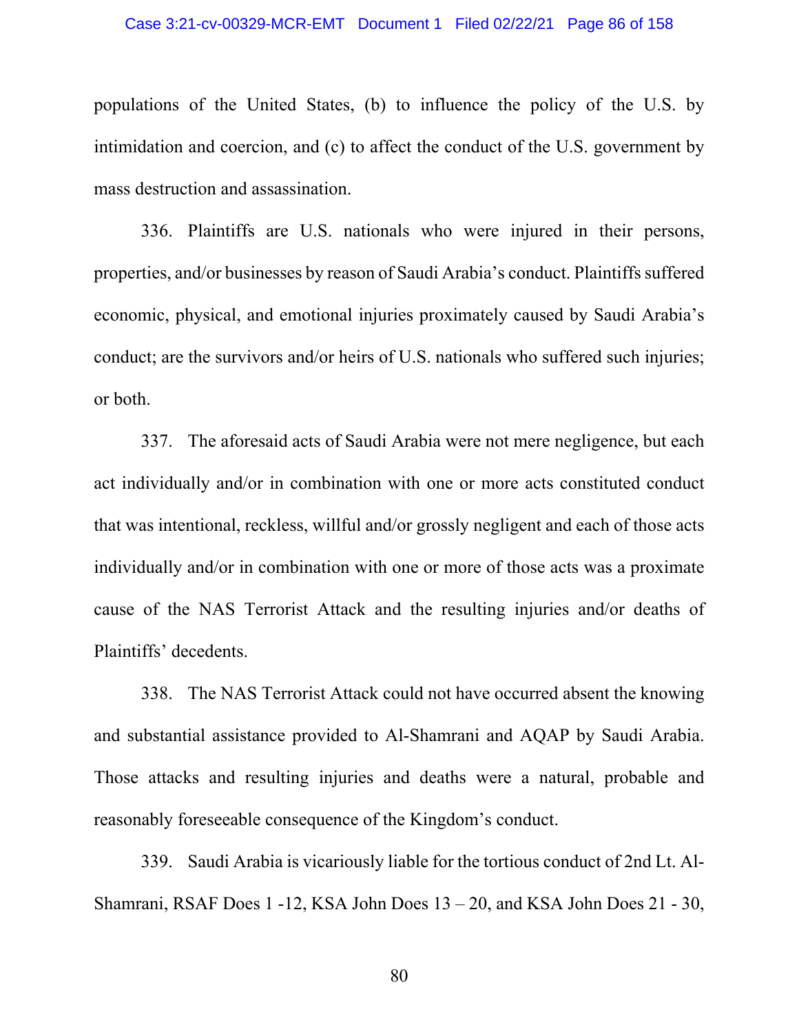populations of the United States, (b) to influence the policy of the U.S. by intimidation and coercion, and (c) to affect the conduct of the U.S. government by mass destruction and assassination.

336. Plaintiffs are U.S. nationals who were injured in their persons, properties, and/or businesses by reason of Saudi Arabia's conduct. Plaintiffs suffered economic, physical, and emotional injuries proximately caused by Saudi Arabia's conduct; are the survivors and/or heirs of U.S. nationals who suffered such injuries; or both.

337. The aforesaid acts of Saudi Arabia were not mere negligence, but each act individually and/or in combination with one or more acts constituted conduct that was intentional, reckless, willful and/or grossly negligent and each of those acts individually and/or in combination with one or more of those acts was a proximate cause of the NAS Terrorist Attack and the resulting injuries and/or deaths of Plaintiffs' decedents.

338. The NAS Terrorist Attack could not have occurred absent the knowing and substantial assistance provided to Al-Shamrani and AQAP by Saudi Arabia. Those attacks and resulting injuries and deaths were a natural, probable and reasonably foreseeable consequence of the Kingdom's conduct.

339. Saudi Arabia is vicariously liable for the tortious conduct of 2nd Lt. Al-Shamrani, RSAF Does 1 -12, KSA John Does 13 – 20, and KSA John Does 21 - 30,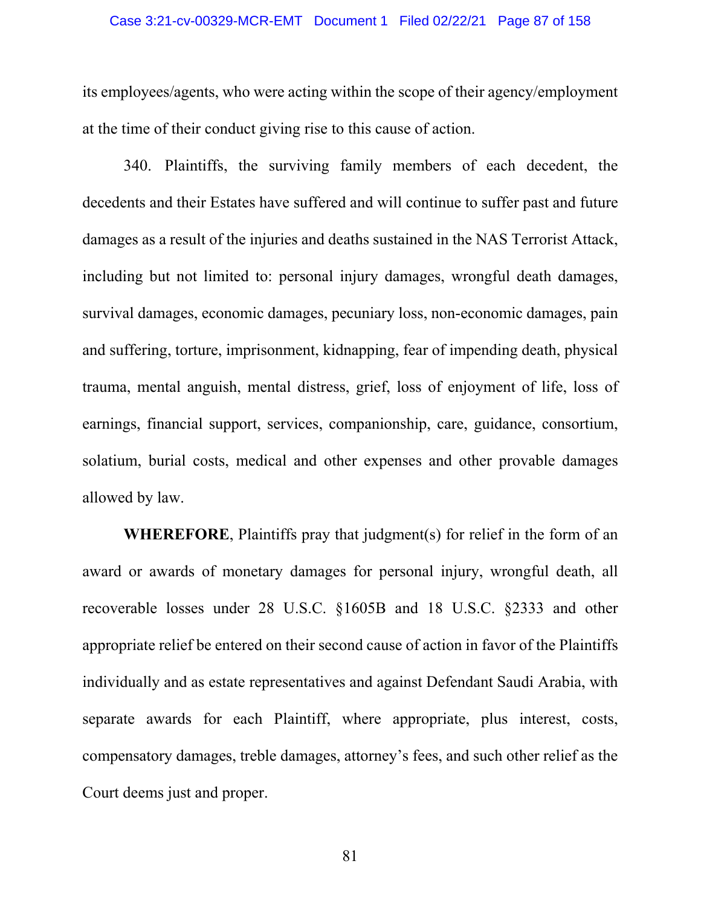its employees/agents, who were acting within the scope of their agency/employment at the time of their conduct giving rise to this cause of action.

340. Plaintiffs, the surviving family members of each decedent, the decedents and their Estates have suffered and will continue to suffer past and future damages as a result of the injuries and deaths sustained in the NAS Terrorist Attack, including but not limited to: personal injury damages, wrongful death damages, survival damages, economic damages, pecuniary loss, non-economic damages, pain and suffering, torture, imprisonment, kidnapping, fear of impending death, physical trauma, mental anguish, mental distress, grief, loss of enjoyment of life, loss of earnings, financial support, services, companionship, care, guidance, consortium, solatium, burial costs, medical and other expenses and other provable damages allowed by law.

**WHEREFORE**, Plaintiffs pray that judgment(s) for relief in the form of an award or awards of monetary damages for personal injury, wrongful death, all recoverable losses under 28 U.S.C. §1605B and 18 U.S.C. §2333 and other appropriate relief be entered on their second cause of action in favor of the Plaintiffs individually and as estate representatives and against Defendant Saudi Arabia, with separate awards for each Plaintiff, where appropriate, plus interest, costs, compensatory damages, treble damages, attorney's fees, and such other relief as the Court deems just and proper.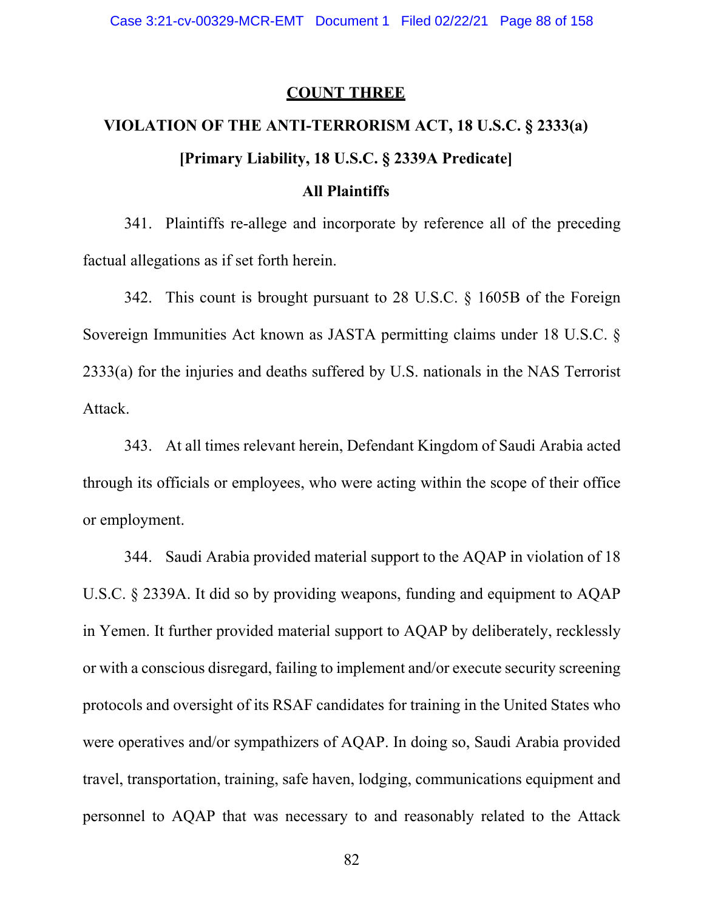## COUNT THREE

## VIOLATION OF THE ANTI-TERRORISM ACT, 18 U.S.C. § 2333(a)

### [Primary Liability, 18 U.S.C. § 2339A Predicate]

### All Plaintiffs

341. Plaintiffs re-allege and incorporate by reference all of the preceding factual allegations as if set forth herein.

342. This count is brought pursuant to 28 U.S.C. § 1605B of the Foreign Sovereign Immunities Act known as JASTA permitting claims under 18 U.S.C. § 2333(a) for the injuries and deaths suffered by U.S. nationals in the NAS Terrorist Attack.

343. At all times relevant herein, Defendant Kingdom of Saudi Arabia acted through its officials or employees, who were acting within the scope of their office or employment.

344. Saudi Arabia provided material support to the AQAP in violation of 18 U.S.C. § 2339A. It did so by providing weapons, funding and equipment to AQAP in Yemen. It further provided material support to AQAP by deliberately, recklessly or with a conscious disregard, failing to implement and/or execute security screening protocols and oversight of its RSAF candidates for training in the United States who were operatives and/or sympathizers of AQAP. In doing so, Saudi Arabia provided travel, transportation, training, safe haven, lodging, communications equipment and personnel to AQAP that was necessary to and reasonably related to the Attack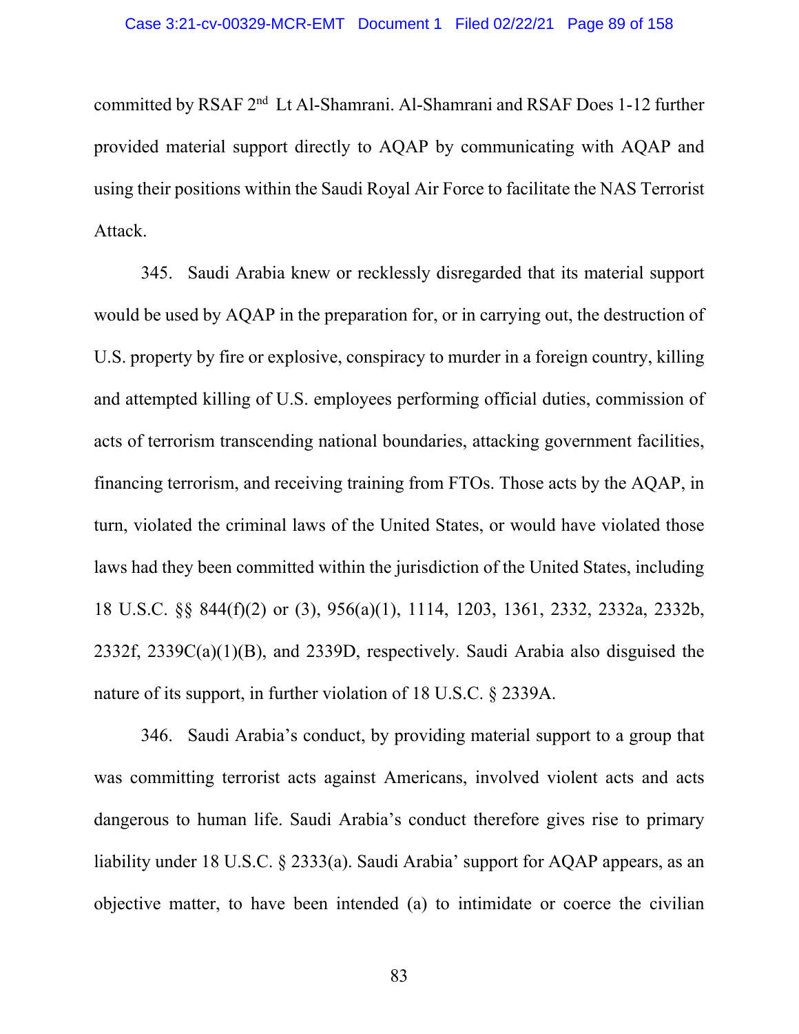committed by RSAF 2nd Lt Al-Shamrani. Al-Shamrani and RSAF Does 1-12 further provided material support directly to AQAP by communicating with AQAP and using their positions within the Saudi Royal Air Force to facilitate the NAS Terrorist Attack.

345. Saudi Arabia knew or recklessly disregarded that its material support would be used by AQAP in the preparation for, or in carrying out, the destruction of U.S. property by fire or explosive, conspiracy to murder in a foreign country, killing and attempted killing of U.S. employees performing official duties, commission of acts of terrorism transcending national boundaries, attacking government facilities, financing terrorism, and receiving training from FTOs. Those acts by the AQAP, in turn, violated the criminal laws of the United States, or would have violated those laws had they been committed within the jurisdiction of the United States, including 18 U.S.C. §§ 844(f)(2) or (3), 956(a)(1), 1114, 1203, 1361, 2332, 2332a, 2332b, 2332f, 2339C(a)(1)(B), and 2339D, respectively. Saudi Arabia also disguised the nature of its support, in further violation of 18 U.S.C. § 2339A.

346. Saudi Arabia's conduct, by providing material support to a group that was committing terrorist acts against Americans, involved violent acts and acts dangerous to human life. Saudi Arabia's conduct therefore gives rise to primary liability under 18 U.S.C. § 2333(a). Saudi Arabia' support for AQAP appears, as an objective matter, to have been intended (a) to intimidate or coerce the civilian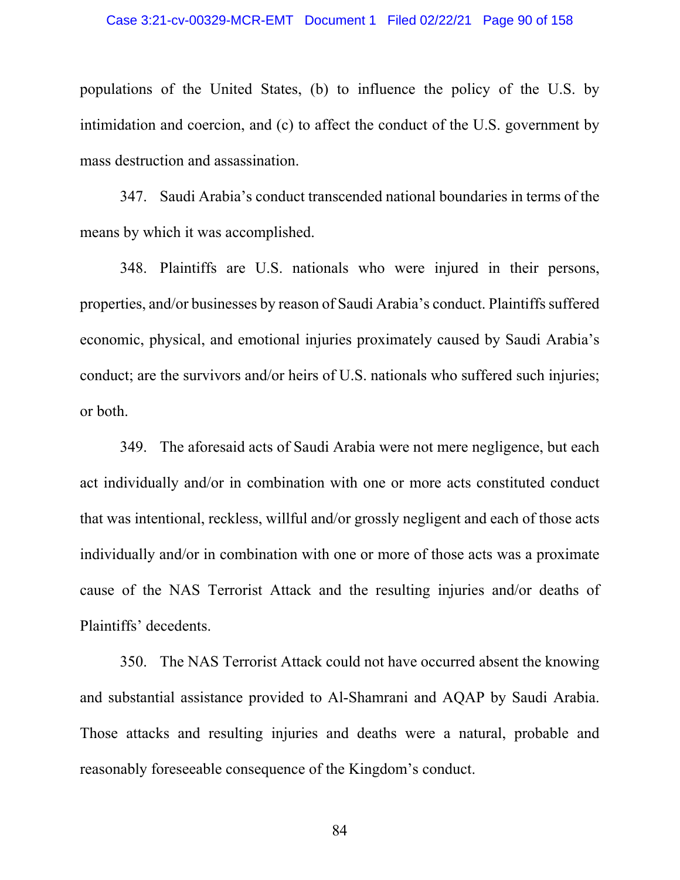populations of the United States, (b) to influence the policy of the U.S. by intimidation and coercion, and (c) to affect the conduct of the U.S. government by mass destruction and assassination.

347. Saudi Arabia's conduct transcended national boundaries in terms of the means by which it was accomplished.

348. Plaintiffs are U.S. nationals who were injured in their persons, properties, and/or businesses by reason of Saudi Arabia's conduct. Plaintiffs suffered economic, physical, and emotional injuries proximately caused by Saudi Arabia's conduct; are the survivors and/or heirs of U.S. nationals who suffered such injuries; or both.

349. The aforesaid acts of Saudi Arabia were not mere negligence, but each act individually and/or in combination with one or more acts constituted conduct that was intentional, reckless, willful and/or grossly negligent and each of those acts individually and/or in combination with one or more of those acts was a proximate cause of the NAS Terrorist Attack and the resulting injuries and/or deaths of Plaintiffs' decedents.

350. The NAS Terrorist Attack could not have occurred absent the knowing and substantial assistance provided to Al-Shamrani and AQAP by Saudi Arabia. Those attacks and resulting injuries and deaths were a natural, probable and reasonably foreseeable consequence of the Kingdom's conduct.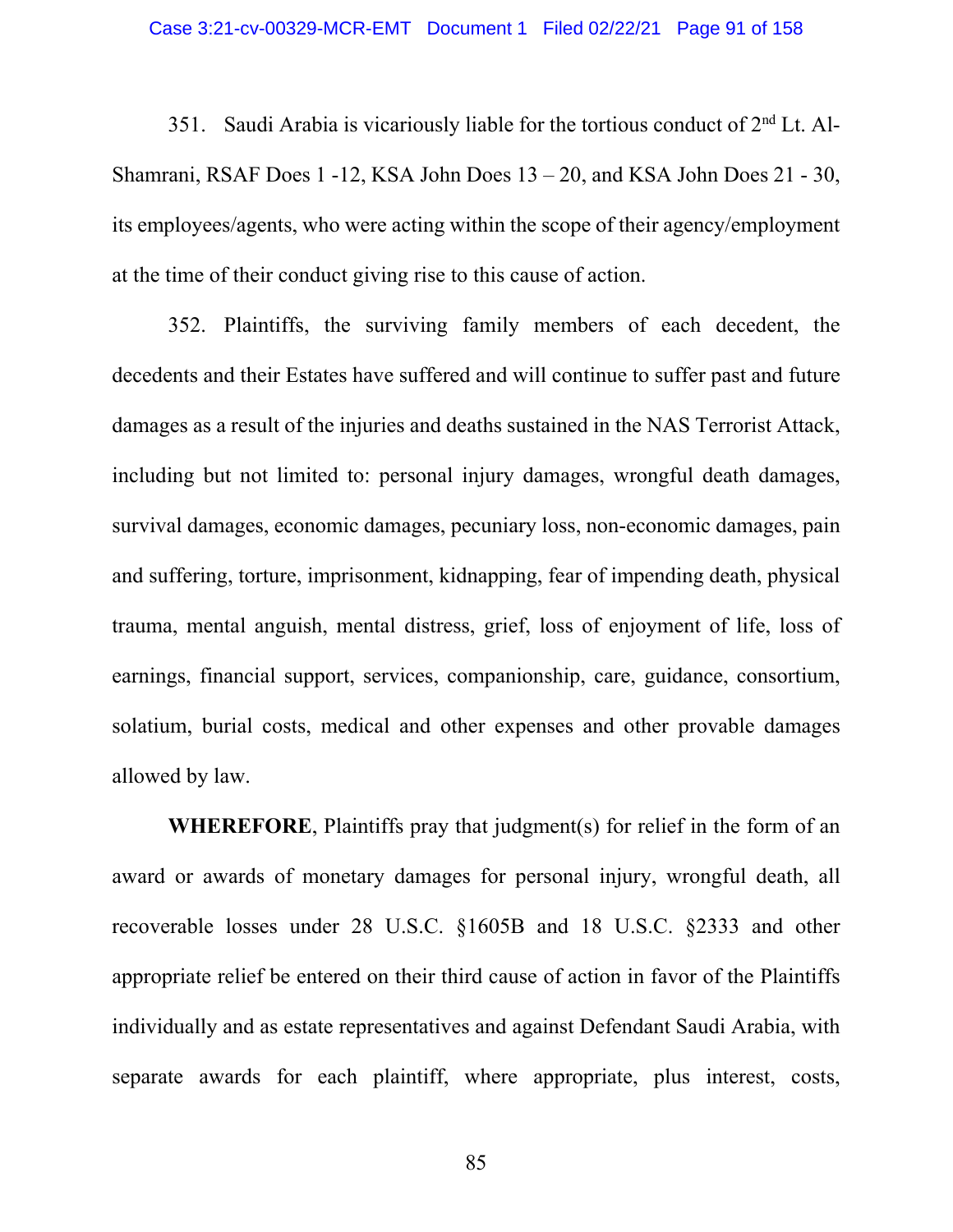351. Saudi Arabia is vicariously liable for the tortious conduct of 2nd Lt. Al-Shamrani, RSAF Does 1 -12, KSA John Does 13 – 20, and KSA John Does 21 - 30, its employees/agents, who were acting within the scope of their agency/employment at the time of their conduct giving rise to this cause of action.

352. Plaintiffs, the surviving family members of each decedent, the decedents and their Estates have suffered and will continue to suffer past and future damages as a result of the injuries and deaths sustained in the NAS Terrorist Attack, including but not limited to: personal injury damages, wrongful death damages, survival damages, economic damages, pecuniary loss, non-economic damages, pain and suffering, torture, imprisonment, kidnapping, fear of impending death, physical trauma, mental anguish, mental distress, grief, loss of enjoyment of life, loss of earnings, financial support, services, companionship, care, guidance, consortium, solatium, burial costs, medical and other expenses and other provable damages allowed by law.

**WHEREFORE**, Plaintiffs pray that judgment(s) for relief in the form of an award or awards of monetary damages for personal injury, wrongful death, all recoverable losses under 28 U.S.C. §1605B and 18 U.S.C. §2333 and other appropriate relief be entered on their third cause of action in favor of the Plaintiffs individually and as estate representatives and against Defendant Saudi Arabia, with separate awards for each plaintiff, where appropriate, plus interest, costs,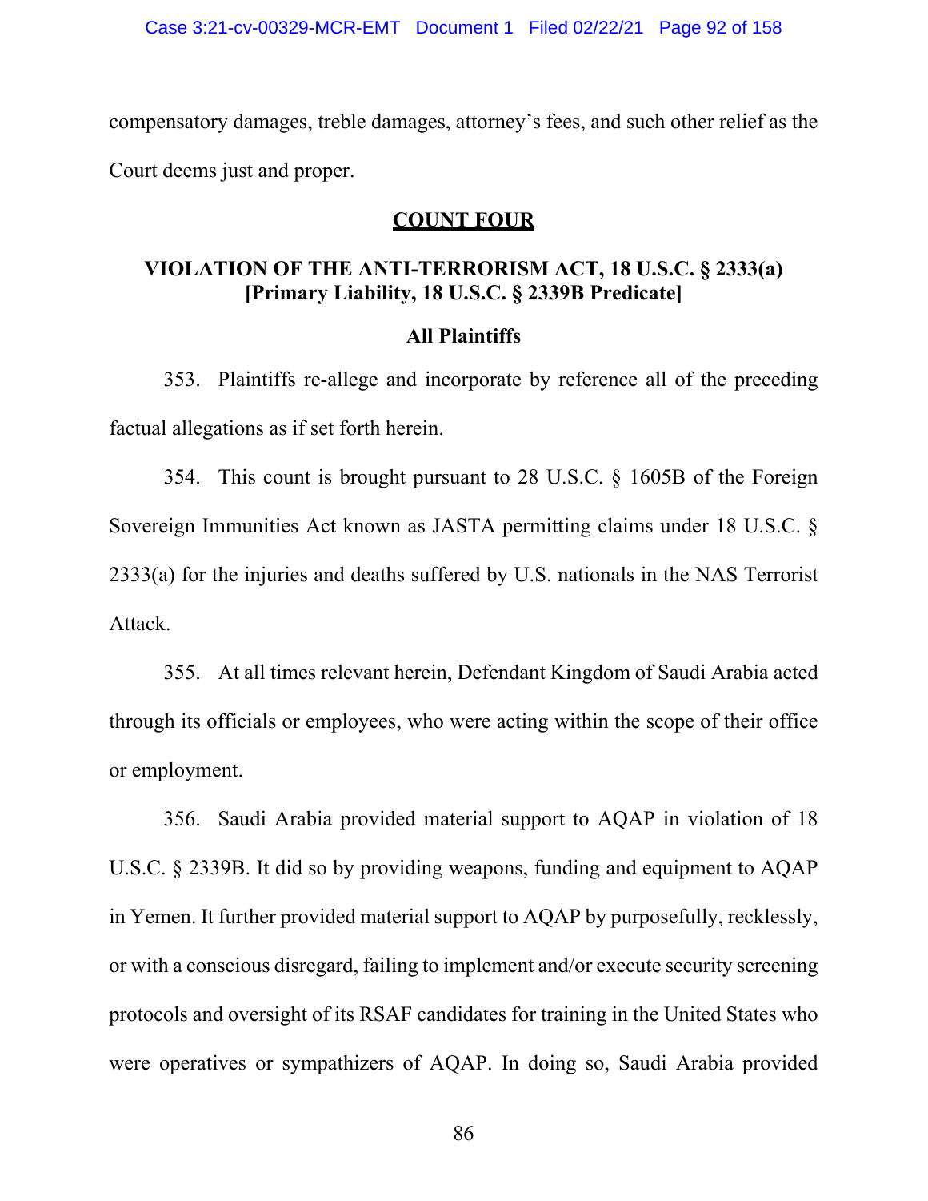compensatory damages, treble damages, attorney's fees, and such other relief as the Court deems just and proper.

## COUNT FOUR

### VIOLATION OF THE ANTI-TERRORISM ACT, 18 U.S.C. § 2333(a) [Primary Liability, 18 U.S.C. § 2339B Predicate]

**All Plaintiffs**

353. Plaintiffs re-allege and incorporate by reference all of the preceding factual allegations as if set forth herein.

354. This count is brought pursuant to 28 U.S.C. § 1605B of the Foreign Sovereign Immunities Act known as JASTA permitting claims under 18 U.S.C. § 2333(a) for the injuries and deaths suffered by U.S. nationals in the NAS Terrorist Attack.

355. At all times relevant herein, Defendant Kingdom of Saudi Arabia acted through its officials or employees, who were acting within the scope of their office or employment.

356. Saudi Arabia provided material support to AQAP in violation of 18 U.S.C. § 2339B. It did so by providing weapons, funding and equipment to AQAP in Yemen. It further provided material support to AQAP by purposefully, recklessly, or with a conscious disregard, failing to implement and/or execute security screening protocols and oversight of its RSAF candidates for training in the United States who were operatives or sympathizers of AQAP. In doing so, Saudi Arabia provided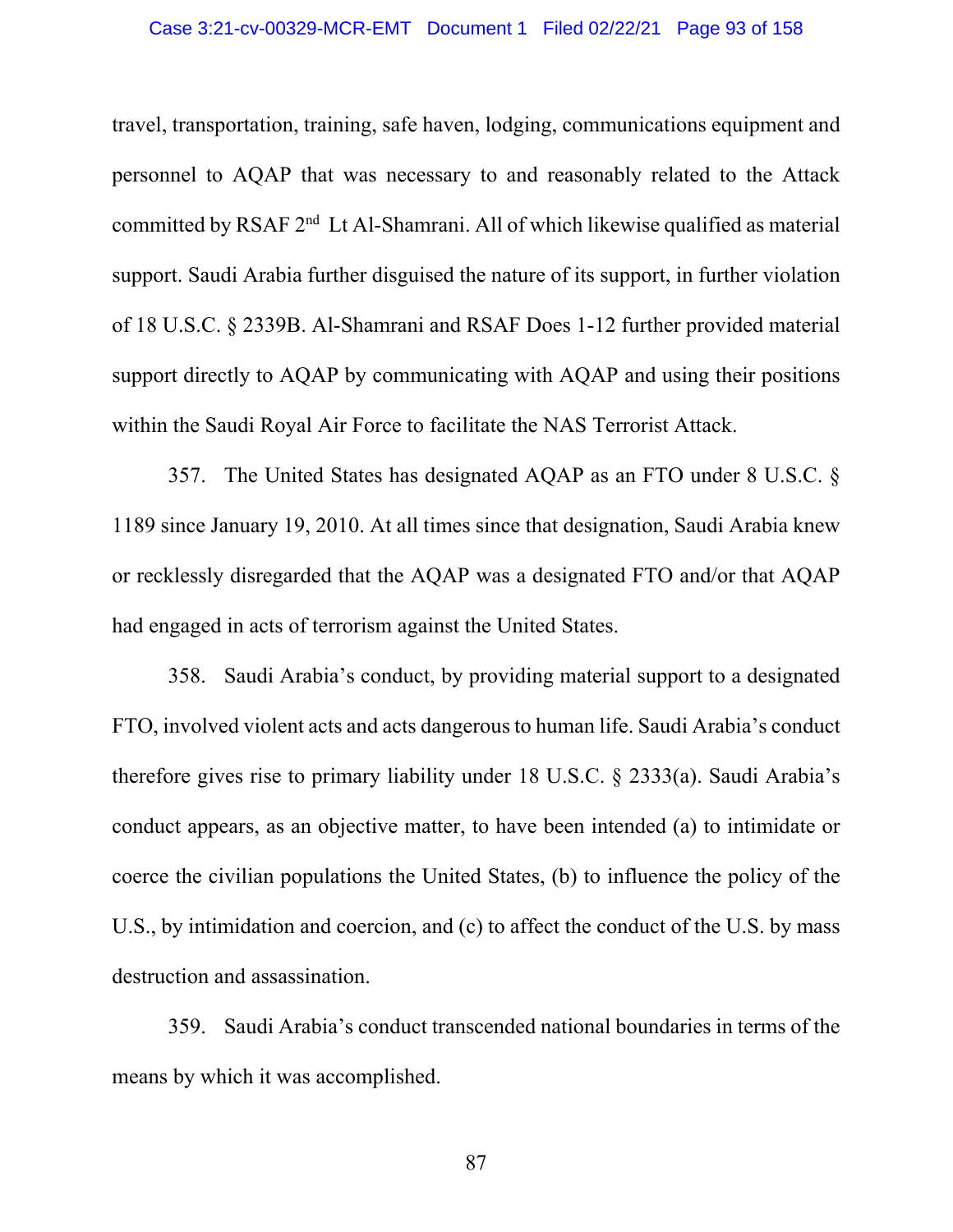travel, transportation, training, safe haven, lodging, communications equipment and personnel to AQAP that was necessary to and reasonably related to the Attack committed by RSAF 2nd Lt Al-Shamrani. All of which likewise qualified as material support. Saudi Arabia further disguised the nature of its support, in further violation of 18 U.S.C. § 2339B. Al-Shamrani and RSAF Does 1-12 further provided material support directly to AQAP by communicating with AQAP and using their positions within the Saudi Royal Air Force to facilitate the NAS Terrorist Attack.

357. The United States has designated AQAP as an FTO under 8 U.S.C. § 1189 since January 19, 2010. At all times since that designation, Saudi Arabia knew or recklessly disregarded that the AQAP was a designated FTO and/or that AQAP had engaged in acts of terrorism against the United States.

358. Saudi Arabia's conduct, by providing material support to a designated FTO, involved violent acts and acts dangerous to human life. Saudi Arabia's conduct therefore gives rise to primary liability under 18 U.S.C. § 2333(a). Saudi Arabia's conduct appears, as an objective matter, to have been intended (a) to intimidate or coerce the civilian populations the United States, (b) to influence the policy of the U.S., by intimidation and coercion, and (c) to affect the conduct of the U.S. by mass destruction and assassination.

359. Saudi Arabia's conduct transcended national boundaries in terms of the means by which it was accomplished.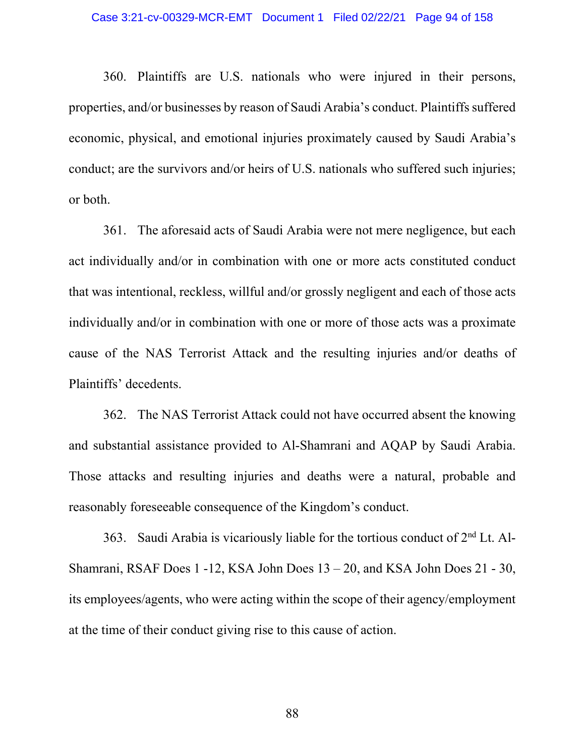360. Plaintiffs are U.S. nationals who were injured in their persons, properties, and/or businesses by reason of Saudi Arabia's conduct. Plaintiffs suffered economic, physical, and emotional injuries proximately caused by Saudi Arabia's conduct; are the survivors and/or heirs of U.S. nationals who suffered such injuries; or both.

361. The aforesaid acts of Saudi Arabia were not mere negligence, but each act individually and/or in combination with one or more acts constituted conduct that was intentional, reckless, willful and/or grossly negligent and each of those acts individually and/or in combination with one or more of those acts was a proximate cause of the NAS Terrorist Attack and the resulting injuries and/or deaths of Plaintiffs' decedents.

362. The NAS Terrorist Attack could not have occurred absent the knowing and substantial assistance provided to Al-Shamrani and AQAP by Saudi Arabia. Those attacks and resulting injuries and deaths were a natural, probable and reasonably foreseeable consequence of the Kingdom's conduct.

363. Saudi Arabia is vicariously liable for the tortious conduct of 2nd Lt. Al-Shamrani, RSAF Does 1 -12, KSA John Does 13 – 20, and KSA John Does 21 - 30, its employees/agents, who were acting within the scope of their agency/employment at the time of their conduct giving rise to this cause of action.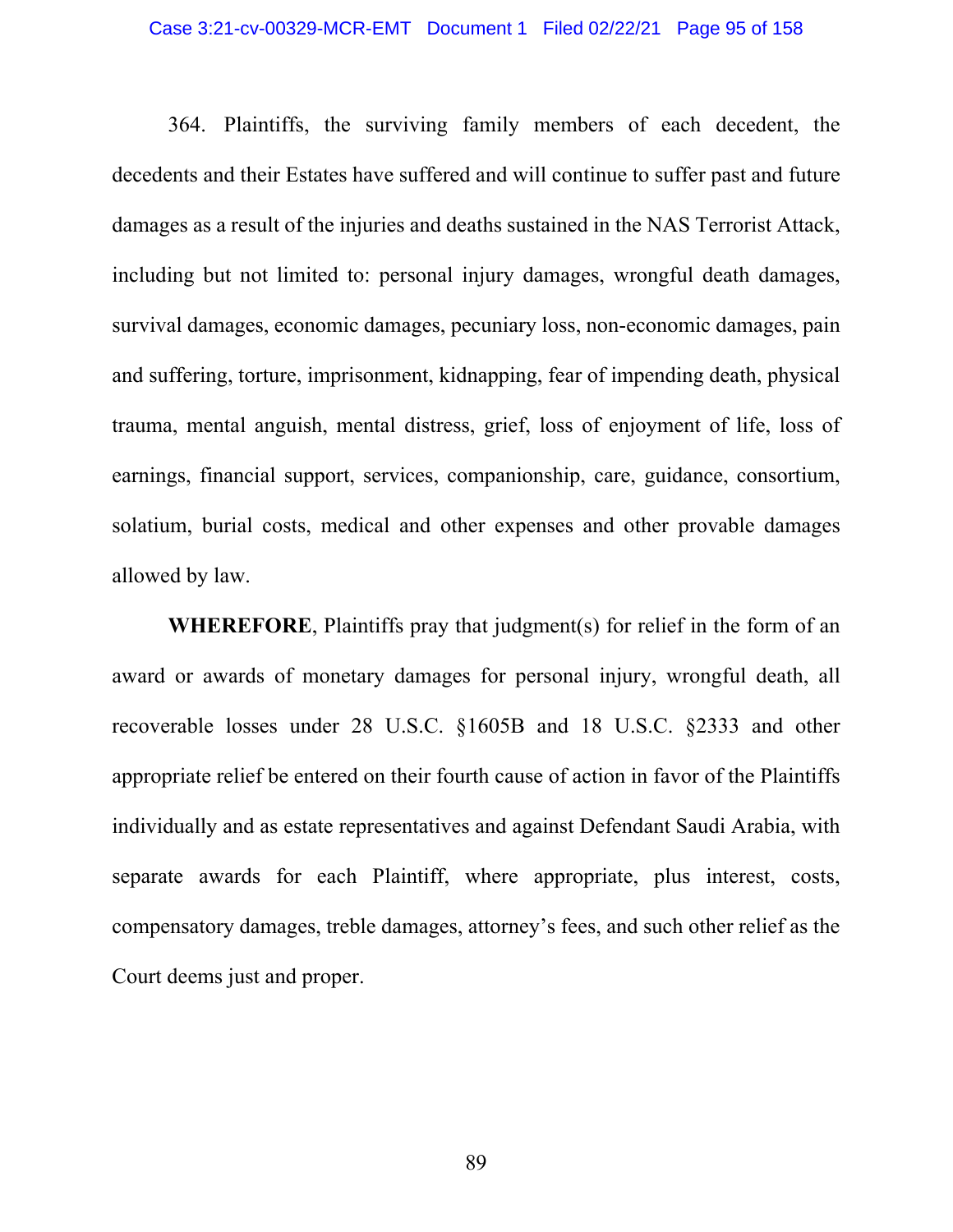364. Plaintiffs, the surviving family members of each decedent, the decedents and their Estates have suffered and will continue to suffer past and future damages as a result of the injuries and deaths sustained in the NAS Terrorist Attack, including but not limited to: personal injury damages, wrongful death damages, survival damages, economic damages, pecuniary loss, non-economic damages, pain and suffering, torture, imprisonment, kidnapping, fear of impending death, physical trauma, mental anguish, mental distress, grief, loss of enjoyment of life, loss of earnings, financial support, services, companionship, care, guidance, consortium, solatium, burial costs, medical and other expenses and other provable damages allowed by law.

**WHEREFORE**, Plaintiffs pray that judgment(s) for relief in the form of an award or awards of monetary damages for personal injury, wrongful death, all recoverable losses under 28 U.S.C. §1605B and 18 U.S.C. §2333 and other appropriate relief be entered on their fourth cause of action in favor of the Plaintiffs individually and as estate representatives and against Defendant Saudi Arabia, with separate awards for each Plaintiff, where appropriate, plus interest, costs, compensatory damages, treble damages, attorney's fees, and such other relief as the Court deems just and proper.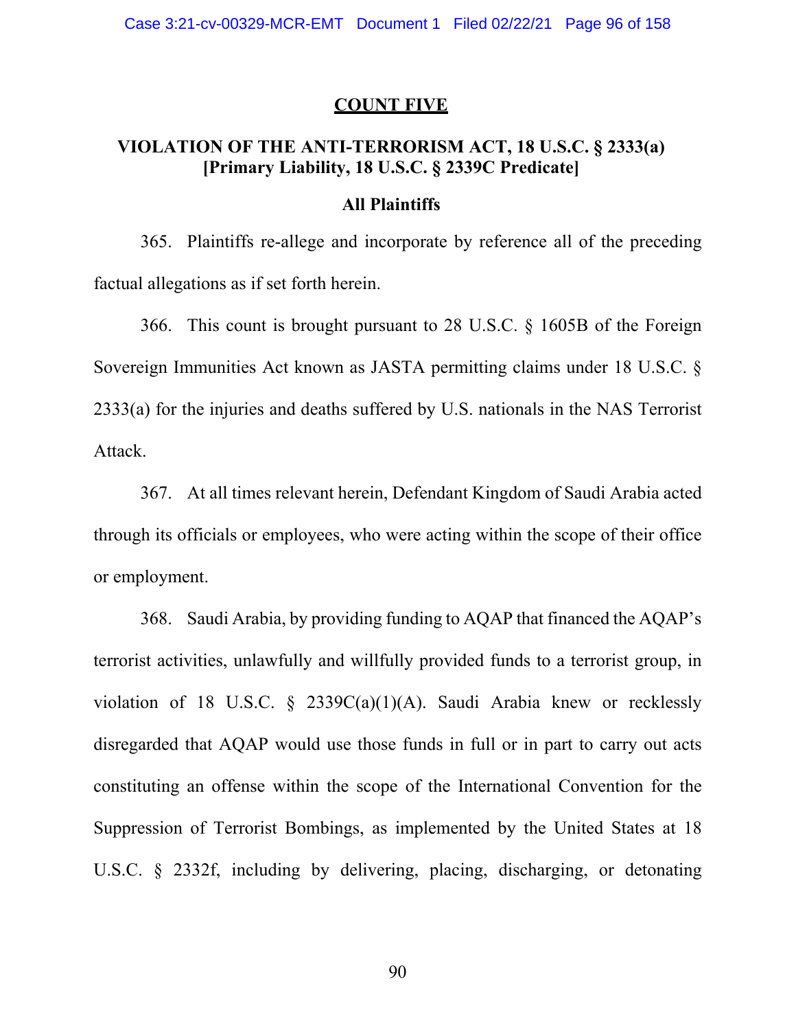## COUNT FIVE

### VIOLATION OF THE ANTI-TERRORISM ACT, 18 U.S.C. § 2333(a) [Primary Liability, 18 U.S.C. § 2339C Predicate]

### All Plaintiffs

365. Plaintiffs re-allege and incorporate by reference all of the preceding factual allegations as if set forth herein.

366. This count is brought pursuant to 28 U.S.C. § 1605B of the Foreign Sovereign Immunities Act known as JASTA permitting claims under 18 U.S.C. § 2333(a) for the injuries and deaths suffered by U.S. nationals in the NAS Terrorist Attack.

367. At all times relevant herein, Defendant Kingdom of Saudi Arabia acted through its officials or employees, who were acting within the scope of their office or employment.

368. Saudi Arabia, by providing funding to AQAP that financed the AQAP's terrorist activities, unlawfully and willfully provided funds to a terrorist group, in violation of 18 U.S.C. § 2339C(a)(1)(A). Saudi Arabia knew or recklessly disregarded that AQAP would use those funds in full or in part to carry out acts constituting an offense within the scope of the International Convention for the Suppression of Terrorist Bombings, as implemented by the United States at 18 U.S.C. § 2332f, including by delivering, placing, discharging, or detonating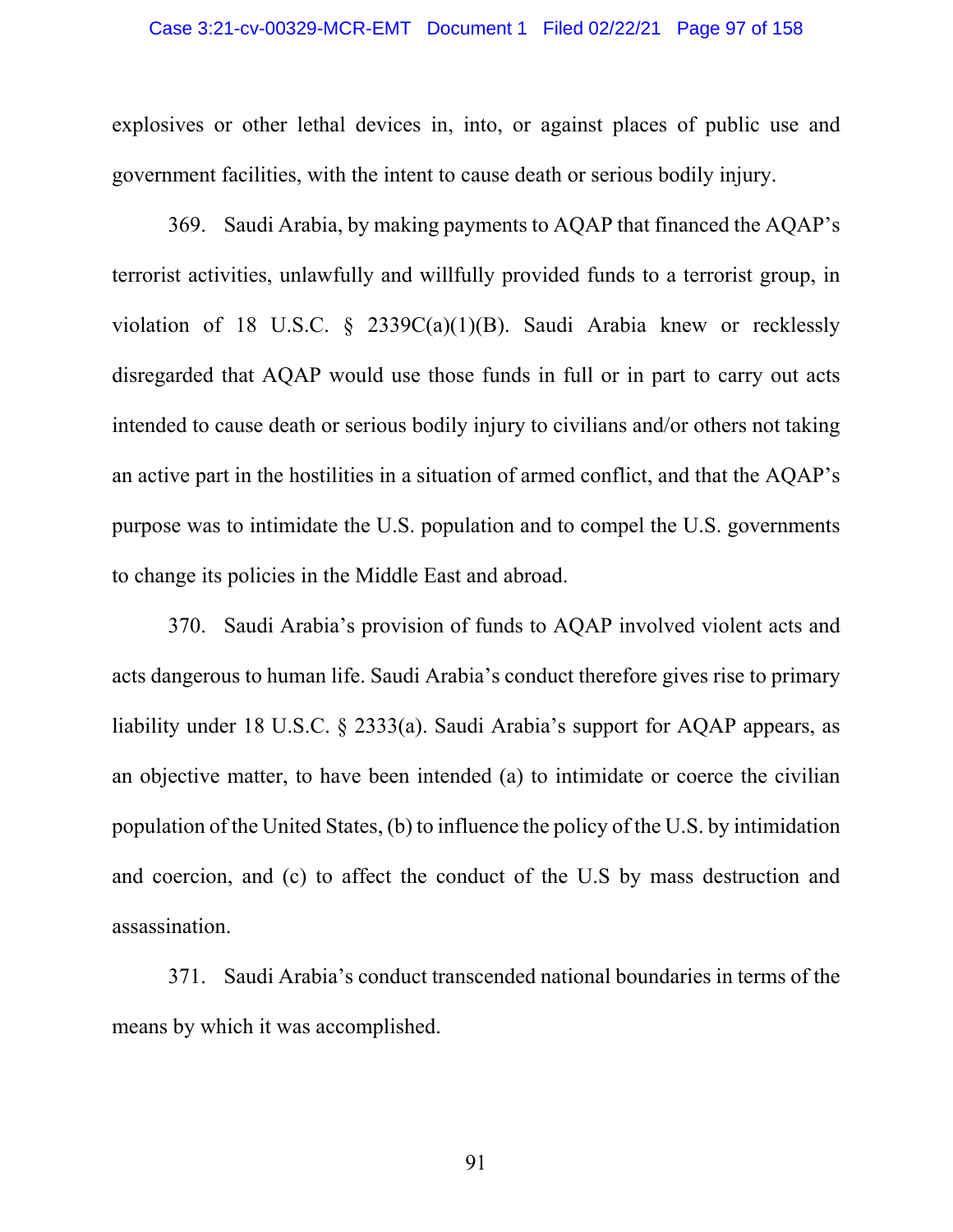explosives or other lethal devices in, into, or against places of public use and government facilities, with the intent to cause death or serious bodily injury.

369. Saudi Arabia, by making payments to AQAP that financed the AQAP's terrorist activities, unlawfully and willfully provided funds to a terrorist group, in violation of 18 U.S.C. § 2339C(a)(1)(B). Saudi Arabia knew or recklessly disregarded that AQAP would use those funds in full or in part to carry out acts intended to cause death or serious bodily injury to civilians and/or others not taking an active part in the hostilities in a situation of armed conflict, and that the AQAP's purpose was to intimidate the U.S. population and to compel the U.S. governments to change its policies in the Middle East and abroad.

370. Saudi Arabia's provision of funds to AQAP involved violent acts and acts dangerous to human life. Saudi Arabia's conduct therefore gives rise to primary liability under 18 U.S.C. § 2333(a). Saudi Arabia's support for AQAP appears, as an objective matter, to have been intended (a) to intimidate or coerce the civilian population of the United States, (b) to influence the policy of the U.S. by intimidation and coercion, and (c) to affect the conduct of the U.S by mass destruction and assassination.

371. Saudi Arabia's conduct transcended national boundaries in terms of the means by which it was accomplished.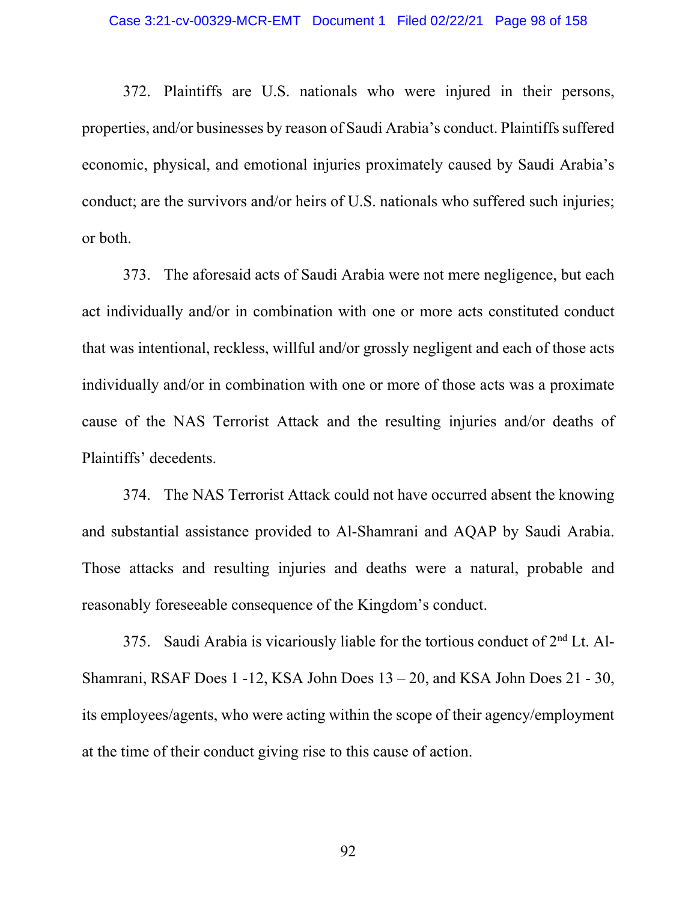372. Plaintiffs are U.S. nationals who were injured in their persons, properties, and/or businesses by reason of Saudi Arabia's conduct. Plaintiffs suffered economic, physical, and emotional injuries proximately caused by Saudi Arabia's conduct; are the survivors and/or heirs of U.S. nationals who suffered such injuries; or both.

373. The aforesaid acts of Saudi Arabia were not mere negligence, but each act individually and/or in combination with one or more acts constituted conduct that was intentional, reckless, willful and/or grossly negligent and each of those acts individually and/or in combination with one or more of those acts was a proximate cause of the NAS Terrorist Attack and the resulting injuries and/or deaths of Plaintiffs' decedents.

374. The NAS Terrorist Attack could not have occurred absent the knowing and substantial assistance provided to Al-Shamrani and AQAP by Saudi Arabia. Those attacks and resulting injuries and deaths were a natural, probable and reasonably foreseeable consequence of the Kingdom's conduct.

375. Saudi Arabia is vicariously liable for the tortious conduct of 2nd Lt. Al-Shamrani, RSAF Does 1 -12, KSA John Does 13 – 20, and KSA John Does 21 - 30, its employees/agents, who were acting within the scope of their agency/employment at the time of their conduct giving rise to this cause of action.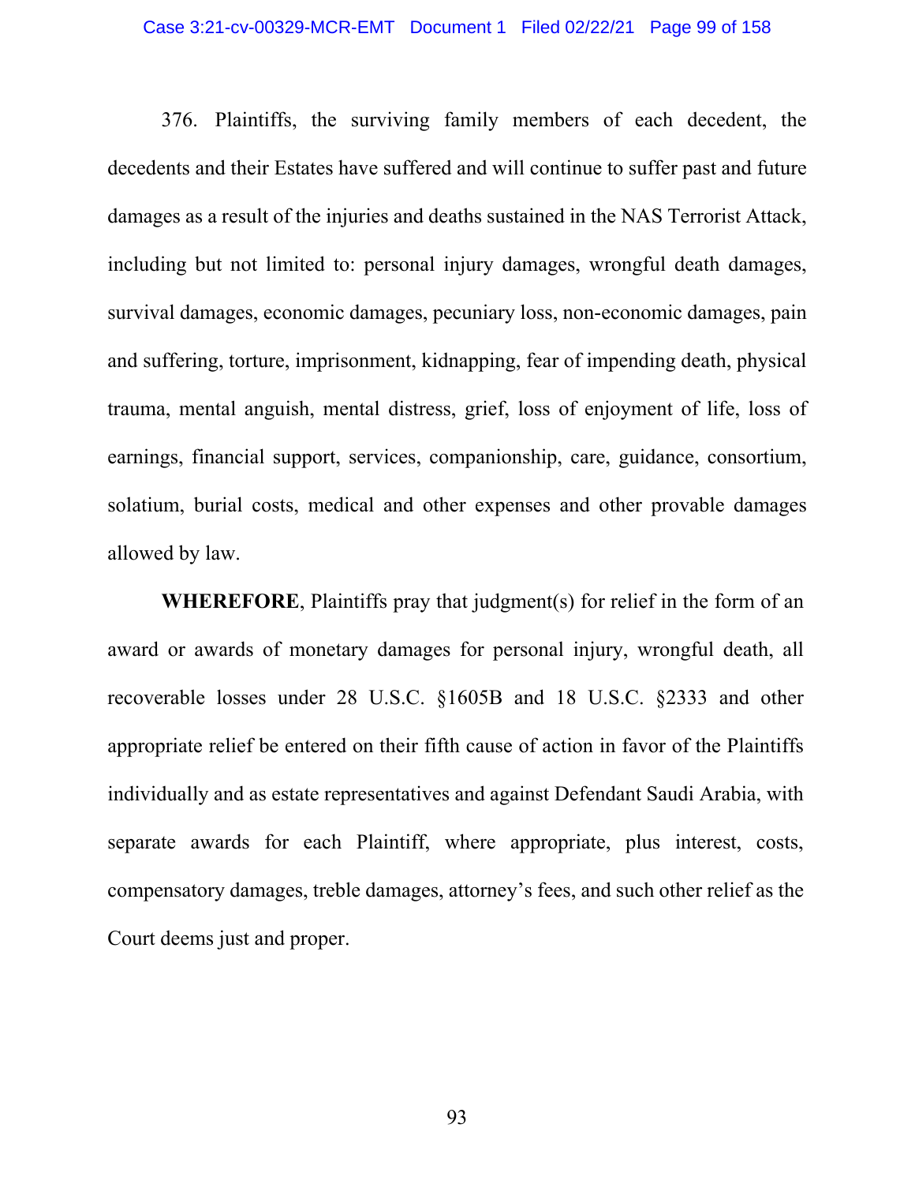376. Plaintiffs, the surviving family members of each decedent, the decedents and their Estates have suffered and will continue to suffer past and future damages as a result of the injuries and deaths sustained in the NAS Terrorist Attack, including but not limited to: personal injury damages, wrongful death damages, survival damages, economic damages, pecuniary loss, non-economic damages, pain and suffering, torture, imprisonment, kidnapping, fear of impending death, physical trauma, mental anguish, mental distress, grief, loss of enjoyment of life, loss of earnings, financial support, services, companionship, care, guidance, consortium, solatium, burial costs, medical and other expenses and other provable damages allowed by law.

**WHEREFORE**, Plaintiffs pray that judgment(s) for relief in the form of an award or awards of monetary damages for personal injury, wrongful death, all recoverable losses under 28 U.S.C. §1605B and 18 U.S.C. §2333 and other appropriate relief be entered on their fifth cause of action in favor of the Plaintiffs individually and as estate representatives and against Defendant Saudi Arabia, with separate awards for each Plaintiff, where appropriate, plus interest, costs, compensatory damages, treble damages, attorney's fees, and such other relief as the Court deems just and proper.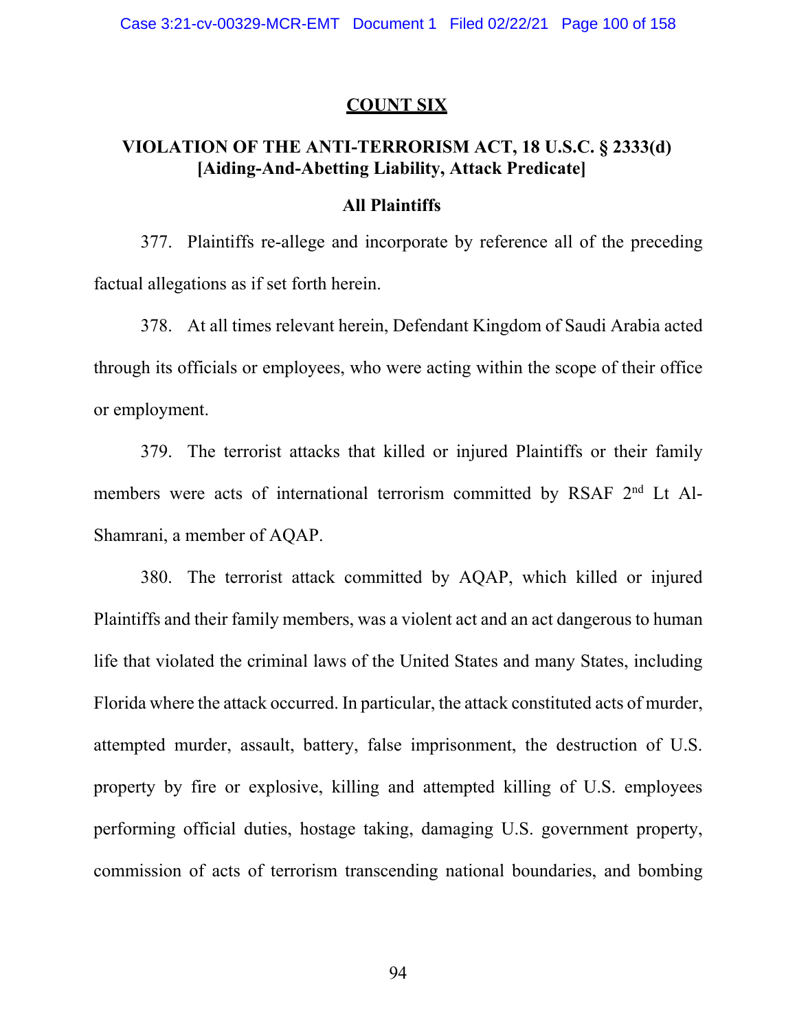## COUNT SIX

### VIOLATION OF THE ANTI-TERRORISM ACT, 18 U.S.C. § 2333(d) [Aiding-And-Abetting Liability, Attack Predicate]

**All Plaintiffs**

377. Plaintiffs re-allege and incorporate by reference all of the preceding factual allegations as if set forth herein.

378. At all times relevant herein, Defendant Kingdom of Saudi Arabia acted through its officials or employees, who were acting within the scope of their office or employment.

379. The terrorist attacks that killed or injured Plaintiffs or their family members were acts of international terrorism committed by RSAF 2nd Lt Al-Shamrani, a member of AQAP.

380. The terrorist attack committed by AQAP, which killed or injured Plaintiffs and their family members, was a violent act and an act dangerous to human life that violated the criminal laws of the United States and many States, including Florida where the attack occurred. In particular, the attack constituted acts of murder, attempted murder, assault, battery, false imprisonment, the destruction of U.S. property by fire or explosive, killing and attempted killing of U.S. employees performing official duties, hostage taking, damaging U.S. government property, commission of acts of terrorism transcending national boundaries, and bombing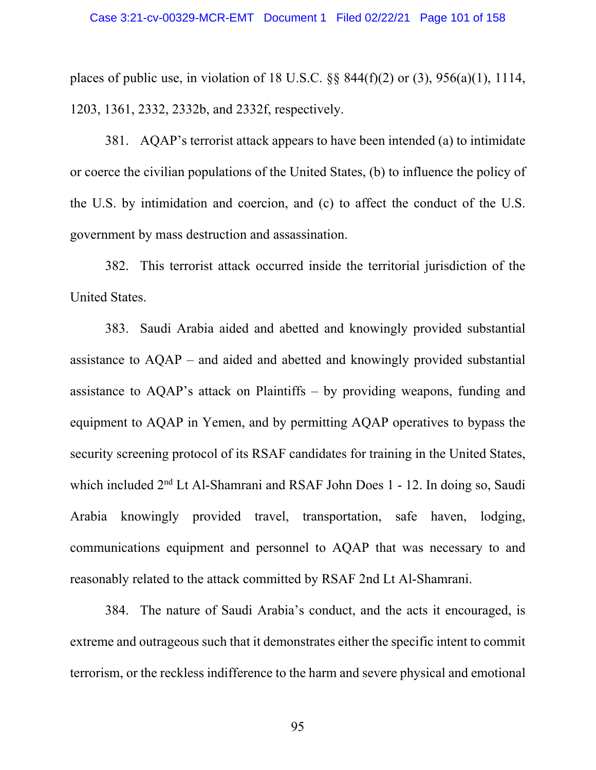places of public use, in violation of 18 U.S.C. §§ 844(f)(2) or (3), 956(a)(1), 1114, 1203, 1361, 2332, 2332b, and 2332f, respectively.

381. AQAP's terrorist attack appears to have been intended (a) to intimidate or coerce the civilian populations of the United States, (b) to influence the policy of the U.S. by intimidation and coercion, and (c) to affect the conduct of the U.S. government by mass destruction and assassination.

382. This terrorist attack occurred inside the territorial jurisdiction of the United States.

383. Saudi Arabia aided and abetted and knowingly provided substantial assistance to AQAP – and aided and abetted and knowingly provided substantial assistance to AQAP's attack on Plaintiffs – by providing weapons, funding and equipment to AQAP in Yemen, and by permitting AQAP operatives to bypass the security screening protocol of its RSAF candidates for training in the United States, which included 2nd Lt Al-Shamrani and RSAF John Does 1 - 12. In doing so, Saudi Arabia knowingly provided travel, transportation, safe haven, lodging, communications equipment and personnel to AQAP that was necessary to and reasonably related to the attack committed by RSAF 2nd Lt Al-Shamrani.

384. The nature of Saudi Arabia's conduct, and the acts it encouraged, is extreme and outrageous such that it demonstrates either the specific intent to commit terrorism, or the reckless indifference to the harm and severe physical and emotional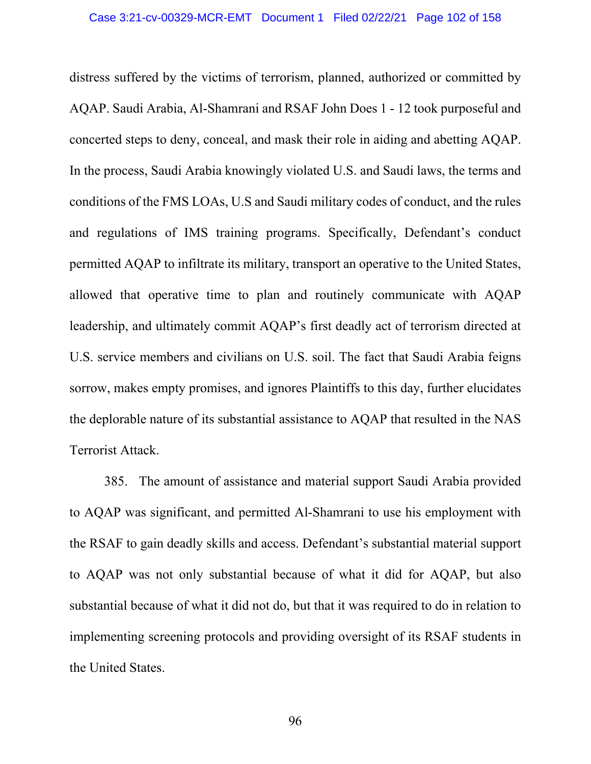distress suffered by the victims of terrorism, planned, authorized or committed by AQAP. Saudi Arabia, Al-Shamrani and RSAF John Does 1 - 12 took purposeful and concerted steps to deny, conceal, and mask their role in aiding and abetting AQAP. In the process, Saudi Arabia knowingly violated U.S. and Saudi laws, the terms and conditions of the FMS LOAs, U.S and Saudi military codes of conduct, and the rules and regulations of IMS training programs. Specifically, Defendant's conduct permitted AQAP to infiltrate its military, transport an operative to the United States, allowed that operative time to plan and routinely communicate with AQAP leadership, and ultimately commit AQAP's first deadly act of terrorism directed at U.S. service members and civilians on U.S. soil. The fact that Saudi Arabia feigns sorrow, makes empty promises, and ignores Plaintiffs to this day, further elucidates the deplorable nature of its substantial assistance to AQAP that resulted in the NAS Terrorist Attack.

385. The amount of assistance and material support Saudi Arabia provided to AQAP was significant, and permitted Al-Shamrani to use his employment with the RSAF to gain deadly skills and access. Defendant's substantial material support to AQAP was not only substantial because of what it did for AQAP, but also substantial because of what it did not do, but that it was required to do in relation to implementing screening protocols and providing oversight of its RSAF students in the United States.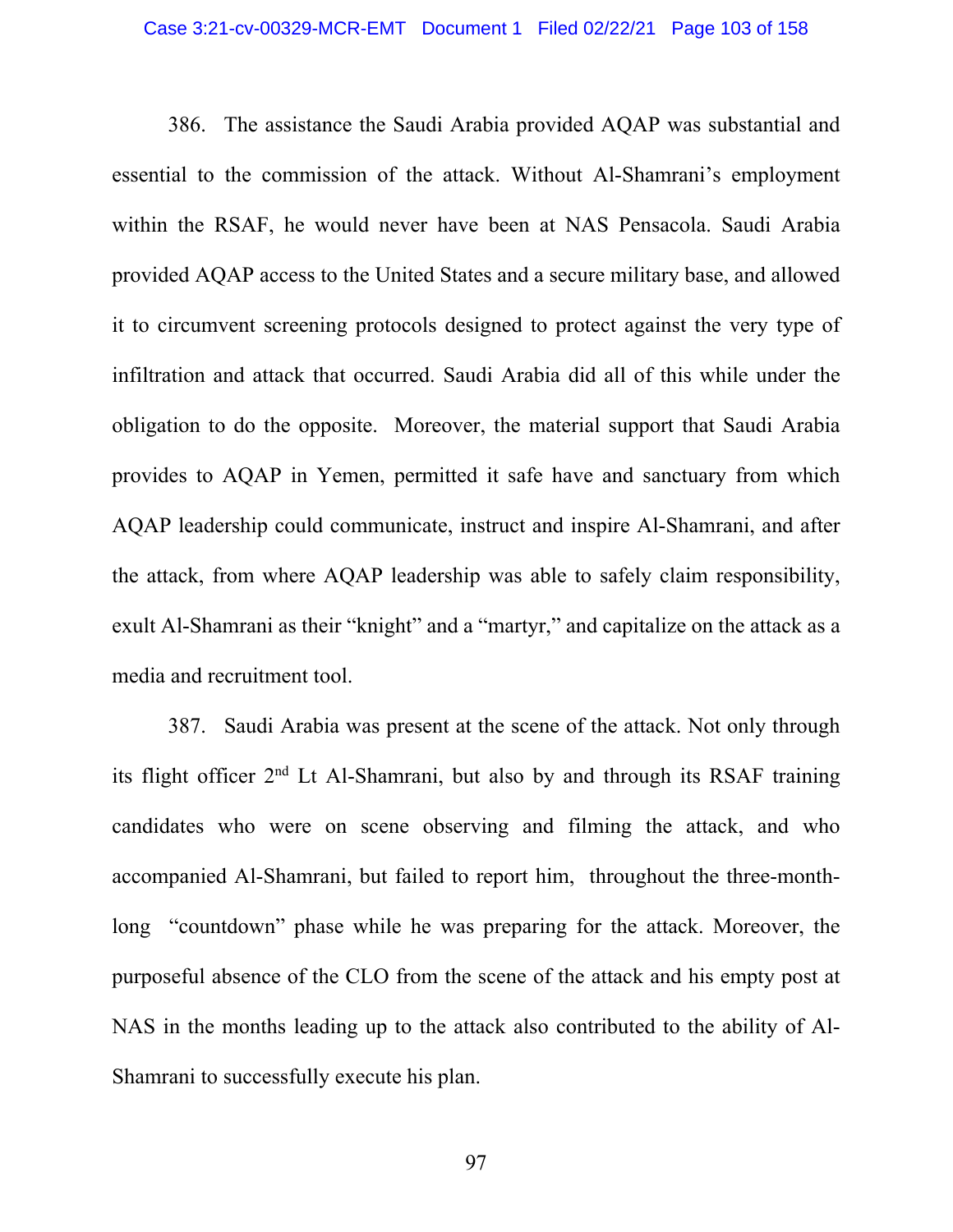386. The assistance the Saudi Arabia provided AQAP was substantial and essential to the commission of the attack. Without Al-Shamrani's employment within the RSAF, he would never have been at NAS Pensacola. Saudi Arabia provided AQAP access to the United States and a secure military base, and allowed it to circumvent screening protocols designed to protect against the very type of infiltration and attack that occurred. Saudi Arabia did all of this while under the obligation to do the opposite. Moreover, the material support that Saudi Arabia provides to AQAP in Yemen, permitted it safe have and sanctuary from which AQAP leadership could communicate, instruct and inspire Al-Shamrani, and after the attack, from where AQAP leadership was able to safely claim responsibility, exult Al-Shamrani as their "knight" and a "martyr," and capitalize on the attack as a media and recruitment tool.

387. Saudi Arabia was present at the scene of the attack. Not only through its flight officer 2nd Lt Al-Shamrani, but also by and through its RSAF training candidates who were on scene observing and filming the attack, and who accompanied Al-Shamrani, but failed to report him, throughout the three-month-long "countdown" phase while he was preparing for the attack. Moreover, the purposeful absence of the CLO from the scene of the attack and his empty post at NAS in the months leading up to the attack also contributed to the ability of Al-Shamrani to successfully execute his plan.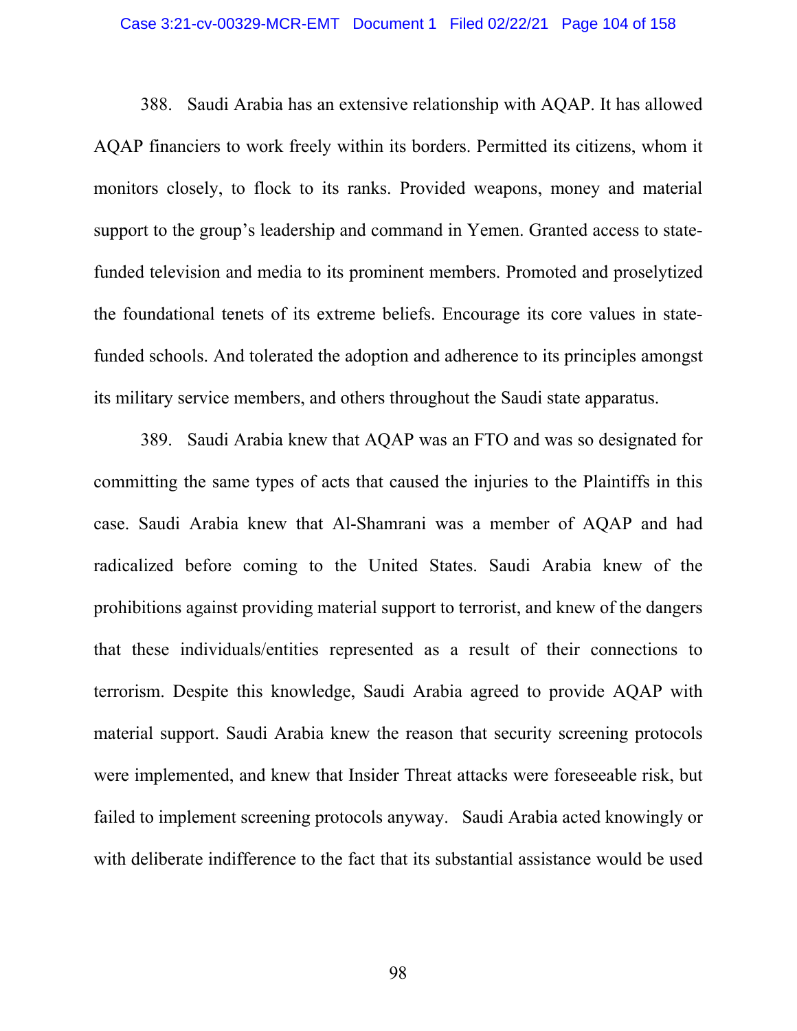388. Saudi Arabia has an extensive relationship with AQAP. It has allowed AQAP financiers to work freely within its borders. Permitted its citizens, whom it monitors closely, to flock to its ranks. Provided weapons, money and material support to the group's leadership and command in Yemen. Granted access to state-funded television and media to its prominent members. Promoted and proselytized the foundational tenets of its extreme beliefs. Encourage its core values in state-funded schools. And tolerated the adoption and adherence to its principles amongst its military service members, and others throughout the Saudi state apparatus.

389. Saudi Arabia knew that AQAP was an FTO and was so designated for committing the same types of acts that caused the injuries to the Plaintiffs in this case. Saudi Arabia knew that Al-Shamrani was a member of AQAP and had radicalized before coming to the United States. Saudi Arabia knew of the prohibitions against providing material support to terrorist, and knew of the dangers that these individuals/entities represented as a result of their connections to terrorism. Despite this knowledge, Saudi Arabia agreed to provide AQAP with material support. Saudi Arabia knew the reason that security screening protocols were implemented, and knew that Insider Threat attacks were foreseeable risk, but failed to implement screening protocols anyway. Saudi Arabia acted knowingly or with deliberate indifference to the fact that its substantial assistance would be used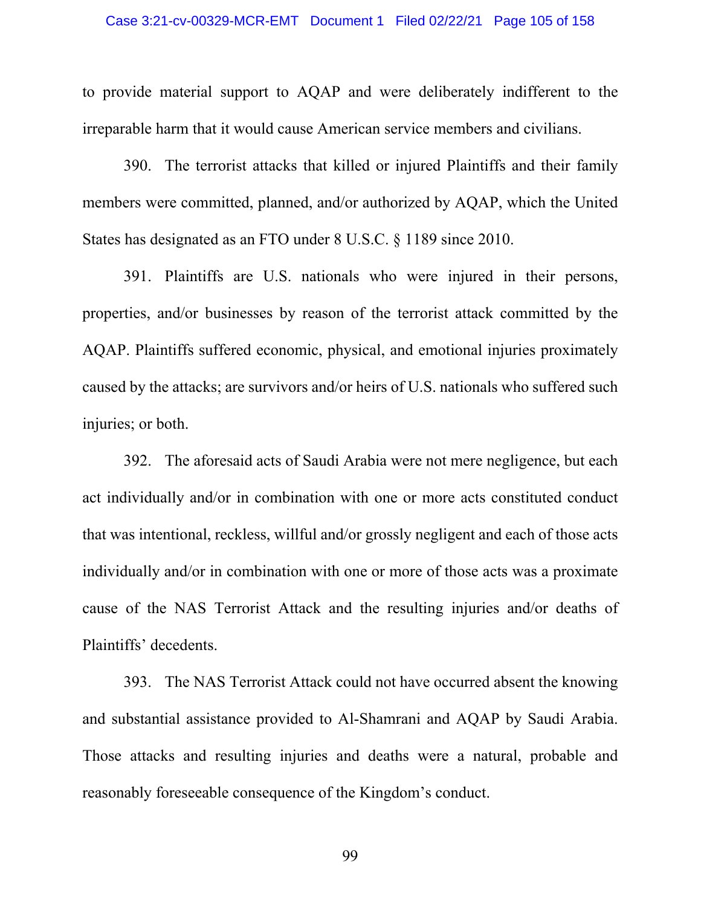to provide material support to AQAP and were deliberately indifferent to the irreparable harm that it would cause American service members and civilians.

390. The terrorist attacks that killed or injured Plaintiffs and their family members were committed, planned, and/or authorized by AQAP, which the United States has designated as an FTO under 8 U.S.C. § 1189 since 2010.

391. Plaintiffs are U.S. nationals who were injured in their persons, properties, and/or businesses by reason of the terrorist attack committed by the AQAP. Plaintiffs suffered economic, physical, and emotional injuries proximately caused by the attacks; are survivors and/or heirs of U.S. nationals who suffered such injuries; or both.

392. The aforesaid acts of Saudi Arabia were not mere negligence, but each act individually and/or in combination with one or more acts constituted conduct that was intentional, reckless, willful and/or grossly negligent and each of those acts individually and/or in combination with one or more of those acts was a proximate cause of the NAS Terrorist Attack and the resulting injuries and/or deaths of Plaintiffs' decedents.

393. The NAS Terrorist Attack could not have occurred absent the knowing and substantial assistance provided to Al-Shamrani and AQAP by Saudi Arabia. Those attacks and resulting injuries and deaths were a natural, probable and reasonably foreseeable consequence of the Kingdom's conduct.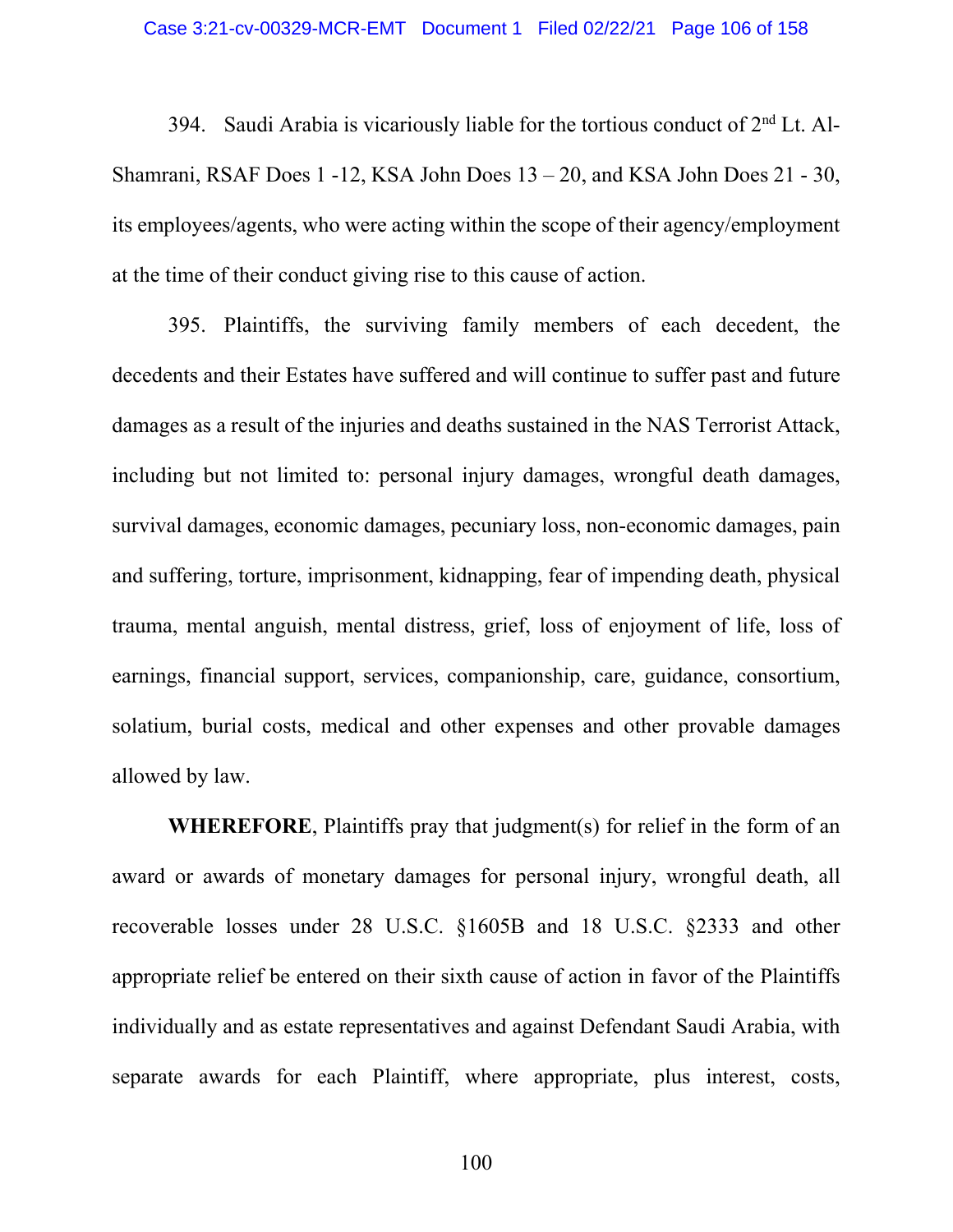394. Saudi Arabia is vicariously liable for the tortious conduct of 2nd Lt. Al-Shamrani, RSAF Does 1 -12, KSA John Does 13 – 20, and KSA John Does 21 - 30, its employees/agents, who were acting within the scope of their agency/employment at the time of their conduct giving rise to this cause of action.

395. Plaintiffs, the surviving family members of each decedent, the decedents and their Estates have suffered and will continue to suffer past and future damages as a result of the injuries and deaths sustained in the NAS Terrorist Attack, including but not limited to: personal injury damages, wrongful death damages, survival damages, economic damages, pecuniary loss, non-economic damages, pain and suffering, torture, imprisonment, kidnapping, fear of impending death, physical trauma, mental anguish, mental distress, grief, loss of enjoyment of life, loss of earnings, financial support, services, companionship, care, guidance, consortium, solatium, burial costs, medical and other expenses and other provable damages allowed by law.

**WHEREFORE**, Plaintiffs pray that judgment(s) for relief in the form of an award or awards of monetary damages for personal injury, wrongful death, all recoverable losses under 28 U.S.C. §1605B and 18 U.S.C. §2333 and other appropriate relief be entered on their sixth cause of action in favor of the Plaintiffs individually and as estate representatives and against Defendant Saudi Arabia, with separate awards for each Plaintiff, where appropriate, plus interest, costs,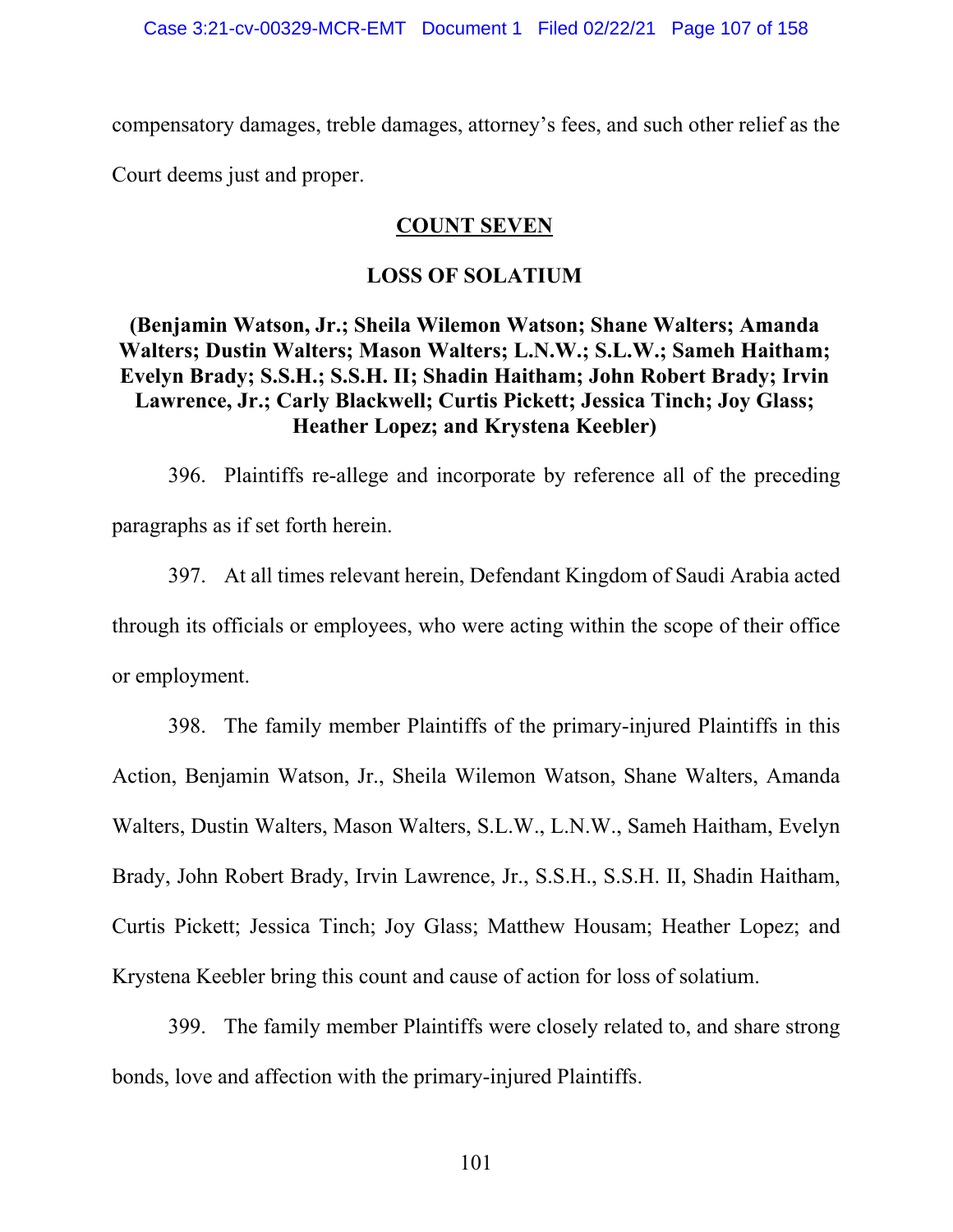compensatory damages, treble damages, attorney's fees, and such other relief as the Court deems just and proper.

## COUNT SEVEN

### LOSS OF SOLATIUM

**(Benjamin Watson, Jr.; Sheila Wilemon Watson; Shane Walters; Amanda Walters; Dustin Walters; Mason Walters; L.N.W.; S.L.W.; Sameh Haitham; Evelyn Brady; S.S.H.; S.S.H. II; Shadin Haitham; John Robert Brady; Irvin Lawrence, Jr.; Carly Blackwell; Curtis Pickett; Jessica Tinch; Joy Glass; Heather Lopez; and Krystena Keebler)**

396. Plaintiffs re-allege and incorporate by reference all of the preceding paragraphs as if set forth herein.

397. At all times relevant herein, Defendant Kingdom of Saudi Arabia acted through its officials or employees, who were acting within the scope of their office or employment.

398. The family member Plaintiffs of the primary-injured Plaintiffs in this Action, Benjamin Watson, Jr., Sheila Wilemon Watson, Shane Walters, Amanda Walters, Dustin Walters, Mason Walters, S.L.W., L.N.W., Sameh Haitham, Evelyn Brady, John Robert Brady, Irvin Lawrence, Jr., S.S.H., S.S.H. II, Shadin Haitham, Curtis Pickett; Jessica Tinch; Joy Glass; Matthew Housam; Heather Lopez; and Krystena Keebler bring this count and cause of action for loss of solatium.

399. The family member Plaintiffs were closely related to, and share strong bonds, love and affection with the primary-injured Plaintiffs.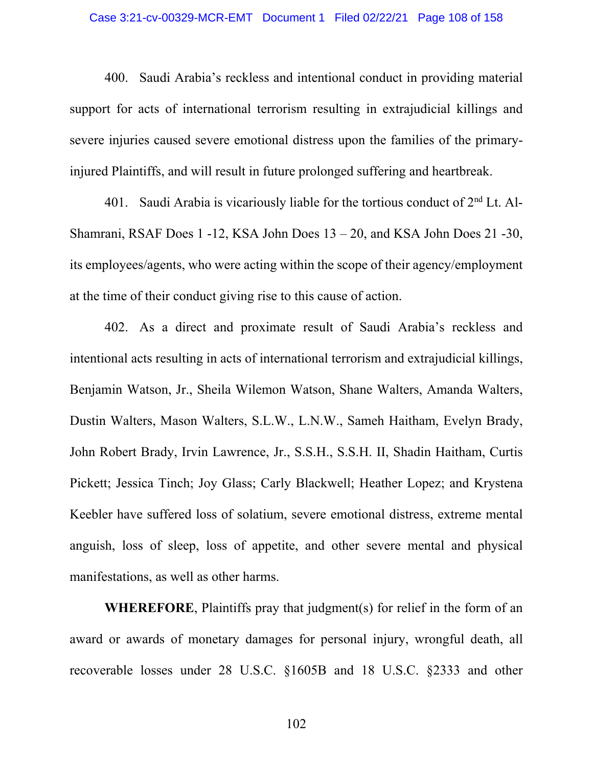400. Saudi Arabia's reckless and intentional conduct in providing material support for acts of international terrorism resulting in extrajudicial killings and severe injuries caused severe emotional distress upon the families of the primary-injured Plaintiffs, and will result in future prolonged suffering and heartbreak.

401. Saudi Arabia is vicariously liable for the tortious conduct of 2nd Lt. Al-Shamrani, RSAF Does 1 -12, KSA John Does 13 – 20, and KSA John Does 21 -30, its employees/agents, who were acting within the scope of their agency/employment at the time of their conduct giving rise to this cause of action.

402. As a direct and proximate result of Saudi Arabia's reckless and intentional acts resulting in acts of international terrorism and extrajudicial killings, Benjamin Watson, Jr., Sheila Wilemon Watson, Shane Walters, Amanda Walters, Dustin Walters, Mason Walters, S.L.W., L.N.W., Sameh Haitham, Evelyn Brady, John Robert Brady, Irvin Lawrence, Jr., S.S.H., S.S.H. II, Shadin Haitham, Curtis Pickett; Jessica Tinch; Joy Glass; Carly Blackwell; Heather Lopez; and Krystena Keebler have suffered loss of solatium, severe emotional distress, extreme mental anguish, loss of sleep, loss of appetite, and other severe mental and physical manifestations, as well as other harms.

**WHEREFORE**, Plaintiffs pray that judgment(s) for relief in the form of an award or awards of monetary damages for personal injury, wrongful death, all recoverable losses under 28 U.S.C. §1605B and 18 U.S.C. §2333 and other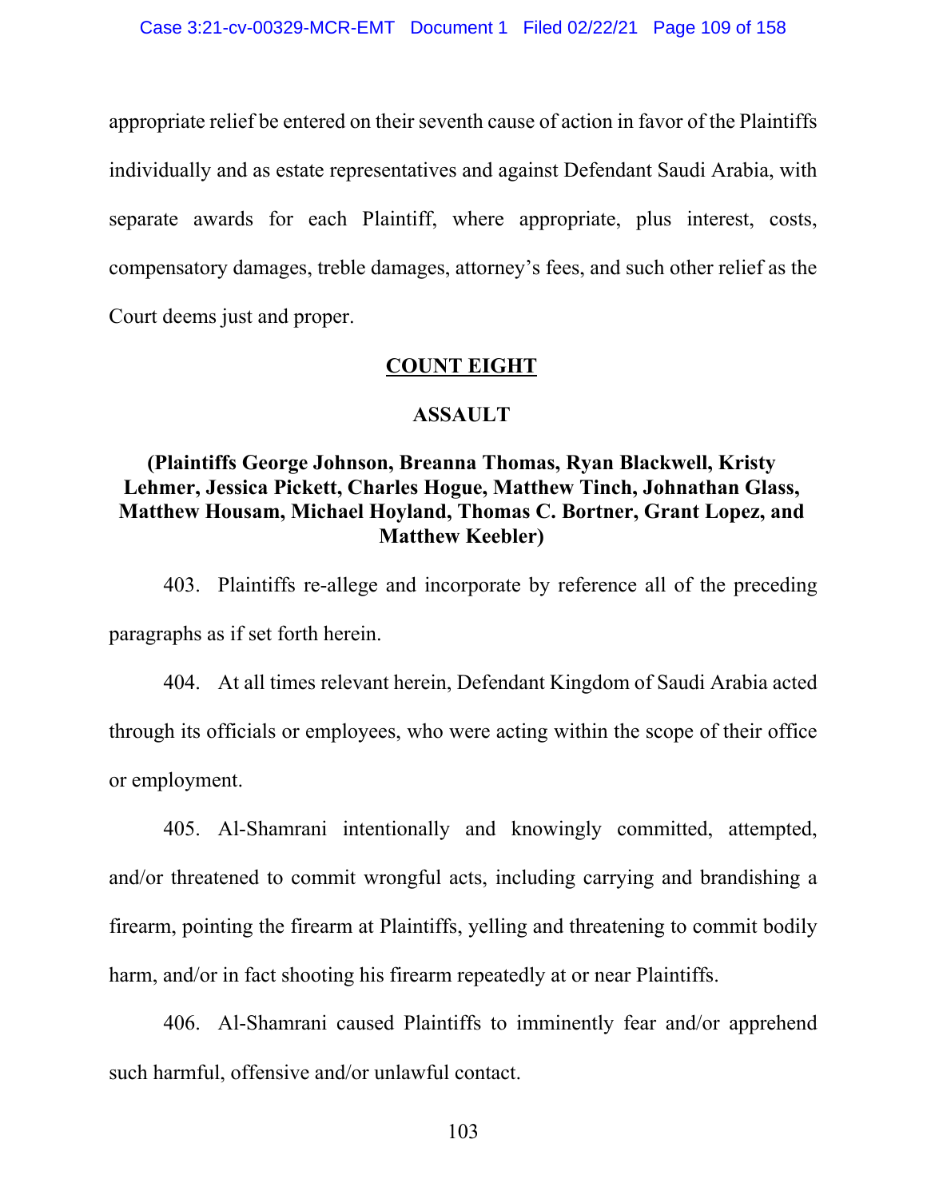appropriate relief be entered on their seventh cause of action in favor of the Plaintiffs individually and as estate representatives and against Defendant Saudi Arabia, with separate awards for each Plaintiff, where appropriate, plus interest, costs, compensatory damages, treble damages, attorney's fees, and such other relief as the Court deems just and proper.

## COUNT EIGHT

## ASSAULT

### (Plaintiffs George Johnson, Breanna Thomas, Ryan Blackwell, Kristy Lehmer, Jessica Pickett, Charles Hogue, Matthew Tinch, Johnathan Glass, Matthew Housam, Michael Hoyland, Thomas C. Bortner, Grant Lopez, and Matthew Keebler)

403. Plaintiffs re-allege and incorporate by reference all of the preceding paragraphs as if set forth herein.

404. At all times relevant herein, Defendant Kingdom of Saudi Arabia acted through its officials or employees, who were acting within the scope of their office or employment.

405. Al-Shamrani intentionally and knowingly committed, attempted, and/or threatened to commit wrongful acts, including carrying and brandishing a firearm, pointing the firearm at Plaintiffs, yelling and threatening to commit bodily harm, and/or in fact shooting his firearm repeatedly at or near Plaintiffs.

406. Al-Shamrani caused Plaintiffs to imminently fear and/or apprehend such harmful, offensive and/or unlawful contact.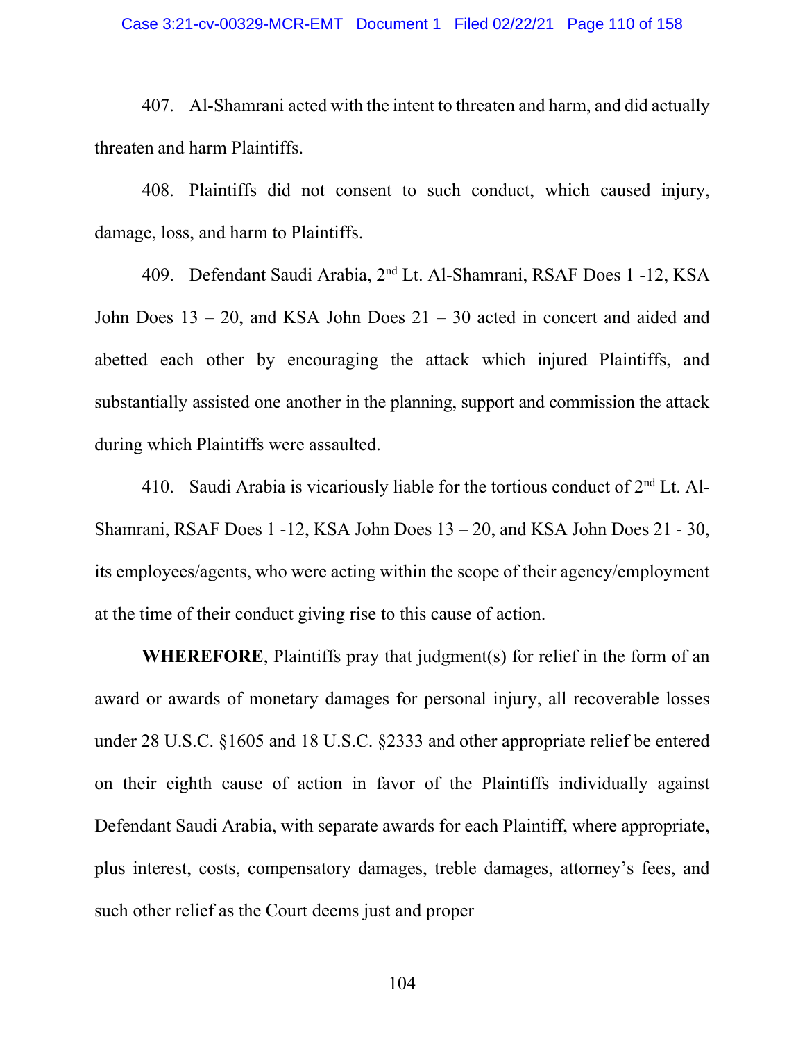407. Al-Shamrani acted with the intent to threaten and harm, and did actually threaten and harm Plaintiffs.

408. Plaintiffs did not consent to such conduct, which caused injury, damage, loss, and harm to Plaintiffs.

409. Defendant Saudi Arabia, 2nd Lt. Al-Shamrani, RSAF Does 1 -12, KSA John Does 13 – 20, and KSA John Does 21 – 30 acted in concert and aided and abetted each other by encouraging the attack which injured Plaintiffs, and substantially assisted one another in the planning, support and commission the attack during which Plaintiffs were assaulted.

410. Saudi Arabia is vicariously liable for the tortious conduct of 2nd Lt. Al-Shamrani, RSAF Does 1 -12, KSA John Does 13 – 20, and KSA John Does 21 - 30, its employees/agents, who were acting within the scope of their agency/employment at the time of their conduct giving rise to this cause of action.

**WHEREFORE**, Plaintiffs pray that judgment(s) for relief in the form of an award or awards of monetary damages for personal injury, all recoverable losses under 28 U.S.C. §1605 and 18 U.S.C. §2333 and other appropriate relief be entered on their eighth cause of action in favor of the Plaintiffs individually against Defendant Saudi Arabia, with separate awards for each Plaintiff, where appropriate, plus interest, costs, compensatory damages, treble damages, attorney's fees, and such other relief as the Court deems just and proper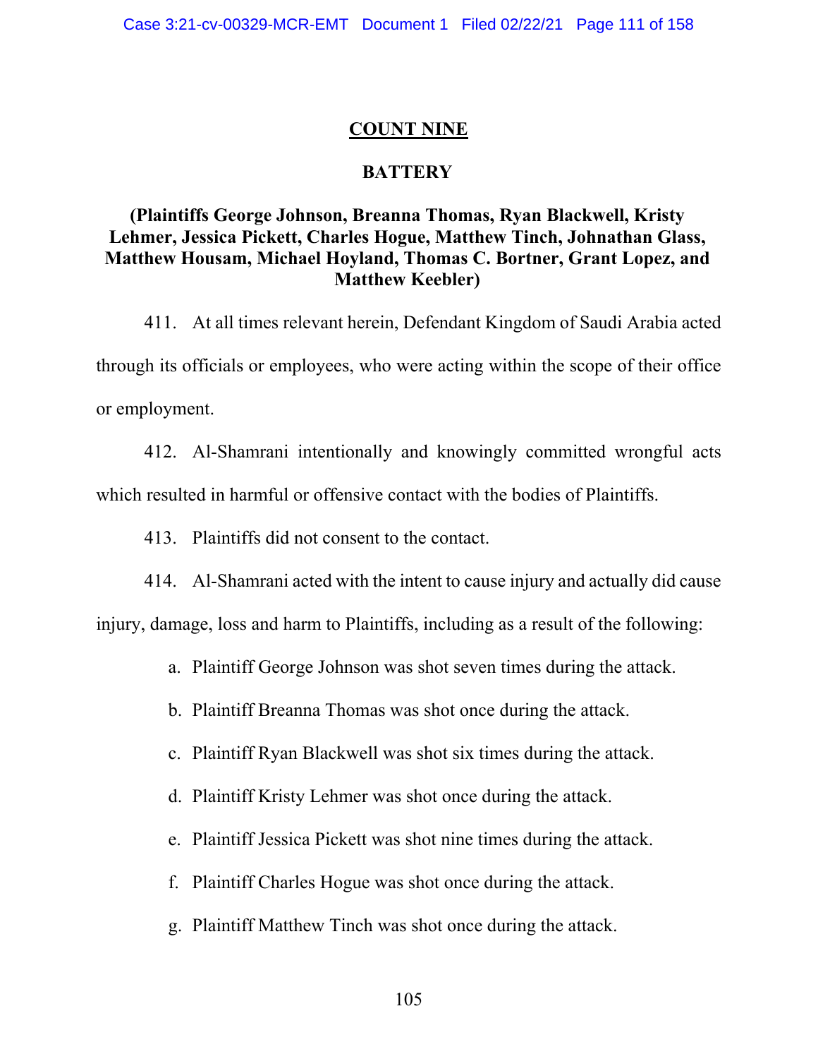## COUNT NINE

## BATTERY

### (Plaintiffs George Johnson, Breanna Thomas, Ryan Blackwell, Kristy Lehmer, Jessica Pickett, Charles Hogue, Matthew Tinch, Johnathan Glass, Matthew Housam, Michael Hoyland, Thomas C. Bortner, Grant Lopez, and Matthew Keebler)

411. At all times relevant herein, Defendant Kingdom of Saudi Arabia acted through its officials or employees, who were acting within the scope of their office or employment.

412. Al-Shamrani intentionally and knowingly committed wrongful acts which resulted in harmful or offensive contact with the bodies of Plaintiffs.

413. Plaintiffs did not consent to the contact.

414. Al-Shamrani acted with the intent to cause injury and actually did cause injury, damage, loss and harm to Plaintiffs, including as a result of the following:

a. Plaintiff George Johnson was shot seven times during the attack.

b. Plaintiff Breanna Thomas was shot once during the attack.

c. Plaintiff Ryan Blackwell was shot six times during the attack.

d. Plaintiff Kristy Lehmer was shot once during the attack.

e. Plaintiff Jessica Pickett was shot nine times during the attack.

f. Plaintiff Charles Hogue was shot once during the attack.

g. Plaintiff Matthew Tinch was shot once during the attack.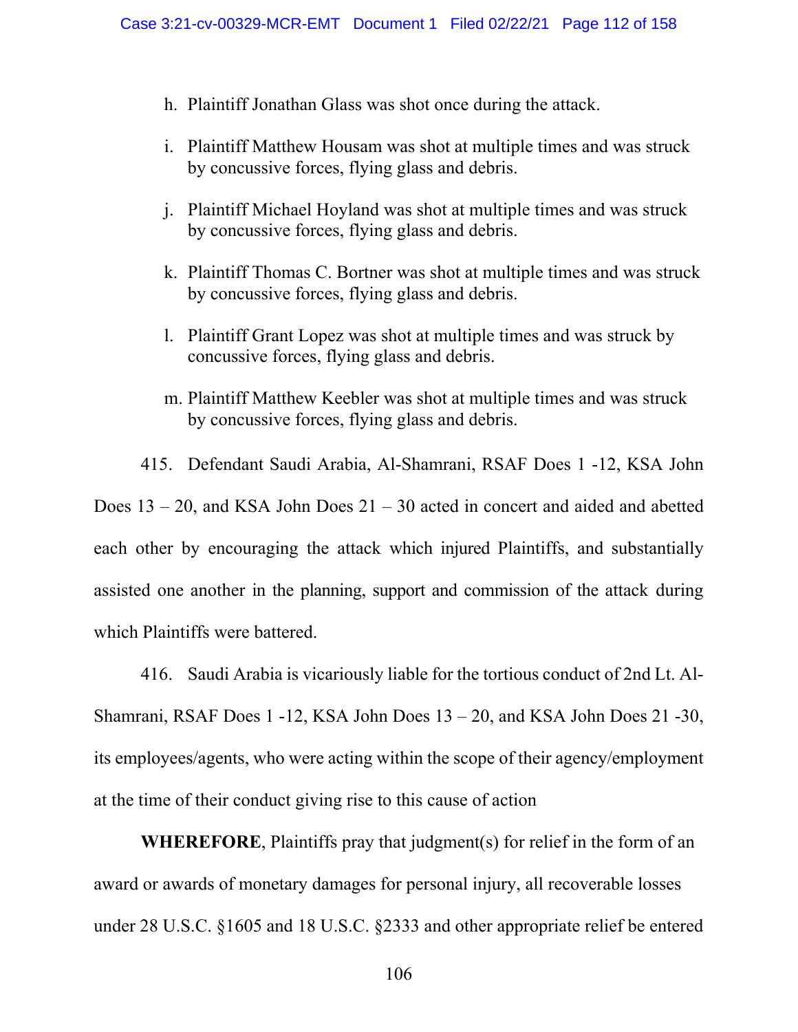h. Plaintiff Jonathan Glass was shot once during the attack.

i. Plaintiff Matthew Housam was shot at multiple times and was struck by concussive forces, flying glass and debris.

j. Plaintiff Michael Hoyland was shot at multiple times and was struck by concussive forces, flying glass and debris.

k. Plaintiff Thomas C. Bortner was shot at multiple times and was struck by concussive forces, flying glass and debris.

l. Plaintiff Grant Lopez was shot at multiple times and was struck by concussive forces, flying glass and debris.

m. Plaintiff Matthew Keebler was shot at multiple times and was struck by concussive forces, flying glass and debris.

415. Defendant Saudi Arabia, Al-Shamrani, RSAF Does 1 -12, KSA John Does 13 – 20, and KSA John Does 21 – 30 acted in concert and aided and abetted each other by encouraging the attack which injured Plaintiffs, and substantially assisted one another in the planning, support and commission of the attack during which Plaintiffs were battered.

416. Saudi Arabia is vicariously liable for the tortious conduct of 2nd Lt. Al-Shamrani, RSAF Does 1 -12, KSA John Does 13 – 20, and KSA John Does 21 -30, its employees/agents, who were acting within the scope of their agency/employment at the time of their conduct giving rise to this cause of action

**WHEREFORE**, Plaintiffs pray that judgment(s) for relief in the form of an award or awards of monetary damages for personal injury, all recoverable losses under 28 U.S.C. §1605 and 18 U.S.C. §2333 and other appropriate relief be entered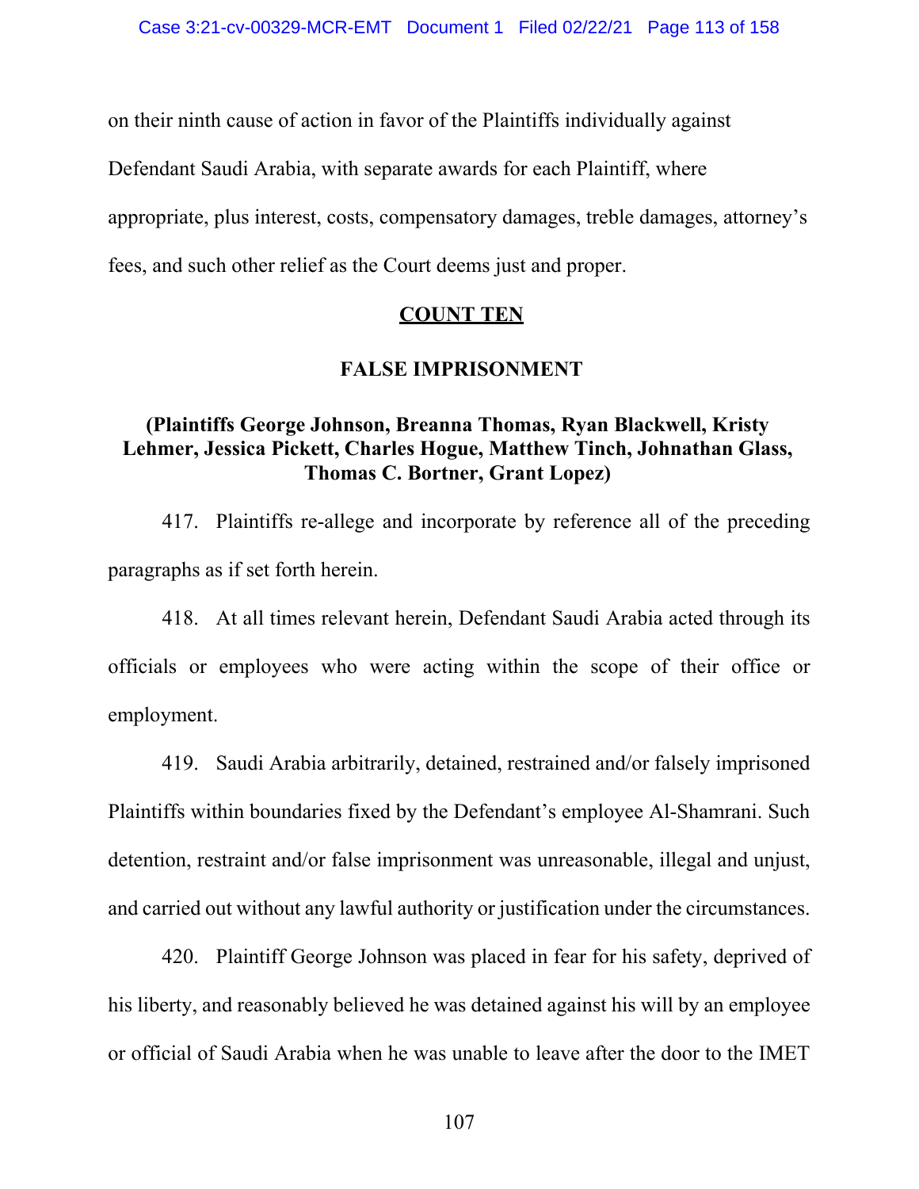on their ninth cause of action in favor of the Plaintiffs individually against Defendant Saudi Arabia, with separate awards for each Plaintiff, where appropriate, plus interest, costs, compensatory damages, treble damages, attorney's fees, and such other relief as the Court deems just and proper.

## COUNT TEN

### FALSE IMPRISONMENT

### (Plaintiffs George Johnson, Breanna Thomas, Ryan Blackwell, Kristy Lehmer, Jessica Pickett, Charles Hogue, Matthew Tinch, Johnathan Glass, Thomas C. Bortner, Grant Lopez)

417. Plaintiffs re-allege and incorporate by reference all of the preceding paragraphs as if set forth herein.

418. At all times relevant herein, Defendant Saudi Arabia acted through its officials or employees who were acting within the scope of their office or employment.

419. Saudi Arabia arbitrarily, detained, restrained and/or falsely imprisoned Plaintiffs within boundaries fixed by the Defendant's employee Al-Shamrani. Such detention, restraint and/or false imprisonment was unreasonable, illegal and unjust, and carried out without any lawful authority or justification under the circumstances.

420. Plaintiff George Johnson was placed in fear for his safety, deprived of his liberty, and reasonably believed he was detained against his will by an employee or official of Saudi Arabia when he was unable to leave after the door to the IMET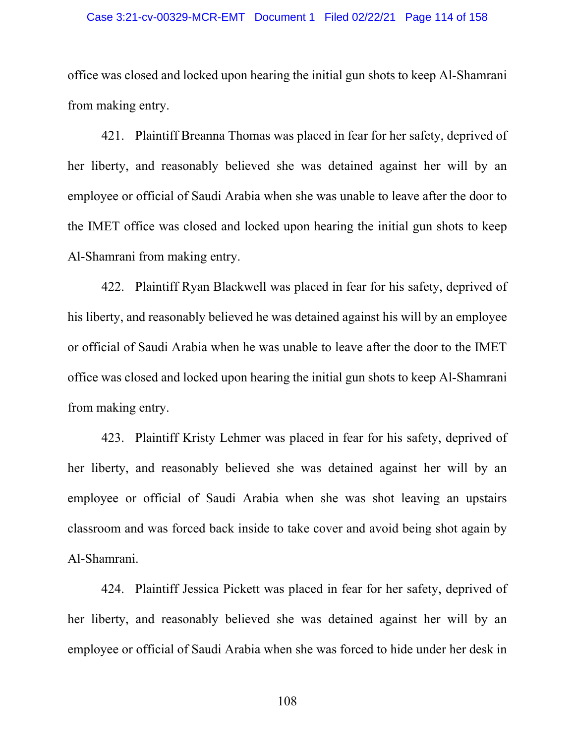office was closed and locked upon hearing the initial gun shots to keep Al-Shamrani from making entry.

421. Plaintiff Breanna Thomas was placed in fear for her safety, deprived of her liberty, and reasonably believed she was detained against her will by an employee or official of Saudi Arabia when she was unable to leave after the door to the IMET office was closed and locked upon hearing the initial gun shots to keep Al-Shamrani from making entry.

422. Plaintiff Ryan Blackwell was placed in fear for his safety, deprived of his liberty, and reasonably believed he was detained against his will by an employee or official of Saudi Arabia when he was unable to leave after the door to the IMET office was closed and locked upon hearing the initial gun shots to keep Al-Shamrani from making entry.

423. Plaintiff Kristy Lehmer was placed in fear for his safety, deprived of her liberty, and reasonably believed she was detained against her will by an employee or official of Saudi Arabia when she was shot leaving an upstairs classroom and was forced back inside to take cover and avoid being shot again by Al-Shamrani.

424. Plaintiff Jessica Pickett was placed in fear for her safety, deprived of her liberty, and reasonably believed she was detained against her will by an employee or official of Saudi Arabia when she was forced to hide under her desk in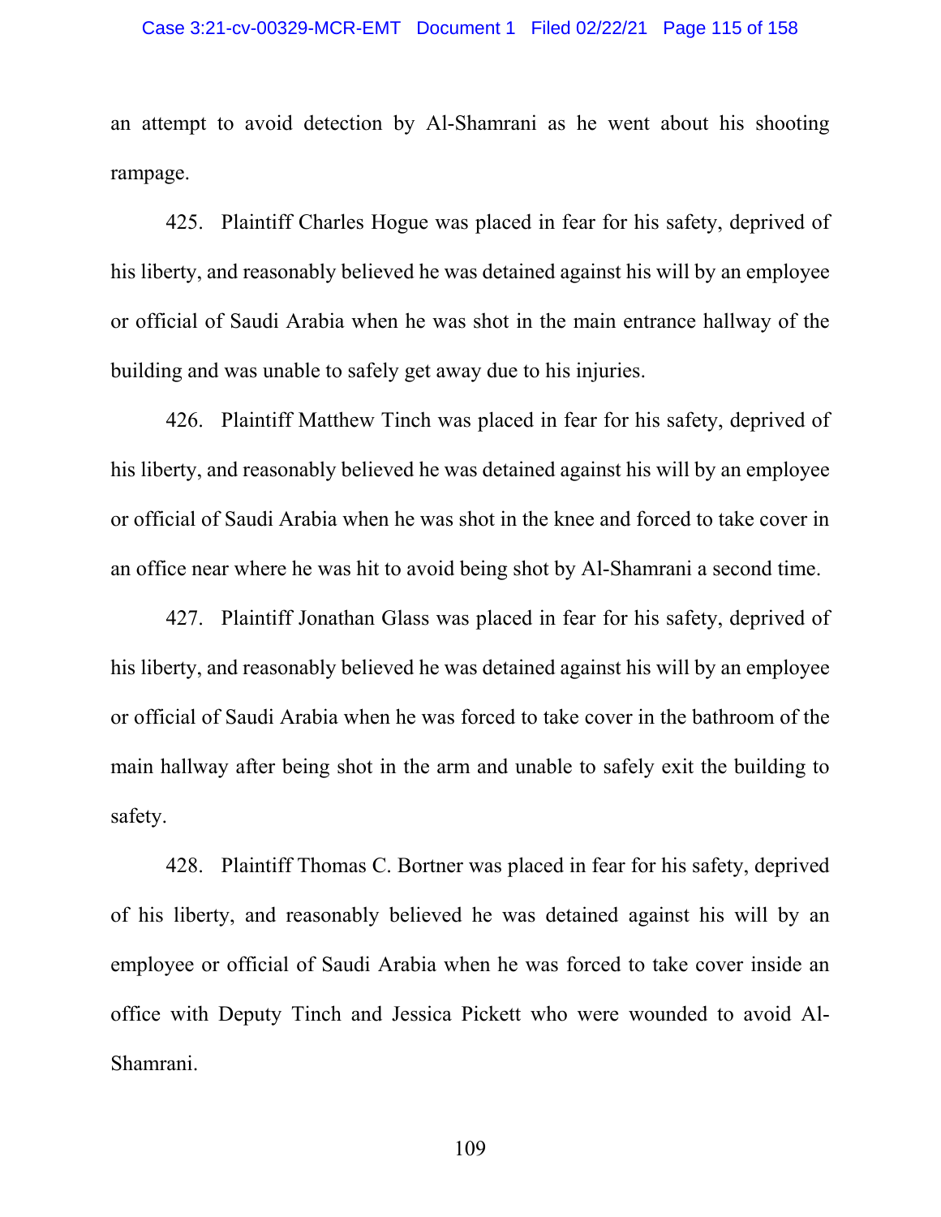an attempt to avoid detection by Al-Shamrani as he went about his shooting rampage.

425. Plaintiff Charles Hogue was placed in fear for his safety, deprived of his liberty, and reasonably believed he was detained against his will by an employee or official of Saudi Arabia when he was shot in the main entrance hallway of the building and was unable to safely get away due to his injuries.

426. Plaintiff Matthew Tinch was placed in fear for his safety, deprived of his liberty, and reasonably believed he was detained against his will by an employee or official of Saudi Arabia when he was shot in the knee and forced to take cover in an office near where he was hit to avoid being shot by Al-Shamrani a second time.

427. Plaintiff Jonathan Glass was placed in fear for his safety, deprived of his liberty, and reasonably believed he was detained against his will by an employee or official of Saudi Arabia when he was forced to take cover in the bathroom of the main hallway after being shot in the arm and unable to safely exit the building to safety.

428. Plaintiff Thomas C. Bortner was placed in fear for his safety, deprived of his liberty, and reasonably believed he was detained against his will by an employee or official of Saudi Arabia when he was forced to take cover inside an office with Deputy Tinch and Jessica Pickett who were wounded to avoid Al-Shamrani.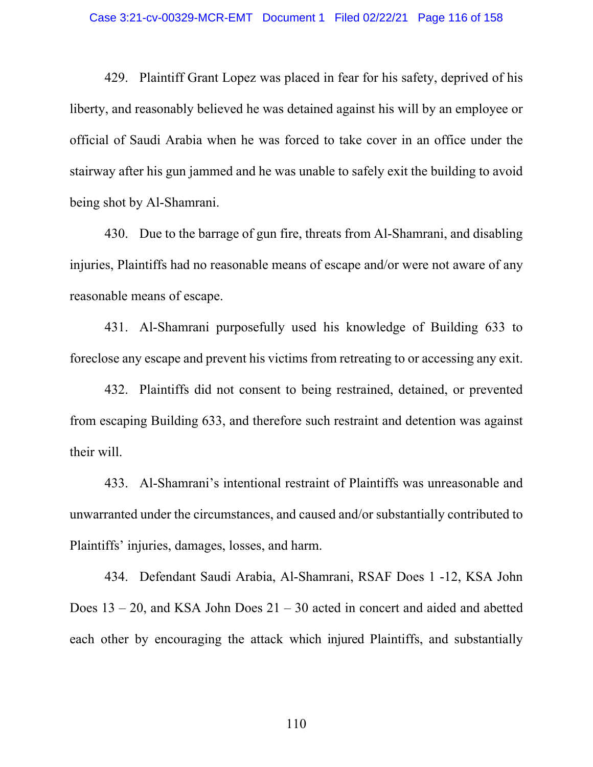429. Plaintiff Grant Lopez was placed in fear for his safety, deprived of his liberty, and reasonably believed he was detained against his will by an employee or official of Saudi Arabia when he was forced to take cover in an office under the stairway after his gun jammed and he was unable to safely exit the building to avoid being shot by Al-Shamrani.

430. Due to the barrage of gun fire, threats from Al-Shamrani, and disabling injuries, Plaintiffs had no reasonable means of escape and/or were not aware of any reasonable means of escape.

431. Al-Shamrani purposefully used his knowledge of Building 633 to foreclose any escape and prevent his victims from retreating to or accessing any exit.

432. Plaintiffs did not consent to being restrained, detained, or prevented from escaping Building 633, and therefore such restraint and detention was against their will.

433. Al-Shamrani's intentional restraint of Plaintiffs was unreasonable and unwarranted under the circumstances, and caused and/or substantially contributed to Plaintiffs' injuries, damages, losses, and harm.

434. Defendant Saudi Arabia, Al-Shamrani, RSAF Does 1 -12, KSA John Does 13 – 20, and KSA John Does 21 – 30 acted in concert and aided and abetted each other by encouraging the attack which injured Plaintiffs, and substantially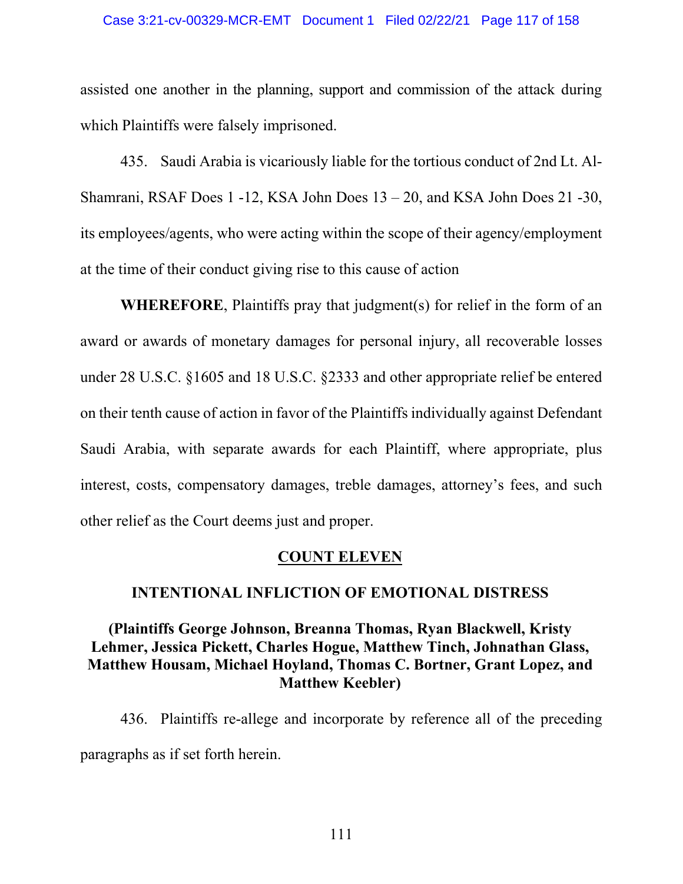assisted one another in the planning, support and commission of the attack during which Plaintiffs were falsely imprisoned.

435. Saudi Arabia is vicariously liable for the tortious conduct of 2nd Lt. Al-Shamrani, RSAF Does 1 -12, KSA John Does 13 – 20, and KSA John Does 21 -30, its employees/agents, who were acting within the scope of their agency/employment at the time of their conduct giving rise to this cause of action

**WHEREFORE**, Plaintiffs pray that judgment(s) for relief in the form of an award or awards of monetary damages for personal injury, all recoverable losses under 28 U.S.C. §1605 and 18 U.S.C. §2333 and other appropriate relief be entered on their tenth cause of action in favor of the Plaintiffs individually against Defendant Saudi Arabia, with separate awards for each Plaintiff, where appropriate, plus interest, costs, compensatory damages, treble damages, attorney's fees, and such other relief as the Court deems just and proper.

## COUNT ELEVEN

### INTENTIONAL INFLICTION OF EMOTIONAL DISTRESS

**(Plaintiffs George Johnson, Breanna Thomas, Ryan Blackwell, Kristy Lehmer, Jessica Pickett, Charles Hogue, Matthew Tinch, Johnathan Glass, Matthew Housam, Michael Hoyland, Thomas C. Bortner, Grant Lopez, and Matthew Keebler)**

436. Plaintiffs re-allege and incorporate by reference all of the preceding paragraphs as if set forth herein.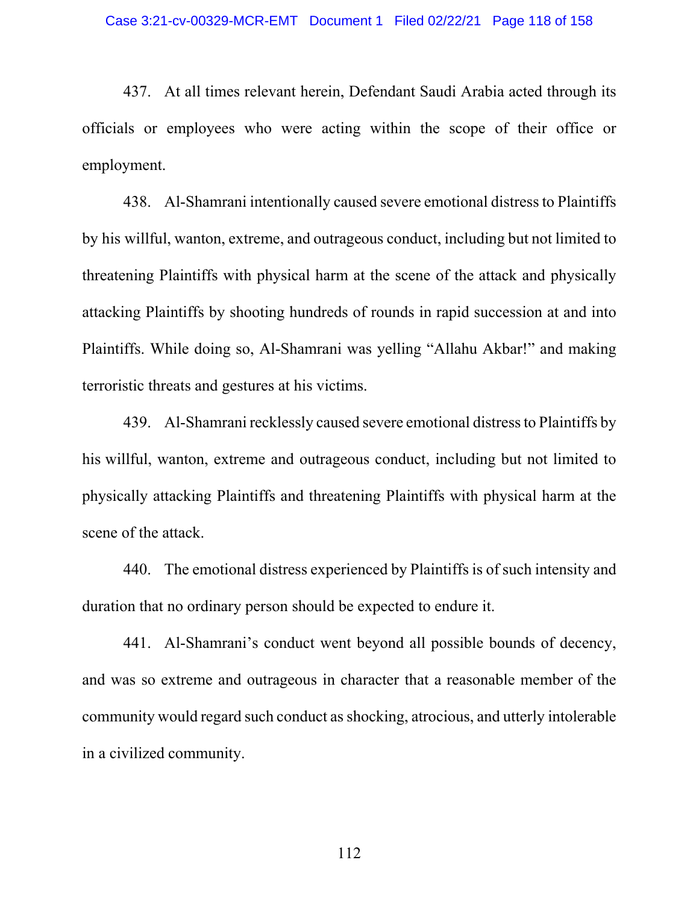437. At all times relevant herein, Defendant Saudi Arabia acted through its officials or employees who were acting within the scope of their office or employment.

438. Al-Shamrani intentionally caused severe emotional distress to Plaintiffs by his willful, wanton, extreme, and outrageous conduct, including but not limited to threatening Plaintiffs with physical harm at the scene of the attack and physically attacking Plaintiffs by shooting hundreds of rounds in rapid succession at and into Plaintiffs. While doing so, Al-Shamrani was yelling "Allahu Akbar!" and making terroristic threats and gestures at his victims.

439. Al-Shamrani recklessly caused severe emotional distress to Plaintiffs by his willful, wanton, extreme and outrageous conduct, including but not limited to physically attacking Plaintiffs and threatening Plaintiffs with physical harm at the scene of the attack.

440. The emotional distress experienced by Plaintiffs is of such intensity and duration that no ordinary person should be expected to endure it.

441. Al-Shamrani's conduct went beyond all possible bounds of decency, and was so extreme and outrageous in character that a reasonable member of the community would regard such conduct as shocking, atrocious, and utterly intolerable in a civilized community.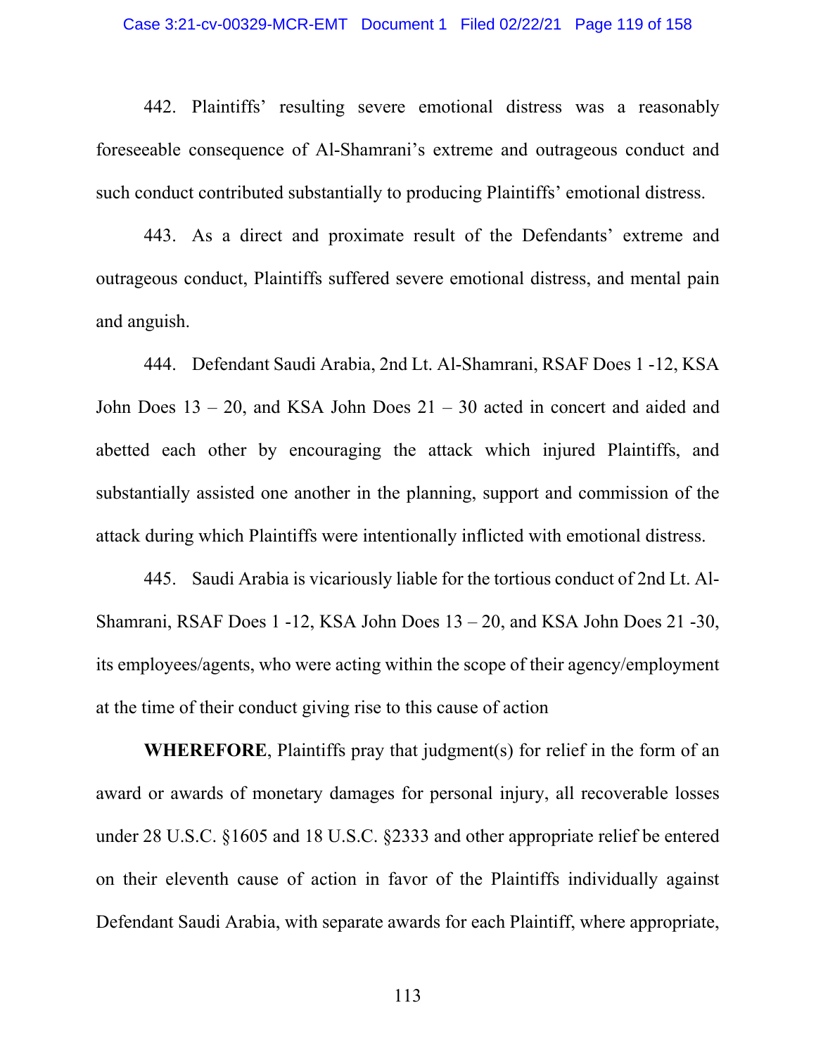442. Plaintiffs' resulting severe emotional distress was a reasonably foreseeable consequence of Al-Shamrani's extreme and outrageous conduct and such conduct contributed substantially to producing Plaintiffs' emotional distress.

443. As a direct and proximate result of the Defendants' extreme and outrageous conduct, Plaintiffs suffered severe emotional distress, and mental pain and anguish.

444. Defendant Saudi Arabia, 2nd Lt. Al-Shamrani, RSAF Does 1 -12, KSA John Does 13 – 20, and KSA John Does 21 – 30 acted in concert and aided and abetted each other by encouraging the attack which injured Plaintiffs, and substantially assisted one another in the planning, support and commission of the attack during which Plaintiffs were intentionally inflicted with emotional distress.

445. Saudi Arabia is vicariously liable for the tortious conduct of 2nd Lt. Al-Shamrani, RSAF Does 1 -12, KSA John Does 13 – 20, and KSA John Does 21 -30, its employees/agents, who were acting within the scope of their agency/employment at the time of their conduct giving rise to this cause of action

**WHEREFORE**, Plaintiffs pray that judgment(s) for relief in the form of an award or awards of monetary damages for personal injury, all recoverable losses under 28 U.S.C. §1605 and 18 U.S.C. §2333 and other appropriate relief be entered on their eleventh cause of action in favor of the Plaintiffs individually against Defendant Saudi Arabia, with separate awards for each Plaintiff, where appropriate,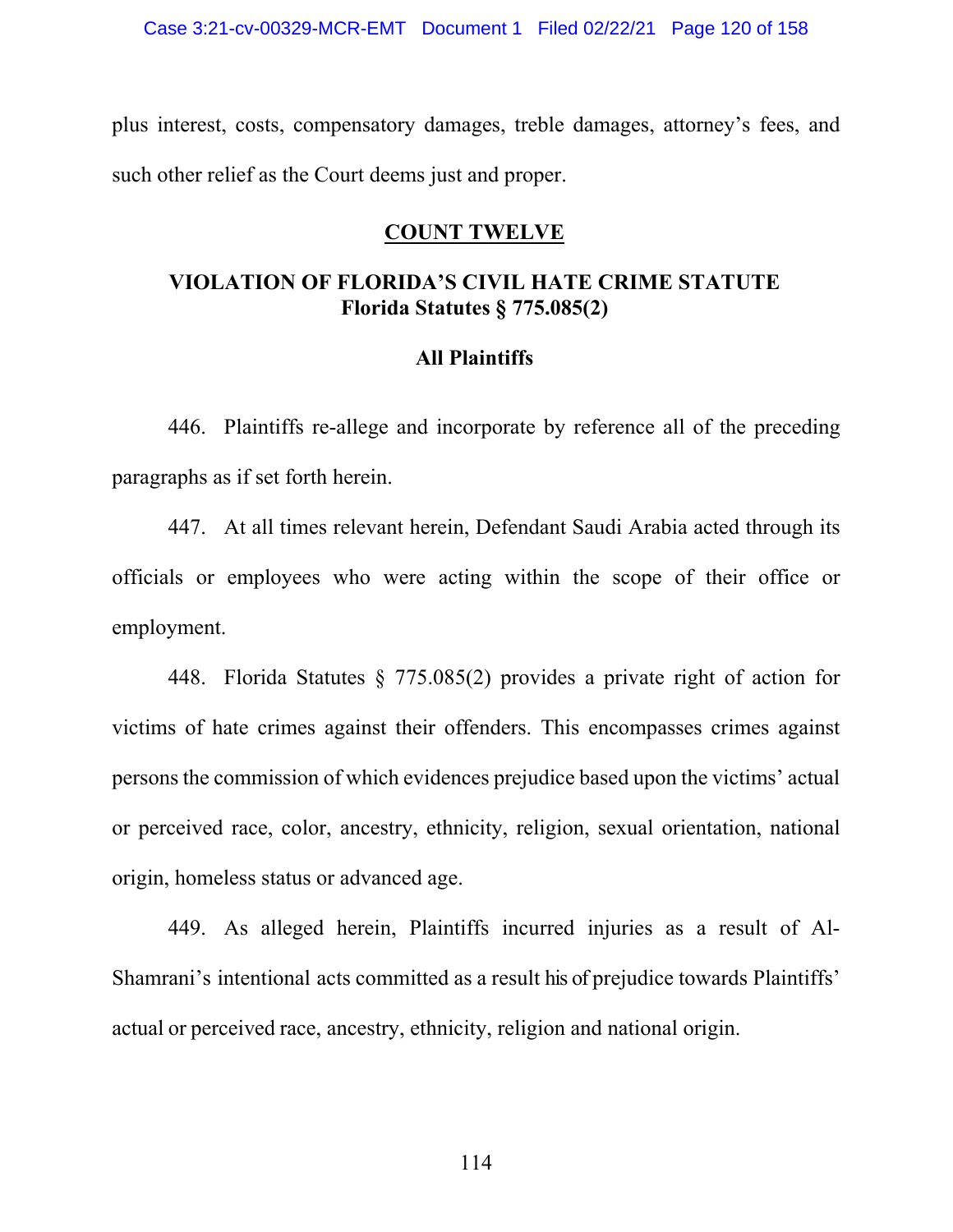plus interest, costs, compensatory damages, treble damages, attorney's fees, and such other relief as the Court deems just and proper.

## COUNT TWELVE

## VIOLATION OF FLORIDA'S CIVIL HATE CRIME STATUTE
**Florida Statutes § 775.085(2)**

**All Plaintiffs**

446. Plaintiffs re-allege and incorporate by reference all of the preceding paragraphs as if set forth herein.

447. At all times relevant herein, Defendant Saudi Arabia acted through its officials or employees who were acting within the scope of their office or employment.

448. Florida Statutes § 775.085(2) provides a private right of action for victims of hate crimes against their offenders. This encompasses crimes against persons the commission of which evidences prejudice based upon the victims' actual or perceived race, color, ancestry, ethnicity, religion, sexual orientation, national origin, homeless status or advanced age.

449. As alleged herein, Plaintiffs incurred injuries as a result of Al-Shamrani's intentional acts committed as a result his of prejudice towards Plaintiffs' actual or perceived race, ancestry, ethnicity, religion and national origin.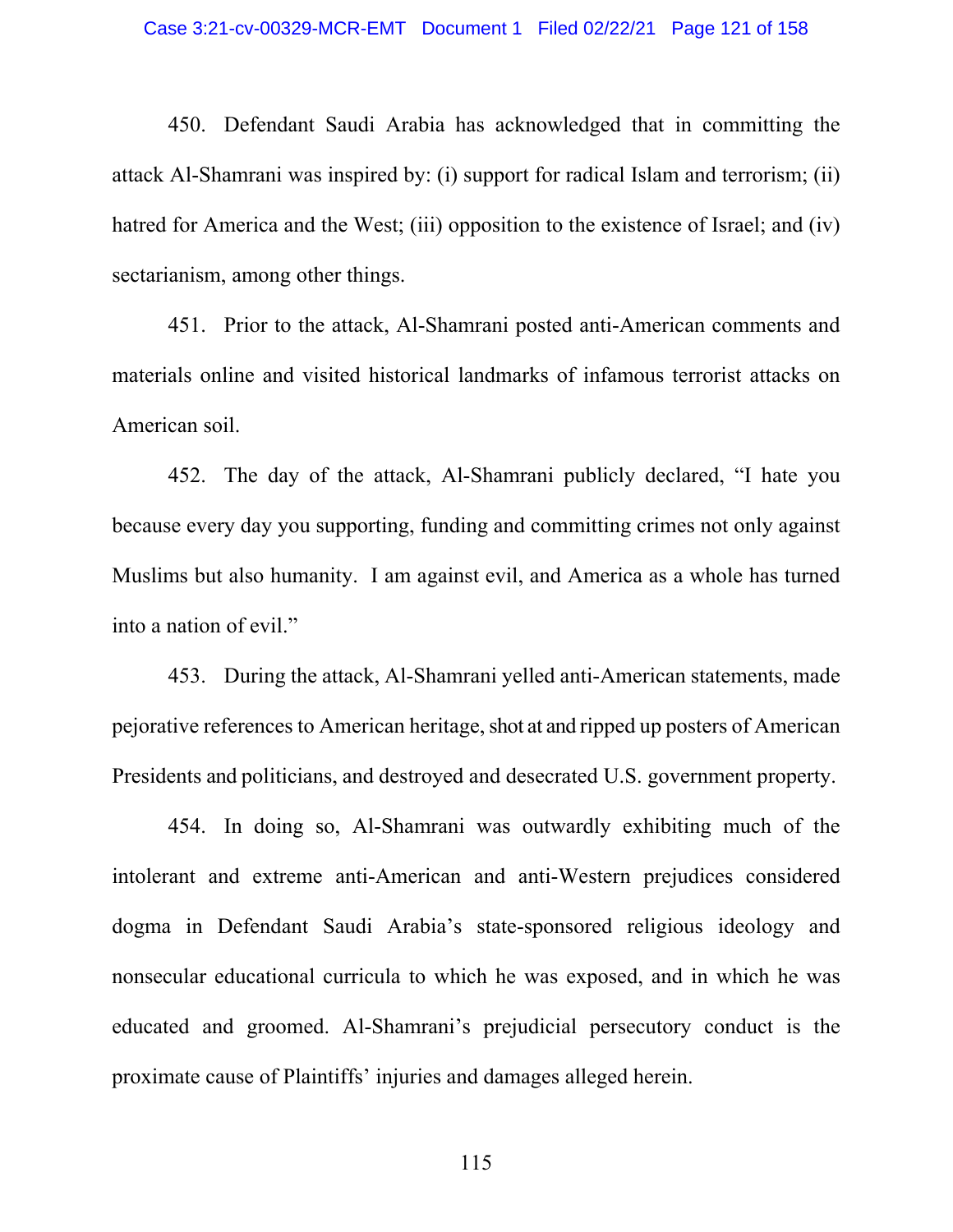450. Defendant Saudi Arabia has acknowledged that in committing the attack Al-Shamrani was inspired by: (i) support for radical Islam and terrorism; (ii) hatred for America and the West; (iii) opposition to the existence of Israel; and (iv) sectarianism, among other things.

451. Prior to the attack, Al-Shamrani posted anti-American comments and materials online and visited historical landmarks of infamous terrorist attacks on American soil.

452. The day of the attack, Al-Shamrani publicly declared, "I hate you because every day you supporting, funding and committing crimes not only against Muslims but also humanity. I am against evil, and America as a whole has turned into a nation of evil."

453. During the attack, Al-Shamrani yelled anti-American statements, made pejorative references to American heritage, shot at and ripped up posters of American Presidents and politicians, and destroyed and desecrated U.S. government property.

454. In doing so, Al-Shamrani was outwardly exhibiting much of the intolerant and extreme anti-American and anti-Western prejudices considered dogma in Defendant Saudi Arabia's state-sponsored religious ideology and nonsecular educational curricula to which he was exposed, and in which he was educated and groomed. Al-Shamrani's prejudicial persecutory conduct is the proximate cause of Plaintiffs' injuries and damages alleged herein.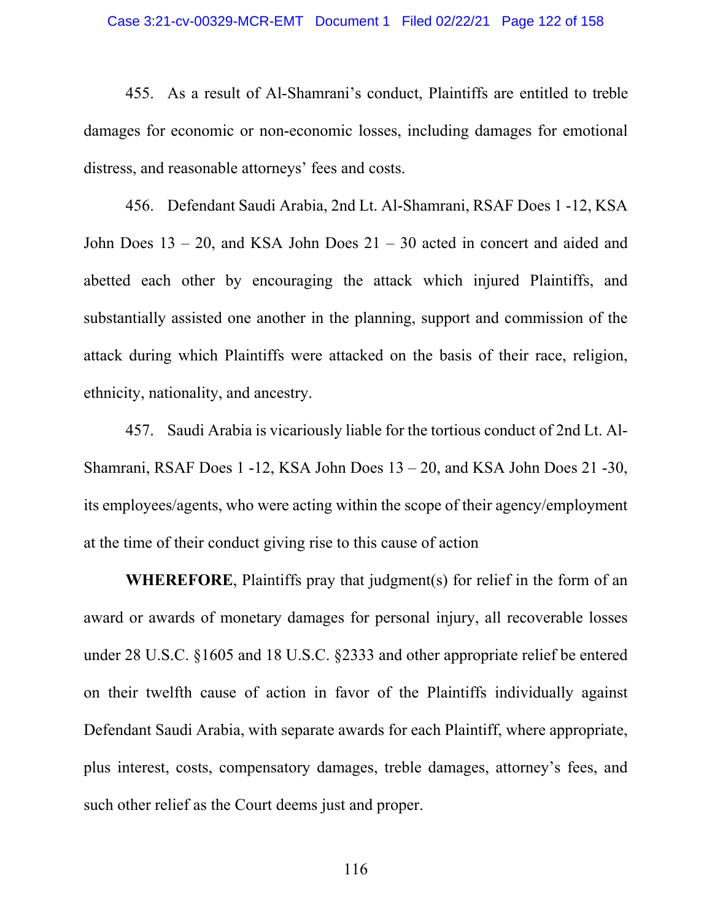455. As a result of Al-Shamrani's conduct, Plaintiffs are entitled to treble damages for economic or non-economic losses, including damages for emotional distress, and reasonable attorneys' fees and costs.

456. Defendant Saudi Arabia, 2nd Lt. Al-Shamrani, RSAF Does 1 -12, KSA John Does 13 – 20, and KSA John Does 21 – 30 acted in concert and aided and abetted each other by encouraging the attack which injured Plaintiffs, and substantially assisted one another in the planning, support and commission of the attack during which Plaintiffs were attacked on the basis of their race, religion, ethnicity, nationality, and ancestry.

457. Saudi Arabia is vicariously liable for the tortious conduct of 2nd Lt. Al-Shamrani, RSAF Does 1 -12, KSA John Does 13 – 20, and KSA John Does 21 -30, its employees/agents, who were acting within the scope of their agency/employment at the time of their conduct giving rise to this cause of action

**WHEREFORE**, Plaintiffs pray that judgment(s) for relief in the form of an award or awards of monetary damages for personal injury, all recoverable losses under 28 U.S.C. §1605 and 18 U.S.C. §2333 and other appropriate relief be entered on their twelfth cause of action in favor of the Plaintiffs individually against Defendant Saudi Arabia, with separate awards for each Plaintiff, where appropriate, plus interest, costs, compensatory damages, treble damages, attorney's fees, and such other relief as the Court deems just and proper.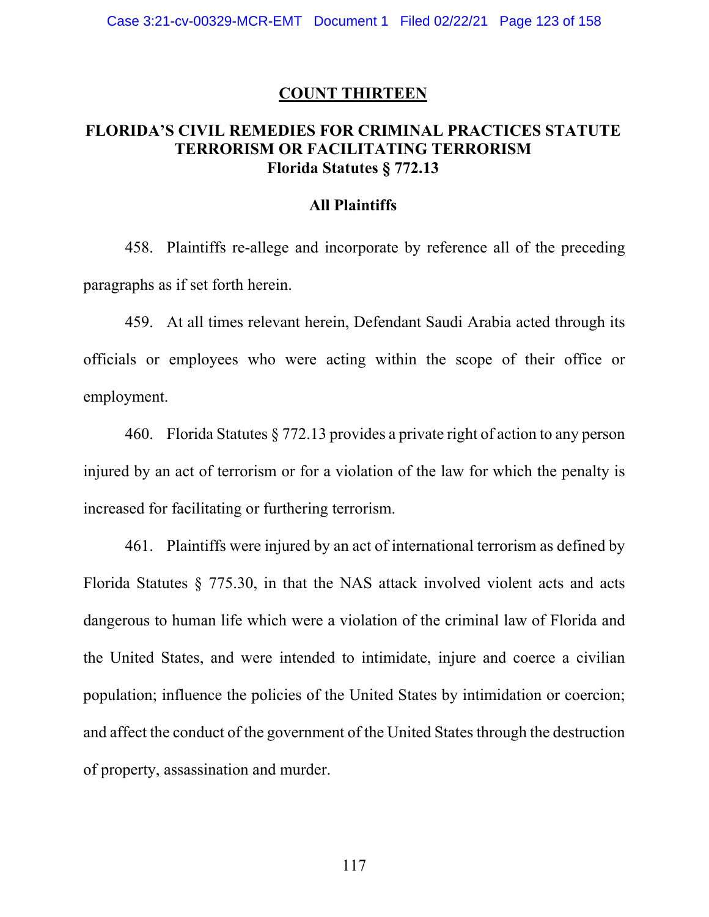## COUNT THIRTEEN

### FLORIDA'S CIVIL REMEDIES FOR CRIMINAL PRACTICES STATUTE TERRORISM OR FACILITATING TERRORISM Florida Statutes § 772.13

#### All Plaintiffs

458. Plaintiffs re-allege and incorporate by reference all of the preceding paragraphs as if set forth herein.

459. At all times relevant herein, Defendant Saudi Arabia acted through its officials or employees who were acting within the scope of their office or employment.

460. Florida Statutes § 772.13 provides a private right of action to any person injured by an act of terrorism or for a violation of the law for which the penalty is increased for facilitating or furthering terrorism.

461. Plaintiffs were injured by an act of international terrorism as defined by Florida Statutes § 775.30, in that the NAS attack involved violent acts and acts dangerous to human life which were a violation of the criminal law of Florida and the United States, and were intended to intimidate, injure and coerce a civilian population; influence the policies of the United States by intimidation or coercion; and affect the conduct of the government of the United States through the destruction of property, assassination and murder.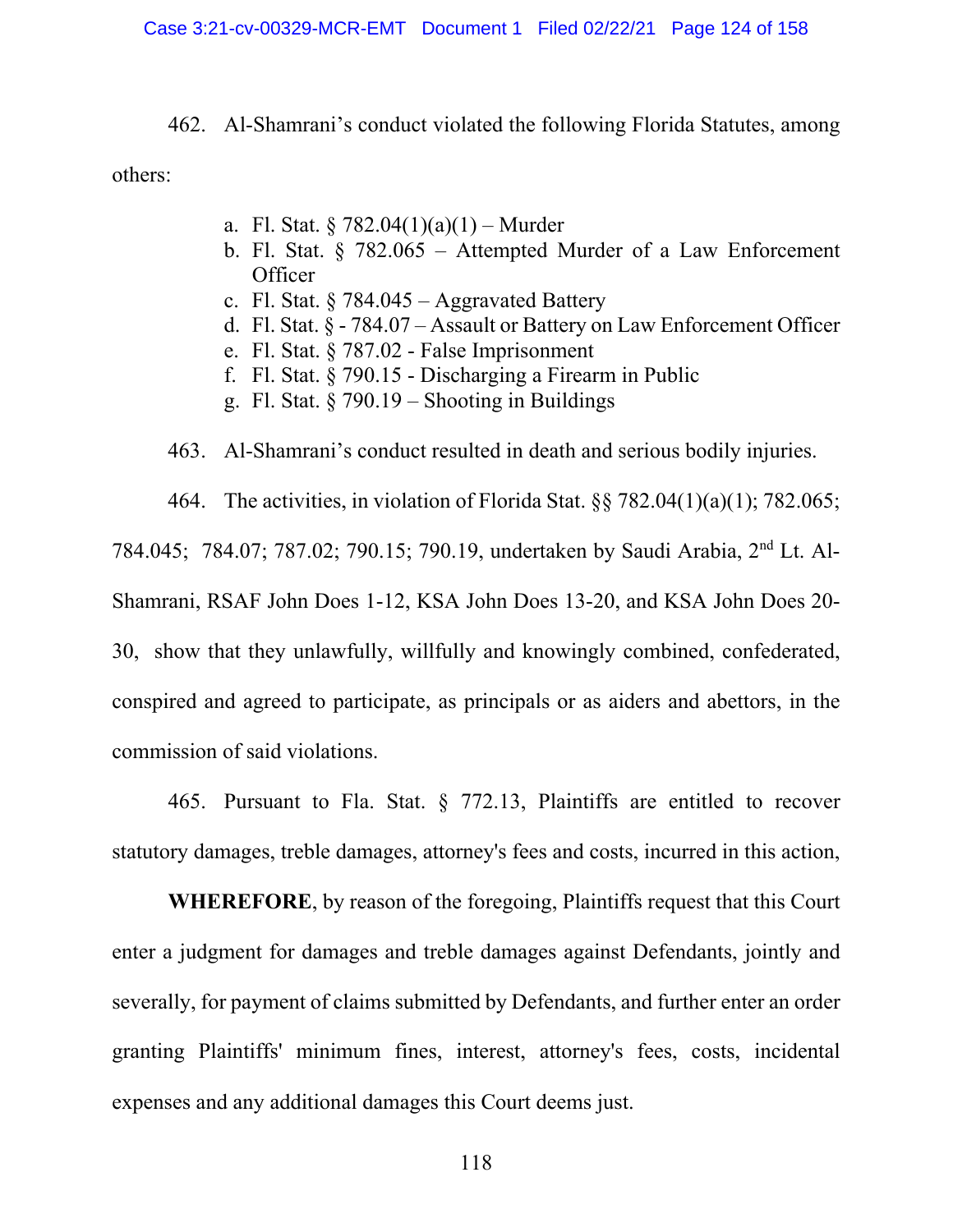462. Al-Shamrani's conduct violated the following Florida Statutes, among others:

a. Fl. Stat. § 782.04(1)(a)(1) – Murder
b. Fl. Stat. § 782.065 – Attempted Murder of a Law Enforcement Officer
c. Fl. Stat. § 784.045 – Aggravated Battery
d. Fl. Stat. § - 784.07 – Assault or Battery on Law Enforcement Officer
e. Fl. Stat. § 787.02 - False Imprisonment
f. Fl. Stat. § 790.15 - Discharging a Firearm in Public
g. Fl. Stat. § 790.19 – Shooting in Buildings

463. Al-Shamrani's conduct resulted in death and serious bodily injuries.

464. The activities, in violation of Florida Stat. §§ 782.04(1)(a)(1); 782.065; 784.045; 784.07; 787.02; 790.15; 790.19, undertaken by Saudi Arabia, 2nd Lt. Al-Shamrani, RSAF John Does 1-12, KSA John Does 13-20, and KSA John Does 20-30, show that they unlawfully, willfully and knowingly combined, confederated, conspired and agreed to participate, as principals or as aiders and abettors, in the commission of said violations.

465. Pursuant to Fla. Stat. § 772.13, Plaintiffs are entitled to recover statutory damages, treble damages, attorney's fees and costs, incurred in this action,

**WHEREFORE**, by reason of the foregoing, Plaintiffs request that this Court enter a judgment for damages and treble damages against Defendants, jointly and severally, for payment of claims submitted by Defendants, and further enter an order granting Plaintiffs' minimum fines, interest, attorney's fees, costs, incidental expenses and any additional damages this Court deems just.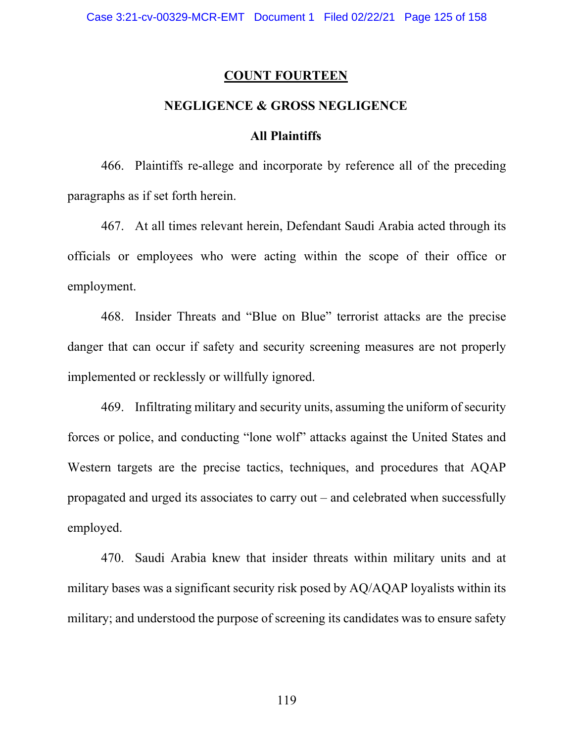## COUNT FOURTEEN

### NEGLIGENCE & GROSS NEGLIGENCE

#### All Plaintiffs

466. Plaintiffs re-allege and incorporate by reference all of the preceding paragraphs as if set forth herein.

467. At all times relevant herein, Defendant Saudi Arabia acted through its officials or employees who were acting within the scope of their office or employment.

468. Insider Threats and "Blue on Blue" terrorist attacks are the precise danger that can occur if safety and security screening measures are not properly implemented or recklessly or willfully ignored.

469. Infiltrating military and security units, assuming the uniform of security forces or police, and conducting "lone wolf" attacks against the United States and Western targets are the precise tactics, techniques, and procedures that AQAP propagated and urged its associates to carry out – and celebrated when successfully employed.

470. Saudi Arabia knew that insider threats within military units and at military bases was a significant security risk posed by AQ/AQAP loyalists within its military; and understood the purpose of screening its candidates was to ensure safety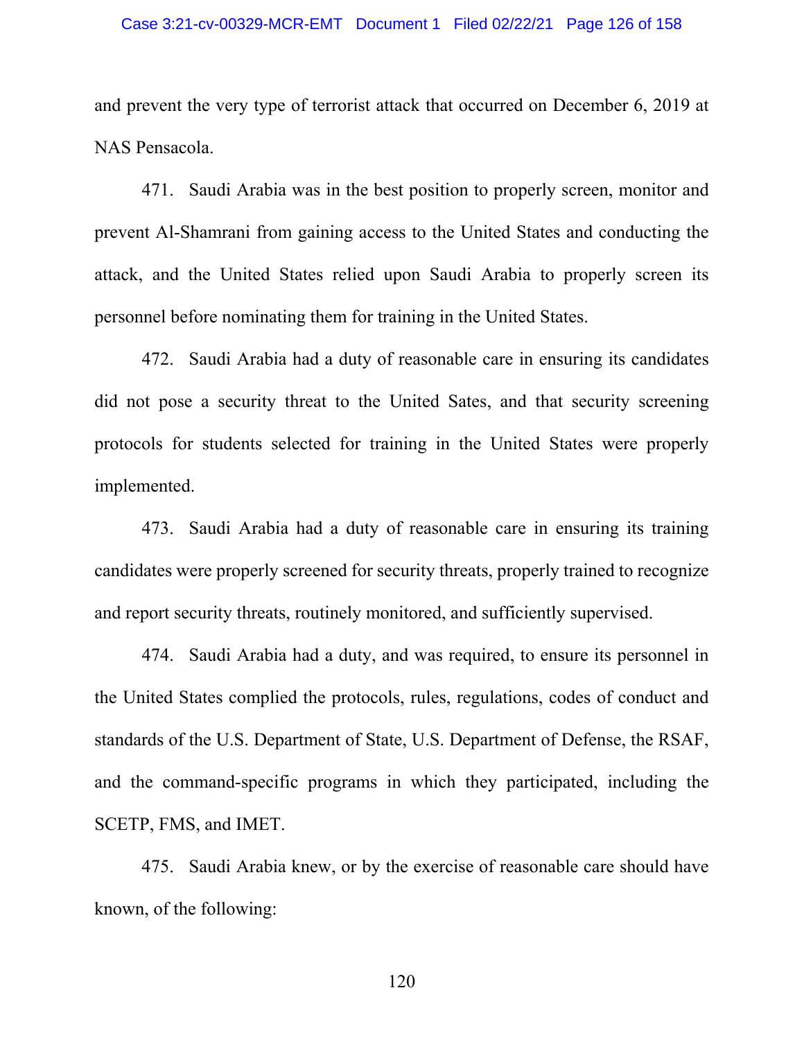and prevent the very type of terrorist attack that occurred on December 6, 2019 at NAS Pensacola.

471. Saudi Arabia was in the best position to properly screen, monitor and prevent Al-Shamrani from gaining access to the United States and conducting the attack, and the United States relied upon Saudi Arabia to properly screen its personnel before nominating them for training in the United States.

472. Saudi Arabia had a duty of reasonable care in ensuring its candidates did not pose a security threat to the United Sates, and that security screening protocols for students selected for training in the United States were properly implemented.

473. Saudi Arabia had a duty of reasonable care in ensuring its training candidates were properly screened for security threats, properly trained to recognize and report security threats, routinely monitored, and sufficiently supervised.

474. Saudi Arabia had a duty, and was required, to ensure its personnel in the United States complied the protocols, rules, regulations, codes of conduct and standards of the U.S. Department of State, U.S. Department of Defense, the RSAF, and the command-specific programs in which they participated, including the SCETP, FMS, and IMET.

475. Saudi Arabia knew, or by the exercise of reasonable care should have known, of the following: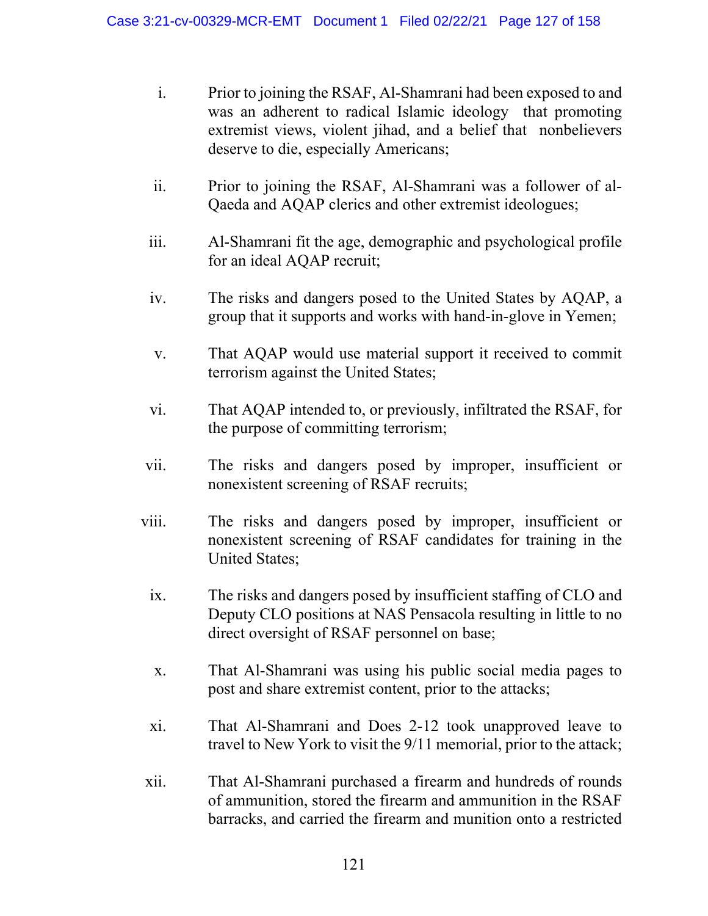i. Prior to joining the RSAF, Al-Shamrani had been exposed to and was an adherent to radical Islamic ideology that promoting extremist views, violent jihad, and a belief that nonbelievers deserve to die, especially Americans;

ii. Prior to joining the RSAF, Al-Shamrani was a follower of al-Qaeda and AQAP clerics and other extremist ideologues;

iii. Al-Shamrani fit the age, demographic and psychological profile for an ideal AQAP recruit;

iv. The risks and dangers posed to the United States by AQAP, a group that it supports and works with hand-in-glove in Yemen;

v. That AQAP would use material support it received to commit terrorism against the United States;

vi. That AQAP intended to, or previously, infiltrated the RSAF, for the purpose of committing terrorism;

vii. The risks and dangers posed by improper, insufficient or nonexistent screening of RSAF recruits;

viii. The risks and dangers posed by improper, insufficient or nonexistent screening of RSAF candidates for training in the United States;

ix. The risks and dangers posed by insufficient staffing of CLO and Deputy CLO positions at NAS Pensacola resulting in little to no direct oversight of RSAF personnel on base;

x. That Al-Shamrani was using his public social media pages to post and share extremist content, prior to the attacks;

xi. That Al-Shamrani and Does 2-12 took unapproved leave to travel to New York to visit the 9/11 memorial, prior to the attack;

xii. That Al-Shamrani purchased a firearm and hundreds of rounds of ammunition, stored the firearm and ammunition in the RSAF barracks, and carried the firearm and munition onto a restricted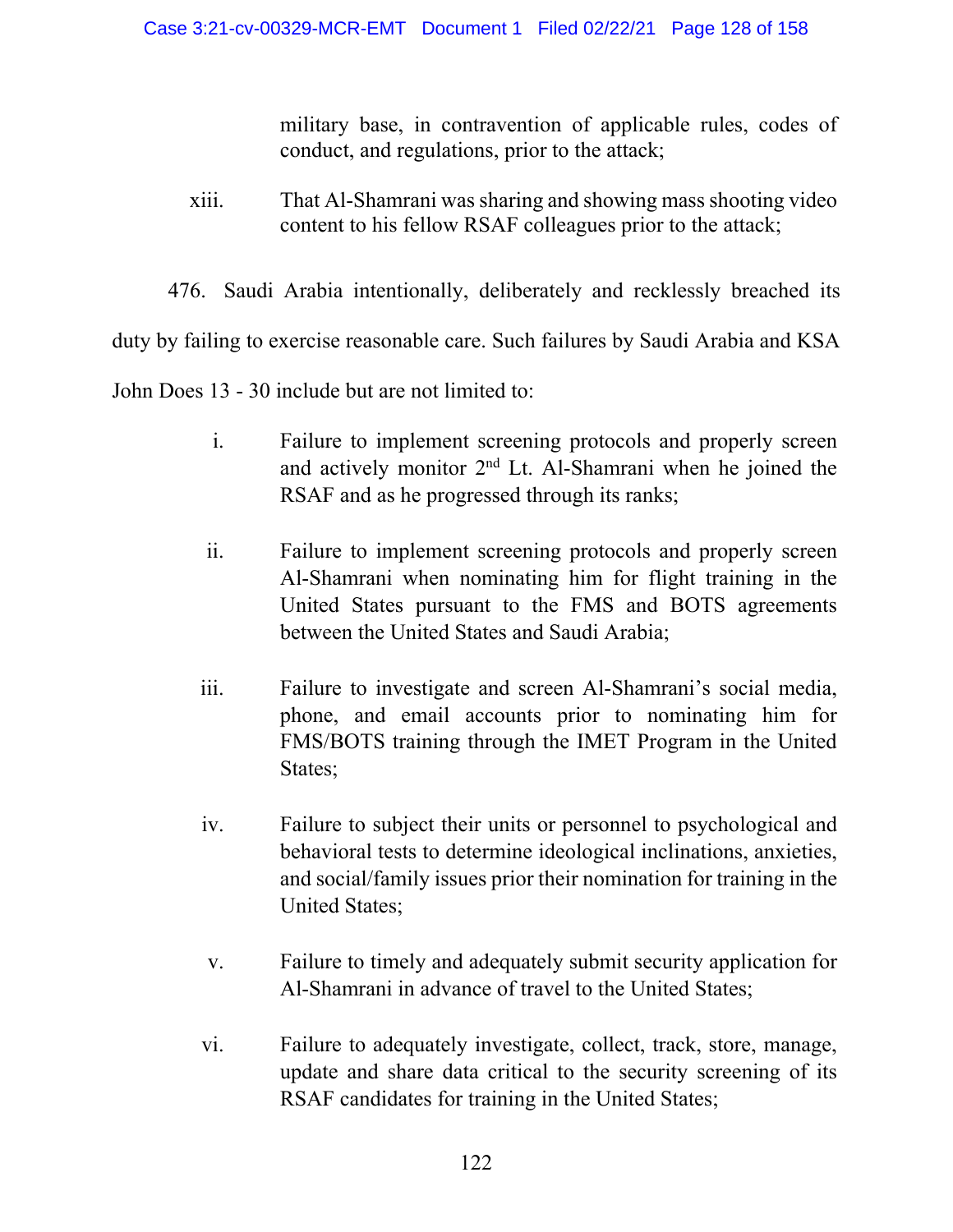military base, in contravention of applicable rules, codes of conduct, and regulations, prior to the attack;

xiii. That Al-Shamrani was sharing and showing mass shooting video content to his fellow RSAF colleagues prior to the attack;

476. Saudi Arabia intentionally, deliberately and recklessly breached its duty by failing to exercise reasonable care. Such failures by Saudi Arabia and KSA John Does 13 - 30 include but are not limited to:

i. Failure to implement screening protocols and properly screen and actively monitor 2nd Lt. Al-Shamrani when he joined the RSAF and as he progressed through its ranks;

ii. Failure to implement screening protocols and properly screen Al-Shamrani when nominating him for flight training in the United States pursuant to the FMS and BOTS agreements between the United States and Saudi Arabia;

iii. Failure to investigate and screen Al-Shamrani's social media, phone, and email accounts prior to nominating him for FMS/BOTS training through the IMET Program in the United States;

iv. Failure to subject their units or personnel to psychological and behavioral tests to determine ideological inclinations, anxieties, and social/family issues prior their nomination for training in the United States;

v. Failure to timely and adequately submit security application for Al-Shamrani in advance of travel to the United States;

vi. Failure to adequately investigate, collect, track, store, manage, update and share data critical to the security screening of its RSAF candidates for training in the United States;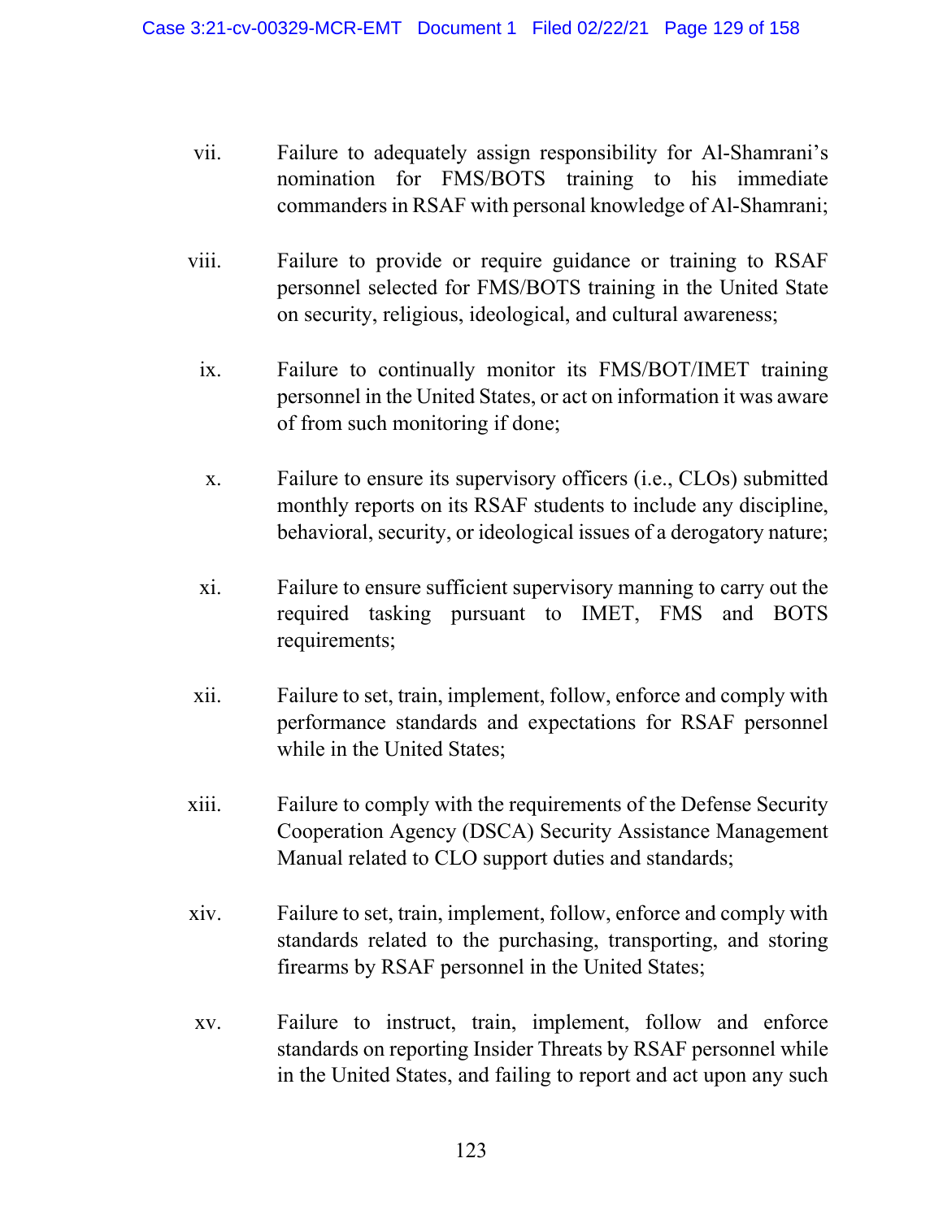vii. Failure to adequately assign responsibility for Al-Shamrani's nomination for FMS/BOTS training to his immediate commanders in RSAF with personal knowledge of Al-Shamrani;

viii. Failure to provide or require guidance or training to RSAF personnel selected for FMS/BOTS training in the United State on security, religious, ideological, and cultural awareness;

ix. Failure to continually monitor its FMS/BOT/IMET training personnel in the United States, or act on information it was aware of from such monitoring if done;

x. Failure to ensure its supervisory officers (i.e., CLOs) submitted monthly reports on its RSAF students to include any discipline, behavioral, security, or ideological issues of a derogatory nature;

xi. Failure to ensure sufficient supervisory manning to carry out the required tasking pursuant to IMET, FMS and BOTS requirements;

xii. Failure to set, train, implement, follow, enforce and comply with performance standards and expectations for RSAF personnel while in the United States;

xiii. Failure to comply with the requirements of the Defense Security Cooperation Agency (DSCA) Security Assistance Management Manual related to CLO support duties and standards;

xiv. Failure to set, train, implement, follow, enforce and comply with standards related to the purchasing, transporting, and storing firearms by RSAF personnel in the United States;

xv. Failure to instruct, train, implement, follow and enforce standards on reporting Insider Threats by RSAF personnel while in the United States, and failing to report and act upon any such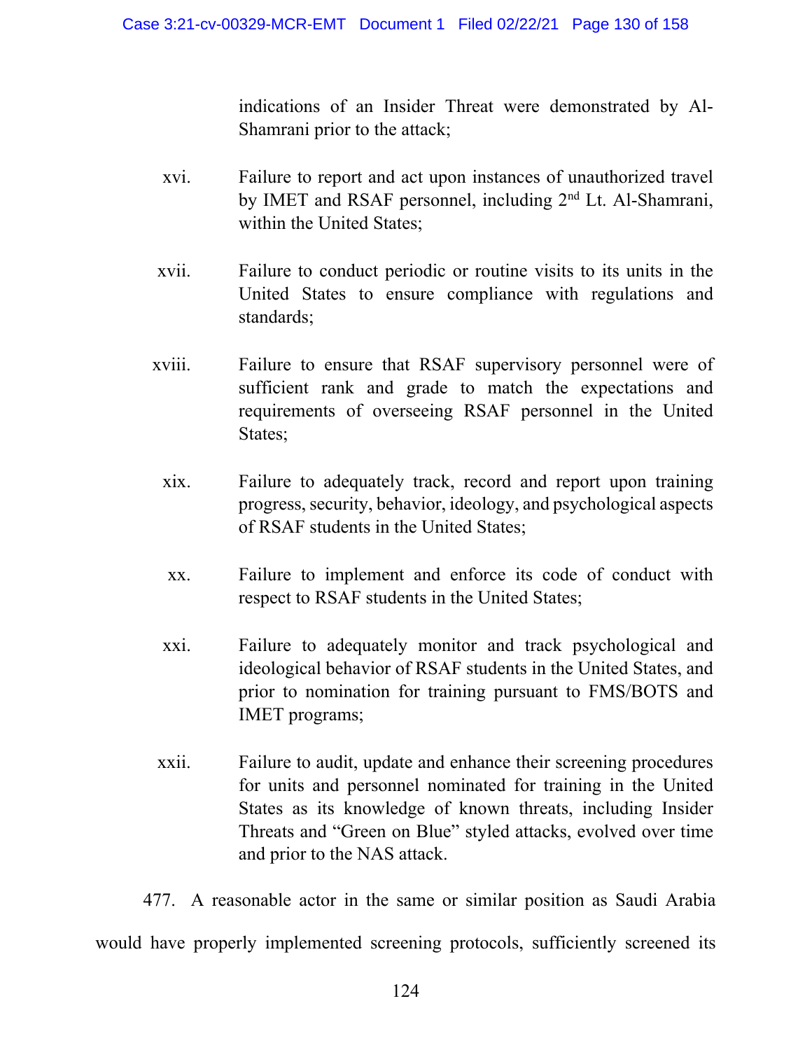indications of an Insider Threat were demonstrated by Al-Shamrani prior to the attack;

xvi. Failure to report and act upon instances of unauthorized travel by IMET and RSAF personnel, including 2nd Lt. Al-Shamrani, within the United States;

xvii. Failure to conduct periodic or routine visits to its units in the United States to ensure compliance with regulations and standards;

xviii. Failure to ensure that RSAF supervisory personnel were of sufficient rank and grade to match the expectations and requirements of overseeing RSAF personnel in the United States;

xix. Failure to adequately track, record and report upon training progress, security, behavior, ideology, and psychological aspects of RSAF students in the United States;

xx. Failure to implement and enforce its code of conduct with respect to RSAF students in the United States;

xxi. Failure to adequately monitor and track psychological and ideological behavior of RSAF students in the United States, and prior to nomination for training pursuant to FMS/BOTS and IMET programs;

xxii. Failure to audit, update and enhance their screening procedures for units and personnel nominated for training in the United States as its knowledge of known threats, including Insider Threats and "Green on Blue" styled attacks, evolved over time and prior to the NAS attack.

477. A reasonable actor in the same or similar position as Saudi Arabia would have properly implemented screening protocols, sufficiently screened its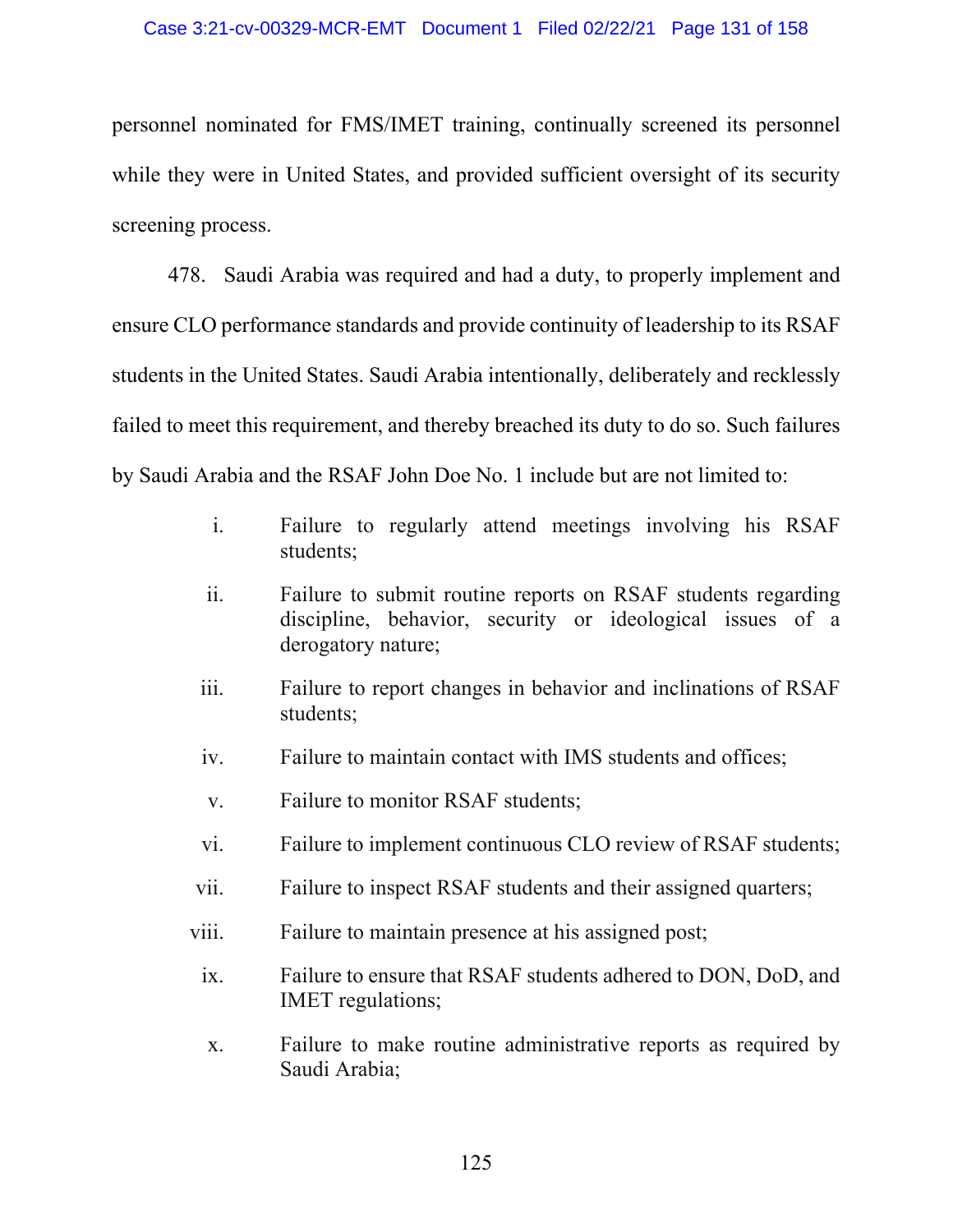personnel nominated for FMS/IMET training, continually screened its personnel while they were in United States, and provided sufficient oversight of its security screening process.

478. Saudi Arabia was required and had a duty, to properly implement and ensure CLO performance standards and provide continuity of leadership to its RSAF students in the United States. Saudi Arabia intentionally, deliberately and recklessly failed to meet this requirement, and thereby breached its duty to do so. Such failures by Saudi Arabia and the RSAF John Doe No. 1 include but are not limited to:

i. Failure to regularly attend meetings involving his RSAF students;

ii. Failure to submit routine reports on RSAF students regarding discipline, behavior, security or ideological issues of a derogatory nature;

iii. Failure to report changes in behavior and inclinations of RSAF students;

iv. Failure to maintain contact with IMS students and offices;

v. Failure to monitor RSAF students;

vi. Failure to implement continuous CLO review of RSAF students;

vii. Failure to inspect RSAF students and their assigned quarters;

viii. Failure to maintain presence at his assigned post;

ix. Failure to ensure that RSAF students adhered to DON, DoD, and IMET regulations;

x. Failure to make routine administrative reports as required by Saudi Arabia;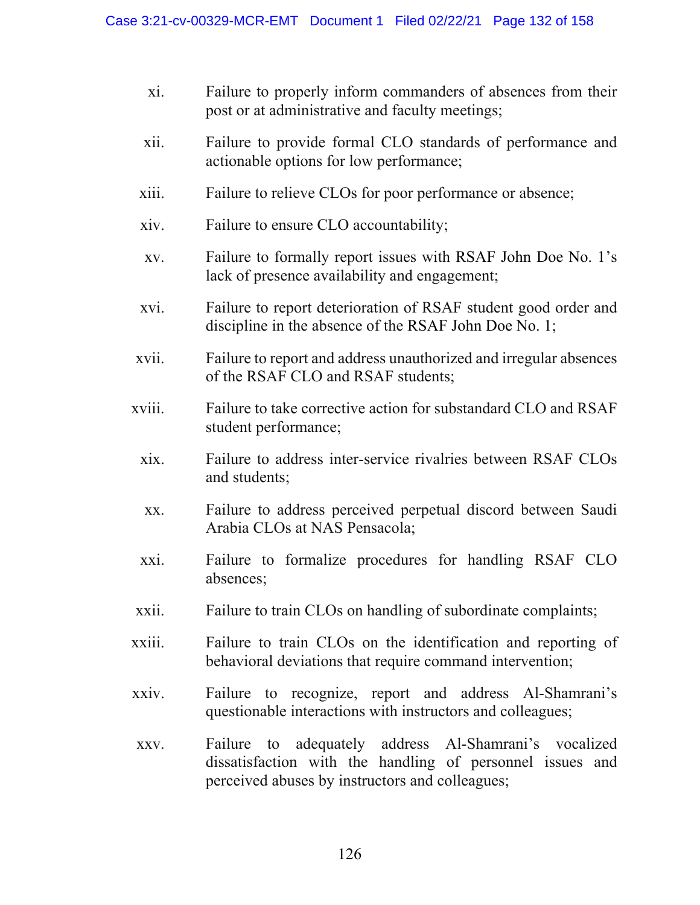xi. Failure to properly inform commanders of absences from their post or at administrative and faculty meetings;

xii. Failure to provide formal CLO standards of performance and actionable options for low performance;

xiii. Failure to relieve CLOs for poor performance or absence;

xiv. Failure to ensure CLO accountability;

xv. Failure to formally report issues with RSAF John Doe No. 1's lack of presence availability and engagement;

xvi. Failure to report deterioration of RSAF student good order and discipline in the absence of the RSAF John Doe No. 1;

xvii. Failure to report and address unauthorized and irregular absences of the RSAF CLO and RSAF students;

xviii. Failure to take corrective action for substandard CLO and RSAF student performance;

xix. Failure to address inter-service rivalries between RSAF CLOs and students;

xx. Failure to address perceived perpetual discord between Saudi Arabia CLOs at NAS Pensacola;

xxi. Failure to formalize procedures for handling RSAF CLO absences;

xxii. Failure to train CLOs on handling of subordinate complaints;

xxiii. Failure to train CLOs on the identification and reporting of behavioral deviations that require command intervention;

xxiv. Failure to recognize, report and address Al-Shamrani's questionable interactions with instructors and colleagues;

xxv. Failure to adequately address Al-Shamrani's vocalized dissatisfaction with the handling of personnel issues and perceived abuses by instructors and colleagues;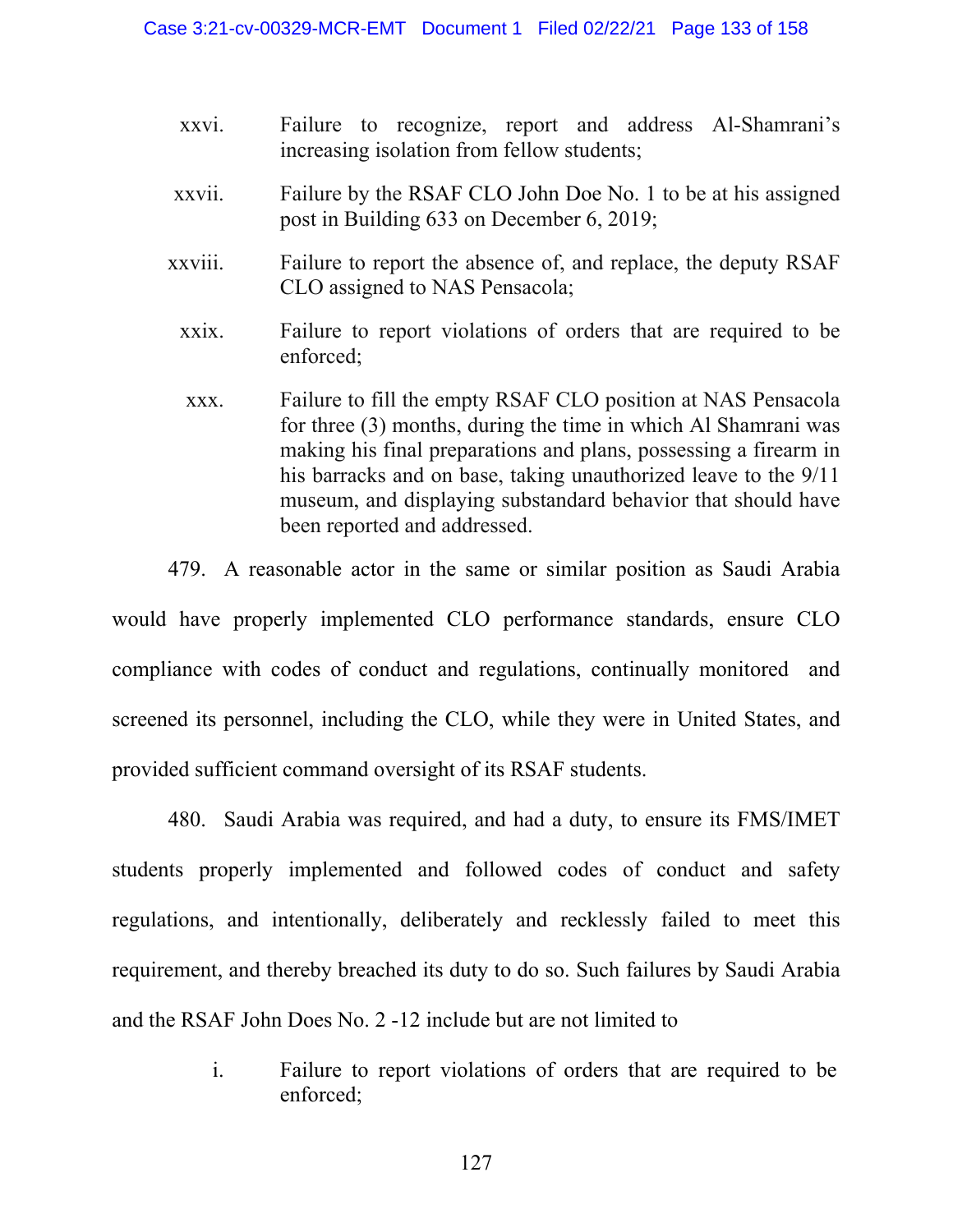xxvi. Failure to recognize, report and address Al-Shamrani's increasing isolation from fellow students;

xxvii. Failure by the RSAF CLO John Doe No. 1 to be at his assigned post in Building 633 on December 6, 2019;

xxviii. Failure to report the absence of, and replace, the deputy RSAF CLO assigned to NAS Pensacola;

xxix. Failure to report violations of orders that are required to be enforced;

xxx. Failure to fill the empty RSAF CLO position at NAS Pensacola for three (3) months, during the time in which Al Shamrani was making his final preparations and plans, possessing a firearm in his barracks and on base, taking unauthorized leave to the 9/11 museum, and displaying substandard behavior that should have been reported and addressed.

479. A reasonable actor in the same or similar position as Saudi Arabia would have properly implemented CLO performance standards, ensure CLO compliance with codes of conduct and regulations, continually monitored and screened its personnel, including the CLO, while they were in United States, and provided sufficient command oversight of its RSAF students.

480. Saudi Arabia was required, and had a duty, to ensure its FMS/IMET students properly implemented and followed codes of conduct and safety regulations, and intentionally, deliberately and recklessly failed to meet this requirement, and thereby breached its duty to do so. Such failures by Saudi Arabia and the RSAF John Does No. 2 -12 include but are not limited to

i. Failure to report violations of orders that are required to be enforced;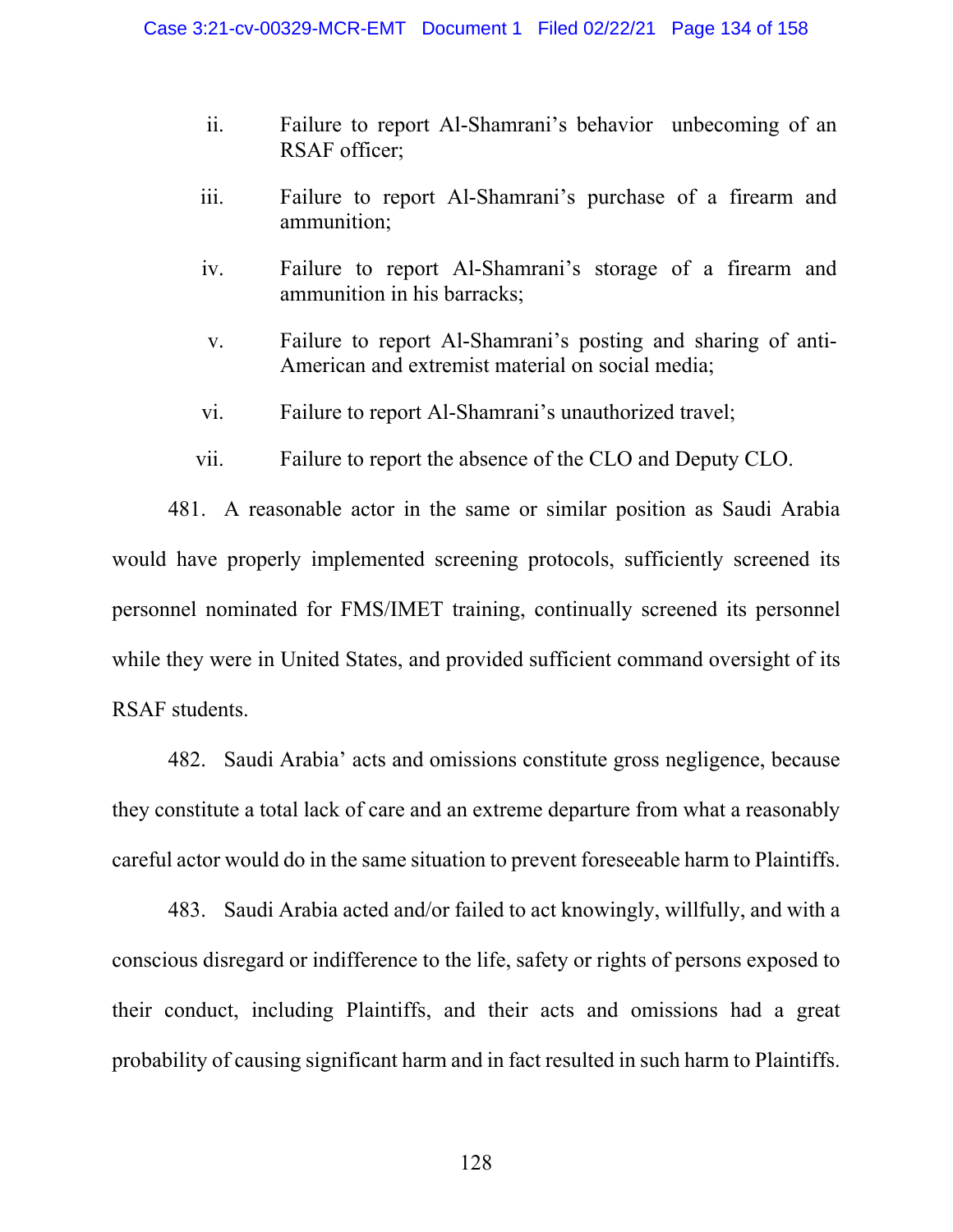ii. Failure to report Al-Shamrani's behavior unbecoming of an RSAF officer;

iii. Failure to report Al-Shamrani's purchase of a firearm and ammunition;

iv. Failure to report Al-Shamrani's storage of a firearm and ammunition in his barracks;

v. Failure to report Al-Shamrani's posting and sharing of anti-American and extremist material on social media;

vi. Failure to report Al-Shamrani's unauthorized travel;

vii. Failure to report the absence of the CLO and Deputy CLO.

481. A reasonable actor in the same or similar position as Saudi Arabia would have properly implemented screening protocols, sufficiently screened its personnel nominated for FMS/IMET training, continually screened its personnel while they were in United States, and provided sufficient command oversight of its RSAF students.

482. Saudi Arabia' acts and omissions constitute gross negligence, because they constitute a total lack of care and an extreme departure from what a reasonably careful actor would do in the same situation to prevent foreseeable harm to Plaintiffs.

483. Saudi Arabia acted and/or failed to act knowingly, willfully, and with a conscious disregard or indifference to the life, safety or rights of persons exposed to their conduct, including Plaintiffs, and their acts and omissions had a great probability of causing significant harm and in fact resulted in such harm to Plaintiffs.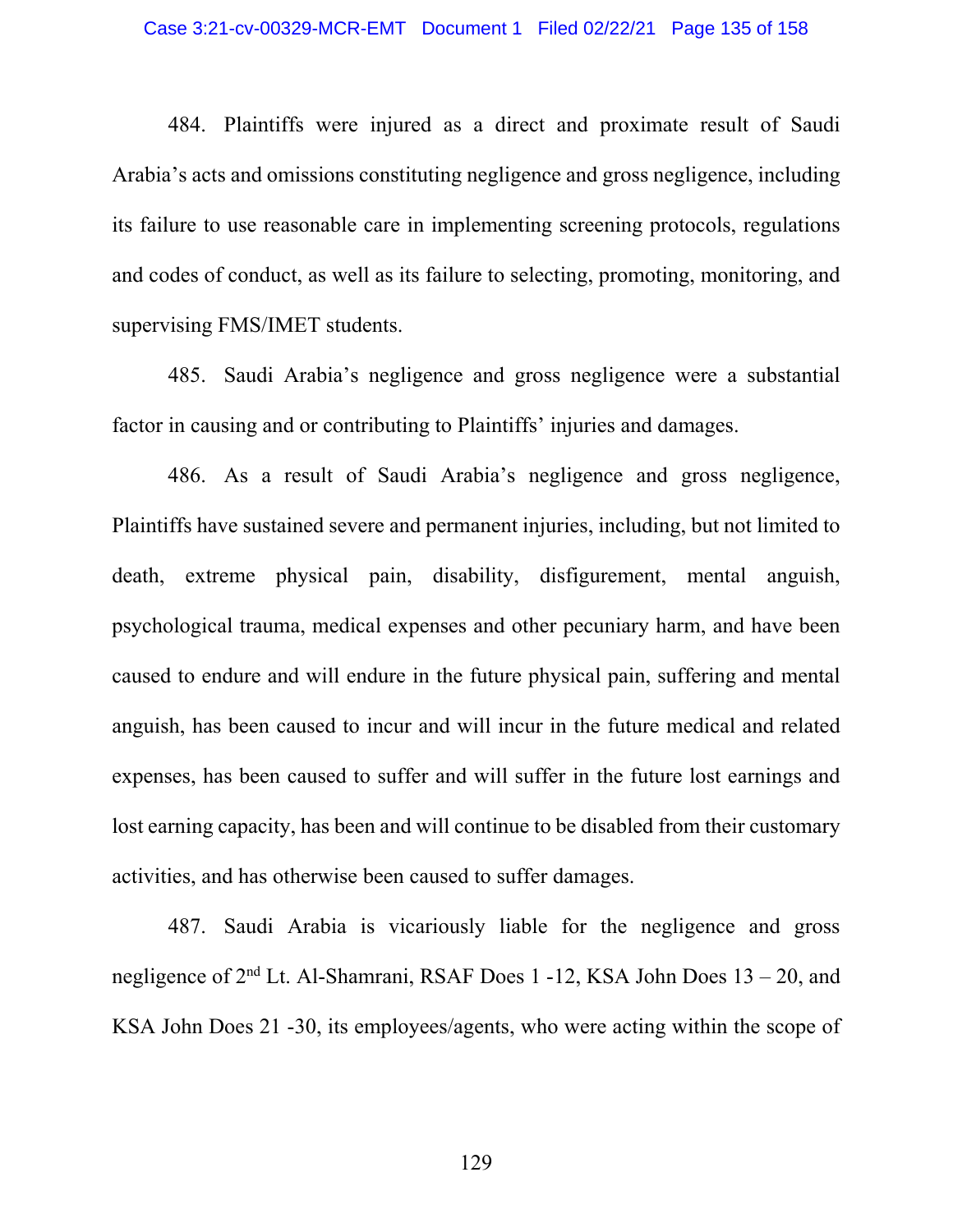484. Plaintiffs were injured as a direct and proximate result of Saudi Arabia's acts and omissions constituting negligence and gross negligence, including its failure to use reasonable care in implementing screening protocols, regulations and codes of conduct, as well as its failure to selecting, promoting, monitoring, and supervising FMS/IMET students.

485. Saudi Arabia's negligence and gross negligence were a substantial factor in causing and or contributing to Plaintiffs' injuries and damages.

486. As a result of Saudi Arabia's negligence and gross negligence, Plaintiffs have sustained severe and permanent injuries, including, but not limited to death, extreme physical pain, disability, disfigurement, mental anguish, psychological trauma, medical expenses and other pecuniary harm, and have been caused to endure and will endure in the future physical pain, suffering and mental anguish, has been caused to incur and will incur in the future medical and related expenses, has been caused to suffer and will suffer in the future lost earnings and lost earning capacity, has been and will continue to be disabled from their customary activities, and has otherwise been caused to suffer damages.

487. Saudi Arabia is vicariously liable for the negligence and gross negligence of 2nd Lt. Al-Shamrani, RSAF Does 1 -12, KSA John Does 13 – 20, and KSA John Does 21 -30, its employees/agents, who were acting within the scope of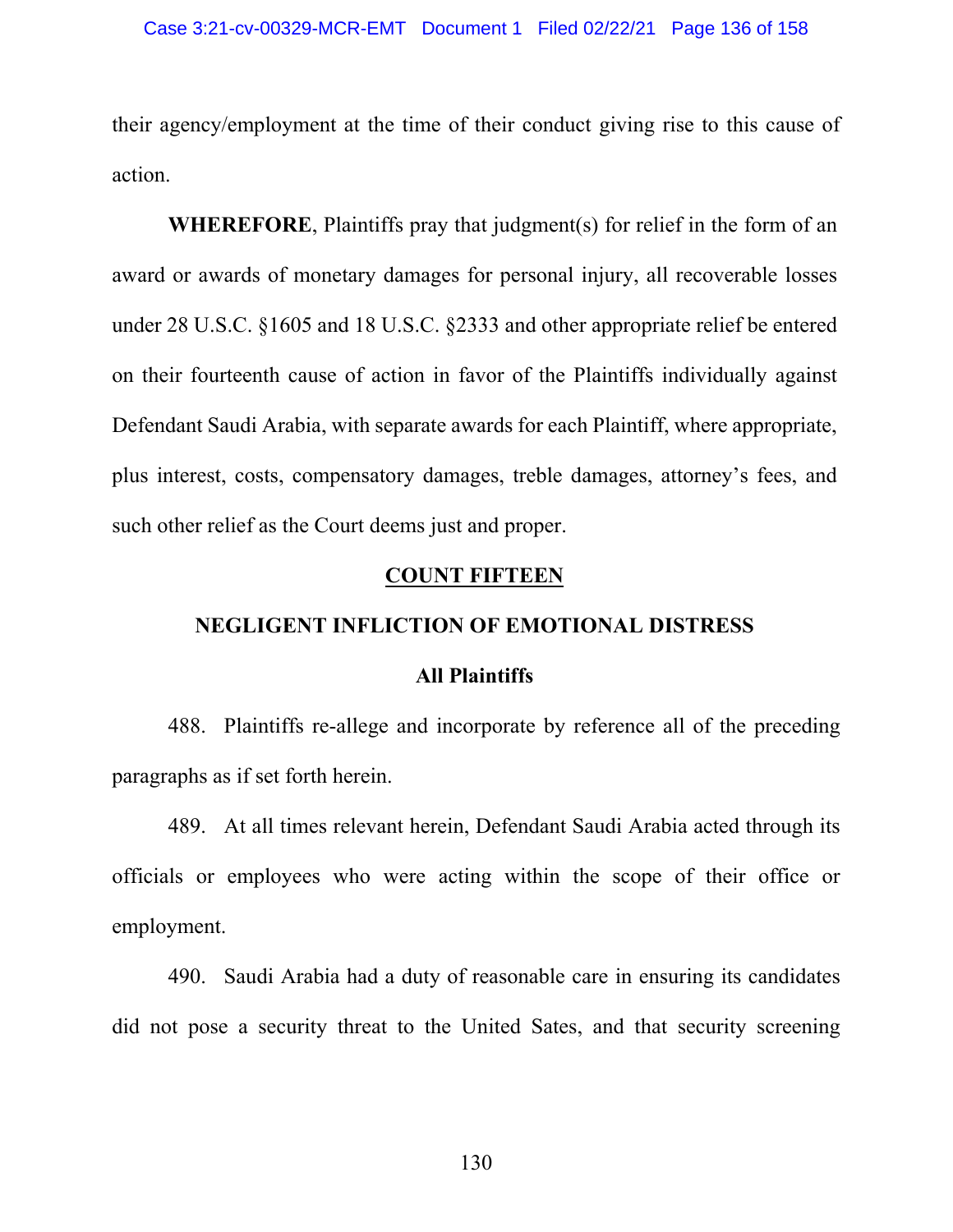their agency/employment at the time of their conduct giving rise to this cause of action.

**WHEREFORE**, Plaintiffs pray that judgment(s) for relief in the form of an award or awards of monetary damages for personal injury, all recoverable losses under 28 U.S.C. §1605 and 18 U.S.C. §2333 and other appropriate relief be entered on their fourteenth cause of action in favor of the Plaintiffs individually against Defendant Saudi Arabia, with separate awards for each Plaintiff, where appropriate, plus interest, costs, compensatory damages, treble damages, attorney's fees, and such other relief as the Court deems just and proper.

## COUNT FIFTEEN

## NEGLIGENT INFLICTION OF EMOTIONAL DISTRESS

### All Plaintiffs

488. Plaintiffs re-allege and incorporate by reference all of the preceding paragraphs as if set forth herein.

489. At all times relevant herein, Defendant Saudi Arabia acted through its officials or employees who were acting within the scope of their office or employment.

490. Saudi Arabia had a duty of reasonable care in ensuring its candidates did not pose a security threat to the United Sates, and that security screening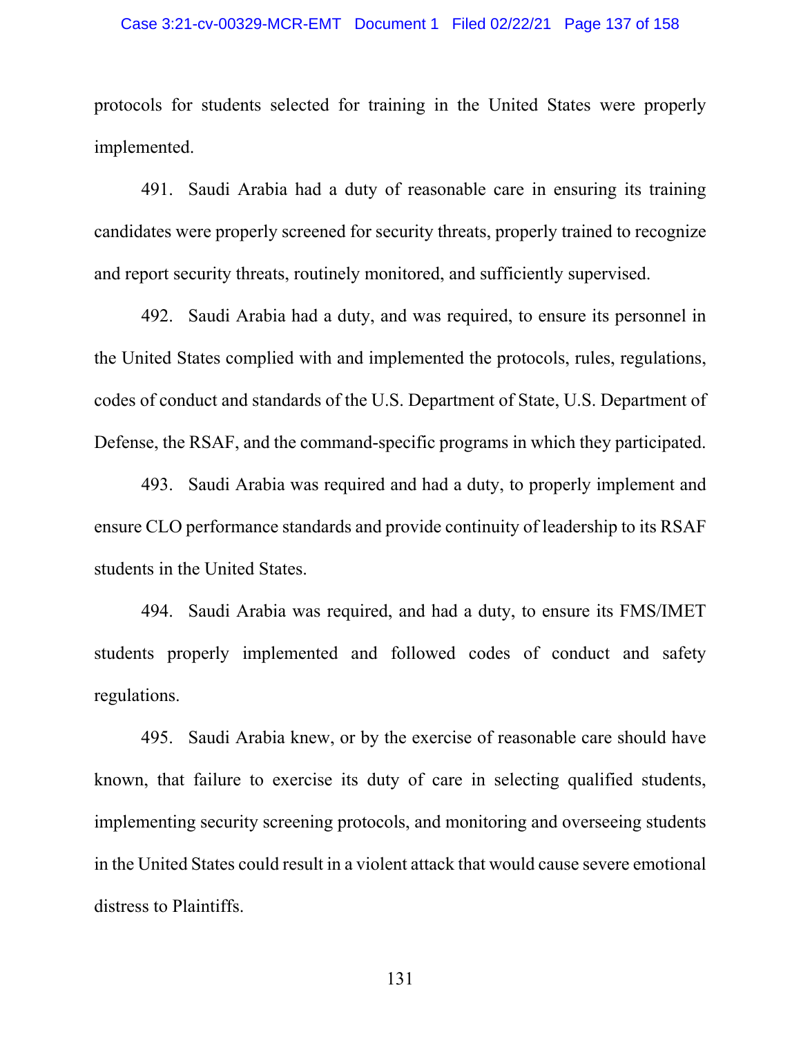protocols for students selected for training in the United States were properly implemented.

491. Saudi Arabia had a duty of reasonable care in ensuring its training candidates were properly screened for security threats, properly trained to recognize and report security threats, routinely monitored, and sufficiently supervised.

492. Saudi Arabia had a duty, and was required, to ensure its personnel in the United States complied with and implemented the protocols, rules, regulations, codes of conduct and standards of the U.S. Department of State, U.S. Department of Defense, the RSAF, and the command-specific programs in which they participated.

493. Saudi Arabia was required and had a duty, to properly implement and ensure CLO performance standards and provide continuity of leadership to its RSAF students in the United States.

494. Saudi Arabia was required, and had a duty, to ensure its FMS/IMET students properly implemented and followed codes of conduct and safety regulations.

495. Saudi Arabia knew, or by the exercise of reasonable care should have known, that failure to exercise its duty of care in selecting qualified students, implementing security screening protocols, and monitoring and overseeing students in the United States could result in a violent attack that would cause severe emotional distress to Plaintiffs.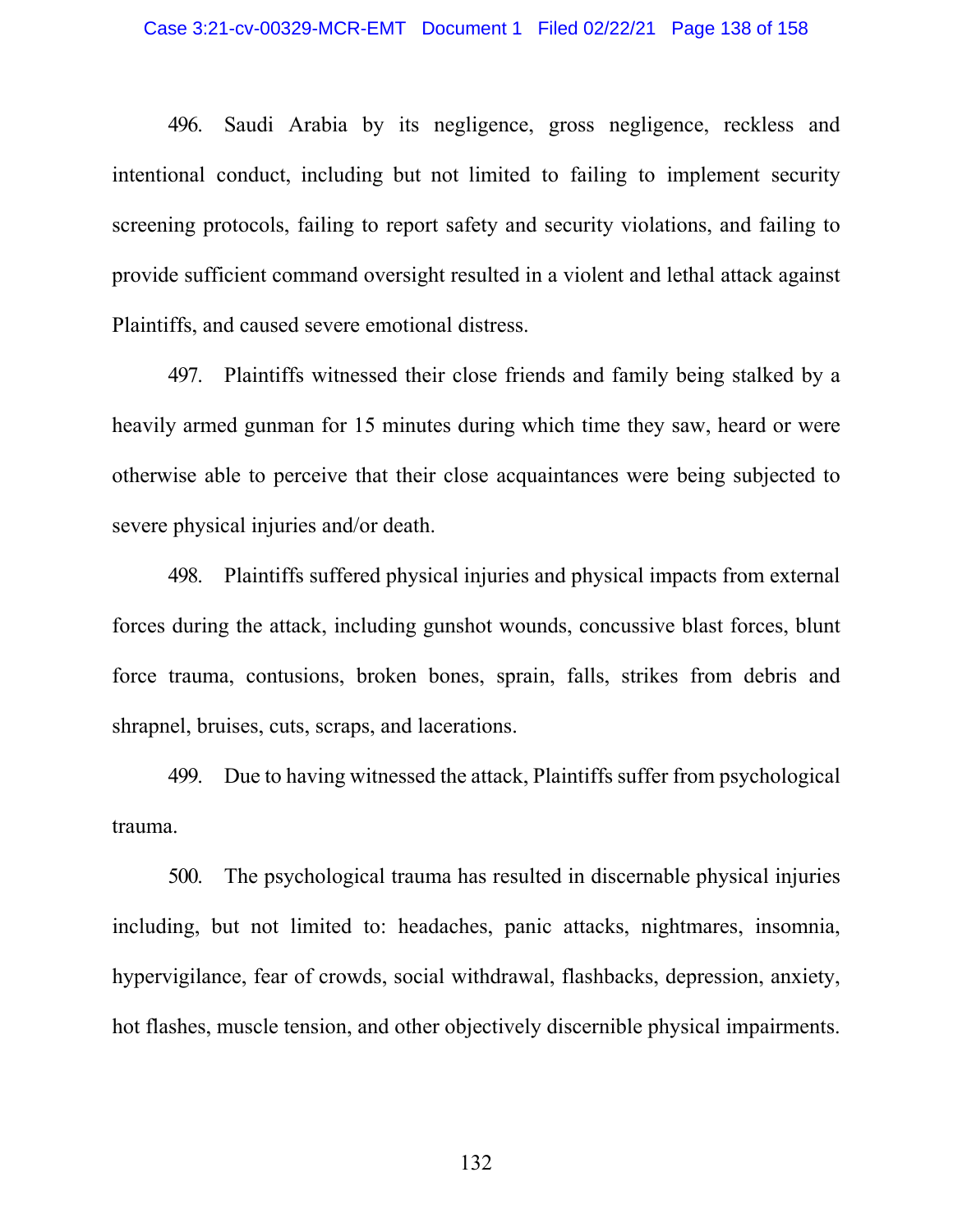496. Saudi Arabia by its negligence, gross negligence, reckless and intentional conduct, including but not limited to failing to implement security screening protocols, failing to report safety and security violations, and failing to provide sufficient command oversight resulted in a violent and lethal attack against Plaintiffs, and caused severe emotional distress.

497. Plaintiffs witnessed their close friends and family being stalked by a heavily armed gunman for 15 minutes during which time they saw, heard or were otherwise able to perceive that their close acquaintances were being subjected to severe physical injuries and/or death.

498. Plaintiffs suffered physical injuries and physical impacts from external forces during the attack, including gunshot wounds, concussive blast forces, blunt force trauma, contusions, broken bones, sprain, falls, strikes from debris and shrapnel, bruises, cuts, scraps, and lacerations.

499. Due to having witnessed the attack, Plaintiffs suffer from psychological trauma.

500. The psychological trauma has resulted in discernable physical injuries including, but not limited to: headaches, panic attacks, nightmares, insomnia, hypervigilance, fear of crowds, social withdrawal, flashbacks, depression, anxiety, hot flashes, muscle tension, and other objectively discernible physical impairments.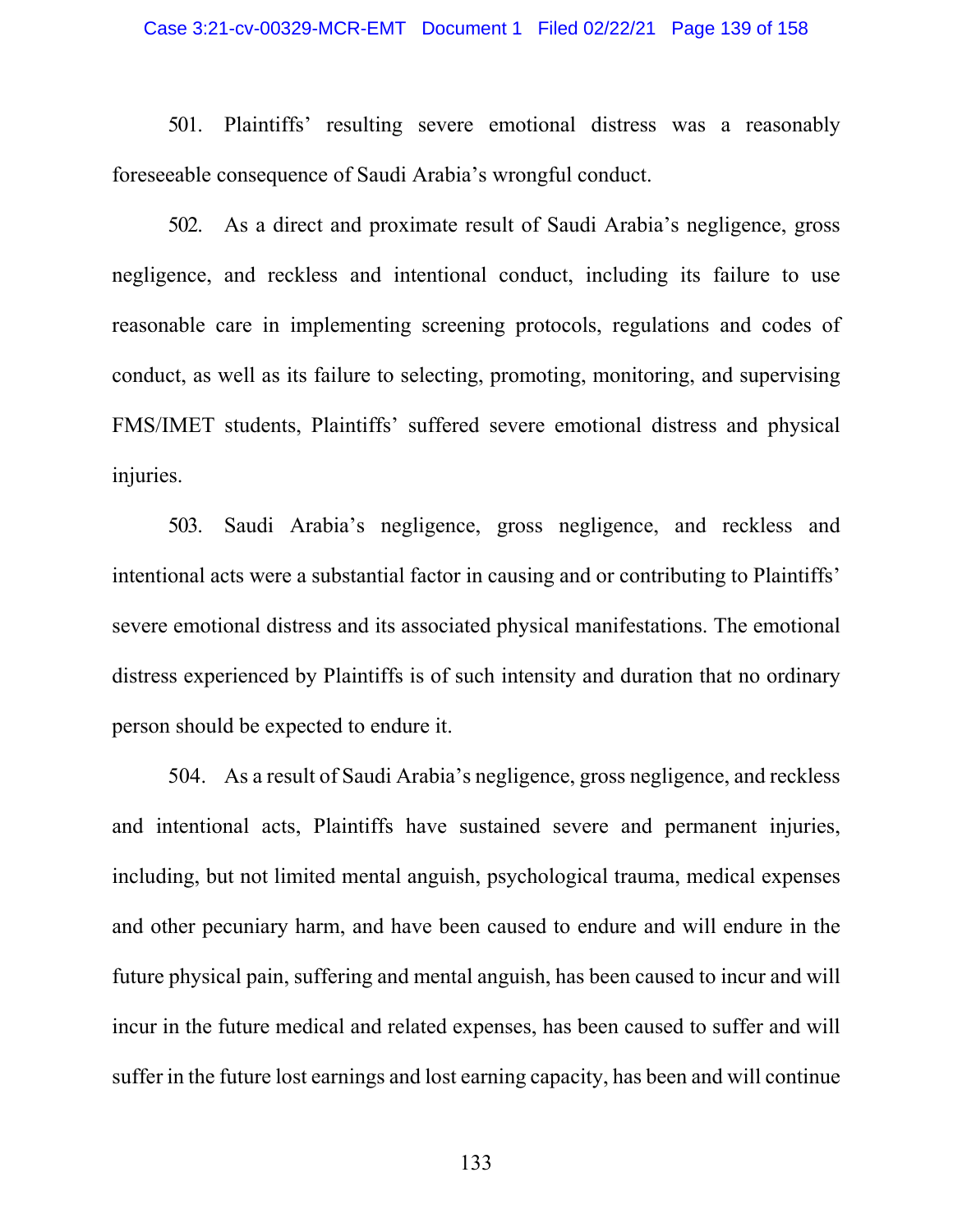501. Plaintiffs' resulting severe emotional distress was a reasonably foreseeable consequence of Saudi Arabia's wrongful conduct.

502. As a direct and proximate result of Saudi Arabia's negligence, gross negligence, and reckless and intentional conduct, including its failure to use reasonable care in implementing screening protocols, regulations and codes of conduct, as well as its failure to selecting, promoting, monitoring, and supervising FMS/IMET students, Plaintiffs' suffered severe emotional distress and physical injuries.

503. Saudi Arabia's negligence, gross negligence, and reckless and intentional acts were a substantial factor in causing and or contributing to Plaintiffs' severe emotional distress and its associated physical manifestations. The emotional distress experienced by Plaintiffs is of such intensity and duration that no ordinary person should be expected to endure it.

504. As a result of Saudi Arabia's negligence, gross negligence, and reckless and intentional acts, Plaintiffs have sustained severe and permanent injuries, including, but not limited mental anguish, psychological trauma, medical expenses and other pecuniary harm, and have been caused to endure and will endure in the future physical pain, suffering and mental anguish, has been caused to incur and will incur in the future medical and related expenses, has been caused to suffer and will suffer in the future lost earnings and lost earning capacity, has been and will continue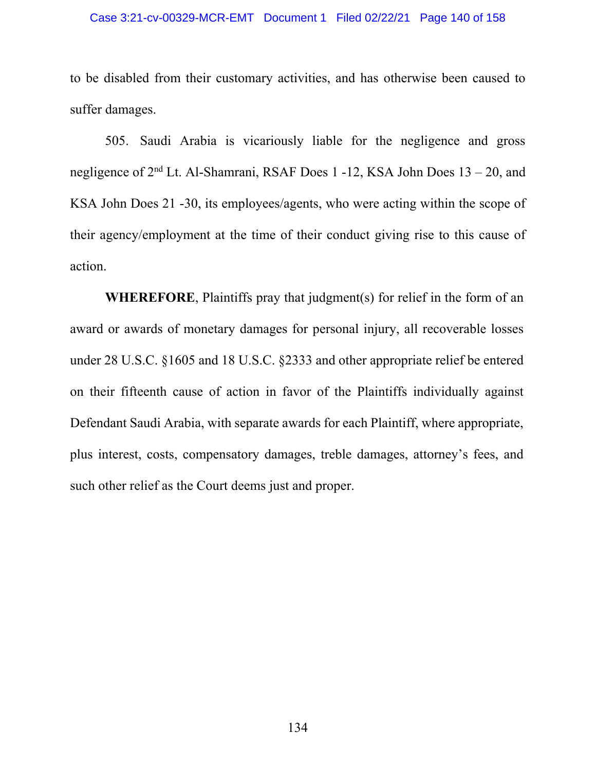to be disabled from their customary activities, and has otherwise been caused to suffer damages.

505. Saudi Arabia is vicariously liable for the negligence and gross negligence of 2nd Lt. Al-Shamrani, RSAF Does 1 -12, KSA John Does 13 – 20, and KSA John Does 21 -30, its employees/agents, who were acting within the scope of their agency/employment at the time of their conduct giving rise to this cause of action.

**WHEREFORE**, Plaintiffs pray that judgment(s) for relief in the form of an award or awards of monetary damages for personal injury, all recoverable losses under 28 U.S.C. §1605 and 18 U.S.C. §2333 and other appropriate relief be entered on their fifteenth cause of action in favor of the Plaintiffs individually against Defendant Saudi Arabia, with separate awards for each Plaintiff, where appropriate, plus interest, costs, compensatory damages, treble damages, attorney's fees, and such other relief as the Court deems just and proper.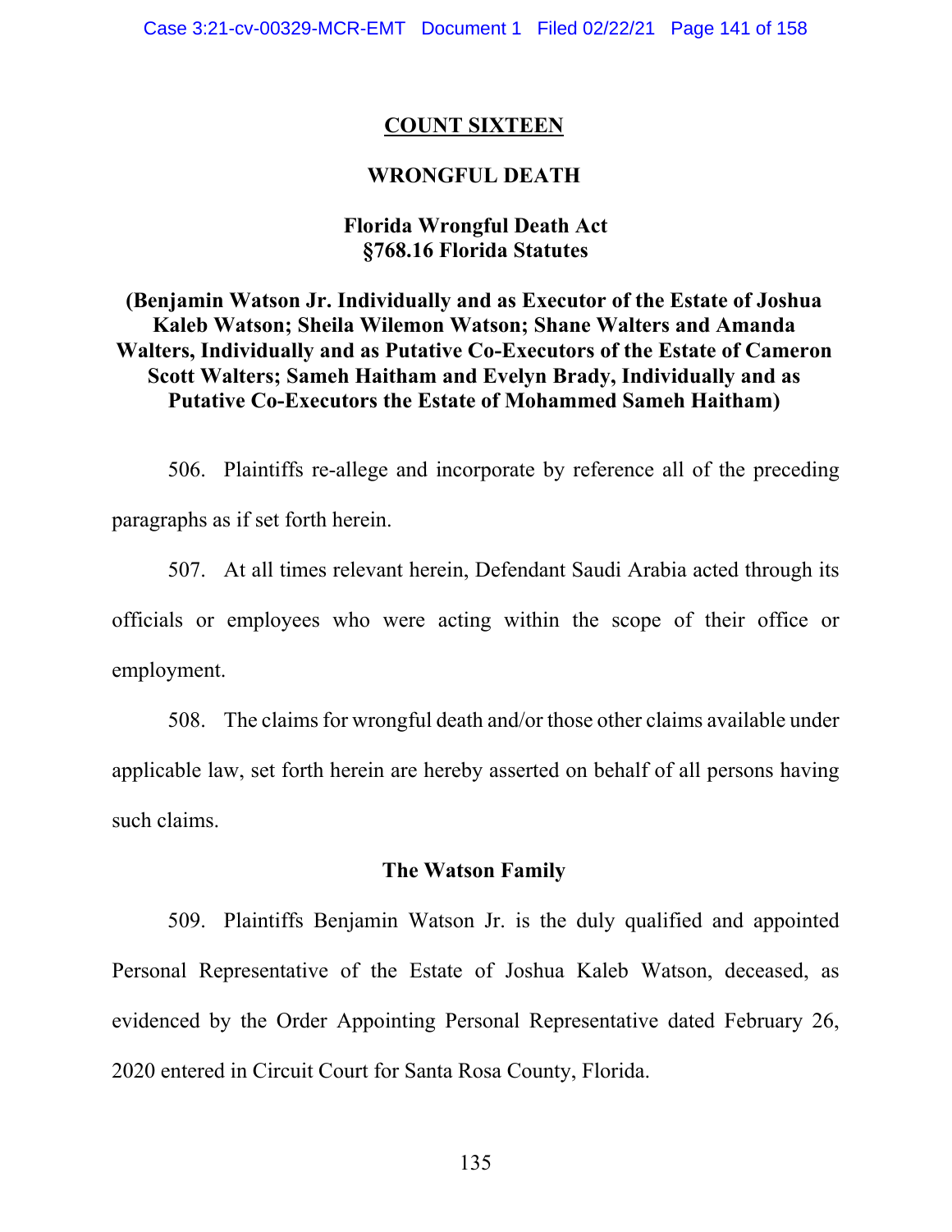## COUNT SIXTEEN

## WRONGFUL DEATH

### Florida Wrongful Death Act §768.16 Florida Statutes

### (Benjamin Watson Jr. Individually and as Executor of the Estate of Joshua Kaleb Watson; Sheila Wilemon Watson; Shane Walters and Amanda Walters, Individually and as Putative Co-Executors of the Estate of Cameron Scott Walters; Sameh Haitham and Evelyn Brady, Individually and as Putative Co-Executors the Estate of Mohammed Sameh Haitham)

506. Plaintiffs re-allege and incorporate by reference all of the preceding paragraphs as if set forth herein.

507. At all times relevant herein, Defendant Saudi Arabia acted through its officials or employees who were acting within the scope of their office or employment.

508. The claims for wrongful death and/or those other claims available under applicable law, set forth herein are hereby asserted on behalf of all persons having such claims.

### The Watson Family

509. Plaintiffs Benjamin Watson Jr. is the duly qualified and appointed Personal Representative of the Estate of Joshua Kaleb Watson, deceased, as evidenced by the Order Appointing Personal Representative dated February 26, 2020 entered in Circuit Court for Santa Rosa County, Florida.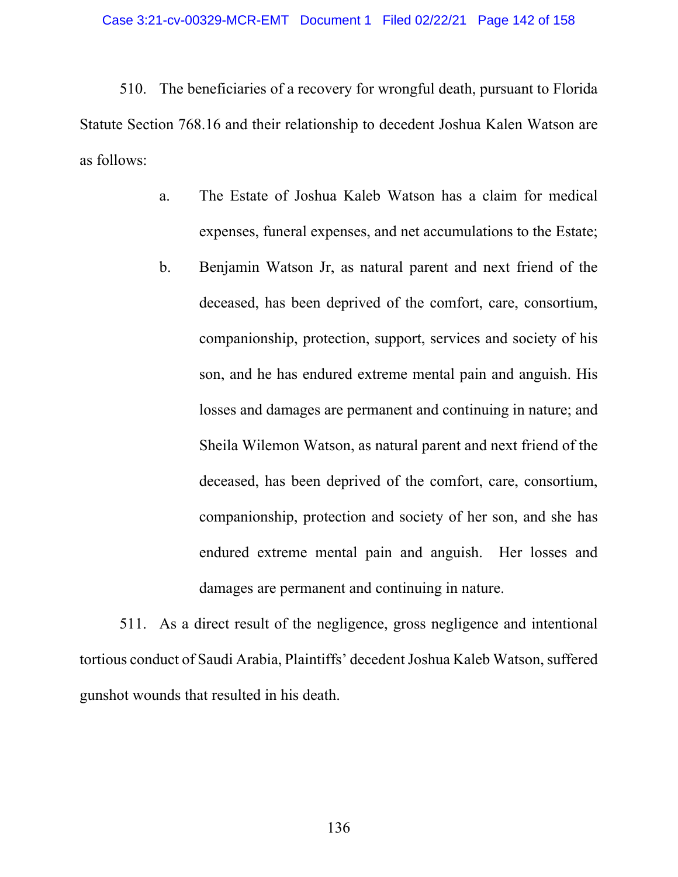510. The beneficiaries of a recovery for wrongful death, pursuant to Florida Statute Section 768.16 and their relationship to decedent Joshua Kalen Watson are as follows:

a. The Estate of Joshua Kaleb Watson has a claim for medical expenses, funeral expenses, and net accumulations to the Estate;

b. Benjamin Watson Jr, as natural parent and next friend of the deceased, has been deprived of the comfort, care, consortium, companionship, protection, support, services and society of his son, and he has endured extreme mental pain and anguish. His losses and damages are permanent and continuing in nature; and Sheila Wilemon Watson, as natural parent and next friend of the deceased, has been deprived of the comfort, care, consortium, companionship, protection and society of her son, and she has endured extreme mental pain and anguish. Her losses and damages are permanent and continuing in nature.

511. As a direct result of the negligence, gross negligence and intentional tortious conduct of Saudi Arabia, Plaintiffs' decedent Joshua Kaleb Watson, suffered gunshot wounds that resulted in his death.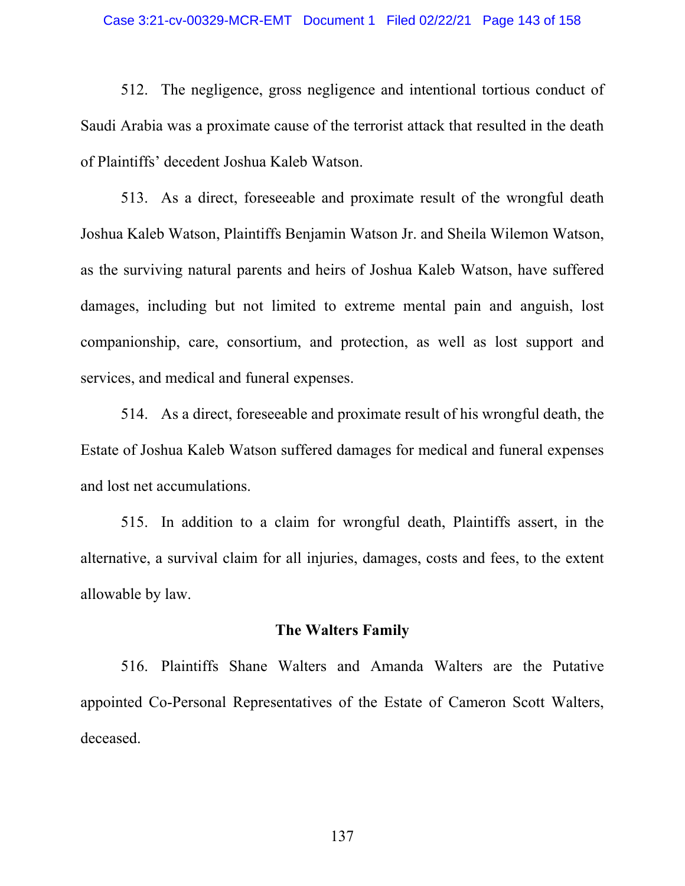512. The negligence, gross negligence and intentional tortious conduct of Saudi Arabia was a proximate cause of the terrorist attack that resulted in the death of Plaintiffs' decedent Joshua Kaleb Watson.

513. As a direct, foreseeable and proximate result of the wrongful death Joshua Kaleb Watson, Plaintiffs Benjamin Watson Jr. and Sheila Wilemon Watson, as the surviving natural parents and heirs of Joshua Kaleb Watson, have suffered damages, including but not limited to extreme mental pain and anguish, lost companionship, care, consortium, and protection, as well as lost support and services, and medical and funeral expenses.

514. As a direct, foreseeable and proximate result of his wrongful death, the Estate of Joshua Kaleb Watson suffered damages for medical and funeral expenses and lost net accumulations.

515. In addition to a claim for wrongful death, Plaintiffs assert, in the alternative, a survival claim for all injuries, damages, costs and fees, to the extent allowable by law.

**The Walters Family**

516. Plaintiffs Shane Walters and Amanda Walters are the Putative appointed Co-Personal Representatives of the Estate of Cameron Scott Walters, deceased.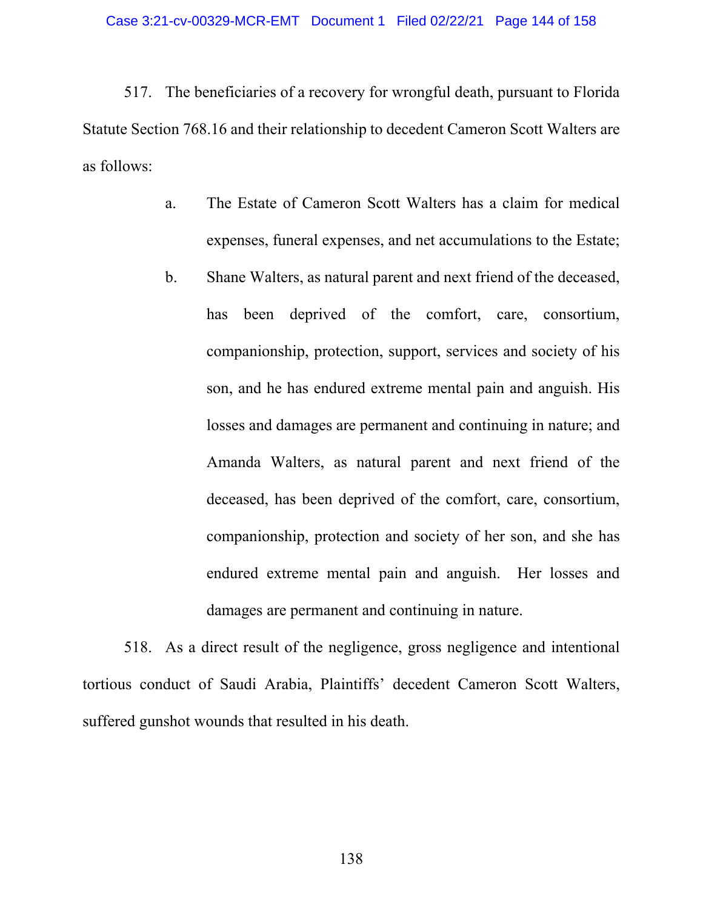517. The beneficiaries of a recovery for wrongful death, pursuant to Florida Statute Section 768.16 and their relationship to decedent Cameron Scott Walters are as follows:

a. The Estate of Cameron Scott Walters has a claim for medical expenses, funeral expenses, and net accumulations to the Estate;

b. Shane Walters, as natural parent and next friend of the deceased, has been deprived of the comfort, care, consortium, companionship, protection, support, services and society of his son, and he has endured extreme mental pain and anguish. His losses and damages are permanent and continuing in nature; and Amanda Walters, as natural parent and next friend of the deceased, has been deprived of the comfort, care, consortium, companionship, protection and society of her son, and she has endured extreme mental pain and anguish. Her losses and damages are permanent and continuing in nature.

518. As a direct result of the negligence, gross negligence and intentional tortious conduct of Saudi Arabia, Plaintiffs' decedent Cameron Scott Walters, suffered gunshot wounds that resulted in his death.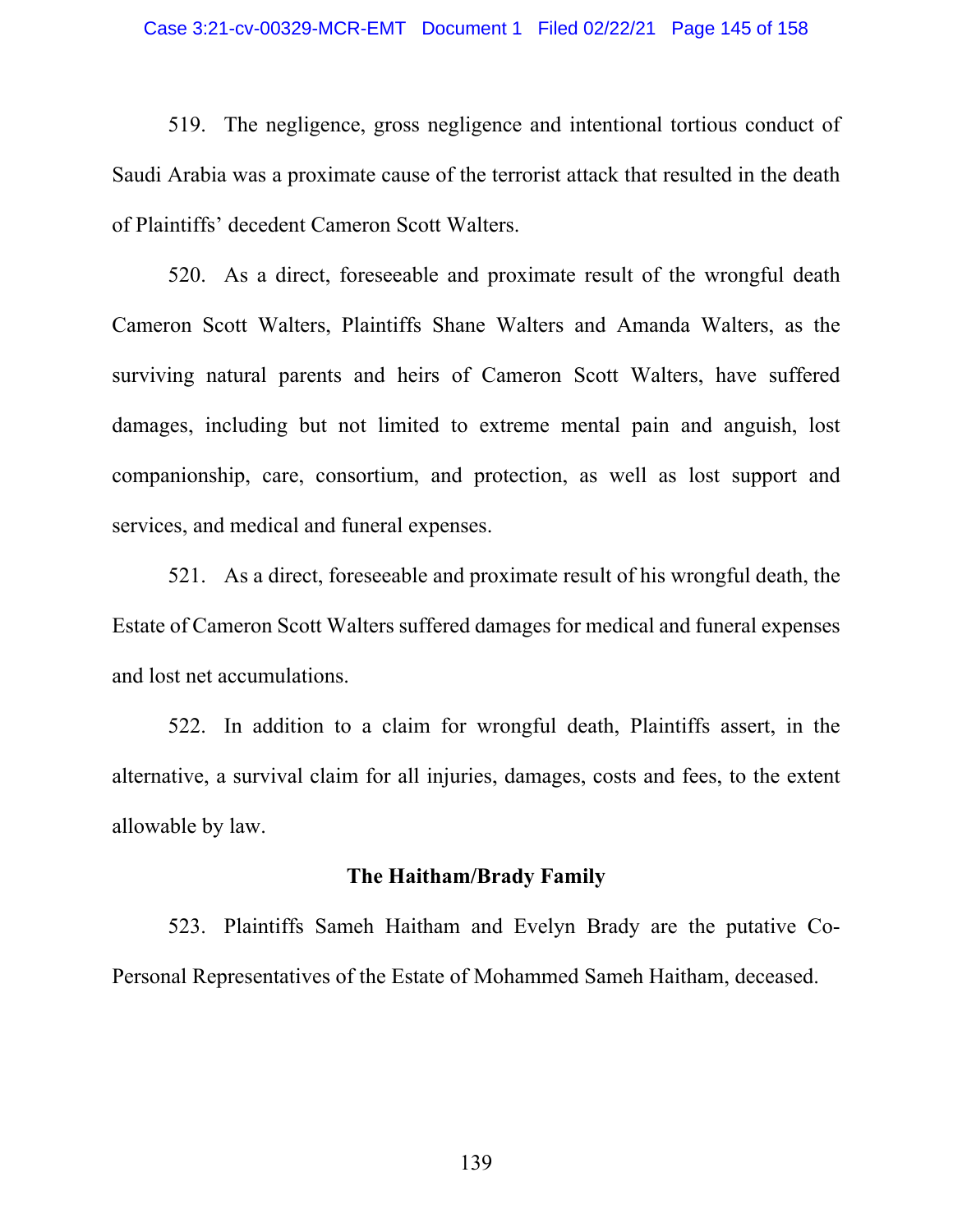519. The negligence, gross negligence and intentional tortious conduct of Saudi Arabia was a proximate cause of the terrorist attack that resulted in the death of Plaintiffs' decedent Cameron Scott Walters.

520. As a direct, foreseeable and proximate result of the wrongful death Cameron Scott Walters, Plaintiffs Shane Walters and Amanda Walters, as the surviving natural parents and heirs of Cameron Scott Walters, have suffered damages, including but not limited to extreme mental pain and anguish, lost companionship, care, consortium, and protection, as well as lost support and services, and medical and funeral expenses.

521. As a direct, foreseeable and proximate result of his wrongful death, the Estate of Cameron Scott Walters suffered damages for medical and funeral expenses and lost net accumulations.

522. In addition to a claim for wrongful death, Plaintiffs assert, in the alternative, a survival claim for all injuries, damages, costs and fees, to the extent allowable by law.

**The Haitham/Brady Family**

523. Plaintiffs Sameh Haitham and Evelyn Brady are the putative Co-Personal Representatives of the Estate of Mohammed Sameh Haitham, deceased.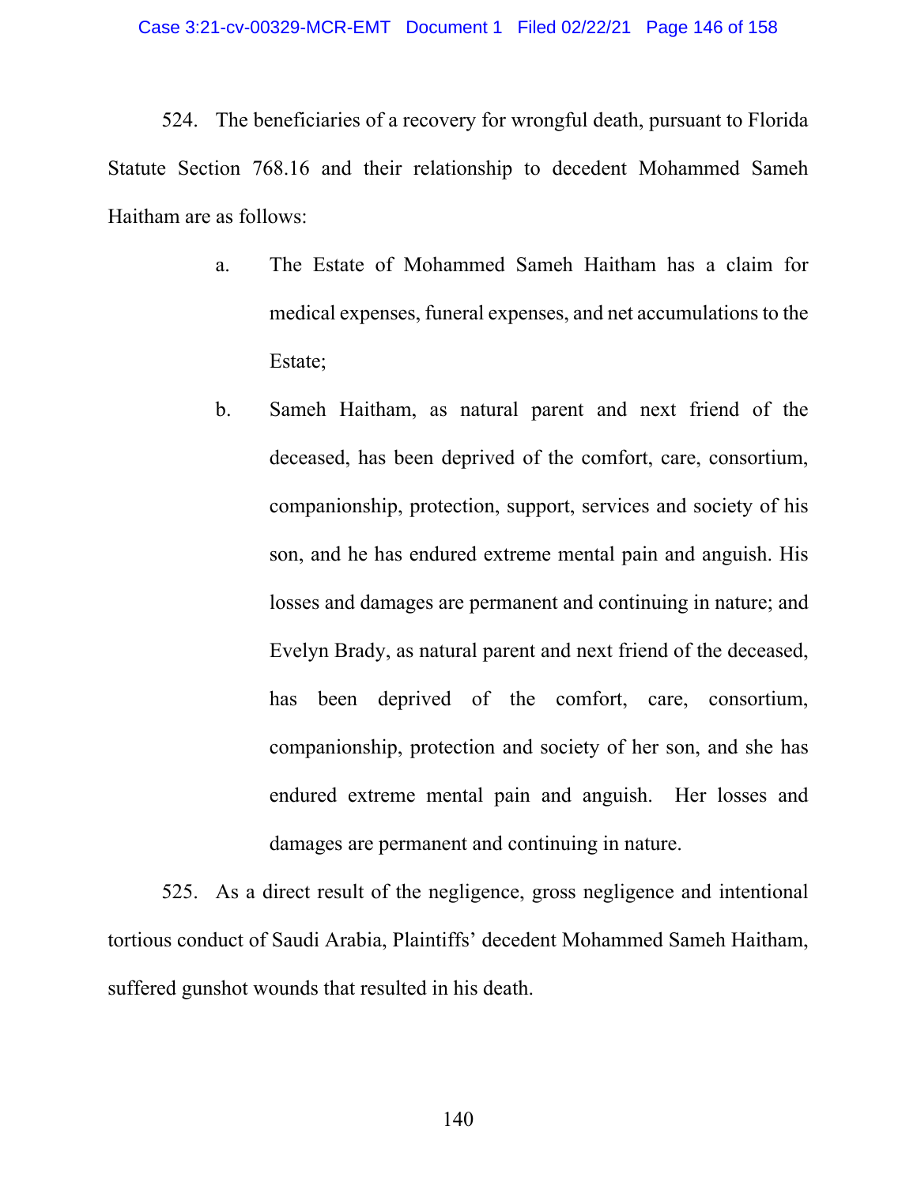524. The beneficiaries of a recovery for wrongful death, pursuant to Florida Statute Section 768.16 and their relationship to decedent Mohammed Sameh Haitham are as follows:

a. The Estate of Mohammed Sameh Haitham has a claim for medical expenses, funeral expenses, and net accumulations to the Estate;

b. Sameh Haitham, as natural parent and next friend of the deceased, has been deprived of the comfort, care, consortium, companionship, protection, support, services and society of his son, and he has endured extreme mental pain and anguish. His losses and damages are permanent and continuing in nature; and Evelyn Brady, as natural parent and next friend of the deceased, has been deprived of the comfort, care, consortium, companionship, protection and society of her son, and she has endured extreme mental pain and anguish. Her losses and damages are permanent and continuing in nature.

525. As a direct result of the negligence, gross negligence and intentional tortious conduct of Saudi Arabia, Plaintiffs' decedent Mohammed Sameh Haitham, suffered gunshot wounds that resulted in his death.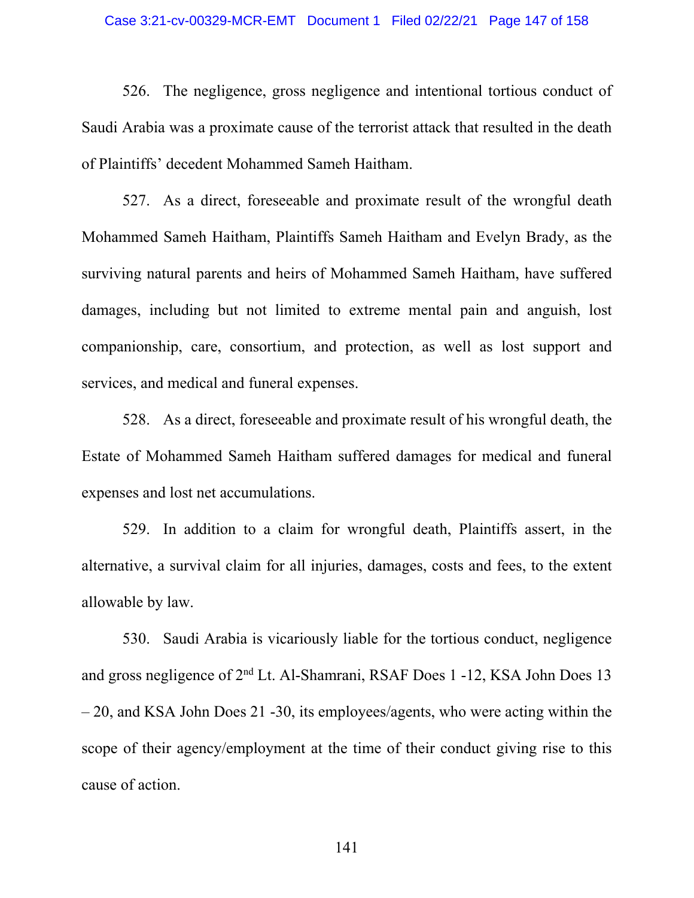526. The negligence, gross negligence and intentional tortious conduct of Saudi Arabia was a proximate cause of the terrorist attack that resulted in the death of Plaintiffs' decedent Mohammed Sameh Haitham.

527. As a direct, foreseeable and proximate result of the wrongful death Mohammed Sameh Haitham, Plaintiffs Sameh Haitham and Evelyn Brady, as the surviving natural parents and heirs of Mohammed Sameh Haitham, have suffered damages, including but not limited to extreme mental pain and anguish, lost companionship, care, consortium, and protection, as well as lost support and services, and medical and funeral expenses.

528. As a direct, foreseeable and proximate result of his wrongful death, the Estate of Mohammed Sameh Haitham suffered damages for medical and funeral expenses and lost net accumulations.

529. In addition to a claim for wrongful death, Plaintiffs assert, in the alternative, a survival claim for all injuries, damages, costs and fees, to the extent allowable by law.

530. Saudi Arabia is vicariously liable for the tortious conduct, negligence and gross negligence of 2nd Lt. Al-Shamrani, RSAF Does 1 -12, KSA John Does 13 – 20, and KSA John Does 21 -30, its employees/agents, who were acting within the scope of their agency/employment at the time of their conduct giving rise to this cause of action.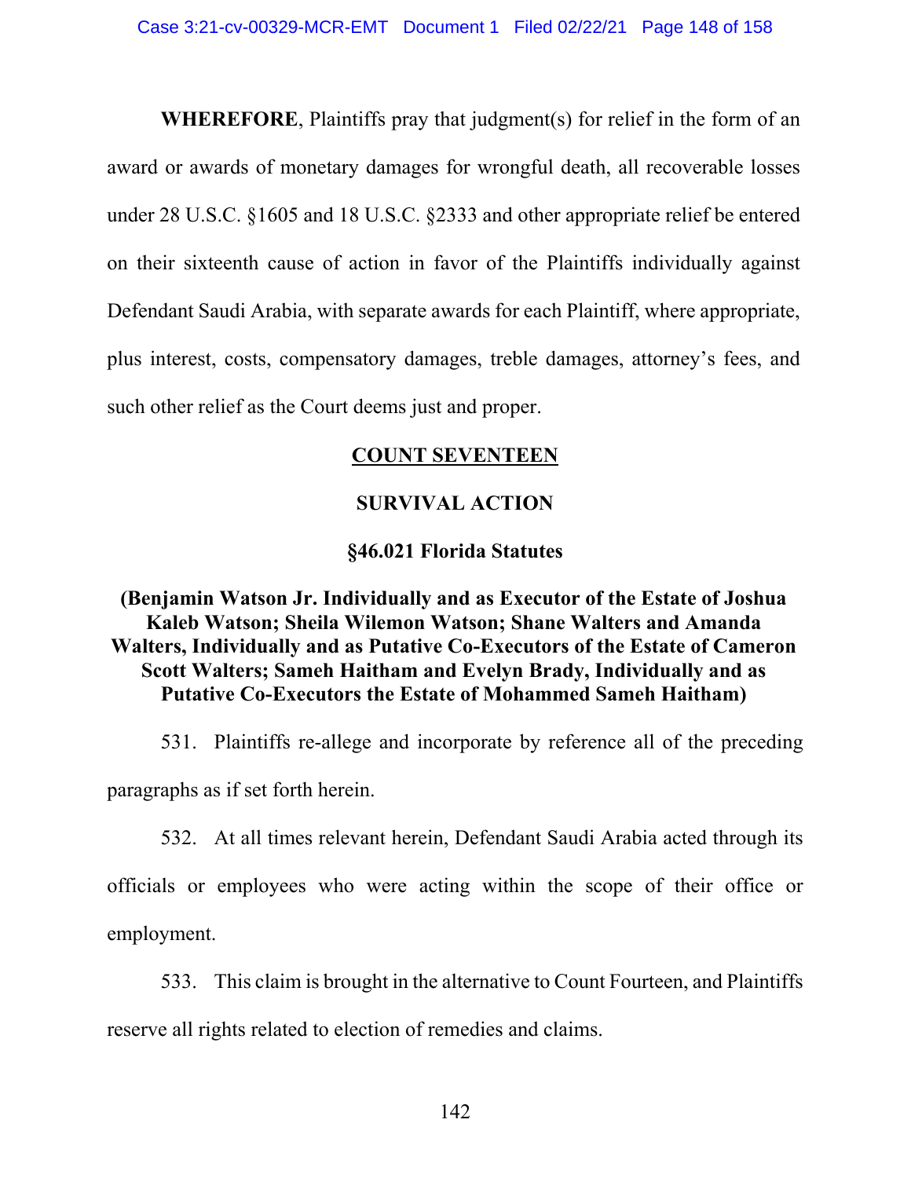**WHEREFORE**, Plaintiffs pray that judgment(s) for relief in the form of an award or awards of monetary damages for wrongful death, all recoverable losses under 28 U.S.C. §1605 and 18 U.S.C. §2333 and other appropriate relief be entered on their sixteenth cause of action in favor of the Plaintiffs individually against Defendant Saudi Arabia, with separate awards for each Plaintiff, where appropriate, plus interest, costs, compensatory damages, treble damages, attorney's fees, and such other relief as the Court deems just and proper.

## COUNT SEVENTEEN

## SURVIVAL ACTION

## §46.021 Florida Statutes

**(Benjamin Watson Jr. Individually and as Executor of the Estate of Joshua Kaleb Watson; Sheila Wilemon Watson; Shane Walters and Amanda Walters, Individually and as Putative Co-Executors of the Estate of Cameron Scott Walters; Sameh Haitham and Evelyn Brady, Individually and as Putative Co-Executors the Estate of Mohammed Sameh Haitham)**

531. Plaintiffs re-allege and incorporate by reference all of the preceding paragraphs as if set forth herein.

532. At all times relevant herein, Defendant Saudi Arabia acted through its officials or employees who were acting within the scope of their office or employment.

533. This claim is brought in the alternative to Count Fourteen, and Plaintiffs reserve all rights related to election of remedies and claims.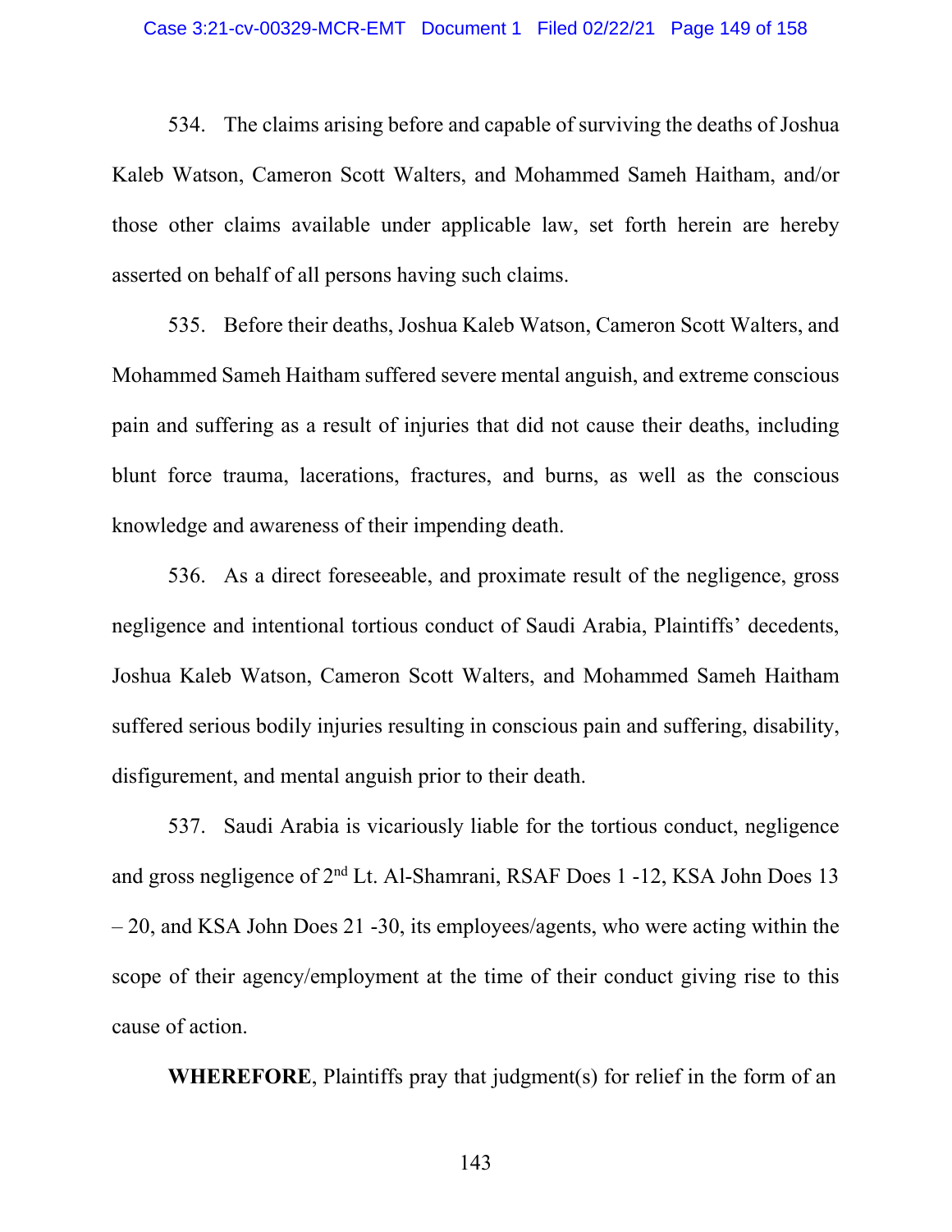534. The claims arising before and capable of surviving the deaths of Joshua Kaleb Watson, Cameron Scott Walters, and Mohammed Sameh Haitham, and/or those other claims available under applicable law, set forth herein are hereby asserted on behalf of all persons having such claims.

535. Before their deaths, Joshua Kaleb Watson, Cameron Scott Walters, and Mohammed Sameh Haitham suffered severe mental anguish, and extreme conscious pain and suffering as a result of injuries that did not cause their deaths, including blunt force trauma, lacerations, fractures, and burns, as well as the conscious knowledge and awareness of their impending death.

536. As a direct foreseeable, and proximate result of the negligence, gross negligence and intentional tortious conduct of Saudi Arabia, Plaintiffs' decedents, Joshua Kaleb Watson, Cameron Scott Walters, and Mohammed Sameh Haitham suffered serious bodily injuries resulting in conscious pain and suffering, disability, disfigurement, and mental anguish prior to their death.

537. Saudi Arabia is vicariously liable for the tortious conduct, negligence and gross negligence of 2nd Lt. Al-Shamrani, RSAF Does 1 -12, KSA John Does 13 – 20, and KSA John Does 21 -30, its employees/agents, who were acting within the scope of their agency/employment at the time of their conduct giving rise to this cause of action.

**WHEREFORE**, Plaintiffs pray that judgment(s) for relief in the form of an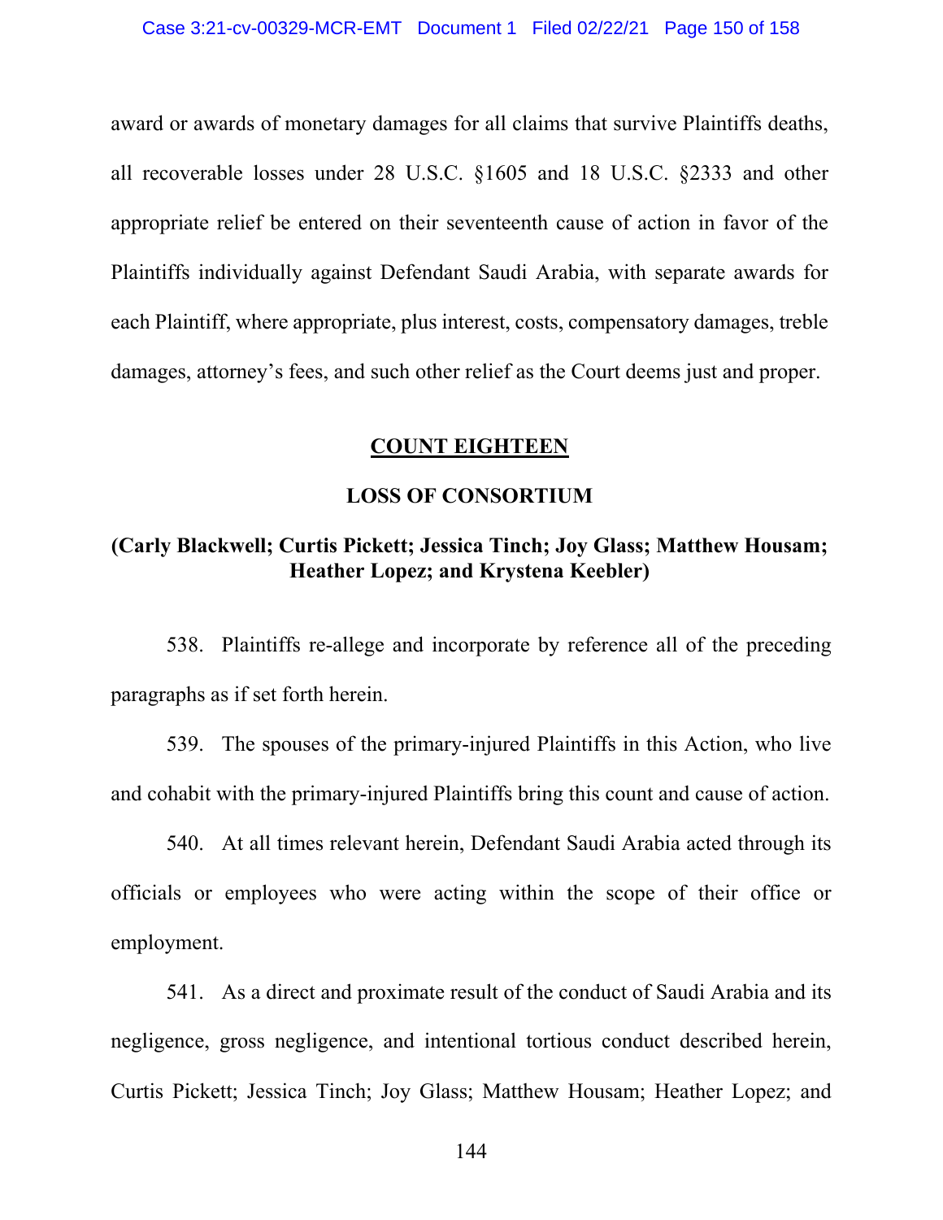award or awards of monetary damages for all claims that survive Plaintiffs deaths, all recoverable losses under 28 U.S.C. §1605 and 18 U.S.C. §2333 and other appropriate relief be entered on their seventeenth cause of action in favor of the Plaintiffs individually against Defendant Saudi Arabia, with separate awards for each Plaintiff, where appropriate, plus interest, costs, compensatory damages, treble damages, attorney's fees, and such other relief as the Court deems just and proper.

## COUNT EIGHTEEN

## LOSS OF CONSORTIUM

**(Carly Blackwell; Curtis Pickett; Jessica Tinch; Joy Glass; Matthew Housam; Heather Lopez; and Krystena Keebler)**

538. Plaintiffs re-allege and incorporate by reference all of the preceding paragraphs as if set forth herein.

539. The spouses of the primary-injured Plaintiffs in this Action, who live and cohabit with the primary-injured Plaintiffs bring this count and cause of action.

540. At all times relevant herein, Defendant Saudi Arabia acted through its officials or employees who were acting within the scope of their office or employment.

541. As a direct and proximate result of the conduct of Saudi Arabia and its negligence, gross negligence, and intentional tortious conduct described herein, Curtis Pickett; Jessica Tinch; Joy Glass; Matthew Housam; Heather Lopez; and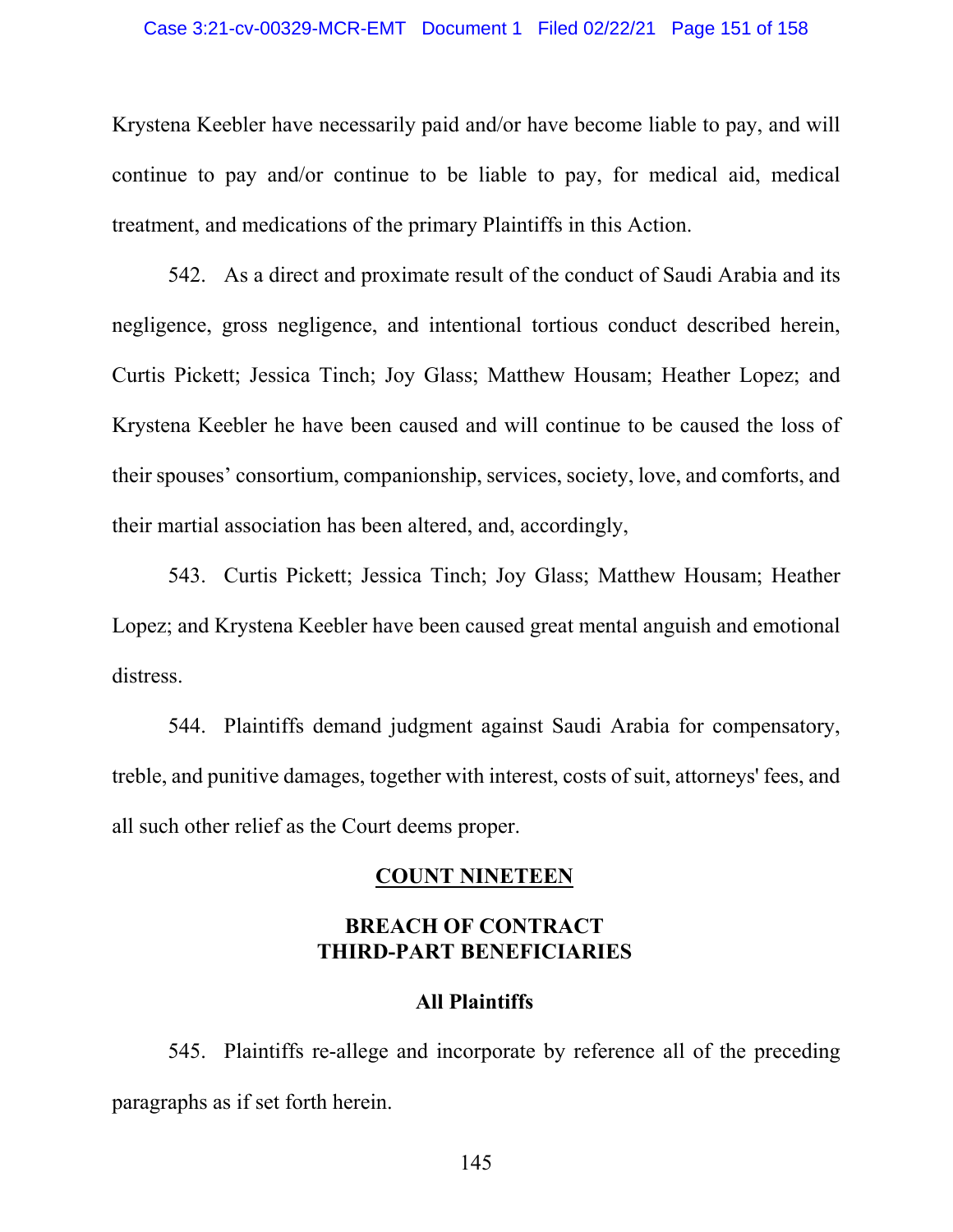Krystena Keebler have necessarily paid and/or have become liable to pay, and will continue to pay and/or continue to be liable to pay, for medical aid, medical treatment, and medications of the primary Plaintiffs in this Action.

542. As a direct and proximate result of the conduct of Saudi Arabia and its negligence, gross negligence, and intentional tortious conduct described herein, Curtis Pickett; Jessica Tinch; Joy Glass; Matthew Housam; Heather Lopez; and Krystena Keebler he have been caused and will continue to be caused the loss of their spouses' consortium, companionship, services, society, love, and comforts, and their martial association has been altered, and, accordingly,

543. Curtis Pickett; Jessica Tinch; Joy Glass; Matthew Housam; Heather Lopez; and Krystena Keebler have been caused great mental anguish and emotional distress.

544. Plaintiffs demand judgment against Saudi Arabia for compensatory, treble, and punitive damages, together with interest, costs of suit, attorneys' fees, and all such other relief as the Court deems proper.

## COUNT NINETEEN

## BREACH OF CONTRACT THIRD-PART BENEFICIARIES

### All Plaintiffs

545. Plaintiffs re-allege and incorporate by reference all of the preceding paragraphs as if set forth herein.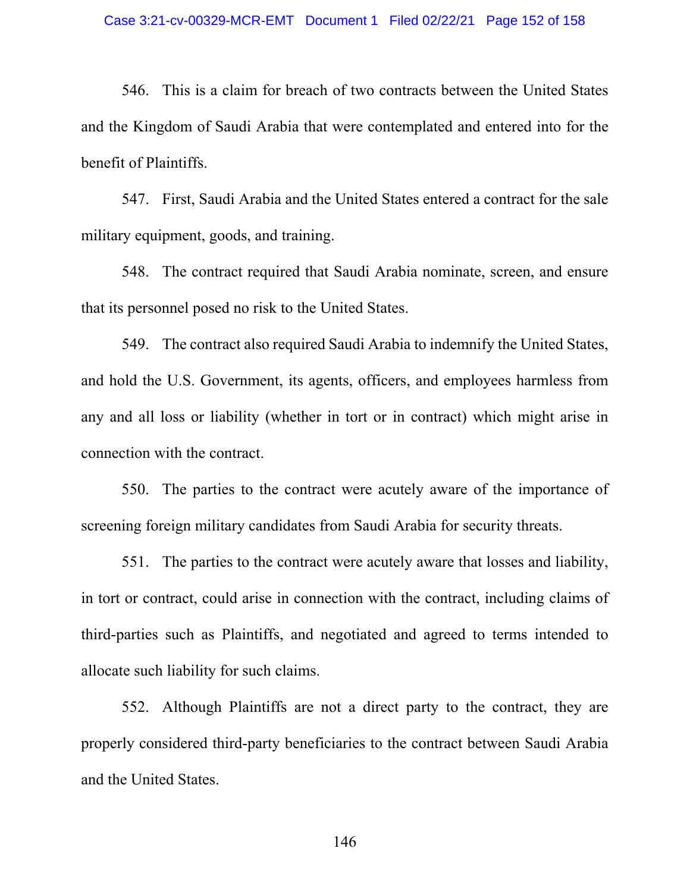546. This is a claim for breach of two contracts between the United States and the Kingdom of Saudi Arabia that were contemplated and entered into for the benefit of Plaintiffs.

547. First, Saudi Arabia and the United States entered a contract for the sale military equipment, goods, and training.

548. The contract required that Saudi Arabia nominate, screen, and ensure that its personnel posed no risk to the United States.

549. The contract also required Saudi Arabia to indemnify the United States, and hold the U.S. Government, its agents, officers, and employees harmless from any and all loss or liability (whether in tort or in contract) which might arise in connection with the contract.

550. The parties to the contract were acutely aware of the importance of screening foreign military candidates from Saudi Arabia for security threats.

551. The parties to the contract were acutely aware that losses and liability, in tort or contract, could arise in connection with the contract, including claims of third-parties such as Plaintiffs, and negotiated and agreed to terms intended to allocate such liability for such claims.

552. Although Plaintiffs are not a direct party to the contract, they are properly considered third-party beneficiaries to the contract between Saudi Arabia and the United States.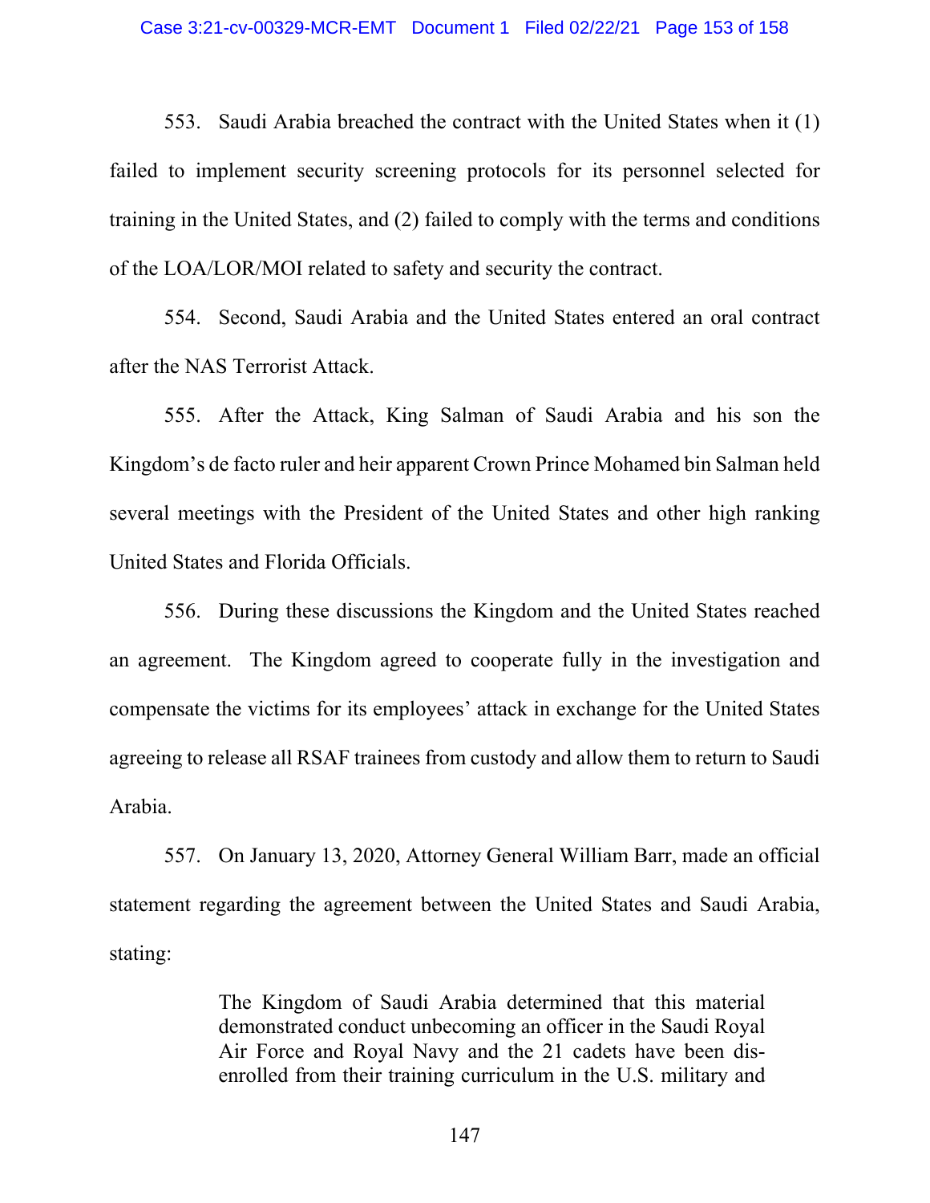553. Saudi Arabia breached the contract with the United States when it (1) failed to implement security screening protocols for its personnel selected for training in the United States, and (2) failed to comply with the terms and conditions of the LOA/LOR/MOI related to safety and security the contract.

554. Second, Saudi Arabia and the United States entered an oral contract after the NAS Terrorist Attack.

555. After the Attack, King Salman of Saudi Arabia and his son the Kingdom's de facto ruler and heir apparent Crown Prince Mohamed bin Salman held several meetings with the President of the United States and other high ranking United States and Florida Officials.

556. During these discussions the Kingdom and the United States reached an agreement. The Kingdom agreed to cooperate fully in the investigation and compensate the victims for its employees' attack in exchange for the United States agreeing to release all RSAF trainees from custody and allow them to return to Saudi Arabia.

557. On January 13, 2020, Attorney General William Barr, made an official statement regarding the agreement between the United States and Saudi Arabia, stating:

> The Kingdom of Saudi Arabia determined that this material demonstrated conduct unbecoming an officer in the Saudi Royal Air Force and Royal Navy and the 21 cadets have been dis-enrolled from their training curriculum in the U.S. military and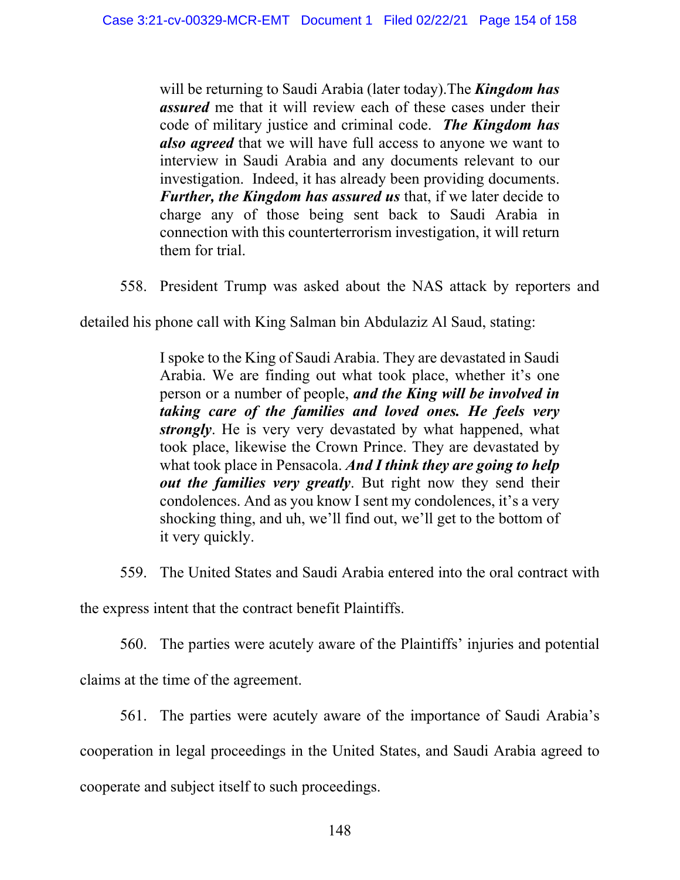> will be returning to Saudi Arabia (later today).The ***Kingdom has assured*** me that it will review each of these cases under their code of military justice and criminal code. ***The Kingdom has also agreed*** that we will have full access to anyone we want to interview in Saudi Arabia and any documents relevant to our investigation. Indeed, it has already been providing documents. ***Further, the Kingdom has assured us*** that, if we later decide to charge any of those being sent back to Saudi Arabia in connection with this counterterrorism investigation, it will return them for trial.

558. President Trump was asked about the NAS attack by reporters and detailed his phone call with King Salman bin Abdulaziz Al Saud, stating:

> I spoke to the King of Saudi Arabia. They are devastated in Saudi Arabia. We are finding out what took place, whether it's one person or a number of people, ***and the King will be involved in taking care of the families and loved ones. He feels very strongly***. He is very very devastated by what happened, what took place, likewise the Crown Prince. They are devastated by what took place in Pensacola. ***And I think they are going to help out the families very greatly***. But right now they send their condolences. And as you know I sent my condolences, it's a very shocking thing, and uh, we'll find out, we'll get to the bottom of it very quickly.

559. The United States and Saudi Arabia entered into the oral contract with the express intent that the contract benefit Plaintiffs.

560. The parties were acutely aware of the Plaintiffs' injuries and potential claims at the time of the agreement.

561. The parties were acutely aware of the importance of Saudi Arabia's cooperation in legal proceedings in the United States, and Saudi Arabia agreed to cooperate and subject itself to such proceedings.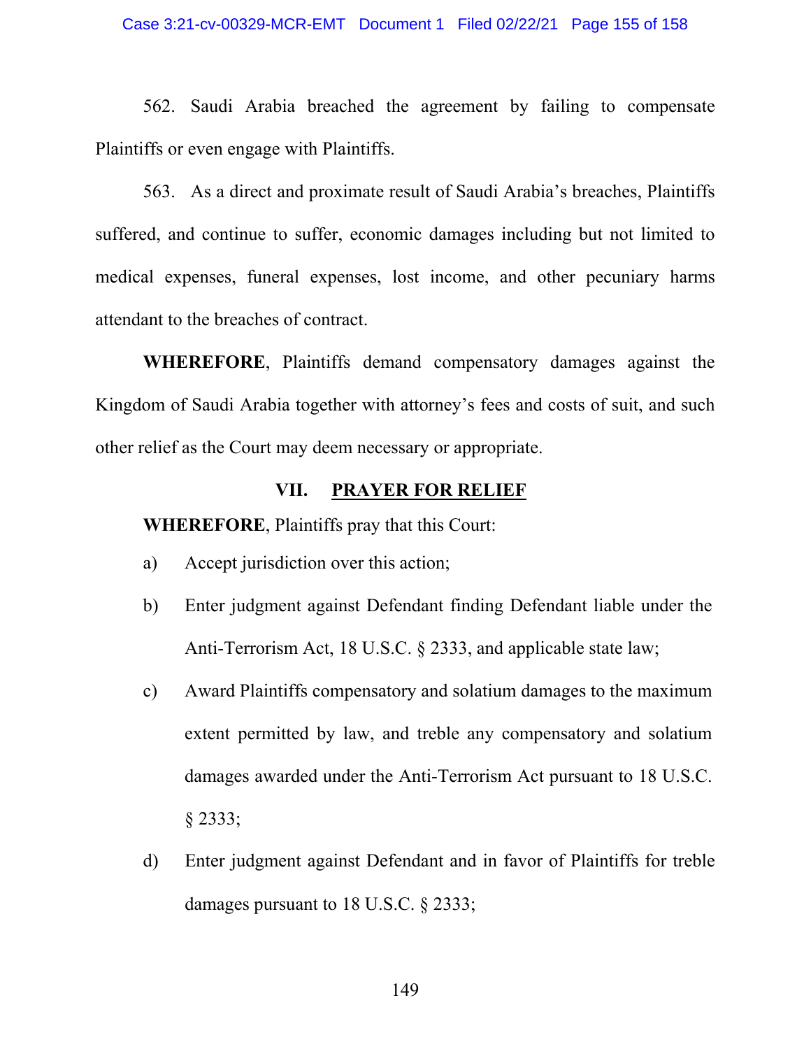562. Saudi Arabia breached the agreement by failing to compensate Plaintiffs or even engage with Plaintiffs.

563. As a direct and proximate result of Saudi Arabia's breaches, Plaintiffs suffered, and continue to suffer, economic damages including but not limited to medical expenses, funeral expenses, lost income, and other pecuniary harms attendant to the breaches of contract.

**WHEREFORE**, Plaintiffs demand compensatory damages against the Kingdom of Saudi Arabia together with attorney's fees and costs of suit, and such other relief as the Court may deem necessary or appropriate.

## VII. PRAYER FOR RELIEF

**WHEREFORE**, Plaintiffs pray that this Court:

a) Accept jurisdiction over this action;

b) Enter judgment against Defendant finding Defendant liable under the Anti-Terrorism Act, 18 U.S.C. § 2333, and applicable state law;

c) Award Plaintiffs compensatory and solatium damages to the maximum extent permitted by law, and treble any compensatory and solatium damages awarded under the Anti-Terrorism Act pursuant to 18 U.S.C. § 2333;

d) Enter judgment against Defendant and in favor of Plaintiffs for treble damages pursuant to 18 U.S.C. § 2333;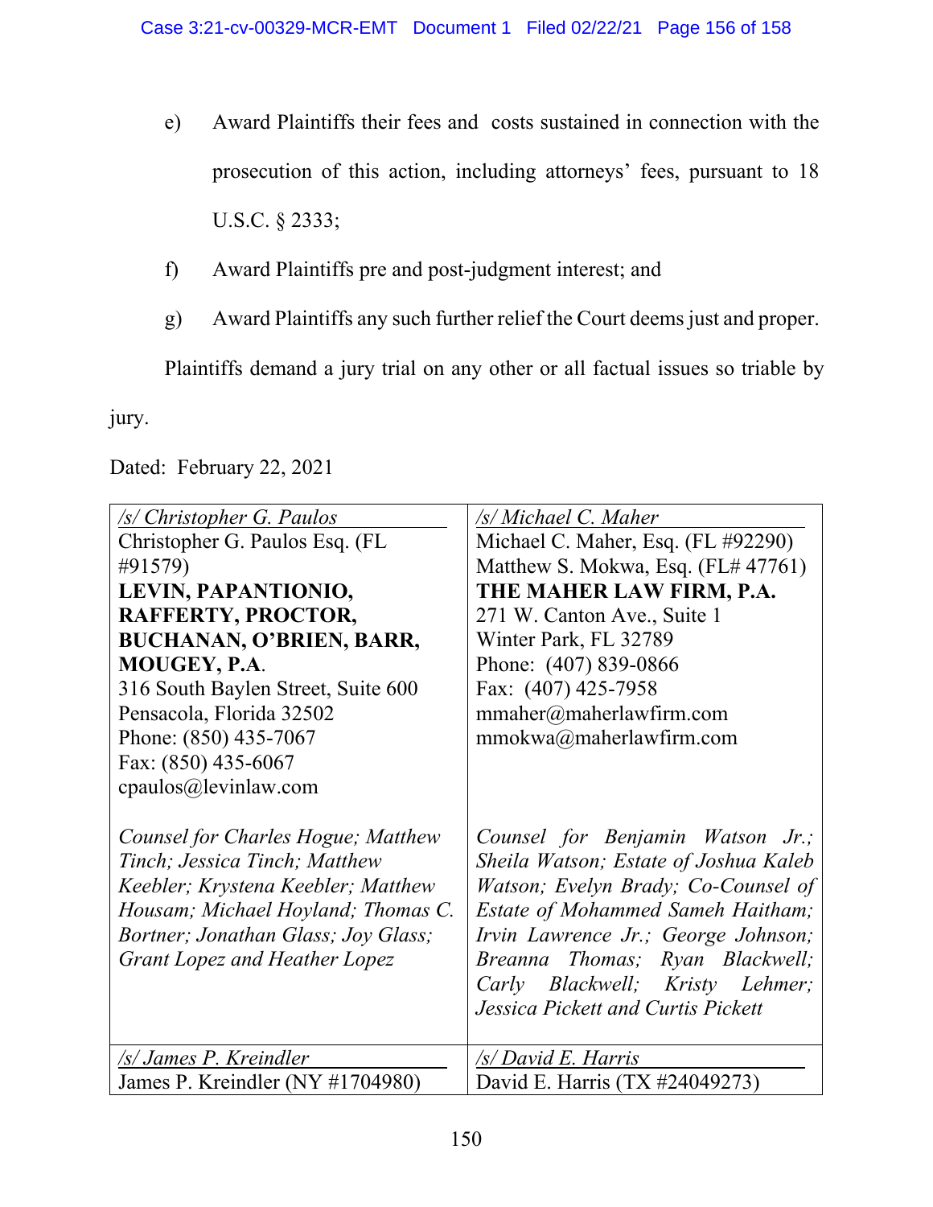e) Award Plaintiffs their fees and costs sustained in connection with the prosecution of this action, including attorneys' fees, pursuant to 18 U.S.C. § 2333;

f) Award Plaintiffs pre and post-judgment interest; and

g) Award Plaintiffs any such further relief the Court deems just and proper.

Plaintiffs demand a jury trial on any other or all factual issues so triable by jury.

Dated: February 22, 2021

| | |
|---|---|
| */s/ Christopher G. Paulos*<br>Christopher G. Paulos Esq. (FL #91579)<br>**LEVIN, PAPANTIONIO, RAFFERTY, PROCTOR, BUCHANAN, O'BRIEN, BARR, MOUGEY, P.A.**<br>316 South Baylen Street, Suite 600<br>Pensacola, Florida 32502<br>Phone: (850) 435-7067<br>Fax: (850) 435-6067<br>cpaulos@levinlaw.com<br><br>*Counsel for Charles Hogue; Matthew Tinch; Jessica Tinch; Matthew Keebler; Krystena Keebler; Matthew Housam; Michael Hoyland; Thomas C. Bortner; Jonathan Glass; Joy Glass; Grant Lopez and Heather Lopez* | */s/ Michael C. Maher*<br>Michael C. Maher, Esq. (FL #92290)<br>Matthew S. Mokwa, Esq. (FL# 47761)<br>**THE MAHER LAW FIRM, P.A.**<br>271 W. Canton Ave., Suite 1<br>Winter Park, FL 32789<br>Phone: (407) 839-0866<br>Fax: (407) 425-7958<br>mmaher@maherlawfirm.com<br>mmokwa@maherlawfirm.com<br><br>*Counsel for Benjamin Watson Jr.; Sheila Watson; Estate of Joshua Kaleb Watson; Evelyn Brady; Co-Counsel of Estate of Mohammed Sameh Haitham; Irvin Lawrence Jr.; George Johnson; Breanna Thomas; Ryan Blackwell; Carly Blackwell; Kristy Lehmer; Jessica Pickett and Curtis Pickett* |
| */s/ James P. Kreindler*<br>James P. Kreindler (NY #1704980) | */s/ David E. Harris*<br>David E. Harris (TX #24049273) |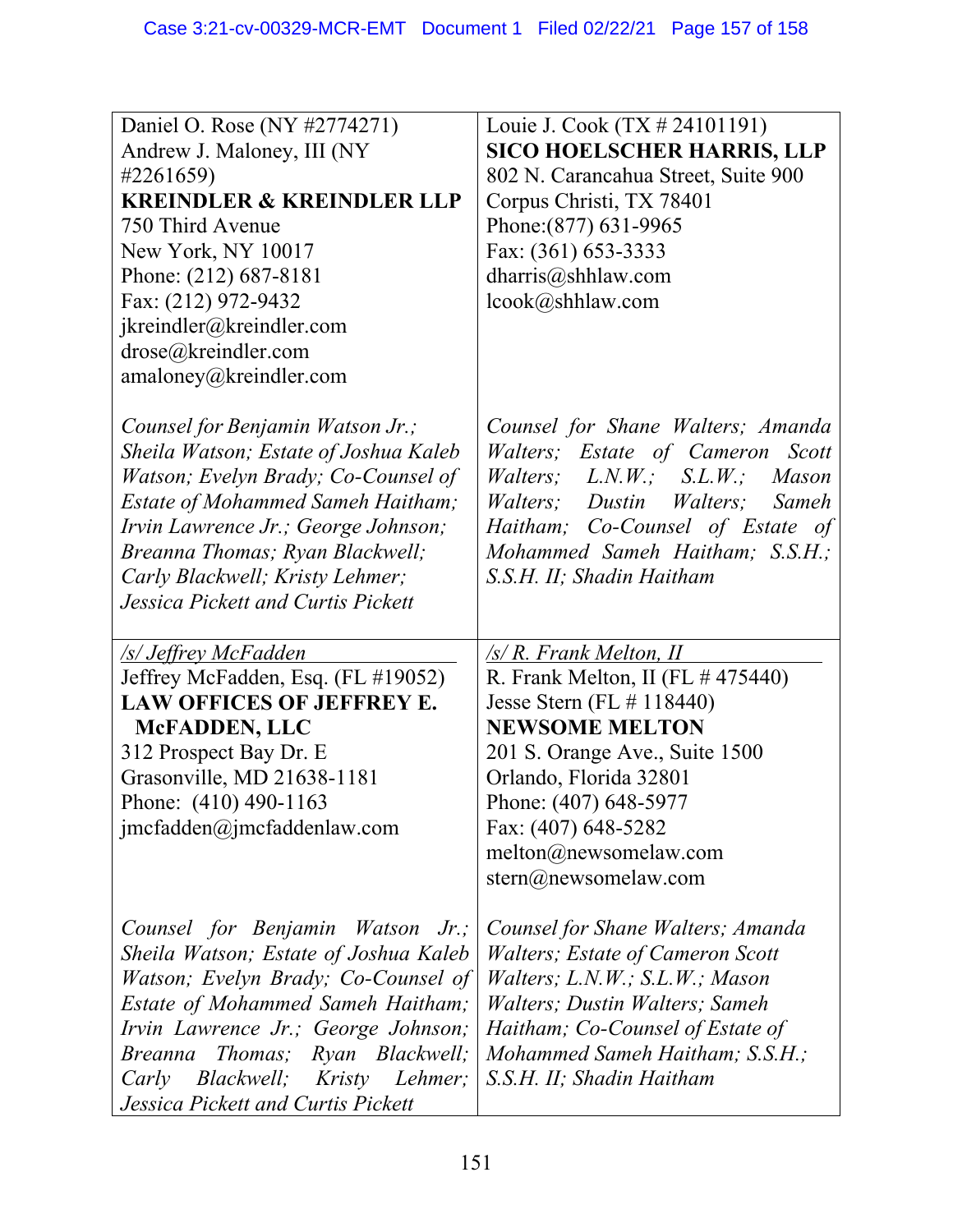| | |
|---|---|
| Daniel O. Rose (NY #2774271)<br>Andrew J. Maloney, III (NY #2261659)<br>**KREINDLER & KREINDLER LLP**<br>750 Third Avenue<br>New York, NY 10017<br>Phone: (212) 687-8181<br>Fax: (212) 972-9432<br>jkreindler@kreindler.com<br>drose@kreindler.com<br>amaloney@kreindler.com<br><br>*Counsel for Benjamin Watson Jr.; Sheila Watson; Estate of Joshua Kaleb Watson; Evelyn Brady; Co-Counsel of Estate of Mohammed Sameh Haitham; Irvin Lawrence Jr.; George Johnson; Breanna Thomas; Ryan Blackwell; Carly Blackwell; Kristy Lehmer; Jessica Pickett and Curtis Pickett* | Louie J. Cook (TX # 24101191)<br>**SICO HOELSCHER HARRIS, LLP**<br>802 N. Carancahua Street, Suite 900<br>Corpus Christi, TX 78401<br>Phone:(877) 631-9965<br>Fax: (361) 653-3333<br>dharris@shhlaw.com<br>lcook@shhlaw.com<br><br>*Counsel for Shane Walters; Amanda Walters; Estate of Cameron Scott Walters; L.N.W.; S.L.W.; Mason Walters; Dustin Walters; Sameh Haitham; Co-Counsel of Estate of Mohammed Sameh Haitham; S.S.H.; S.S.H. II; Shadin Haitham* |
| */s/ Jeffrey McFadden*<br>Jeffrey McFadden, Esq. (FL #19052)<br>**LAW OFFICES OF JEFFREY E. McFADDEN, LLC**<br>312 Prospect Bay Dr. E<br>Grasonville, MD 21638-1181<br>Phone: (410) 490-1163<br>jmcfadden@jmcfaddenlaw.com<br><br>*Counsel for Benjamin Watson Jr.; Sheila Watson; Estate of Joshua Kaleb Watson; Evelyn Brady; Co-Counsel of Estate of Mohammed Sameh Haitham; Irvin Lawrence Jr.; George Johnson; Breanna Thomas; Ryan Blackwell; Carly Blackwell; Kristy Lehmer; Jessica Pickett and Curtis Pickett* | */s/ R. Frank Melton, II*<br>R. Frank Melton, II (FL # 475440)<br>Jesse Stern (FL # 118440)<br>**NEWSOME MELTON**<br>201 S. Orange Ave., Suite 1500<br>Orlando, Florida 32801<br>Phone: (407) 648-5977<br>Fax: (407) 648-5282<br>melton@newsomelaw.com<br>stern@newsomelaw.com<br><br>*Counsel for Shane Walters; Amanda Walters; Estate of Cameron Scott Walters; L.N.W.; S.L.W.; Mason Walters; Dustin Walters; Sameh Haitham; Co-Counsel of Estate of Mohammed Sameh Haitham; S.S.H.; S.S.H. II; Shadin Haitham* |